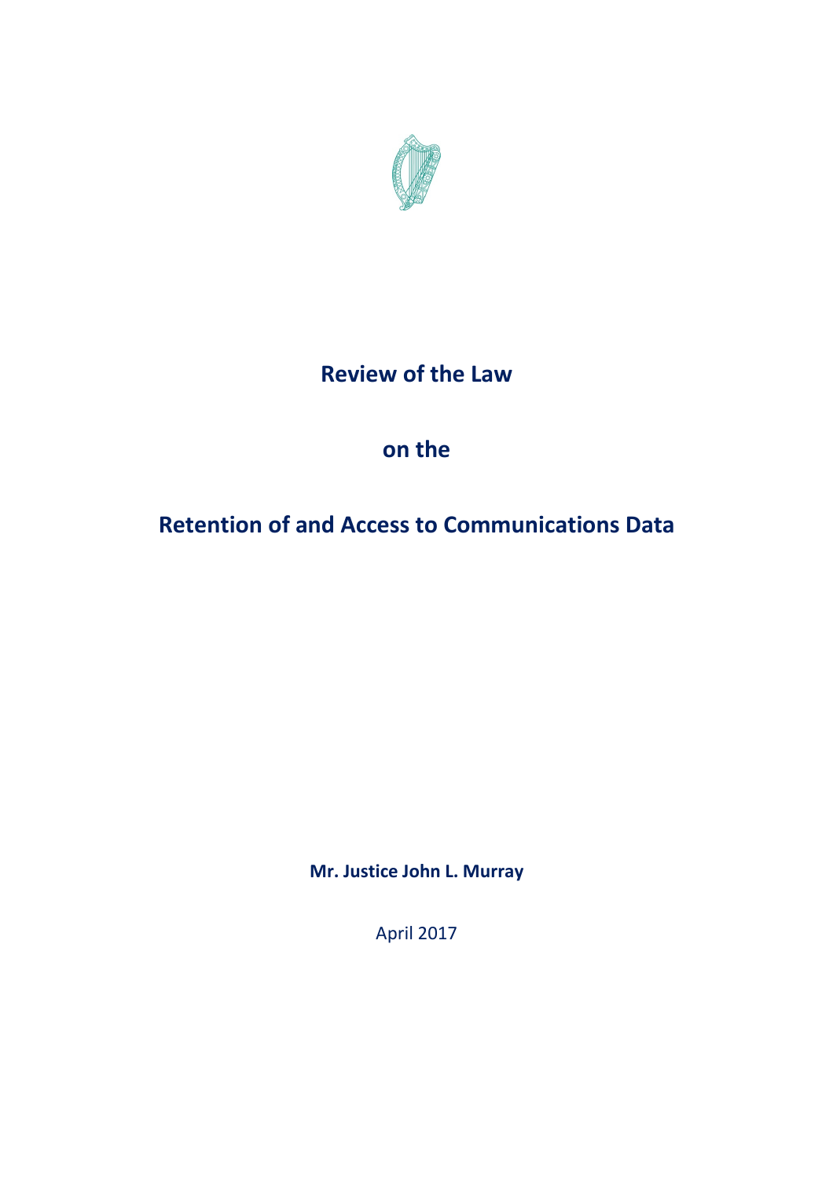# Review of the Law

# on the

# Retention of and Access to Communications Data

**Mr. Justice John L. Murray**

April 2017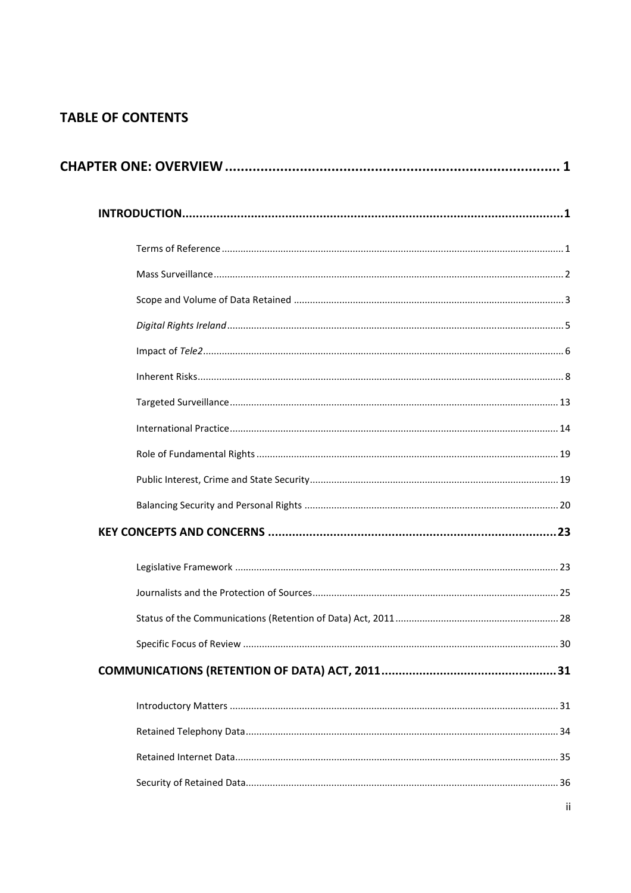## TABLE OF CONTENTS

**CHAPTER ONE: OVERVIEW** ..... 1

**INTRODUCTION** ..... 1

- Terms of Reference ..... 1
- Mass Surveillance ..... 2
- Scope and Volume of Data Retained ..... 3
- *Digital Rights Ireland* ..... 5
- Impact of *Tele2* ..... 6
- Inherent Risks ..... 8
- Targeted Surveillance ..... 13
- International Practice ..... 14
- Role of Fundamental Rights ..... 19
- Public Interest, Crime and State Security ..... 19
- Balancing Security and Personal Rights ..... 20

**KEY CONCEPTS AND CONCERNS** ..... 23

- Legislative Framework ..... 23
- Journalists and the Protection of Sources ..... 25
- Status of the Communications (Retention of Data) Act, 2011 ..... 28
- Specific Focus of Review ..... 30

**COMMUNICATIONS (RETENTION OF DATA) ACT, 2011** ..... 31

- Introductory Matters ..... 31
- Retained Telephony Data ..... 34
- Retained Internet Data ..... 35
- Security of Retained Data ..... 36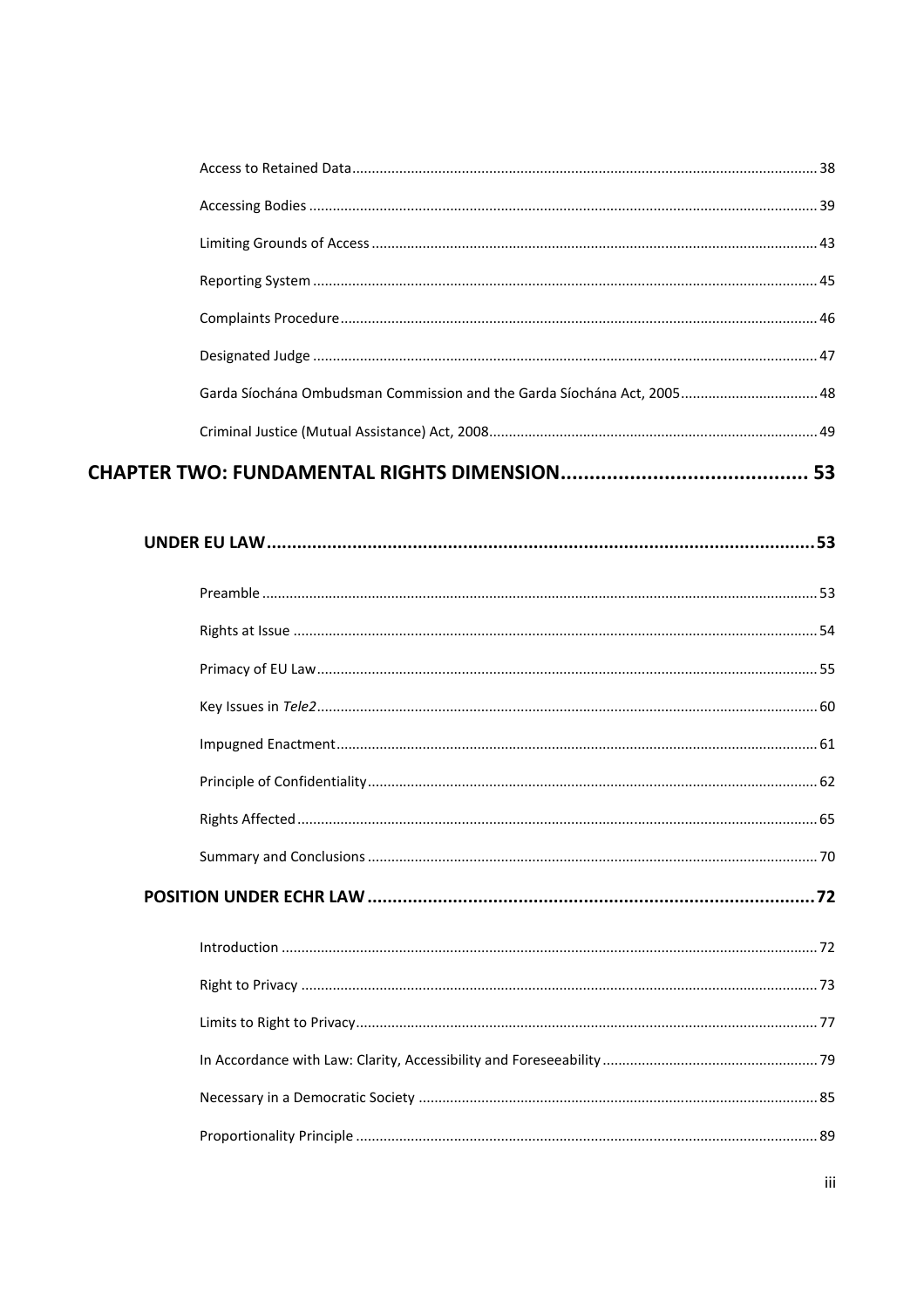Access to Retained Data ........ 38

Accessing Bodies ........ 39

Limiting Grounds of Access ........ 43

Reporting System ........ 45

Complaints Procedure ........ 46

Designated Judge ........ 47

Garda Síochána Ombudsman Commission and the Garda Síochána Act, 2005 ........ 48

Criminal Justice (Mutual Assistance) Act, 2008 ........ 49

**CHAPTER TWO: FUNDAMENTAL RIGHTS DIMENSION ........ 53**

**UNDER EU LAW ........ 53**

Preamble ........ 53

Rights at Issue ........ 54

Primacy of EU Law ........ 55

Key Issues in *Tele2* ........ 60

Impugned Enactment ........ 61

Principle of Confidentiality ........ 62

Rights Affected ........ 65

Summary and Conclusions ........ 70

**POSITION UNDER ECHR LAW ........ 72**

Introduction ........ 72

Right to Privacy ........ 73

Limits to Right to Privacy ........ 77

In Accordance with Law: Clarity, Accessibility and Foreseeability ........ 79

Necessary in a Democratic Society ........ 85

Proportionality Principle ........ 89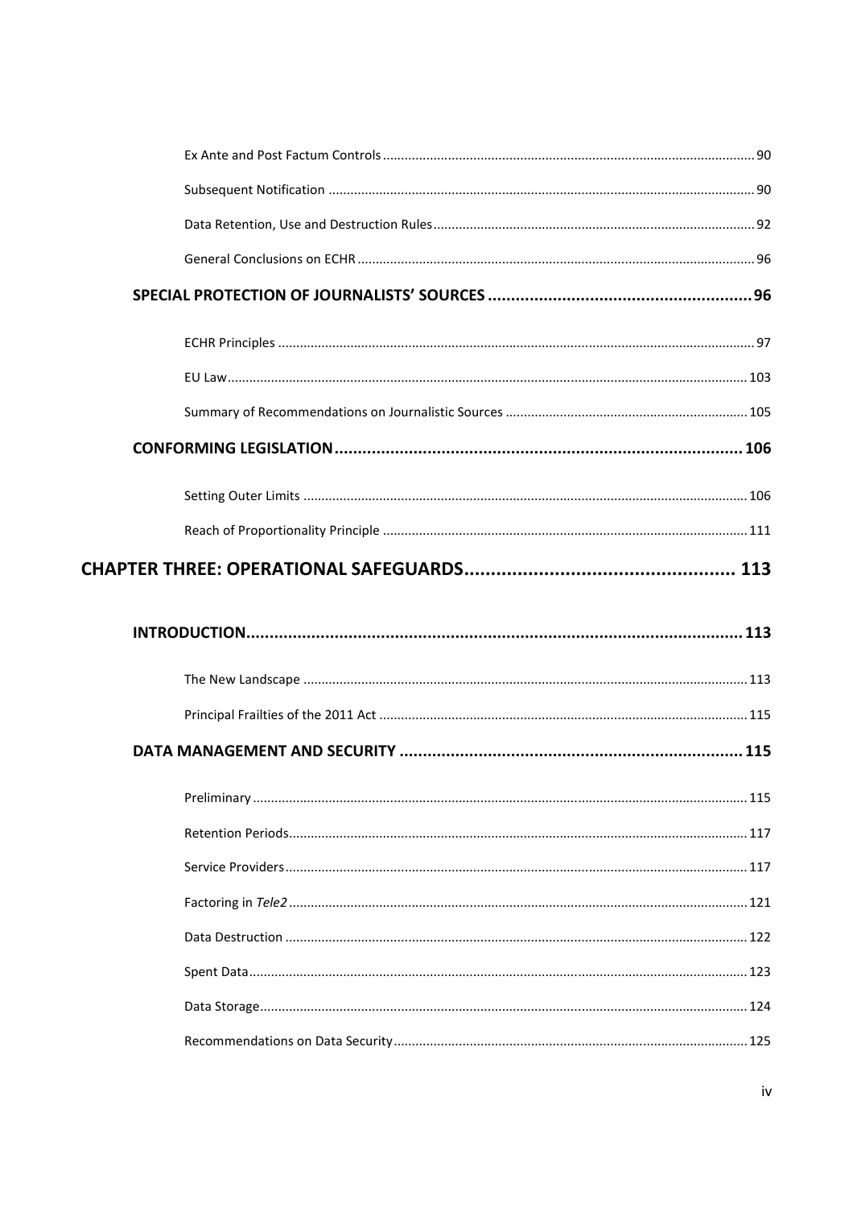Ex Ante and Post Factum Controls ..................................................................................................... 90

Subsequent Notification ..................................................................................................................... 90

Data Retention, Use and Destruction Rules ........................................................................................ 92

General Conclusions on ECHR ............................................................................................................ 96

**SPECIAL PROTECTION OF JOURNALISTS' SOURCES ........................................................ 96**

ECHR Principles .................................................................................................................................. 97

EU Law ............................................................................................................................................... 103

Summary of Recommendations on Journalistic Sources .................................................................. 105

**CONFORMING LEGISLATION ........................................................................................ 106**

Setting Outer Limits .......................................................................................................................... 106

Reach of Proportionality Principle .................................................................................................... 111

**CHAPTER THREE: OPERATIONAL SAFEGUARDS ................................................... 113**

**INTRODUCTION ......................................................................................................... 113**

The New Landscape .......................................................................................................................... 113

Principal Frailties of the 2011 Act ..................................................................................................... 115

**DATA MANAGEMENT AND SECURITY .......................................................................... 115**

Preliminary ........................................................................................................................................ 115

Retention Periods ............................................................................................................................. 117

Service Providers .............................................................................................................................. 117

Factoring in *Tele2* ............................................................................................................................. 121

Data Destruction .............................................................................................................................. 122

Spent Data ........................................................................................................................................ 123

Data Storage ..................................................................................................................................... 124

Recommendations on Data Security ................................................................................................. 125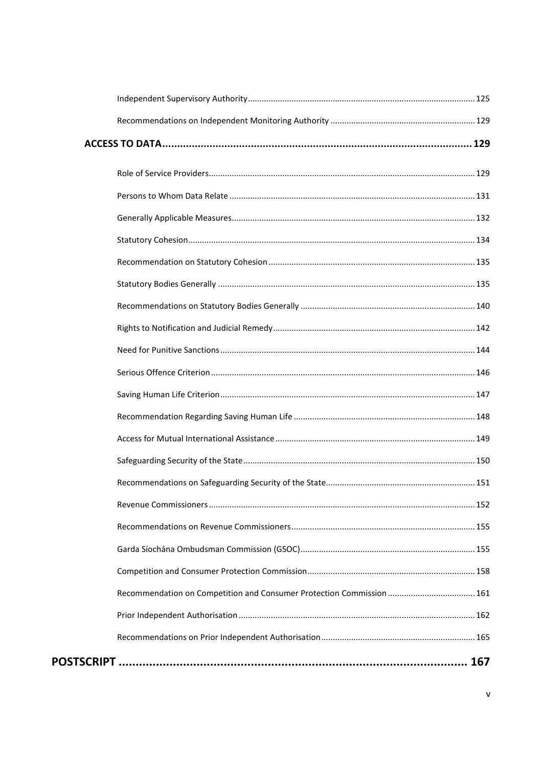Independent Supervisory Authority .......... 125

Recommendations on Independent Monitoring Authority .......... 129

**ACCESS TO DATA .......... 129**

Role of Service Providers .......... 129

Persons to Whom Data Relate .......... 131

Generally Applicable Measures .......... 132

Statutory Cohesion .......... 134

Recommendation on Statutory Cohesion .......... 135

Statutory Bodies Generally .......... 135

Recommendations on Statutory Bodies Generally .......... 140

Rights to Notification and Judicial Remedy .......... 142

Need for Punitive Sanctions .......... 144

Serious Offence Criterion .......... 146

Saving Human Life Criterion .......... 147

Recommendation Regarding Saving Human Life .......... 148

Access for Mutual International Assistance .......... 149

Safeguarding Security of the State .......... 150

Recommendations on Safeguarding Security of the State .......... 151

Revenue Commissioners .......... 152

Recommendations on Revenue Commissioners .......... 155

Garda Síochána Ombudsman Commission (GSOC) .......... 155

Competition and Consumer Protection Commission .......... 158

Recommendation on Competition and Consumer Protection Commission .......... 161

Prior Independent Authorisation .......... 162

Recommendations on Prior Independent Authorisation .......... 165

**POSTSCRIPT .......... 167**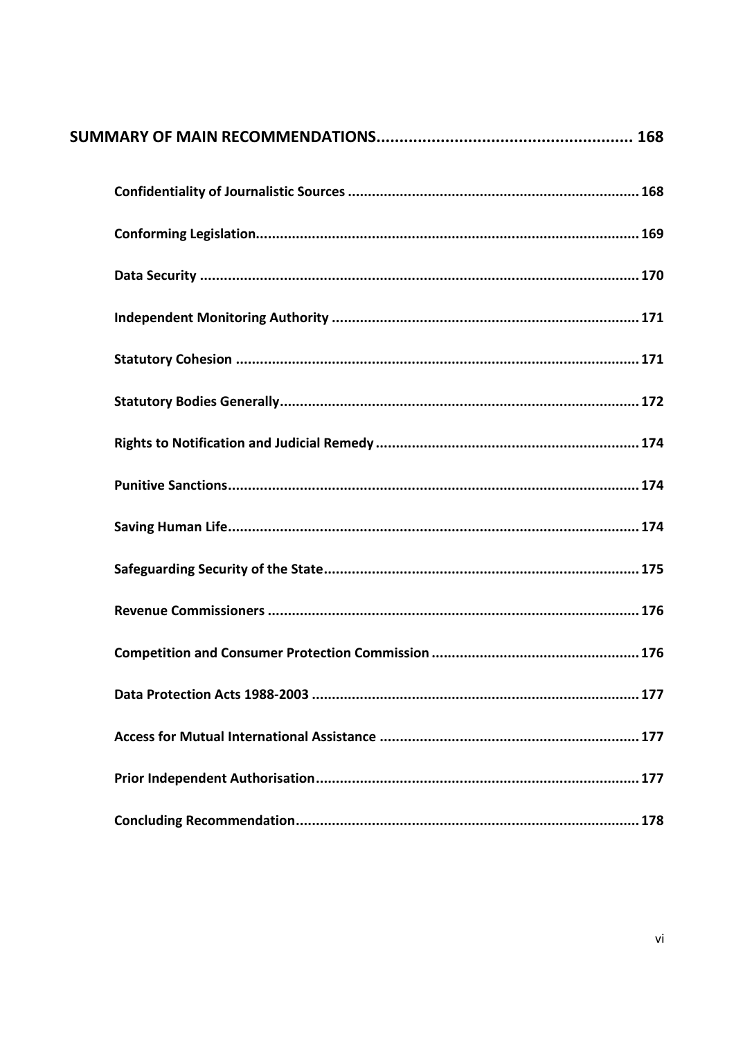**SUMMARY OF MAIN RECOMMENDATIONS 168**

- **Confidentiality of Journalistic Sources 168**
- **Conforming Legislation 169**
- **Data Security 170**
- **Independent Monitoring Authority 171**
- **Statutory Cohesion 171**
- **Statutory Bodies Generally 172**
- **Rights to Notification and Judicial Remedy 174**
- **Punitive Sanctions 174**
- **Saving Human Life 174**
- **Safeguarding Security of the State 175**
- **Revenue Commissioners 176**
- **Competition and Consumer Protection Commission 176**
- **Data Protection Acts 1988-2003 177**
- **Access for Mutual International Assistance 177**
- **Prior Independent Authorisation 177**
- **Concluding Recommendation 178**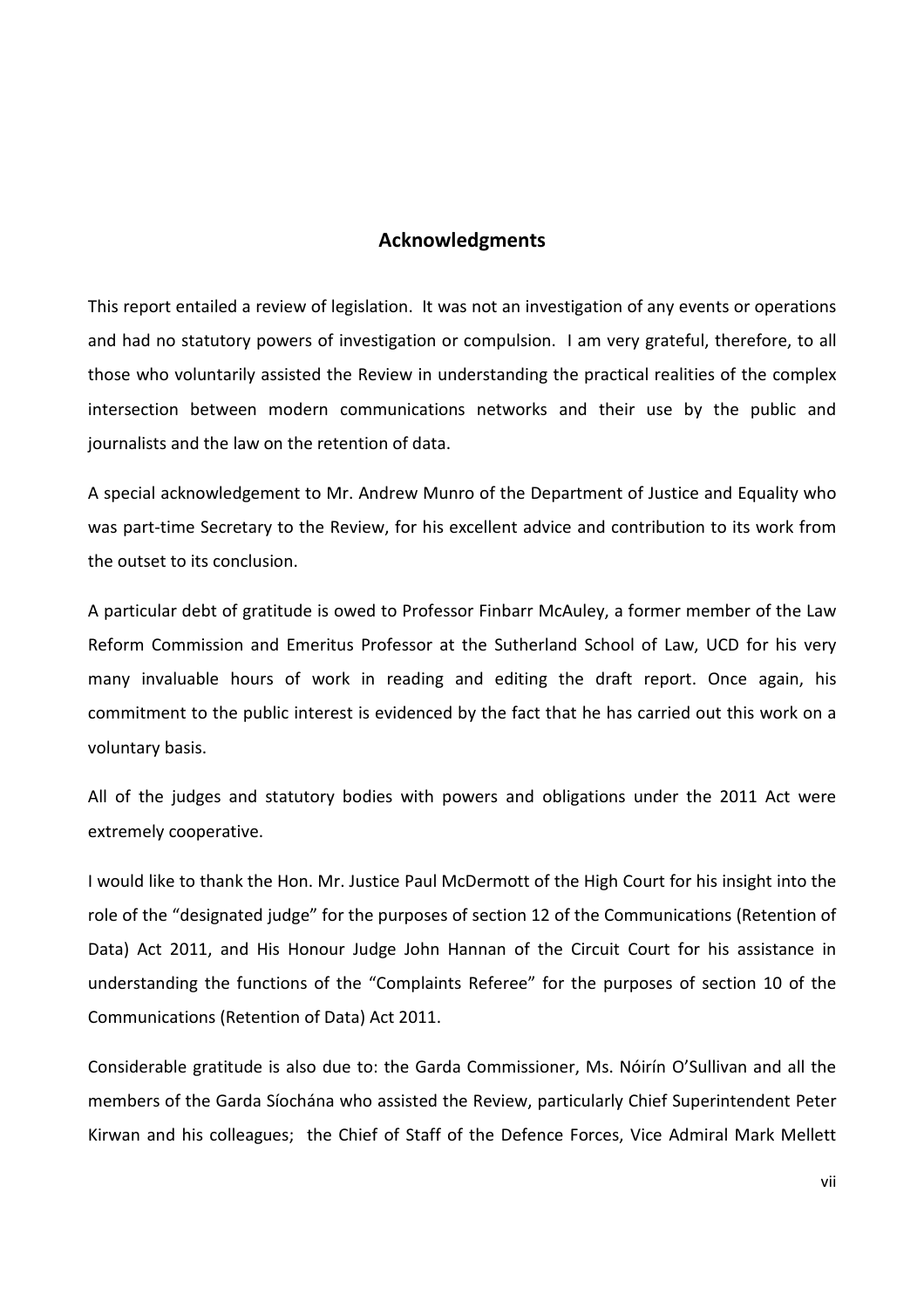## Acknowledgments

This report entailed a review of legislation. It was not an investigation of any events or operations and had no statutory powers of investigation or compulsion. I am very grateful, therefore, to all those who voluntarily assisted the Review in understanding the practical realities of the complex intersection between modern communications networks and their use by the public and journalists and the law on the retention of data.

A special acknowledgement to Mr. Andrew Munro of the Department of Justice and Equality who was part-time Secretary to the Review, for his excellent advice and contribution to its work from the outset to its conclusion.

A particular debt of gratitude is owed to Professor Finbarr McAuley, a former member of the Law Reform Commission and Emeritus Professor at the Sutherland School of Law, UCD for his very many invaluable hours of work in reading and editing the draft report. Once again, his commitment to the public interest is evidenced by the fact that he has carried out this work on a voluntary basis.

All of the judges and statutory bodies with powers and obligations under the 2011 Act were extremely cooperative.

I would like to thank the Hon. Mr. Justice Paul McDermott of the High Court for his insight into the role of the "designated judge" for the purposes of section 12 of the Communications (Retention of Data) Act 2011, and His Honour Judge John Hannan of the Circuit Court for his assistance in understanding the functions of the "Complaints Referee" for the purposes of section 10 of the Communications (Retention of Data) Act 2011.

Considerable gratitude is also due to: the Garda Commissioner, Ms. Nóirín O'Sullivan and all the members of the Garda Síochána who assisted the Review, particularly Chief Superintendent Peter Kirwan and his colleagues; the Chief of Staff of the Defence Forces, Vice Admiral Mark Mellett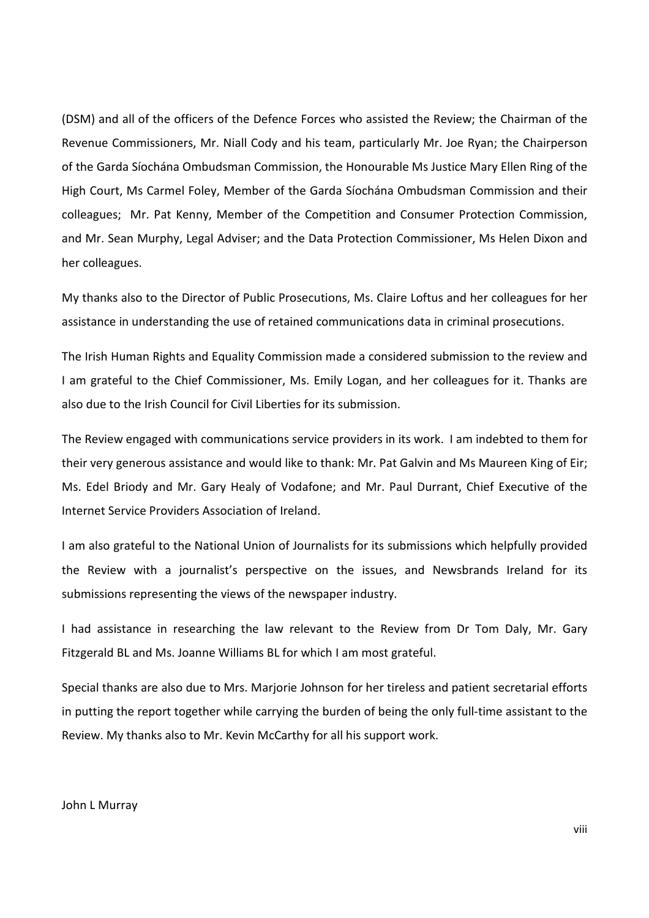(DSM) and all of the officers of the Defence Forces who assisted the Review; the Chairman of the Revenue Commissioners, Mr. Niall Cody and his team, particularly Mr. Joe Ryan; the Chairperson of the Garda Síochána Ombudsman Commission, the Honourable Ms Justice Mary Ellen Ring of the High Court, Ms Carmel Foley, Member of the Garda Síochána Ombudsman Commission and their colleagues; Mr. Pat Kenny, Member of the Competition and Consumer Protection Commission, and Mr. Sean Murphy, Legal Adviser; and the Data Protection Commissioner, Ms Helen Dixon and her colleagues.

My thanks also to the Director of Public Prosecutions, Ms. Claire Loftus and her colleagues for her assistance in understanding the use of retained communications data in criminal prosecutions.

The Irish Human Rights and Equality Commission made a considered submission to the review and I am grateful to the Chief Commissioner, Ms. Emily Logan, and her colleagues for it. Thanks are also due to the Irish Council for Civil Liberties for its submission.

The Review engaged with communications service providers in its work. I am indebted to them for their very generous assistance and would like to thank: Mr. Pat Galvin and Ms Maureen King of Eir; Ms. Edel Briody and Mr. Gary Healy of Vodafone; and Mr. Paul Durrant, Chief Executive of the Internet Service Providers Association of Ireland.

I am also grateful to the National Union of Journalists for its submissions which helpfully provided the Review with a journalist's perspective on the issues, and Newsbrands Ireland for its submissions representing the views of the newspaper industry.

I had assistance in researching the law relevant to the Review from Dr Tom Daly, Mr. Gary Fitzgerald BL and Ms. Joanne Williams BL for which I am most grateful.

Special thanks are also due to Mrs. Marjorie Johnson for her tireless and patient secretarial efforts in putting the report together while carrying the burden of being the only full-time assistant to the Review. My thanks also to Mr. Kevin McCarthy for all his support work.

John L Murray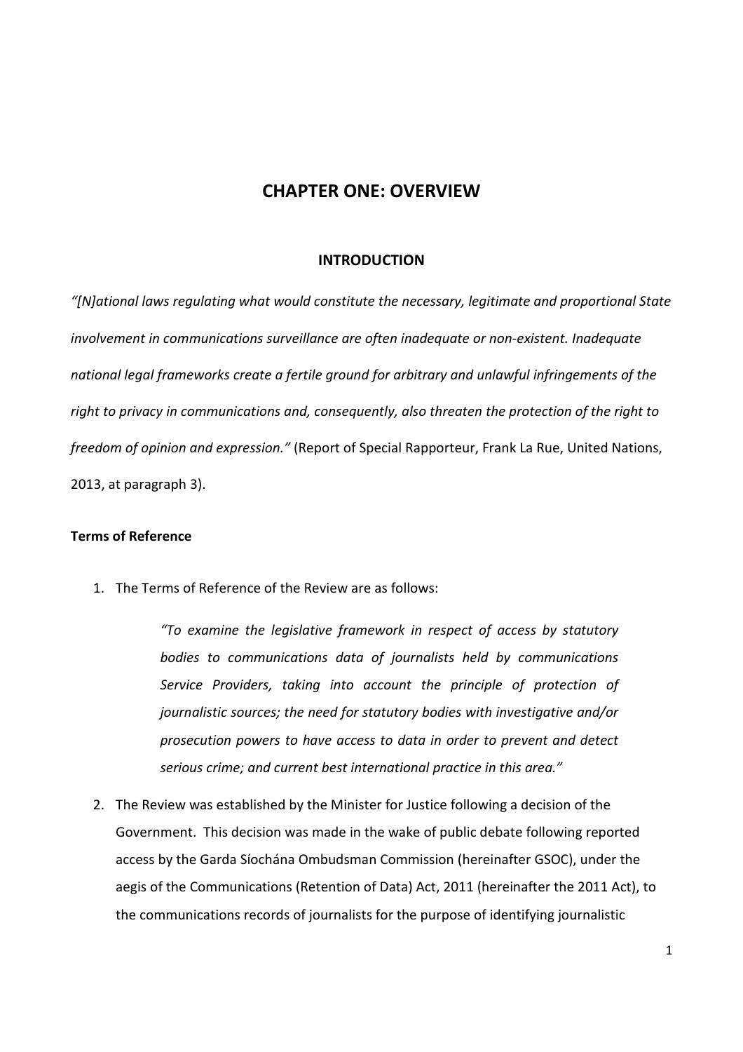# CHAPTER ONE: OVERVIEW

## INTRODUCTION

*"[N]ational laws regulating what would constitute the necessary, legitimate and proportional State involvement in communications surveillance are often inadequate or non-existent. Inadequate national legal frameworks create a fertile ground for arbitrary and unlawful infringements of the right to privacy in communications and, consequently, also threaten the protection of the right to freedom of opinion and expression."* (Report of Special Rapporteur, Frank La Rue, United Nations, 2013, at paragraph 3).

**Terms of Reference**

1. The Terms of Reference of the Review are as follows:

   > *"To examine the legislative framework in respect of access by statutory bodies to communications data of journalists held by communications Service Providers, taking into account the principle of protection of journalistic sources; the need for statutory bodies with investigative and/or prosecution powers to have access to data in order to prevent and detect serious crime; and current best international practice in this area."*

2. The Review was established by the Minister for Justice following a decision of the Government. This decision was made in the wake of public debate following reported access by the Garda Síochána Ombudsman Commission (hereinafter GSOC), under the aegis of the Communications (Retention of Data) Act, 2011 (hereinafter the 2011 Act), to the communications records of journalists for the purpose of identifying journalistic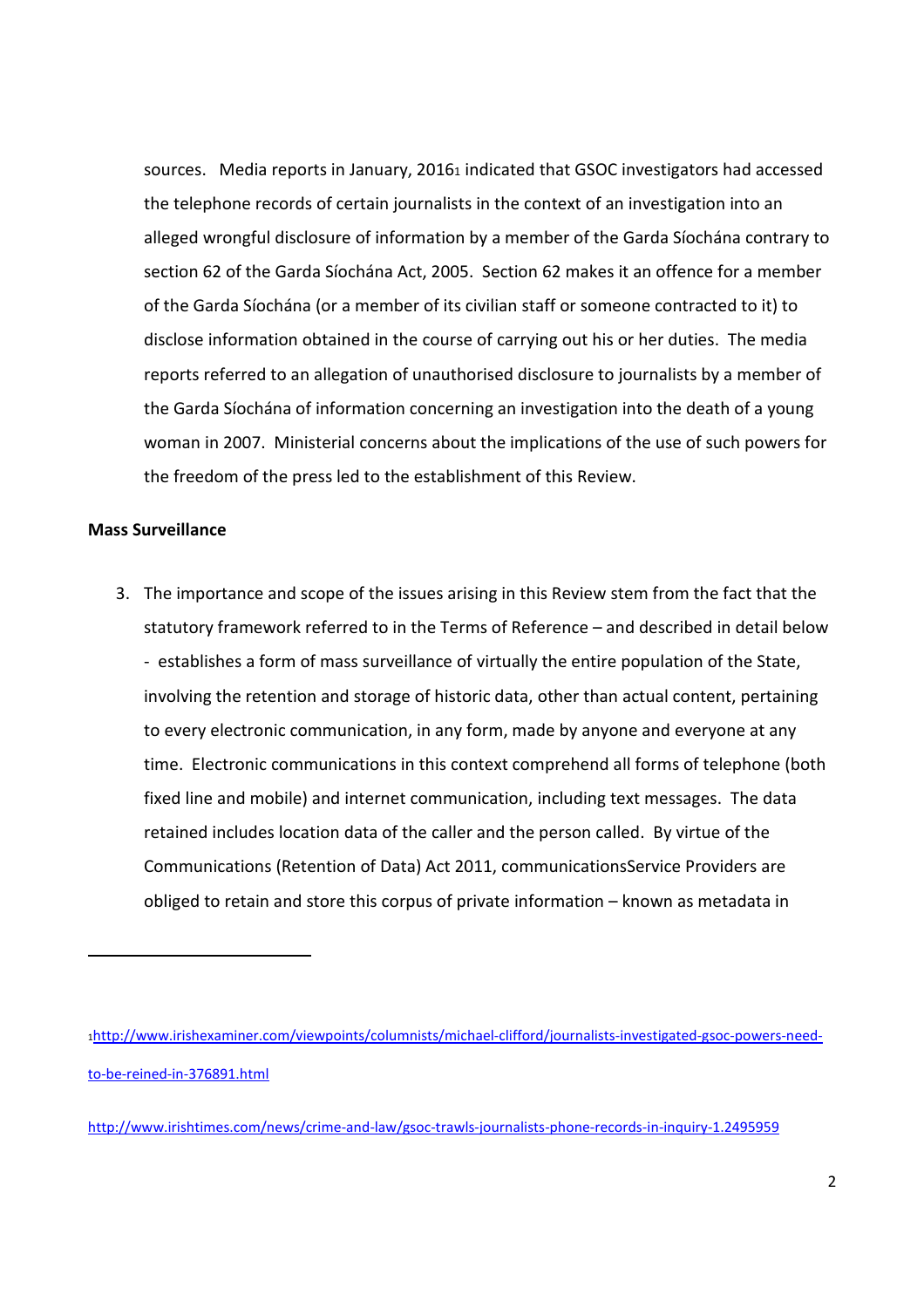sources. Media reports in January, 2016[1] indicated that GSOC investigators had accessed the telephone records of certain journalists in the context of an investigation into an alleged wrongful disclosure of information by a member of the Garda Síochána contrary to section 62 of the Garda Síochána Act, 2005. Section 62 makes it an offence for a member of the Garda Síochána (or a member of its civilian staff or someone contracted to it) to disclose information obtained in the course of carrying out his or her duties. The media reports referred to an allegation of unauthorised disclosure to journalists by a member of the Garda Síochána of information concerning an investigation into the death of a young woman in 2007. Ministerial concerns about the implications of the use of such powers for the freedom of the press led to the establishment of this Review.

**Mass Surveillance**

3. The importance and scope of the issues arising in this Review stem from the fact that the statutory framework referred to in the Terms of Reference – and described in detail below - establishes a form of mass surveillance of virtually the entire population of the State, involving the retention and storage of historic data, other than actual content, pertaining to every electronic communication, in any form, made by anyone and everyone at any time. Electronic communications in this context comprehend all forms of telephone (both fixed line and mobile) and internet communication, including text messages. The data retained includes location data of the caller and the person called. By virtue of the Communications (Retention of Data) Act 2011, communicationsService Providers are obliged to retain and store this corpus of private information – known as metadata in

---

[1] http://www.irishexaminer.com/viewpoints/columnists/michael-clifford/journalists-investigated-gsoc-powers-need-to-be-reined-in-376891.html

http://www.irishtimes.com/news/crime-and-law/gsoc-trawls-journalists-phone-records-in-inquiry-1.2495959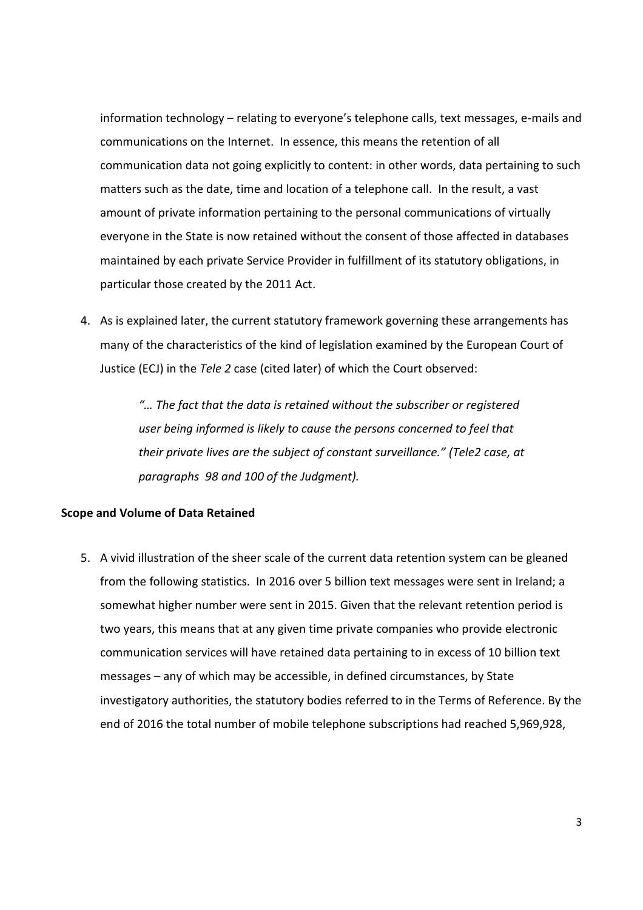information technology – relating to everyone's telephone calls, text messages, e-mails and communications on the Internet. In essence, this means the retention of all communication data not going explicitly to content: in other words, data pertaining to such matters such as the date, time and location of a telephone call. In the result, a vast amount of private information pertaining to the personal communications of virtually everyone in the State is now retained without the consent of those affected in databases maintained by each private Service Provider in fulfillment of its statutory obligations, in particular those created by the 2011 Act.

4. As is explained later, the current statutory framework governing these arrangements has many of the characteristics of the kind of legislation examined by the European Court of Justice (ECJ) in the *Tele 2* case (cited later) of which the Court observed:

   *"… The fact that the data is retained without the subscriber or registered user being informed is likely to cause the persons concerned to feel that their private lives are the subject of constant surveillance." (Tele2 case, at paragraphs 98 and 100 of the Judgment).*

**Scope and Volume of Data Retained**

5. A vivid illustration of the sheer scale of the current data retention system can be gleaned from the following statistics. In 2016 over 5 billion text messages were sent in Ireland; a somewhat higher number were sent in 2015. Given that the relevant retention period is two years, this means that at any given time private companies who provide electronic communication services will have retained data pertaining to in excess of 10 billion text messages – any of which may be accessible, in defined circumstances, by State investigatory authorities, the statutory bodies referred to in the Terms of Reference. By the end of 2016 the total number of mobile telephone subscriptions had reached 5,969,928,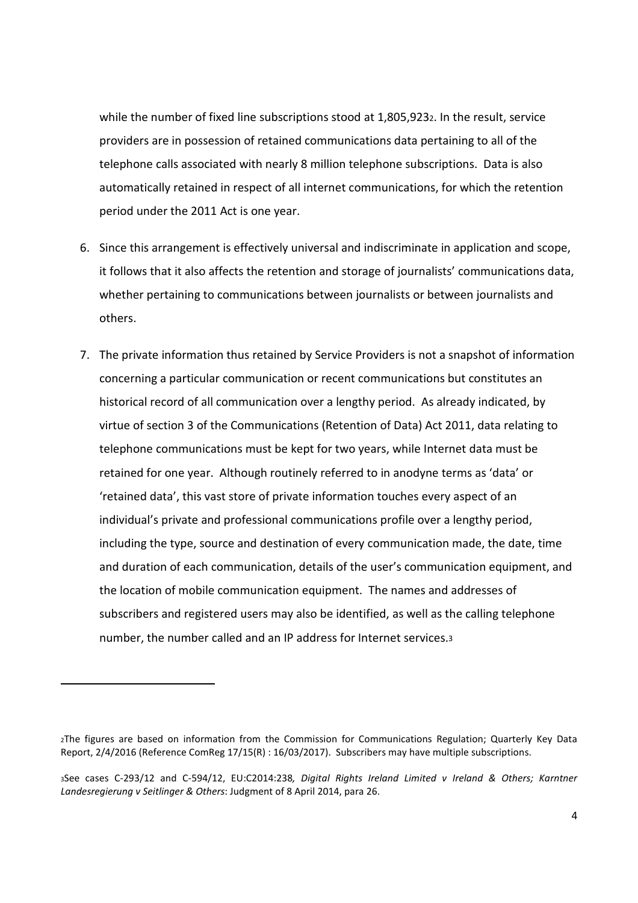while the number of fixed line subscriptions stood at 1,805,923[2]. In the result, service providers are in possession of retained communications data pertaining to all of the telephone calls associated with nearly 8 million telephone subscriptions. Data is also automatically retained in respect of all internet communications, for which the retention period under the 2011 Act is one year.

6. Since this arrangement is effectively universal and indiscriminate in application and scope, it follows that it also affects the retention and storage of journalists' communications data, whether pertaining to communications between journalists or between journalists and others.

7. The private information thus retained by Service Providers is not a snapshot of information concerning a particular communication or recent communications but constitutes an historical record of all communication over a lengthy period. As already indicated, by virtue of section 3 of the Communications (Retention of Data) Act 2011, data relating to telephone communications must be kept for two years, while Internet data must be retained for one year. Although routinely referred to in anodyne terms as 'data' or 'retained data', this vast store of private information touches every aspect of an individual's private and professional communications profile over a lengthy period, including the type, source and destination of every communication made, the date, time and duration of each communication, details of the user's communication equipment, and the location of mobile communication equipment. The names and addresses of subscribers and registered users may also be identified, as well as the calling telephone number, the number called and an IP address for Internet services.[3]

---

[2] The figures are based on information from the Commission for Communications Regulation; Quarterly Key Data Report, 2/4/2016 (Reference ComReg 17/15(R) : 16/03/2017). Subscribers may have multiple subscriptions.

[3] See cases C-293/12 and C-594/12, EU:C2014:238, *Digital Rights Ireland Limited v Ireland & Others; Karntner Landesregierung v Seitlinger & Others*: Judgment of 8 April 2014, para 26.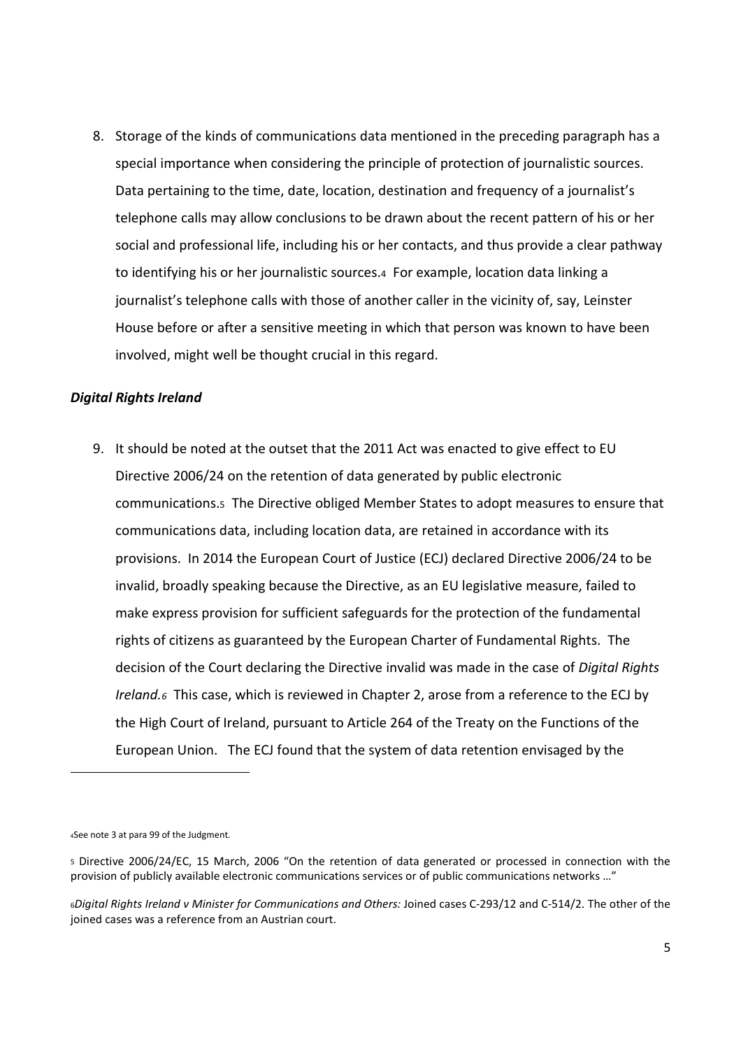8. Storage of the kinds of communications data mentioned in the preceding paragraph has a special importance when considering the principle of protection of journalistic sources. Data pertaining to the time, date, location, destination and frequency of a journalist's telephone calls may allow conclusions to be drawn about the recent pattern of his or her social and professional life, including his or her contacts, and thus provide a clear pathway to identifying his or her journalistic sources.[4] For example, location data linking a journalist's telephone calls with those of another caller in the vicinity of, say, Leinster House before or after a sensitive meeting in which that person was known to have been involved, might well be thought crucial in this regard.

### *Digital Rights Ireland*

9. It should be noted at the outset that the 2011 Act was enacted to give effect to EU Directive 2006/24 on the retention of data generated by public electronic communications.[5] The Directive obliged Member States to adopt measures to ensure that communications data, including location data, are retained in accordance with its provisions. In 2014 the European Court of Justice (ECJ) declared Directive 2006/24 to be invalid, broadly speaking because the Directive, as an EU legislative measure, failed to make express provision for sufficient safeguards for the protection of the fundamental rights of citizens as guaranteed by the European Charter of Fundamental Rights. The decision of the Court declaring the Directive invalid was made in the case of *Digital Rights Ireland.*[6] This case, which is reviewed in Chapter 2, arose from a reference to the ECJ by the High Court of Ireland, pursuant to Article 264 of the Treaty on the Functions of the European Union. The ECJ found that the system of data retention envisaged by the

---

[4] See note 3 at para 99 of the Judgment.

[5] Directive 2006/24/EC, 15 March, 2006 "On the retention of data generated or processed in connection with the provision of publicly available electronic communications services or of public communications networks …"

[6] *Digital Rights Ireland v Minister for Communications and Others:* Joined cases C-293/12 and C-514/2. The other of the joined cases was a reference from an Austrian court.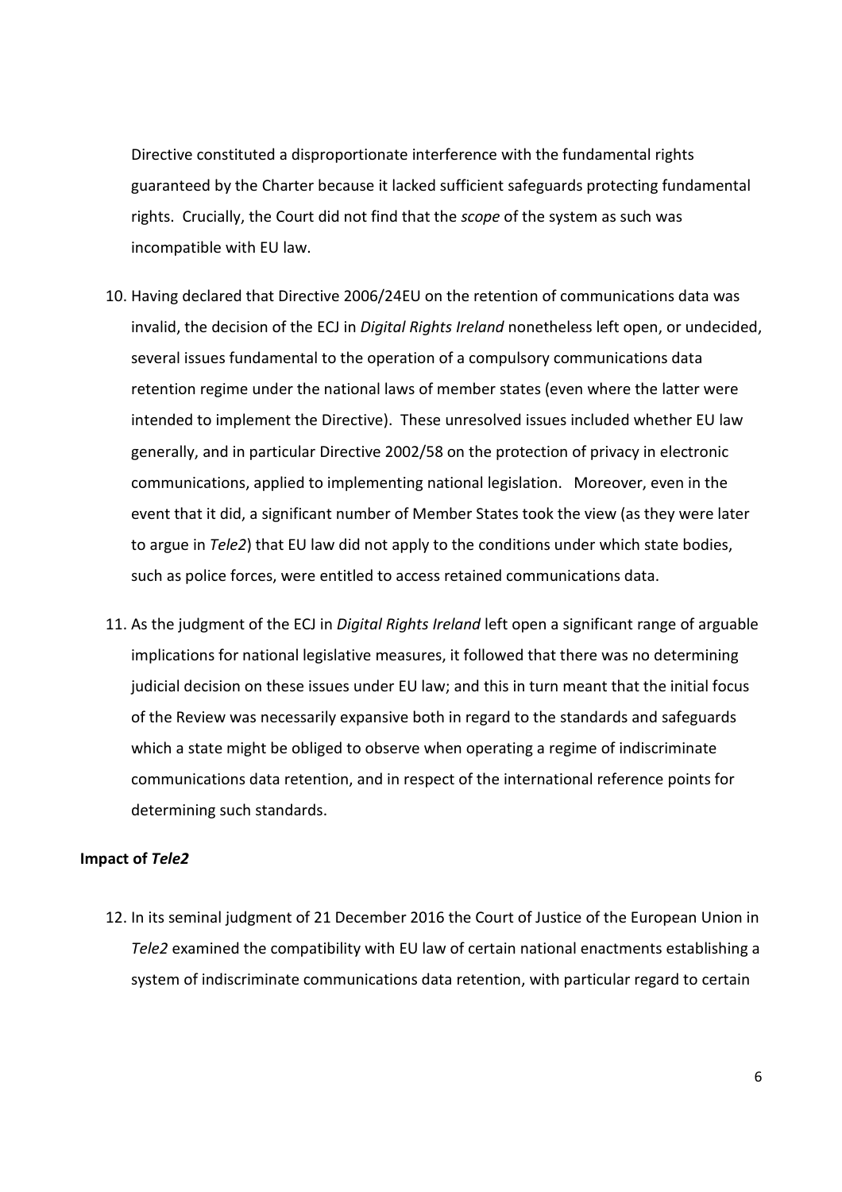Directive constituted a disproportionate interference with the fundamental rights guaranteed by the Charter because it lacked sufficient safeguards protecting fundamental rights. Crucially, the Court did not find that the *scope* of the system as such was incompatible with EU law.

10. Having declared that Directive 2006/24EU on the retention of communications data was invalid, the decision of the ECJ in *Digital Rights Ireland* nonetheless left open, or undecided, several issues fundamental to the operation of a compulsory communications data retention regime under the national laws of member states (even where the latter were intended to implement the Directive). These unresolved issues included whether EU law generally, and in particular Directive 2002/58 on the protection of privacy in electronic communications, applied to implementing national legislation. Moreover, even in the event that it did, a significant number of Member States took the view (as they were later to argue in *Tele2*) that EU law did not apply to the conditions under which state bodies, such as police forces, were entitled to access retained communications data.

11. As the judgment of the ECJ in *Digital Rights Ireland* left open a significant range of arguable implications for national legislative measures, it followed that there was no determining judicial decision on these issues under EU law; and this in turn meant that the initial focus of the Review was necessarily expansive both in regard to the standards and safeguards which a state might be obliged to observe when operating a regime of indiscriminate communications data retention, and in respect of the international reference points for determining such standards.

**Impact of *Tele2***

12. In its seminal judgment of 21 December 2016 the Court of Justice of the European Union in *Tele2* examined the compatibility with EU law of certain national enactments establishing a system of indiscriminate communications data retention, with particular regard to certain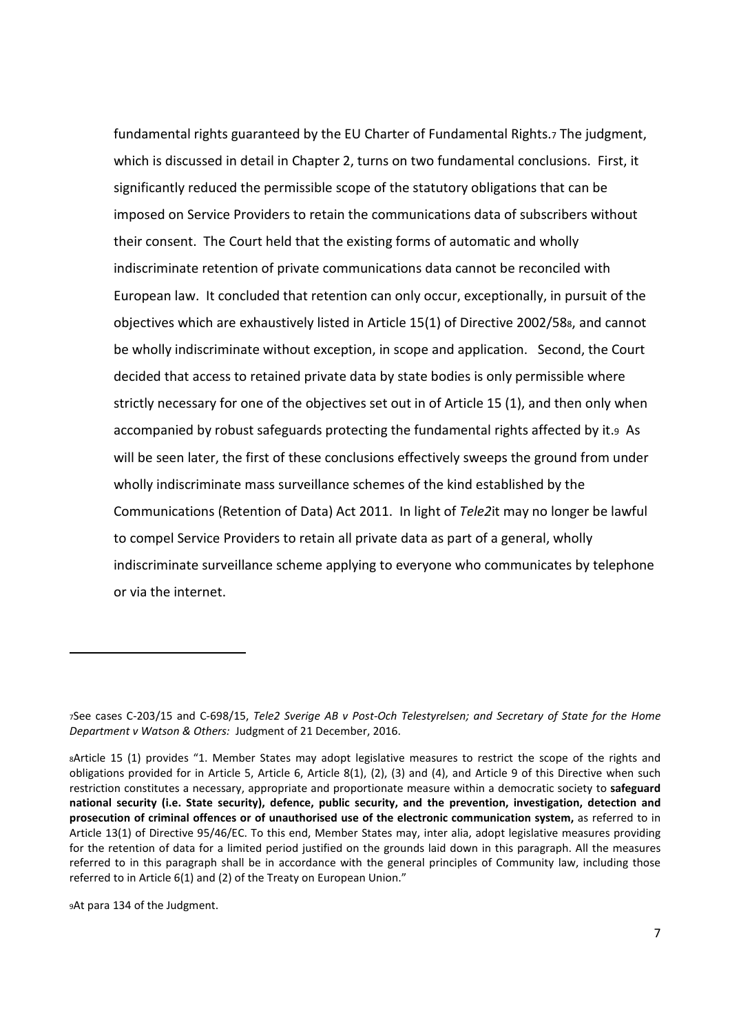fundamental rights guaranteed by the EU Charter of Fundamental Rights.[7] The judgment, which is discussed in detail in Chapter 2, turns on two fundamental conclusions. First, it significantly reduced the permissible scope of the statutory obligations that can be imposed on Service Providers to retain the communications data of subscribers without their consent. The Court held that the existing forms of automatic and wholly indiscriminate retention of private communications data cannot be reconciled with European law. It concluded that retention can only occur, exceptionally, in pursuit of the objectives which are exhaustively listed in Article 15(1) of Directive 2002/58[8], and cannot be wholly indiscriminate without exception, in scope and application. Second, the Court decided that access to retained private data by state bodies is only permissible where strictly necessary for one of the objectives set out in of Article 15 (1), and then only when accompanied by robust safeguards protecting the fundamental rights affected by it.[9] As will be seen later, the first of these conclusions effectively sweeps the ground from under wholly indiscriminate mass surveillance schemes of the kind established by the Communications (Retention of Data) Act 2011. In light of *Tele2*it may no longer be lawful to compel Service Providers to retain all private data as part of a general, wholly indiscriminate surveillance scheme applying to everyone who communicates by telephone or via the internet.

---

[7]See cases C-203/15 and C-698/15, *Tele2 Sverige AB v Post-Och Telestyrelsen; and Secretary of State for the Home Department v Watson & Others:* Judgment of 21 December, 2016.

[8]Article 15 (1) provides "1. Member States may adopt legislative measures to restrict the scope of the rights and obligations provided for in Article 5, Article 6, Article 8(1), (2), (3) and (4), and Article 9 of this Directive when such restriction constitutes a necessary, appropriate and proportionate measure within a democratic society to **safeguard national security (i.e. State security), defence, public security, and the prevention, investigation, detection and prosecution of criminal offences or of unauthorised use of the electronic communication system,** as referred to in Article 13(1) of Directive 95/46/EC. To this end, Member States may, inter alia, adopt legislative measures providing for the retention of data for a limited period justified on the grounds laid down in this paragraph. All the measures referred to in this paragraph shall be in accordance with the general principles of Community law, including those referred to in Article 6(1) and (2) of the Treaty on European Union."

[9]At para 134 of the Judgment.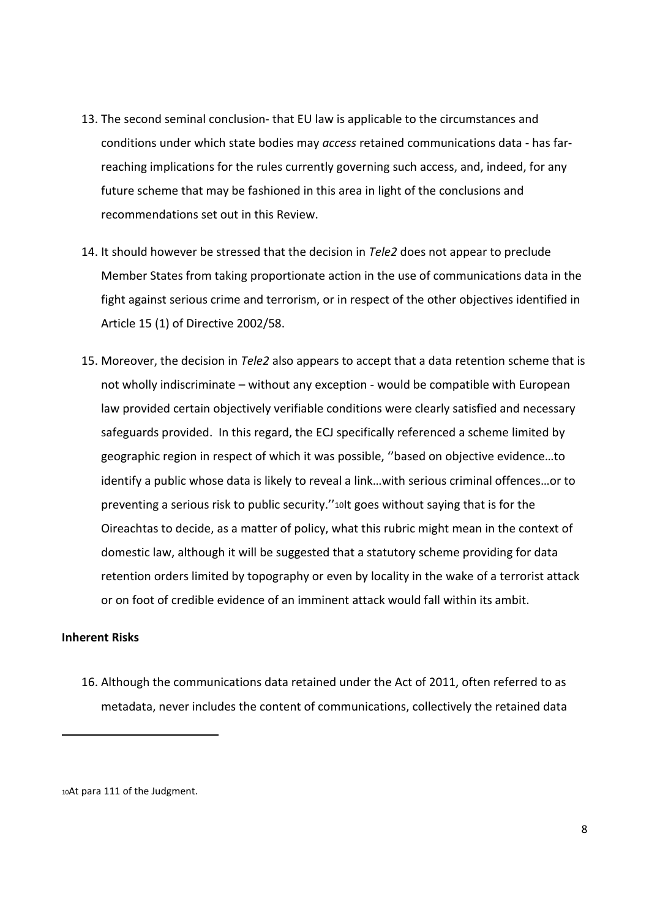13. The second seminal conclusion- that EU law is applicable to the circumstances and conditions under which state bodies may *access* retained communications data - has far-reaching implications for the rules currently governing such access, and, indeed, for any future scheme that may be fashioned in this area in light of the conclusions and recommendations set out in this Review.

14. It should however be stressed that the decision in *Tele2* does not appear to preclude Member States from taking proportionate action in the use of communications data in the fight against serious crime and terrorism, or in respect of the other objectives identified in Article 15 (1) of Directive 2002/58.

15. Moreover, the decision in *Tele2* also appears to accept that a data retention scheme that is not wholly indiscriminate – without any exception - would be compatible with European law provided certain objectively verifiable conditions were clearly satisfied and necessary safeguards provided. In this regard, the ECJ specifically referenced a scheme limited by geographic region in respect of which it was possible, ''based on objective evidence…to identify a public whose data is likely to reveal a link…with serious criminal offences…or to preventing a serious risk to public security.''[10] It goes without saying that is for the Oireachtas to decide, as a matter of policy, what this rubric might mean in the context of domestic law, although it will be suggested that a statutory scheme providing for data retention orders limited by topography or even by locality in the wake of a terrorist attack or on foot of credible evidence of an imminent attack would fall within its ambit.

**Inherent Risks**

16. Although the communications data retained under the Act of 2011, often referred to as metadata, never includes the content of communications, collectively the retained data

[10] At para 111 of the Judgment.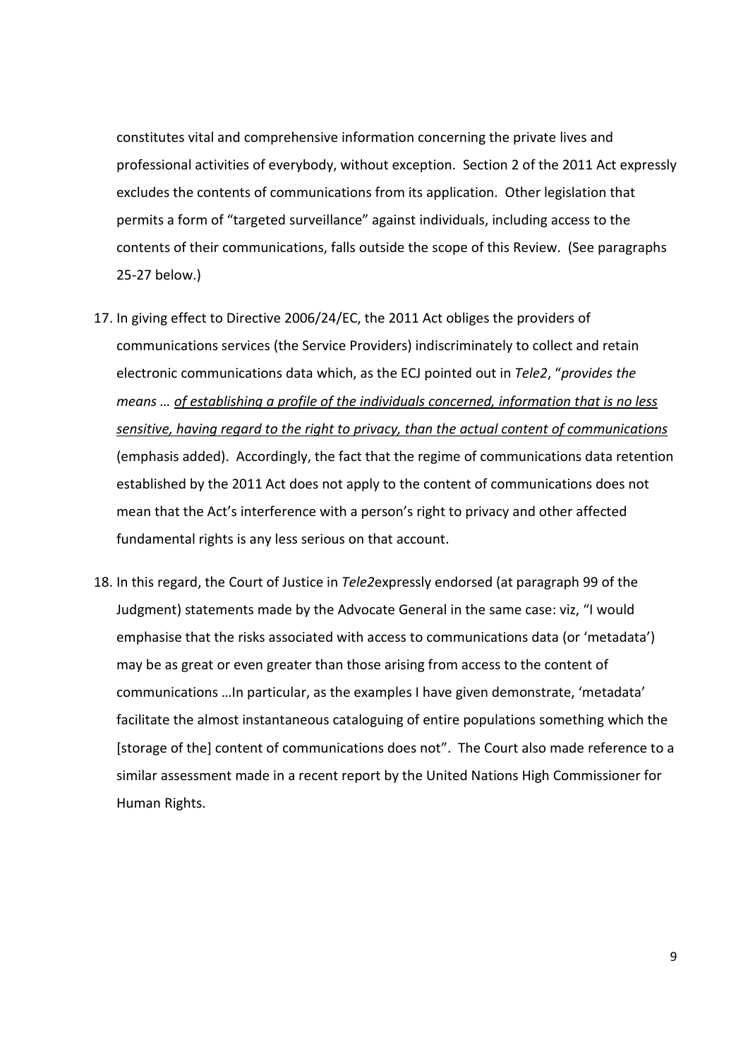constitutes vital and comprehensive information concerning the private lives and professional activities of everybody, without exception. Section 2 of the 2011 Act expressly excludes the contents of communications from its application. Other legislation that permits a form of "targeted surveillance" against individuals, including access to the contents of their communications, falls outside the scope of this Review. (See paragraphs 25-27 below.)

17. In giving effect to Directive 2006/24/EC, the 2011 Act obliges the providers of communications services (the Service Providers) indiscriminately to collect and retain electronic communications data which, as the ECJ pointed out in *Tele2*, "*provides the means … <u>of establishing a profile of the individuals concerned, information that is no less sensitive, having regard to the right to privacy, than the actual content of communications</u>* (emphasis added). Accordingly, the fact that the regime of communications data retention established by the 2011 Act does not apply to the content of communications does not mean that the Act's interference with a person's right to privacy and other affected fundamental rights is any less serious on that account.

18. In this regard, the Court of Justice in *Tele2*expressly endorsed (at paragraph 99 of the Judgment) statements made by the Advocate General in the same case: viz, "I would emphasise that the risks associated with access to communications data (or 'metadata') may be as great or even greater than those arising from access to the content of communications …In particular, as the examples I have given demonstrate, 'metadata' facilitate the almost instantaneous cataloguing of entire populations something which the [storage of the] content of communications does not". The Court also made reference to a similar assessment made in a recent report by the United Nations High Commissioner for Human Rights.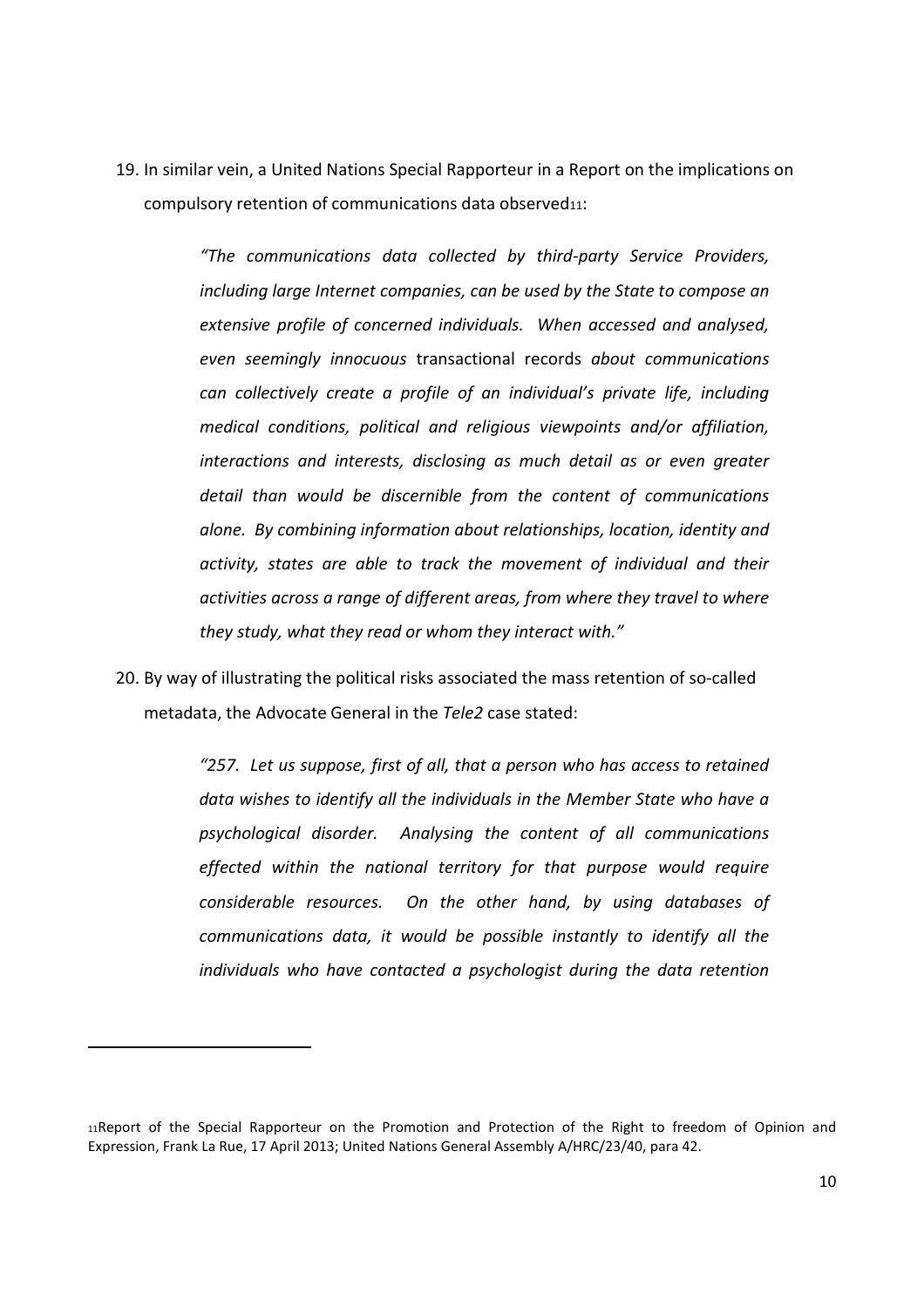19. In similar vein, a United Nations Special Rapporteur in a Report on the implications on compulsory retention of communications data observed[11]:

> *"The communications data collected by third-party Service Providers, including large Internet companies, can be used by the State to compose an extensive profile of concerned individuals. When accessed and analysed, even seemingly innocuous* transactional records *about communications can collectively create a profile of an individual's private life, including medical conditions, political and religious viewpoints and/or affiliation, interactions and interests, disclosing as much detail as or even greater detail than would be discernible from the content of communications alone. By combining information about relationships, location, identity and activity, states are able to track the movement of individual and their activities across a range of different areas, from where they travel to where they study, what they read or whom they interact with."*

20. By way of illustrating the political risks associated the mass retention of so-called metadata, the Advocate General in the *Tele2* case stated:

> *"257. Let us suppose, first of all, that a person who has access to retained data wishes to identify all the individuals in the Member State who have a psychological disorder. Analysing the content of all communications effected within the national territory for that purpose would require considerable resources. On the other hand, by using databases of communications data, it would be possible instantly to identify all the individuals who have contacted a psychologist during the data retention*

[11]Report of the Special Rapporteur on the Promotion and Protection of the Right to freedom of Opinion and Expression, Frank La Rue, 17 April 2013; United Nations General Assembly A/HRC/23/40, para 42.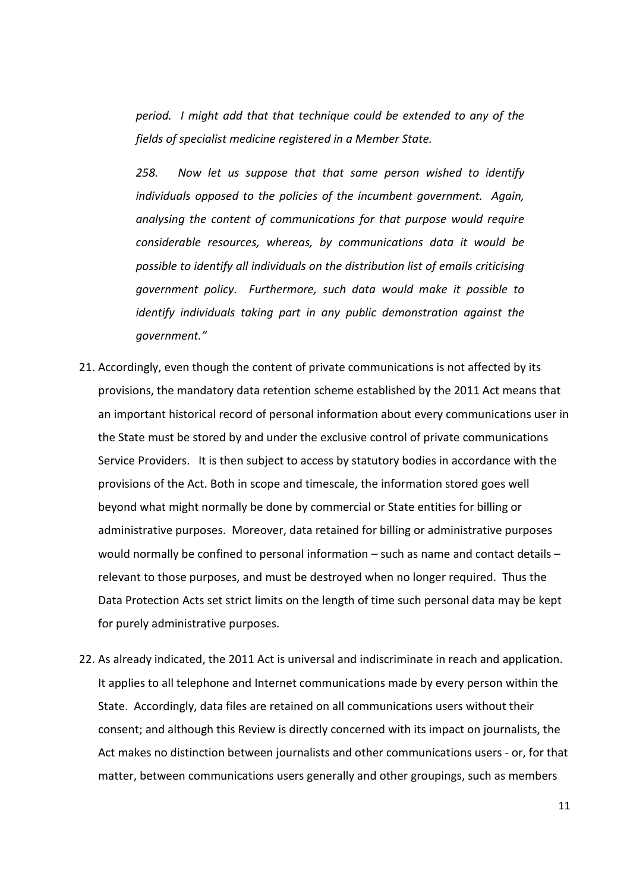*period. I might add that that technique could be extended to any of the fields of specialist medicine registered in a Member State.*

*258. Now let us suppose that that same person wished to identify individuals opposed to the policies of the incumbent government. Again, analysing the content of communications for that purpose would require considerable resources, whereas, by communications data it would be possible to identify all individuals on the distribution list of emails criticising government policy. Furthermore, such data would make it possible to identify individuals taking part in any public demonstration against the government."*

21. Accordingly, even though the content of private communications is not affected by its provisions, the mandatory data retention scheme established by the 2011 Act means that an important historical record of personal information about every communications user in the State must be stored by and under the exclusive control of private communications Service Providers. It is then subject to access by statutory bodies in accordance with the provisions of the Act. Both in scope and timescale, the information stored goes well beyond what might normally be done by commercial or State entities for billing or administrative purposes. Moreover, data retained for billing or administrative purposes would normally be confined to personal information – such as name and contact details – relevant to those purposes, and must be destroyed when no longer required. Thus the Data Protection Acts set strict limits on the length of time such personal data may be kept for purely administrative purposes.

22. As already indicated, the 2011 Act is universal and indiscriminate in reach and application. It applies to all telephone and Internet communications made by every person within the State. Accordingly, data files are retained on all communications users without their consent; and although this Review is directly concerned with its impact on journalists, the Act makes no distinction between journalists and other communications users - or, for that matter, between communications users generally and other groupings, such as members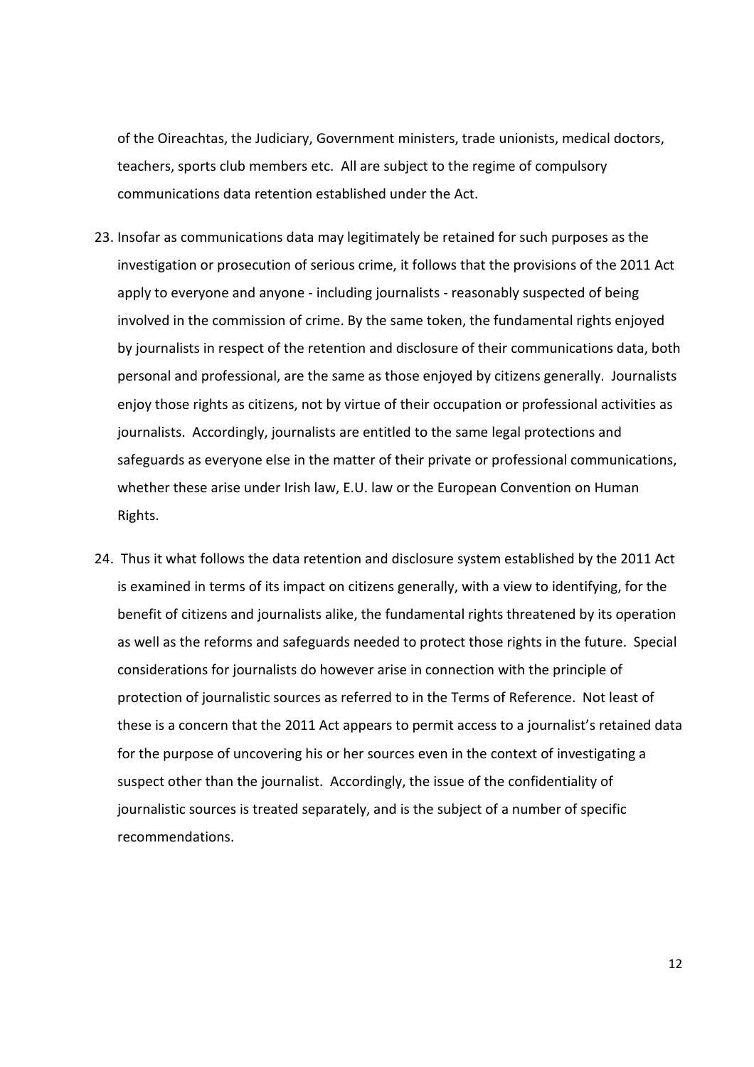of the Oireachtas, the Judiciary, Government ministers, trade unionists, medical doctors, teachers, sports club members etc. All are subject to the regime of compulsory communications data retention established under the Act.

23. Insofar as communications data may legitimately be retained for such purposes as the investigation or prosecution of serious crime, it follows that the provisions of the 2011 Act apply to everyone and anyone - including journalists - reasonably suspected of being involved in the commission of crime. By the same token, the fundamental rights enjoyed by journalists in respect of the retention and disclosure of their communications data, both personal and professional, are the same as those enjoyed by citizens generally. Journalists enjoy those rights as citizens, not by virtue of their occupation or professional activities as journalists. Accordingly, journalists are entitled to the same legal protections and safeguards as everyone else in the matter of their private or professional communications, whether these arise under Irish law, E.U. law or the European Convention on Human Rights.

24. Thus it what follows the data retention and disclosure system established by the 2011 Act is examined in terms of its impact on citizens generally, with a view to identifying, for the benefit of citizens and journalists alike, the fundamental rights threatened by its operation as well as the reforms and safeguards needed to protect those rights in the future. Special considerations for journalists do however arise in connection with the principle of protection of journalistic sources as referred to in the Terms of Reference. Not least of these is a concern that the 2011 Act appears to permit access to a journalist's retained data for the purpose of uncovering his or her sources even in the context of investigating a suspect other than the journalist. Accordingly, the issue of the confidentiality of journalistic sources is treated separately, and is the subject of a number of specific recommendations.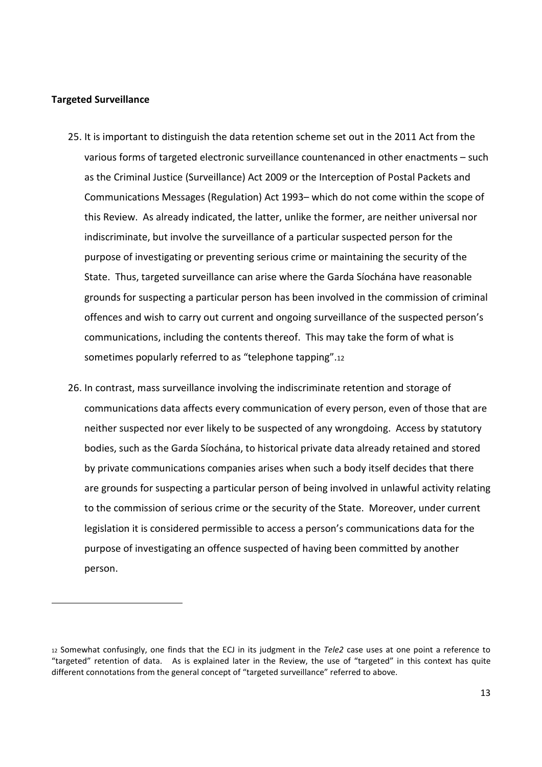**Targeted Surveillance**

25. It is important to distinguish the data retention scheme set out in the 2011 Act from the various forms of targeted electronic surveillance countenanced in other enactments – such as the Criminal Justice (Surveillance) Act 2009 or the Interception of Postal Packets and Communications Messages (Regulation) Act 1993– which do not come within the scope of this Review. As already indicated, the latter, unlike the former, are neither universal nor indiscriminate, but involve the surveillance of a particular suspected person for the purpose of investigating or preventing serious crime or maintaining the security of the State. Thus, targeted surveillance can arise where the Garda Síochána have reasonable grounds for suspecting a particular person has been involved in the commission of criminal offences and wish to carry out current and ongoing surveillance of the suspected person's communications, including the contents thereof. This may take the form of what is sometimes popularly referred to as "telephone tapping".[12]

26. In contrast, mass surveillance involving the indiscriminate retention and storage of communications data affects every communication of every person, even of those that are neither suspected nor ever likely to be suspected of any wrongdoing. Access by statutory bodies, such as the Garda Síochána, to historical private data already retained and stored by private communications companies arises when such a body itself decides that there are grounds for suspecting a particular person of being involved in unlawful activity relating to the commission of serious crime or the security of the State. Moreover, under current legislation it is considered permissible to access a person's communications data for the purpose of investigating an offence suspected of having been committed by another person.

---

[12] Somewhat confusingly, one finds that the ECJ in its judgment in the *Tele2* case uses at one point a reference to "targeted" retention of data. As is explained later in the Review, the use of "targeted" in this context has quite different connotations from the general concept of "targeted surveillance" referred to above.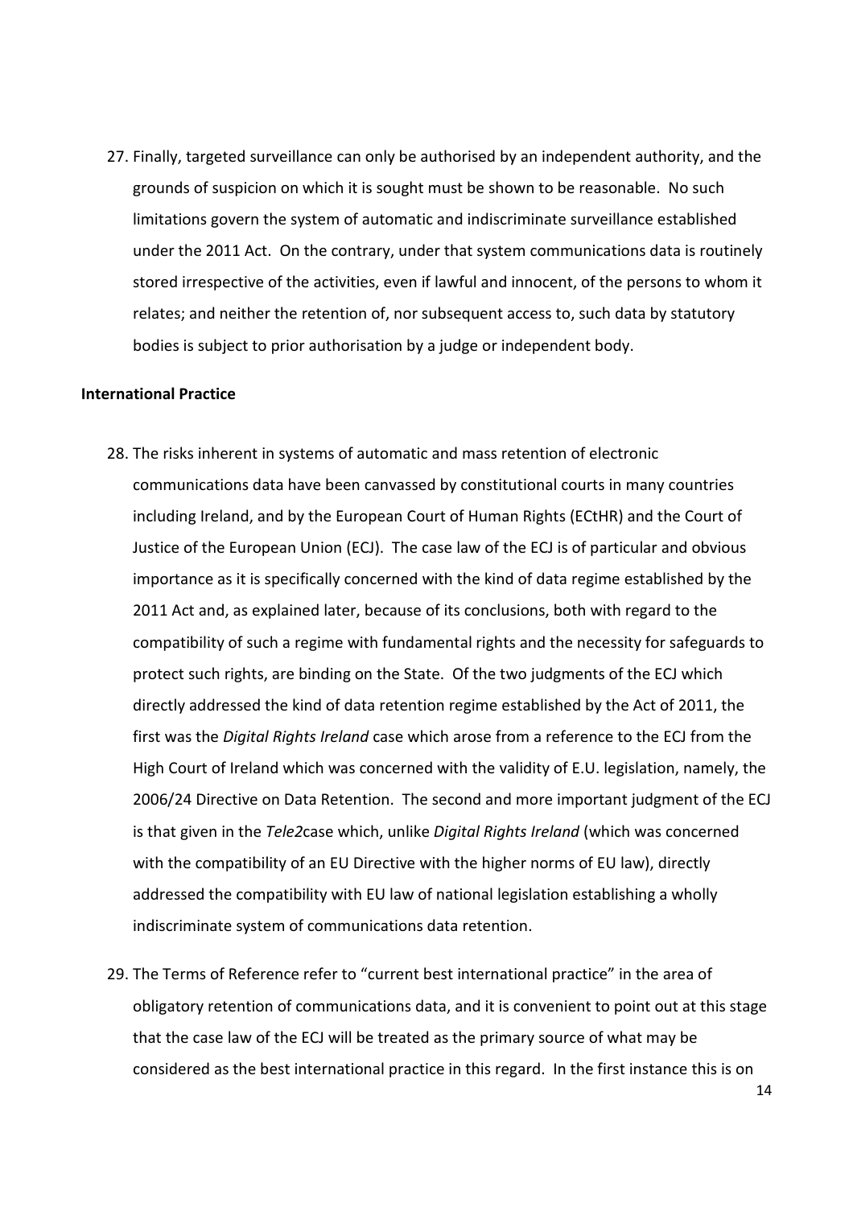27. Finally, targeted surveillance can only be authorised by an independent authority, and the grounds of suspicion on which it is sought must be shown to be reasonable. No such limitations govern the system of automatic and indiscriminate surveillance established under the 2011 Act. On the contrary, under that system communications data is routinely stored irrespective of the activities, even if lawful and innocent, of the persons to whom it relates; and neither the retention of, nor subsequent access to, such data by statutory bodies is subject to prior authorisation by a judge or independent body.

**International Practice**

28. The risks inherent in systems of automatic and mass retention of electronic communications data have been canvassed by constitutional courts in many countries including Ireland, and by the European Court of Human Rights (ECtHR) and the Court of Justice of the European Union (ECJ). The case law of the ECJ is of particular and obvious importance as it is specifically concerned with the kind of data regime established by the 2011 Act and, as explained later, because of its conclusions, both with regard to the compatibility of such a regime with fundamental rights and the necessity for safeguards to protect such rights, are binding on the State. Of the two judgments of the ECJ which directly addressed the kind of data retention regime established by the Act of 2011, the first was the *Digital Rights Ireland* case which arose from a reference to the ECJ from the High Court of Ireland which was concerned with the validity of E.U. legislation, namely, the 2006/24 Directive on Data Retention. The second and more important judgment of the ECJ is that given in the *Tele2*case which, unlike *Digital Rights Ireland* (which was concerned with the compatibility of an EU Directive with the higher norms of EU law), directly addressed the compatibility with EU law of national legislation establishing a wholly indiscriminate system of communications data retention.

29. The Terms of Reference refer to "current best international practice" in the area of obligatory retention of communications data, and it is convenient to point out at this stage that the case law of the ECJ will be treated as the primary source of what may be considered as the best international practice in this regard. In the first instance this is on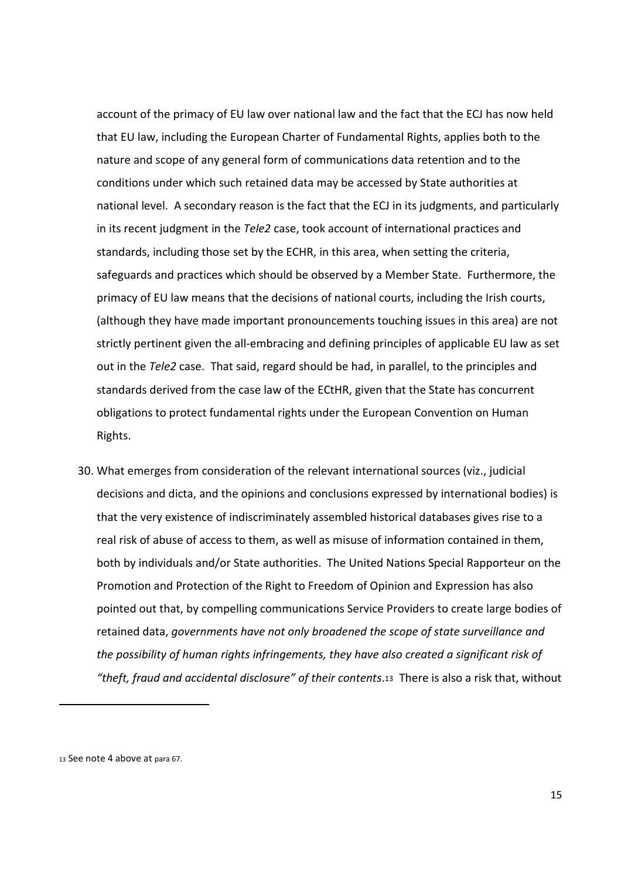account of the primacy of EU law over national law and the fact that the ECJ has now held that EU law, including the European Charter of Fundamental Rights, applies both to the nature and scope of any general form of communications data retention and to the conditions under which such retained data may be accessed by State authorities at national level. A secondary reason is the fact that the ECJ in its judgments, and particularly in its recent judgment in the *Tele2* case, took account of international practices and standards, including those set by the ECHR, in this area, when setting the criteria, safeguards and practices which should be observed by a Member State. Furthermore, the primacy of EU law means that the decisions of national courts, including the Irish courts, (although they have made important pronouncements touching issues in this area) are not strictly pertinent given the all-embracing and defining principles of applicable EU law as set out in the *Tele2* case. That said, regard should be had, in parallel, to the principles and standards derived from the case law of the ECtHR, given that the State has concurrent obligations to protect fundamental rights under the European Convention on Human Rights.

30. What emerges from consideration of the relevant international sources (viz., judicial decisions and dicta, and the opinions and conclusions expressed by international bodies) is that the very existence of indiscriminately assembled historical databases gives rise to a real risk of abuse of access to them, as well as misuse of information contained in them, both by individuals and/or State authorities. The United Nations Special Rapporteur on the Promotion and Protection of the Right to Freedom of Opinion and Expression has also pointed out that, by compelling communications Service Providers to create large bodies of retained data, *governments have not only broadened the scope of state surveillance and the possibility of human rights infringements, they have also created a significant risk of "theft, fraud and accidental disclosure" of their contents*.[13] There is also a risk that, without

[13] See note 4 above at para 67.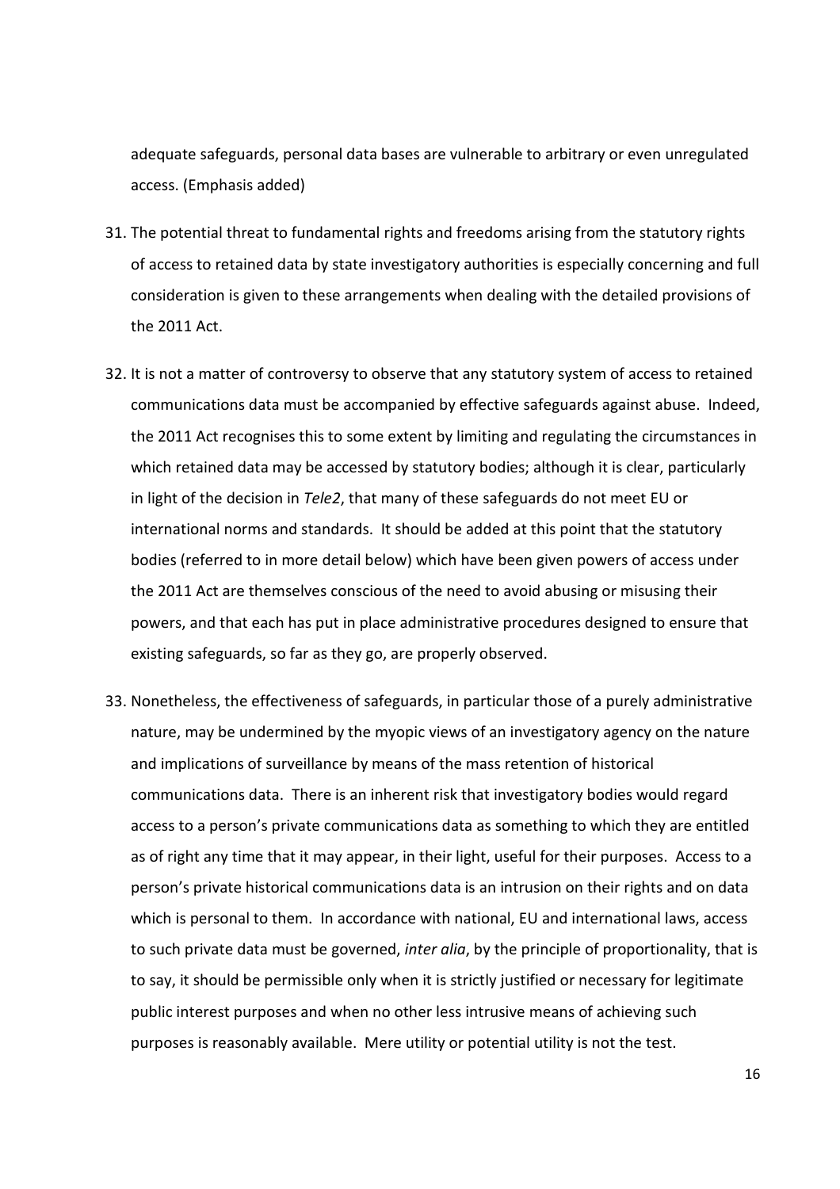adequate safeguards, personal data bases are vulnerable to arbitrary or even unregulated access. (Emphasis added)

31. The potential threat to fundamental rights and freedoms arising from the statutory rights of access to retained data by state investigatory authorities is especially concerning and full consideration is given to these arrangements when dealing with the detailed provisions of the 2011 Act.

32. It is not a matter of controversy to observe that any statutory system of access to retained communications data must be accompanied by effective safeguards against abuse. Indeed, the 2011 Act recognises this to some extent by limiting and regulating the circumstances in which retained data may be accessed by statutory bodies; although it is clear, particularly in light of the decision in *Tele2*, that many of these safeguards do not meet EU or international norms and standards. It should be added at this point that the statutory bodies (referred to in more detail below) which have been given powers of access under the 2011 Act are themselves conscious of the need to avoid abusing or misusing their powers, and that each has put in place administrative procedures designed to ensure that existing safeguards, so far as they go, are properly observed.

33. Nonetheless, the effectiveness of safeguards, in particular those of a purely administrative nature, may be undermined by the myopic views of an investigatory agency on the nature and implications of surveillance by means of the mass retention of historical communications data. There is an inherent risk that investigatory bodies would regard access to a person's private communications data as something to which they are entitled as of right any time that it may appear, in their light, useful for their purposes. Access to a person's private historical communications data is an intrusion on their rights and on data which is personal to them. In accordance with national, EU and international laws, access to such private data must be governed, *inter alia*, by the principle of proportionality, that is to say, it should be permissible only when it is strictly justified or necessary for legitimate public interest purposes and when no other less intrusive means of achieving such purposes is reasonably available. Mere utility or potential utility is not the test.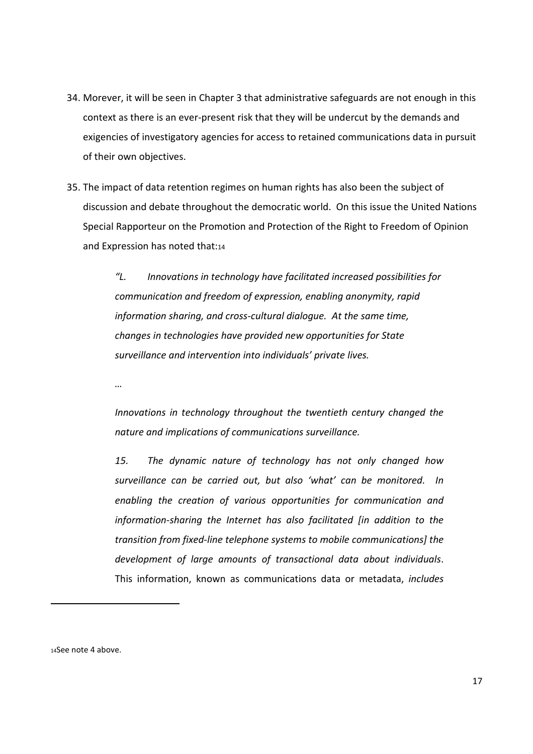34. Morever, it will be seen in Chapter 3 that administrative safeguards are not enough in this context as there is an ever-present risk that they will be undercut by the demands and exigencies of investigatory agencies for access to retained communications data in pursuit of their own objectives.

35. The impact of data retention regimes on human rights has also been the subject of discussion and debate throughout the democratic world. On this issue the United Nations Special Rapporteur on the Promotion and Protection of the Right to Freedom of Opinion and Expression has noted that:[14]

> *"L. Innovations in technology have facilitated increased possibilities for communication and freedom of expression, enabling anonymity, rapid information sharing, and cross-cultural dialogue. At the same time, changes in technologies have provided new opportunities for State surveillance and intervention into individuals' private lives.*
>
> *…*
>
> *Innovations in technology throughout the twentieth century changed the nature and implications of communications surveillance.*
>
> *15. The dynamic nature of technology has not only changed how surveillance can be carried out, but also 'what' can be monitored. In enabling the creation of various opportunities for communication and information-sharing the Internet has also facilitated [in addition to the transition from fixed-line telephone systems to mobile communications] the development of large amounts of transactional data about individuals*. This information, known as communications data or metadata, *includes*

[14] See note 4 above.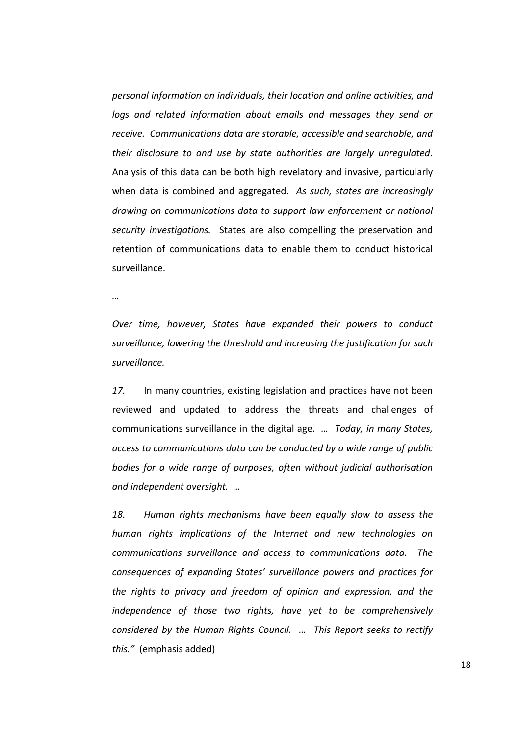*personal information on individuals, their location and online activities, and logs and related information about emails and messages they send or receive. Communications data are storable, accessible and searchable, and their disclosure to and use by state authorities are largely unregulated.* Analysis of this data can be both high revelatory and invasive, particularly when data is combined and aggregated. *As such, states are increasingly drawing on communications data to support law enforcement or national security investigations.* States are also compelling the preservation and retention of communications data to enable them to conduct historical surveillance.

*…*

*Over time, however, States have expanded their powers to conduct surveillance, lowering the threshold and increasing the justification for such surveillance.*

*17.* In many countries, existing legislation and practices have not been reviewed and updated to address the threats and challenges of communications surveillance in the digital age. *… Today, in many States, access to communications data can be conducted by a wide range of public bodies for a wide range of purposes, often without judicial authorisation and independent oversight. …*

*18. Human rights mechanisms have been equally slow to assess the human rights implications of the Internet and new technologies on communications surveillance and access to communications data. The consequences of expanding States' surveillance powers and practices for the rights to privacy and freedom of opinion and expression, and the independence of those two rights, have yet to be comprehensively considered by the Human Rights Council. … This Report seeks to rectify this."* (emphasis added)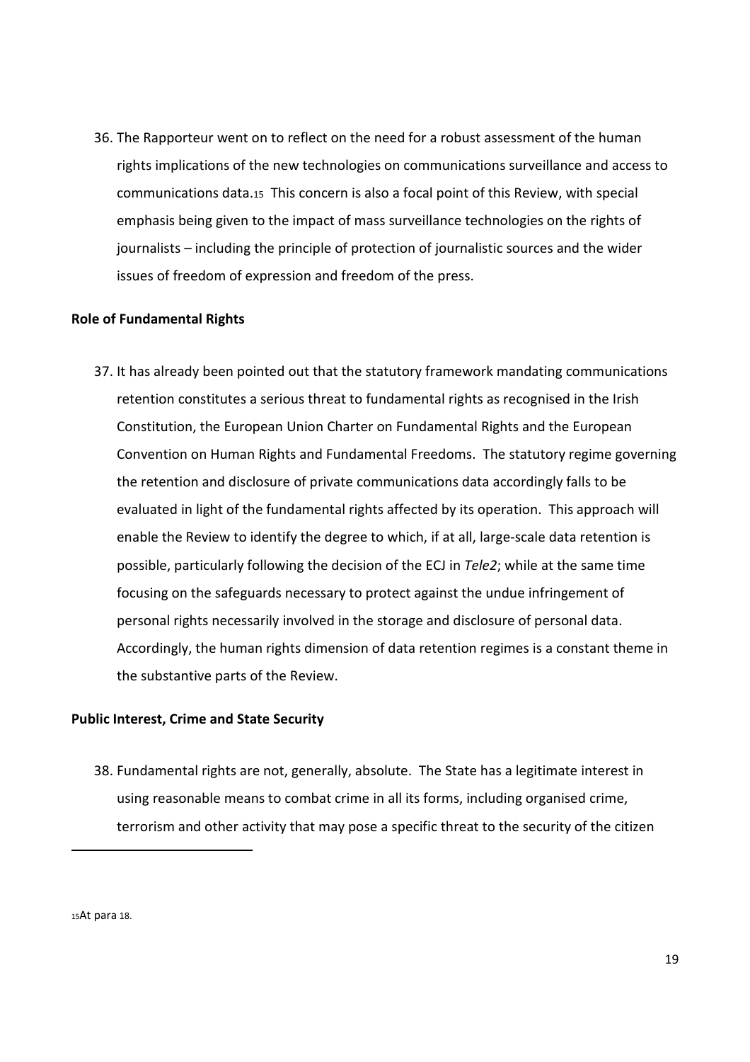36. The Rapporteur went on to reflect on the need for a robust assessment of the human rights implications of the new technologies on communications surveillance and access to communications data.[15] This concern is also a focal point of this Review, with special emphasis being given to the impact of mass surveillance technologies on the rights of journalists – including the principle of protection of journalistic sources and the wider issues of freedom of expression and freedom of the press.

**Role of Fundamental Rights**

37. It has already been pointed out that the statutory framework mandating communications retention constitutes a serious threat to fundamental rights as recognised in the Irish Constitution, the European Union Charter on Fundamental Rights and the European Convention on Human Rights and Fundamental Freedoms. The statutory regime governing the retention and disclosure of private communications data accordingly falls to be evaluated in light of the fundamental rights affected by its operation. This approach will enable the Review to identify the degree to which, if at all, large-scale data retention is possible, particularly following the decision of the ECJ in *Tele2*; while at the same time focusing on the safeguards necessary to protect against the undue infringement of personal rights necessarily involved in the storage and disclosure of personal data. Accordingly, the human rights dimension of data retention regimes is a constant theme in the substantive parts of the Review.

**Public Interest, Crime and State Security**

38. Fundamental rights are not, generally, absolute. The State has a legitimate interest in using reasonable means to combat crime in all its forms, including organised crime, terrorism and other activity that may pose a specific threat to the security of the citizen

---

[15] At para 18.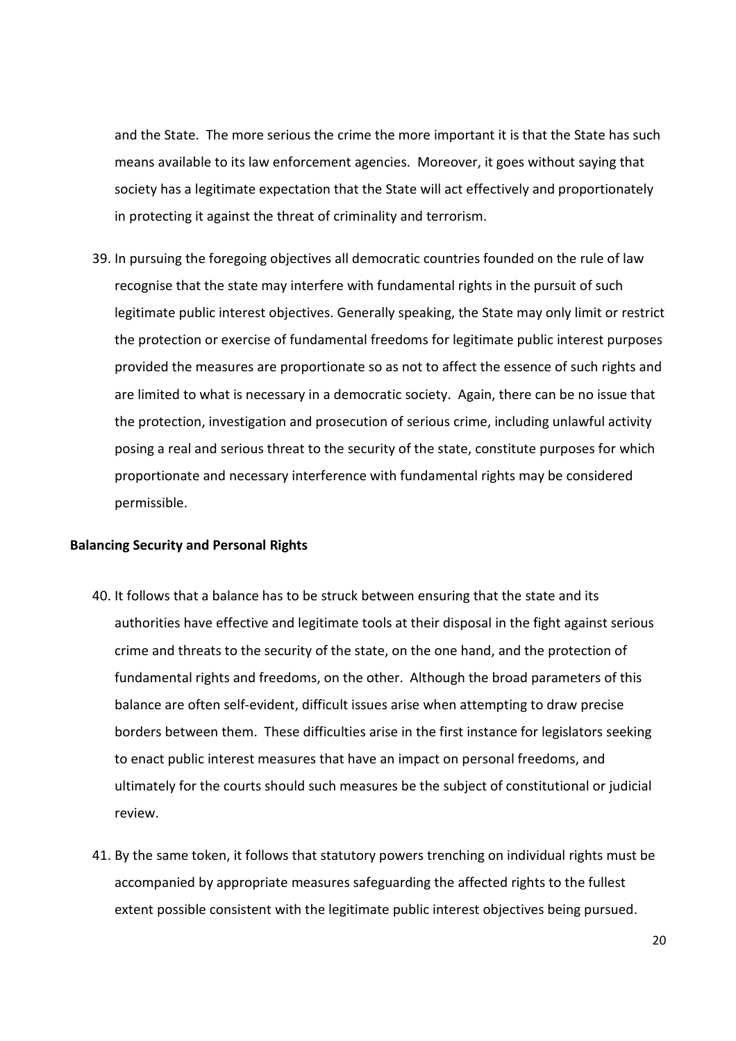and the State. The more serious the crime the more important it is that the State has such means available to its law enforcement agencies. Moreover, it goes without saying that society has a legitimate expectation that the State will act effectively and proportionately in protecting it against the threat of criminality and terrorism.

39. In pursuing the foregoing objectives all democratic countries founded on the rule of law recognise that the state may interfere with fundamental rights in the pursuit of such legitimate public interest objectives. Generally speaking, the State may only limit or restrict the protection or exercise of fundamental freedoms for legitimate public interest purposes provided the measures are proportionate so as not to affect the essence of such rights and are limited to what is necessary in a democratic society. Again, there can be no issue that the protection, investigation and prosecution of serious crime, including unlawful activity posing a real and serious threat to the security of the state, constitute purposes for which proportionate and necessary interference with fundamental rights may be considered permissible.

**Balancing Security and Personal Rights**

40. It follows that a balance has to be struck between ensuring that the state and its authorities have effective and legitimate tools at their disposal in the fight against serious crime and threats to the security of the state, on the one hand, and the protection of fundamental rights and freedoms, on the other. Although the broad parameters of this balance are often self-evident, difficult issues arise when attempting to draw precise borders between them. These difficulties arise in the first instance for legislators seeking to enact public interest measures that have an impact on personal freedoms, and ultimately for the courts should such measures be the subject of constitutional or judicial review.

41. By the same token, it follows that statutory powers trenching on individual rights must be accompanied by appropriate measures safeguarding the affected rights to the fullest extent possible consistent with the legitimate public interest objectives being pursued.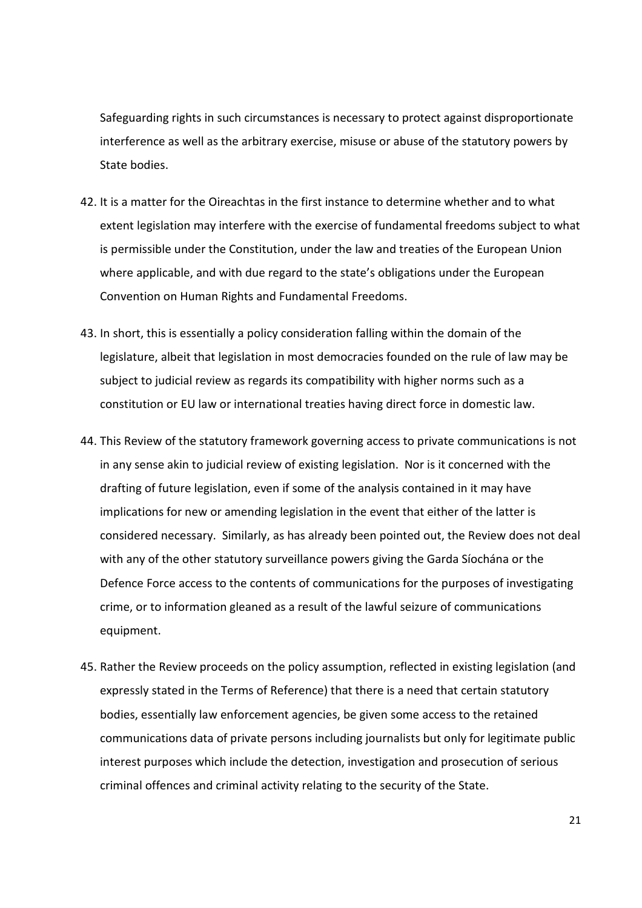Safeguarding rights in such circumstances is necessary to protect against disproportionate interference as well as the arbitrary exercise, misuse or abuse of the statutory powers by State bodies.

42. It is a matter for the Oireachtas in the first instance to determine whether and to what extent legislation may interfere with the exercise of fundamental freedoms subject to what is permissible under the Constitution, under the law and treaties of the European Union where applicable, and with due regard to the state's obligations under the European Convention on Human Rights and Fundamental Freedoms.

43. In short, this is essentially a policy consideration falling within the domain of the legislature, albeit that legislation in most democracies founded on the rule of law may be subject to judicial review as regards its compatibility with higher norms such as a constitution or EU law or international treaties having direct force in domestic law.

44. This Review of the statutory framework governing access to private communications is not in any sense akin to judicial review of existing legislation. Nor is it concerned with the drafting of future legislation, even if some of the analysis contained in it may have implications for new or amending legislation in the event that either of the latter is considered necessary. Similarly, as has already been pointed out, the Review does not deal with any of the other statutory surveillance powers giving the Garda Síochána or the Defence Force access to the contents of communications for the purposes of investigating crime, or to information gleaned as a result of the lawful seizure of communications equipment.

45. Rather the Review proceeds on the policy assumption, reflected in existing legislation (and expressly stated in the Terms of Reference) that there is a need that certain statutory bodies, essentially law enforcement agencies, be given some access to the retained communications data of private persons including journalists but only for legitimate public interest purposes which include the detection, investigation and prosecution of serious criminal offences and criminal activity relating to the security of the State.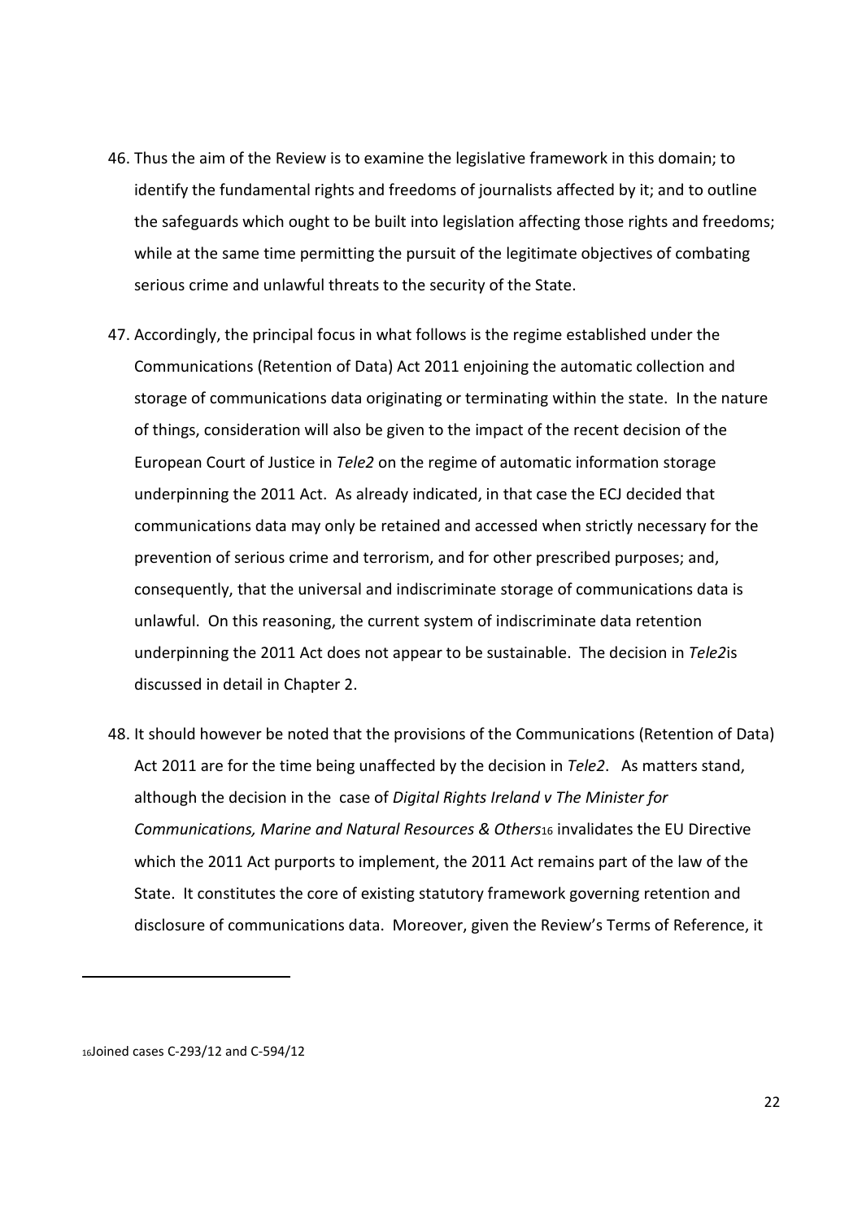46. Thus the aim of the Review is to examine the legislative framework in this domain; to identify the fundamental rights and freedoms of journalists affected by it; and to outline the safeguards which ought to be built into legislation affecting those rights and freedoms; while at the same time permitting the pursuit of the legitimate objectives of combating serious crime and unlawful threats to the security of the State.

47. Accordingly, the principal focus in what follows is the regime established under the Communications (Retention of Data) Act 2011 enjoining the automatic collection and storage of communications data originating or terminating within the state. In the nature of things, consideration will also be given to the impact of the recent decision of the European Court of Justice in *Tele2* on the regime of automatic information storage underpinning the 2011 Act. As already indicated, in that case the ECJ decided that communications data may only be retained and accessed when strictly necessary for the prevention of serious crime and terrorism, and for other prescribed purposes; and, consequently, that the universal and indiscriminate storage of communications data is unlawful. On this reasoning, the current system of indiscriminate data retention underpinning the 2011 Act does not appear to be sustainable. The decision in *Tele2*is discussed in detail in Chapter 2.

48. It should however be noted that the provisions of the Communications (Retention of Data) Act 2011 are for the time being unaffected by the decision in *Tele2*. As matters stand, although the decision in the case of *Digital Rights Ireland v The Minister for Communications, Marine and Natural Resources & Others*[16] invalidates the EU Directive which the 2011 Act purports to implement, the 2011 Act remains part of the law of the State. It constitutes the core of existing statutory framework governing retention and disclosure of communications data. Moreover, given the Review's Terms of Reference, it

[16]Joined cases C-293/12 and C-594/12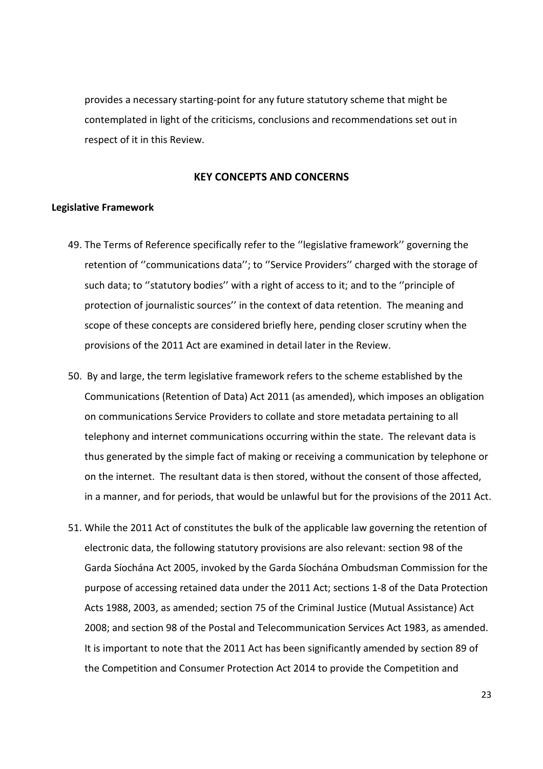provides a necessary starting-point for any future statutory scheme that might be contemplated in light of the criticisms, conclusions and recommendations set out in respect of it in this Review.

## KEY CONCEPTS AND CONCERNS

### Legislative Framework

49. The Terms of Reference specifically refer to the ''legislative framework'' governing the retention of ''communications data''; to ''Service Providers'' charged with the storage of such data; to ''statutory bodies'' with a right of access to it; and to the ''principle of protection of journalistic sources'' in the context of data retention. The meaning and scope of these concepts are considered briefly here, pending closer scrutiny when the provisions of the 2011 Act are examined in detail later in the Review.

50. By and large, the term legislative framework refers to the scheme established by the Communications (Retention of Data) Act 2011 (as amended), which imposes an obligation on communications Service Providers to collate and store metadata pertaining to all telephony and internet communications occurring within the state. The relevant data is thus generated by the simple fact of making or receiving a communication by telephone or on the internet. The resultant data is then stored, without the consent of those affected, in a manner, and for periods, that would be unlawful but for the provisions of the 2011 Act.

51. While the 2011 Act of constitutes the bulk of the applicable law governing the retention of electronic data, the following statutory provisions are also relevant: section 98 of the Garda Síochána Act 2005, invoked by the Garda Síochána Ombudsman Commission for the purpose of accessing retained data under the 2011 Act; sections 1-8 of the Data Protection Acts 1988, 2003, as amended; section 75 of the Criminal Justice (Mutual Assistance) Act 2008; and section 98 of the Postal and Telecommunication Services Act 1983, as amended. It is important to note that the 2011 Act has been significantly amended by section 89 of the Competition and Consumer Protection Act 2014 to provide the Competition and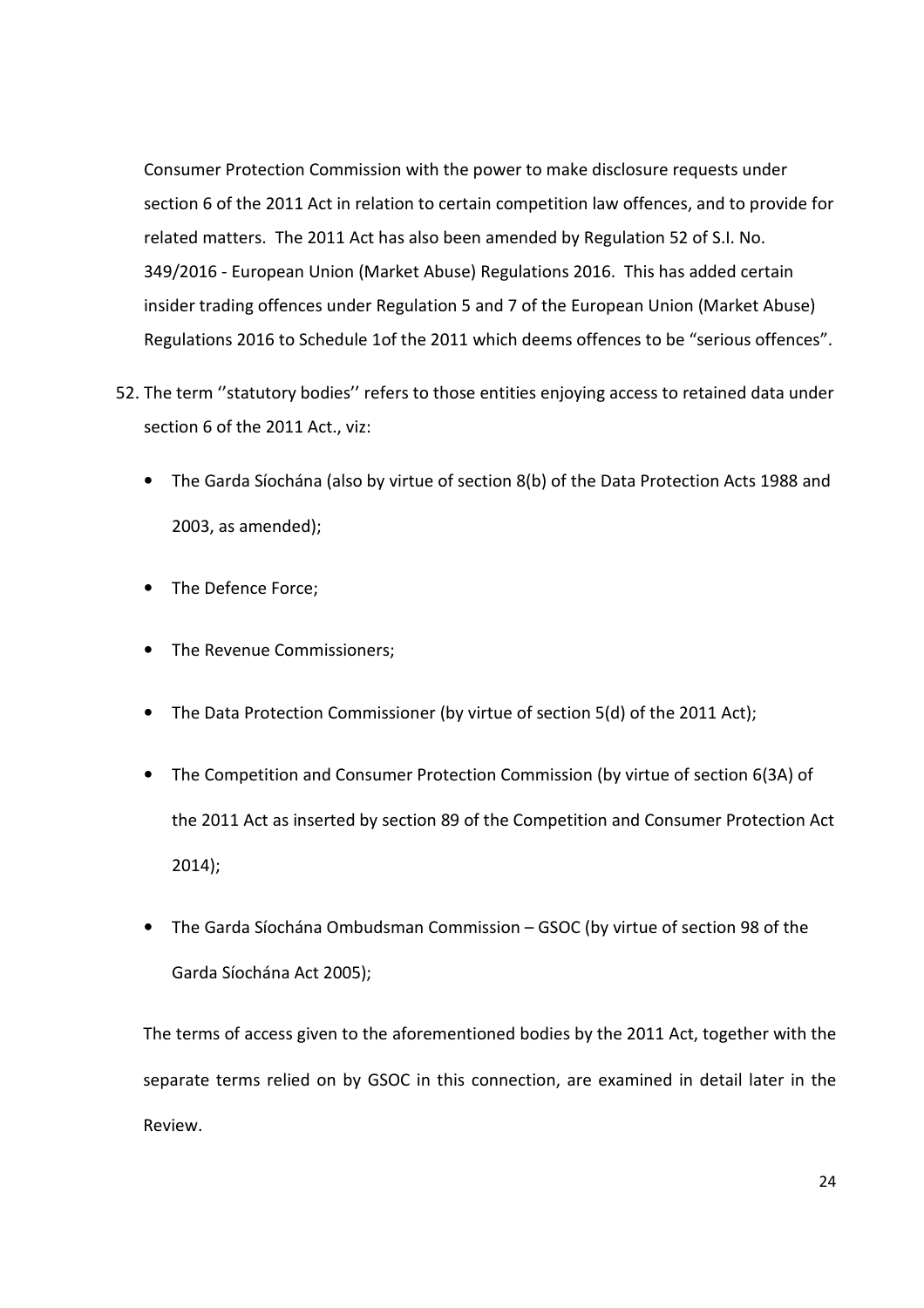Consumer Protection Commission with the power to make disclosure requests under section 6 of the 2011 Act in relation to certain competition law offences, and to provide for related matters. The 2011 Act has also been amended by Regulation 52 of S.I. No. 349/2016 - European Union (Market Abuse) Regulations 2016. This has added certain insider trading offences under Regulation 5 and 7 of the European Union (Market Abuse) Regulations 2016 to Schedule 1of the 2011 which deems offences to be "serious offences".

52. The term ''statutory bodies'' refers to those entities enjoying access to retained data under section 6 of the 2011 Act., viz:

    - The Garda Síochána (also by virtue of section 8(b) of the Data Protection Acts 1988 and 2003, as amended);
    - The Defence Force;
    - The Revenue Commissioners;
    - The Data Protection Commissioner (by virtue of section 5(d) of the 2011 Act);
    - The Competition and Consumer Protection Commission (by virtue of section 6(3A) of the 2011 Act as inserted by section 89 of the Competition and Consumer Protection Act 2014);
    - The Garda Síochána Ombudsman Commission – GSOC (by virtue of section 98 of the Garda Síochána Act 2005);

    The terms of access given to the aforementioned bodies by the 2011 Act, together with the separate terms relied on by GSOC in this connection, are examined in detail later in the Review.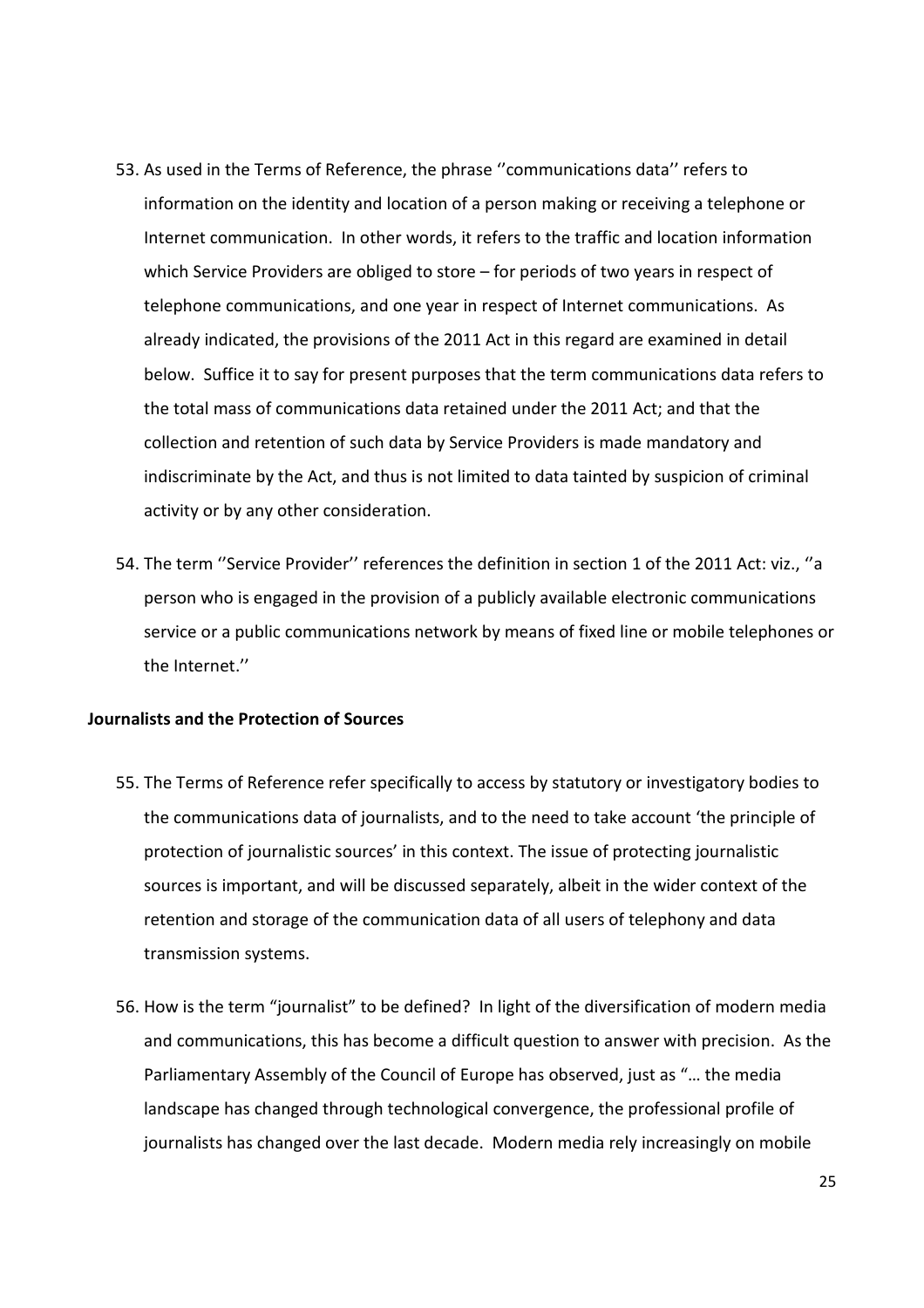53. As used in the Terms of Reference, the phrase ''communications data'' refers to information on the identity and location of a person making or receiving a telephone or Internet communication. In other words, it refers to the traffic and location information which Service Providers are obliged to store – for periods of two years in respect of telephone communications, and one year in respect of Internet communications. As already indicated, the provisions of the 2011 Act in this regard are examined in detail below. Suffice it to say for present purposes that the term communications data refers to the total mass of communications data retained under the 2011 Act; and that the collection and retention of such data by Service Providers is made mandatory and indiscriminate by the Act, and thus is not limited to data tainted by suspicion of criminal activity or by any other consideration.

54. The term ''Service Provider'' references the definition in section 1 of the 2011 Act: viz., ''a person who is engaged in the provision of a publicly available electronic communications service or a public communications network by means of fixed line or mobile telephones or the Internet.''

**Journalists and the Protection of Sources**

55. The Terms of Reference refer specifically to access by statutory or investigatory bodies to the communications data of journalists, and to the need to take account 'the principle of protection of journalistic sources' in this context. The issue of protecting journalistic sources is important, and will be discussed separately, albeit in the wider context of the retention and storage of the communication data of all users of telephony and data transmission systems.

56. How is the term "journalist" to be defined? In light of the diversification of modern media and communications, this has become a difficult question to answer with precision. As the Parliamentary Assembly of the Council of Europe has observed, just as "… the media landscape has changed through technological convergence, the professional profile of journalists has changed over the last decade. Modern media rely increasingly on mobile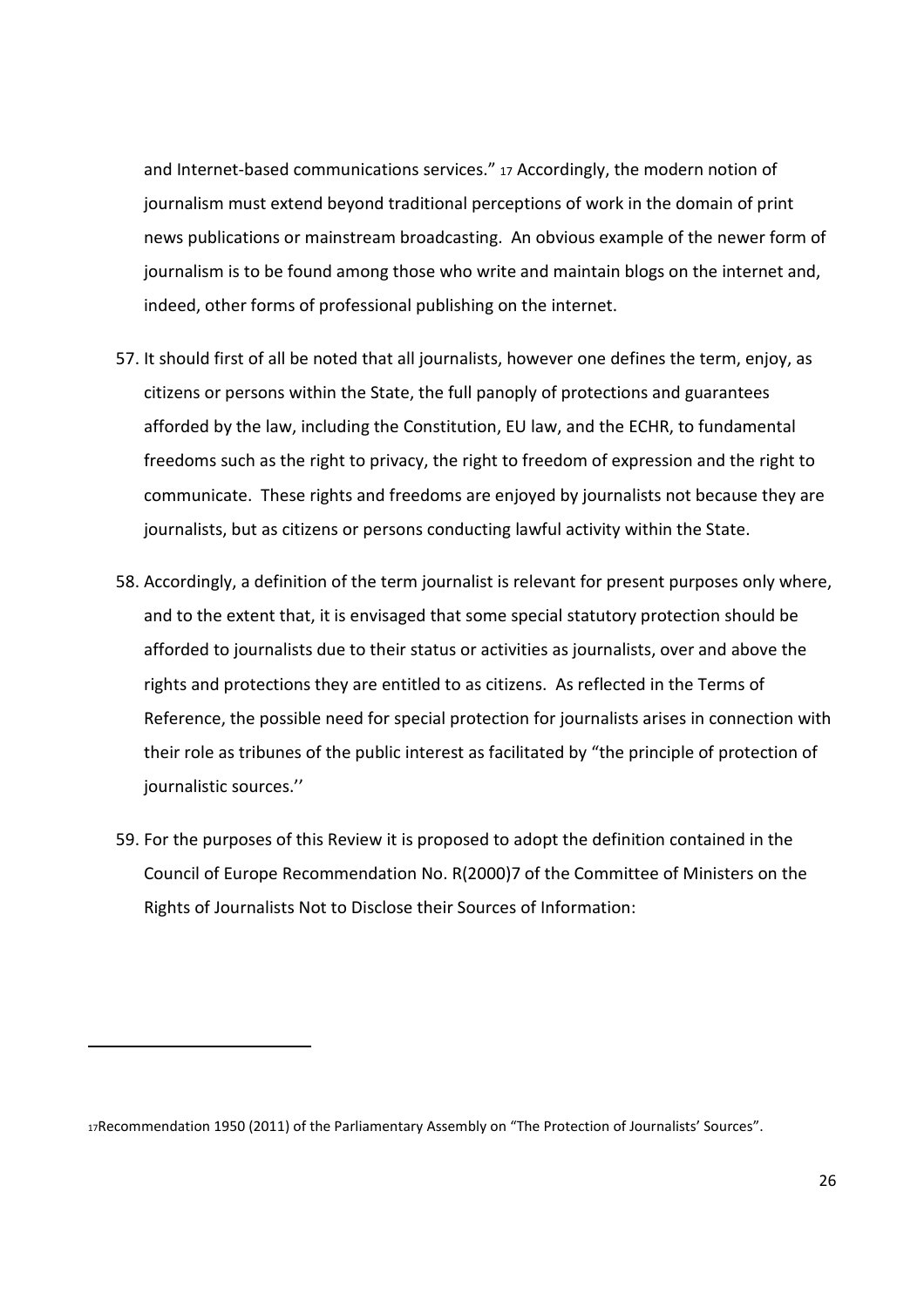and Internet-based communications services." [17] Accordingly, the modern notion of journalism must extend beyond traditional perceptions of work in the domain of print news publications or mainstream broadcasting. An obvious example of the newer form of journalism is to be found among those who write and maintain blogs on the internet and, indeed, other forms of professional publishing on the internet.

57. It should first of all be noted that all journalists, however one defines the term, enjoy, as citizens or persons within the State, the full panoply of protections and guarantees afforded by the law, including the Constitution, EU law, and the ECHR, to fundamental freedoms such as the right to privacy, the right to freedom of expression and the right to communicate. These rights and freedoms are enjoyed by journalists not because they are journalists, but as citizens or persons conducting lawful activity within the State.

58. Accordingly, a definition of the term journalist is relevant for present purposes only where, and to the extent that, it is envisaged that some special statutory protection should be afforded to journalists due to their status or activities as journalists, over and above the rights and protections they are entitled to as citizens. As reflected in the Terms of Reference, the possible need for special protection for journalists arises in connection with their role as tribunes of the public interest as facilitated by "the principle of protection of journalistic sources.''

59. For the purposes of this Review it is proposed to adopt the definition contained in the Council of Europe Recommendation No. R(2000)7 of the Committee of Ministers on the Rights of Journalists Not to Disclose their Sources of Information:

---

[17] Recommendation 1950 (2011) of the Parliamentary Assembly on "The Protection of Journalists' Sources".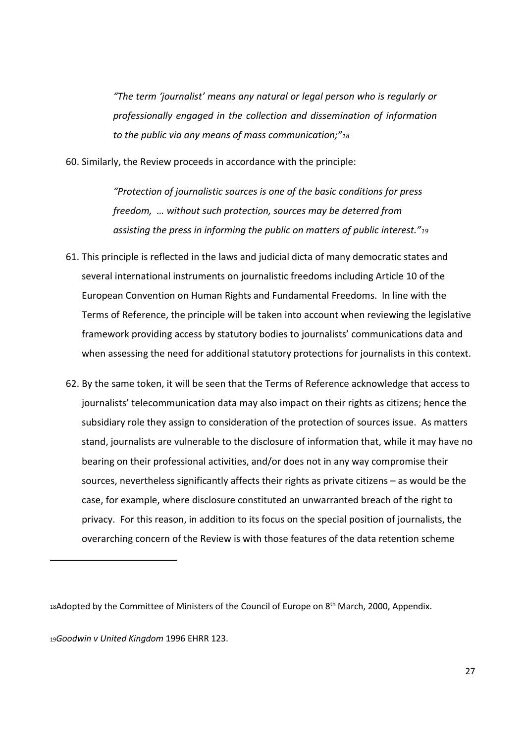> *"The term 'journalist' means any natural or legal person who is regularly or professionally engaged in the collection and dissemination of information to the public via any means of mass communication;"*[18]

60. Similarly, the Review proceeds in accordance with the principle:

> *"Protection of journalistic sources is one of the basic conditions for press freedom, … without such protection, sources may be deterred from assisting the press in informing the public on matters of public interest."*[19]

61. This principle is reflected in the laws and judicial dicta of many democratic states and several international instruments on journalistic freedoms including Article 10 of the European Convention on Human Rights and Fundamental Freedoms. In line with the Terms of Reference, the principle will be taken into account when reviewing the legislative framework providing access by statutory bodies to journalists' communications data and when assessing the need for additional statutory protections for journalists in this context.

62. By the same token, it will be seen that the Terms of Reference acknowledge that access to journalists' telecommunication data may also impact on their rights as citizens; hence the subsidiary role they assign to consideration of the protection of sources issue. As matters stand, journalists are vulnerable to the disclosure of information that, while it may have no bearing on their professional activities, and/or does not in any way compromise their sources, nevertheless significantly affects their rights as private citizens – as would be the case, for example, where disclosure constituted an unwarranted breach of the right to privacy. For this reason, in addition to its focus on the special position of journalists, the overarching concern of the Review is with those features of the data retention scheme

---

[18] Adopted by the Committee of Ministers of the Council of Europe on 8th March, 2000, Appendix.

[19] *Goodwin v United Kingdom* 1996 EHRR 123.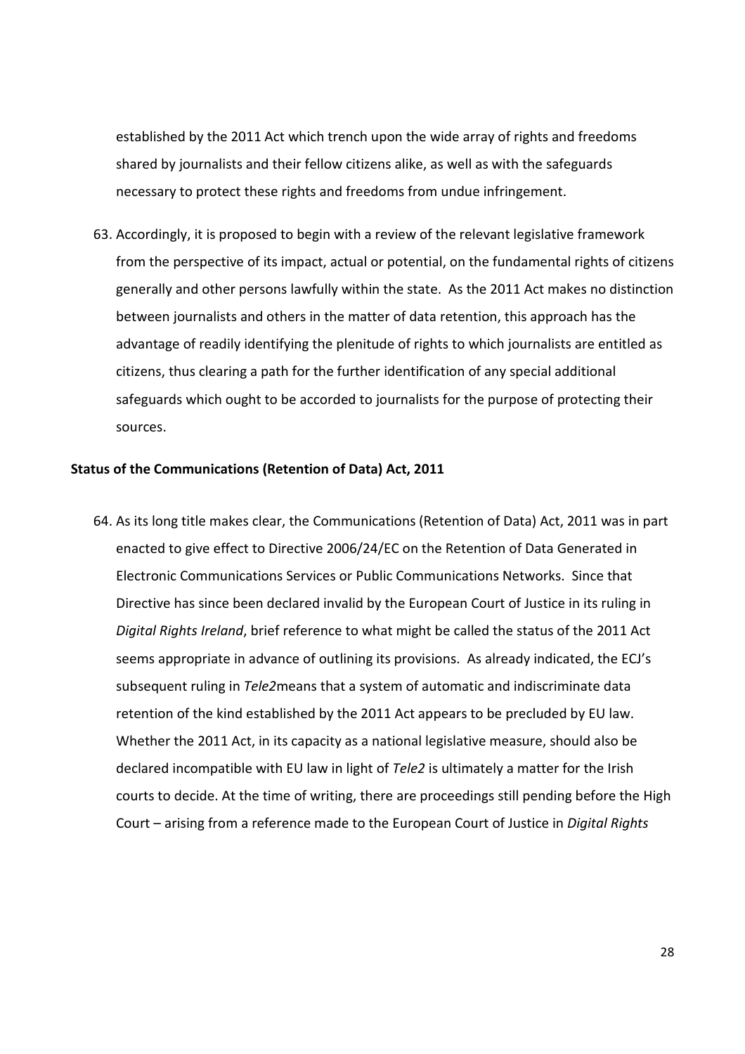established by the 2011 Act which trench upon the wide array of rights and freedoms shared by journalists and their fellow citizens alike, as well as with the safeguards necessary to protect these rights and freedoms from undue infringement.

63. Accordingly, it is proposed to begin with a review of the relevant legislative framework from the perspective of its impact, actual or potential, on the fundamental rights of citizens generally and other persons lawfully within the state. As the 2011 Act makes no distinction between journalists and others in the matter of data retention, this approach has the advantage of readily identifying the plenitude of rights to which journalists are entitled as citizens, thus clearing a path for the further identification of any special additional safeguards which ought to be accorded to journalists for the purpose of protecting their sources.

**Status of the Communications (Retention of Data) Act, 2011**

64. As its long title makes clear, the Communications (Retention of Data) Act, 2011 was in part enacted to give effect to Directive 2006/24/EC on the Retention of Data Generated in Electronic Communications Services or Public Communications Networks. Since that Directive has since been declared invalid by the European Court of Justice in its ruling in *Digital Rights Ireland*, brief reference to what might be called the status of the 2011 Act seems appropriate in advance of outlining its provisions. As already indicated, the ECJ's subsequent ruling in *Tele2*means that a system of automatic and indiscriminate data retention of the kind established by the 2011 Act appears to be precluded by EU law. Whether the 2011 Act, in its capacity as a national legislative measure, should also be declared incompatible with EU law in light of *Tele2* is ultimately a matter for the Irish courts to decide. At the time of writing, there are proceedings still pending before the High Court – arising from a reference made to the European Court of Justice in *Digital Rights*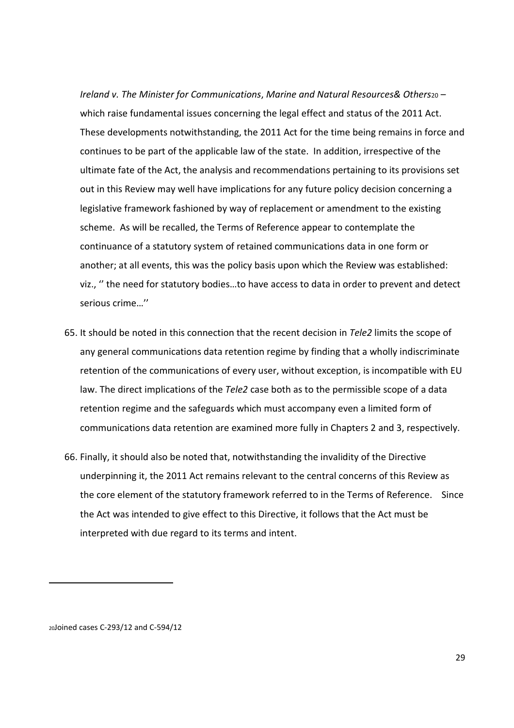*Ireland v. The Minister for Communications, Marine and Natural Resources& Others*[20] – which raise fundamental issues concerning the legal effect and status of the 2011 Act. These developments notwithstanding, the 2011 Act for the time being remains in force and continues to be part of the applicable law of the state. In addition, irrespective of the ultimate fate of the Act, the analysis and recommendations pertaining to its provisions set out in this Review may well have implications for any future policy decision concerning a legislative framework fashioned by way of replacement or amendment to the existing scheme. As will be recalled, the Terms of Reference appear to contemplate the continuance of a statutory system of retained communications data in one form or another; at all events, this was the policy basis upon which the Review was established: viz., '' the need for statutory bodies…to have access to data in order to prevent and detect serious crime…''

65. It should be noted in this connection that the recent decision in *Tele2* limits the scope of any general communications data retention regime by finding that a wholly indiscriminate retention of the communications of every user, without exception, is incompatible with EU law. The direct implications of the *Tele2* case both as to the permissible scope of a data retention regime and the safeguards which must accompany even a limited form of communications data retention are examined more fully in Chapters 2 and 3, respectively.

66. Finally, it should also be noted that, notwithstanding the invalidity of the Directive underpinning it, the 2011 Act remains relevant to the central concerns of this Review as the core element of the statutory framework referred to in the Terms of Reference. Since the Act was intended to give effect to this Directive, it follows that the Act must be interpreted with due regard to its terms and intent.

---

[20] Joined cases C-293/12 and C-594/12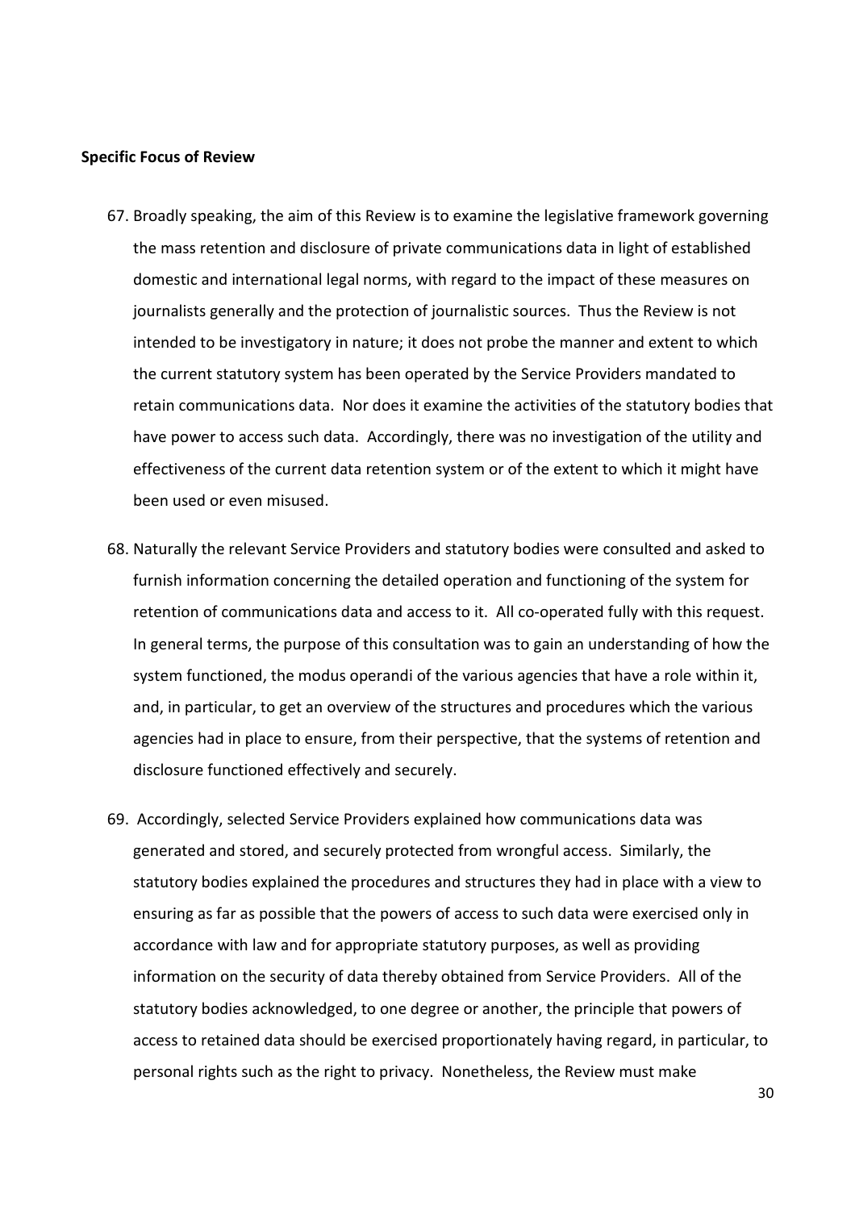**Specific Focus of Review**

67. Broadly speaking, the aim of this Review is to examine the legislative framework governing the mass retention and disclosure of private communications data in light of established domestic and international legal norms, with regard to the impact of these measures on journalists generally and the protection of journalistic sources. Thus the Review is not intended to be investigatory in nature; it does not probe the manner and extent to which the current statutory system has been operated by the Service Providers mandated to retain communications data. Nor does it examine the activities of the statutory bodies that have power to access such data. Accordingly, there was no investigation of the utility and effectiveness of the current data retention system or of the extent to which it might have been used or even misused.

68. Naturally the relevant Service Providers and statutory bodies were consulted and asked to furnish information concerning the detailed operation and functioning of the system for retention of communications data and access to it. All co-operated fully with this request. In general terms, the purpose of this consultation was to gain an understanding of how the system functioned, the modus operandi of the various agencies that have a role within it, and, in particular, to get an overview of the structures and procedures which the various agencies had in place to ensure, from their perspective, that the systems of retention and disclosure functioned effectively and securely.

69. Accordingly, selected Service Providers explained how communications data was generated and stored, and securely protected from wrongful access. Similarly, the statutory bodies explained the procedures and structures they had in place with a view to ensuring as far as possible that the powers of access to such data were exercised only in accordance with law and for appropriate statutory purposes, as well as providing information on the security of data thereby obtained from Service Providers. All of the statutory bodies acknowledged, to one degree or another, the principle that powers of access to retained data should be exercised proportionately having regard, in particular, to personal rights such as the right to privacy. Nonetheless, the Review must make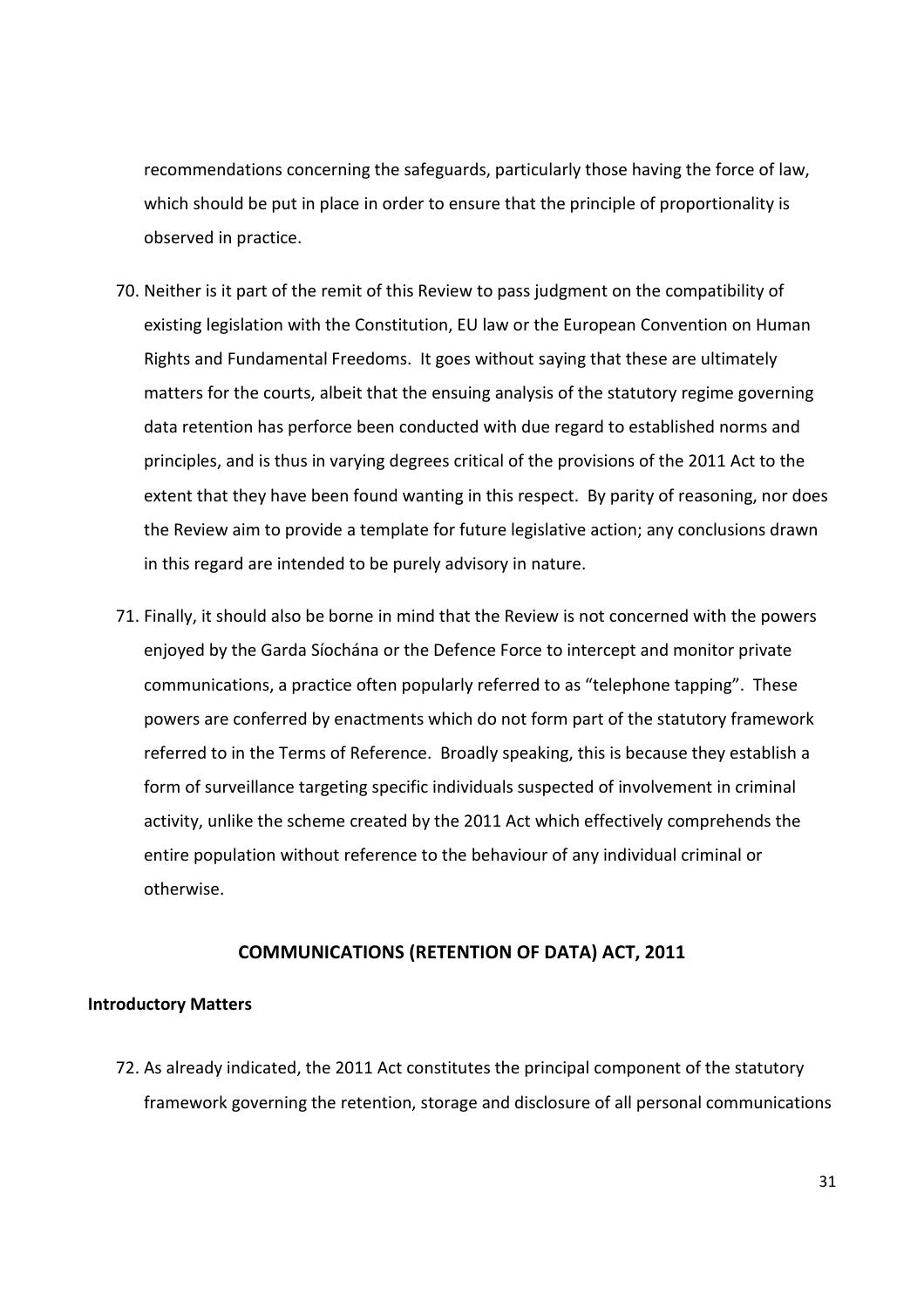recommendations concerning the safeguards, particularly those having the force of law, which should be put in place in order to ensure that the principle of proportionality is observed in practice.

70. Neither is it part of the remit of this Review to pass judgment on the compatibility of existing legislation with the Constitution, EU law or the European Convention on Human Rights and Fundamental Freedoms. It goes without saying that these are ultimately matters for the courts, albeit that the ensuing analysis of the statutory regime governing data retention has perforce been conducted with due regard to established norms and principles, and is thus in varying degrees critical of the provisions of the 2011 Act to the extent that they have been found wanting in this respect. By parity of reasoning, nor does the Review aim to provide a template for future legislative action; any conclusions drawn in this regard are intended to be purely advisory in nature.

71. Finally, it should also be borne in mind that the Review is not concerned with the powers enjoyed by the Garda Síochána or the Defence Force to intercept and monitor private communications, a practice often popularly referred to as "telephone tapping". These powers are conferred by enactments which do not form part of the statutory framework referred to in the Terms of Reference. Broadly speaking, this is because they establish a form of surveillance targeting specific individuals suspected of involvement in criminal activity, unlike the scheme created by the 2011 Act which effectively comprehends the entire population without reference to the behaviour of any individual criminal or otherwise.

## COMMUNICATIONS (RETENTION OF DATA) ACT, 2011

### Introductory Matters

72. As already indicated, the 2011 Act constitutes the principal component of the statutory framework governing the retention, storage and disclosure of all personal communications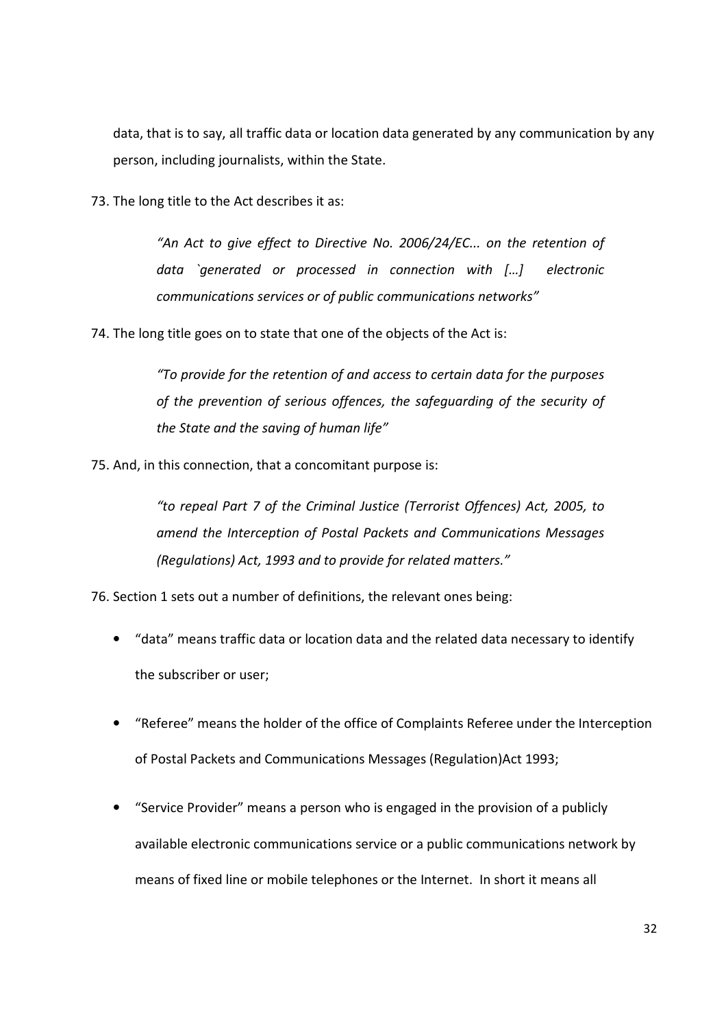data, that is to say, all traffic data or location data generated by any communication by any person, including journalists, within the State.

73. The long title to the Act describes it as:

> *"An Act to give effect to Directive No. 2006/24/EC... on the retention of data `generated or processed in connection with […] electronic communications services or of public communications networks"*

74. The long title goes on to state that one of the objects of the Act is:

> *"To provide for the retention of and access to certain data for the purposes of the prevention of serious offences, the safeguarding of the security of the State and the saving of human life"*

75. And, in this connection, that a concomitant purpose is:

> *"to repeal Part 7 of the Criminal Justice (Terrorist Offences) Act, 2005, to amend the Interception of Postal Packets and Communications Messages (Regulations) Act, 1993 and to provide for related matters."*

76. Section 1 sets out a number of definitions, the relevant ones being:

- "data" means traffic data or location data and the related data necessary to identify the subscriber or user;
- "Referee" means the holder of the office of Complaints Referee under the Interception of Postal Packets and Communications Messages (Regulation)Act 1993;
- "Service Provider" means a person who is engaged in the provision of a publicly available electronic communications service or a public communications network by means of fixed line or mobile telephones or the Internet. In short it means all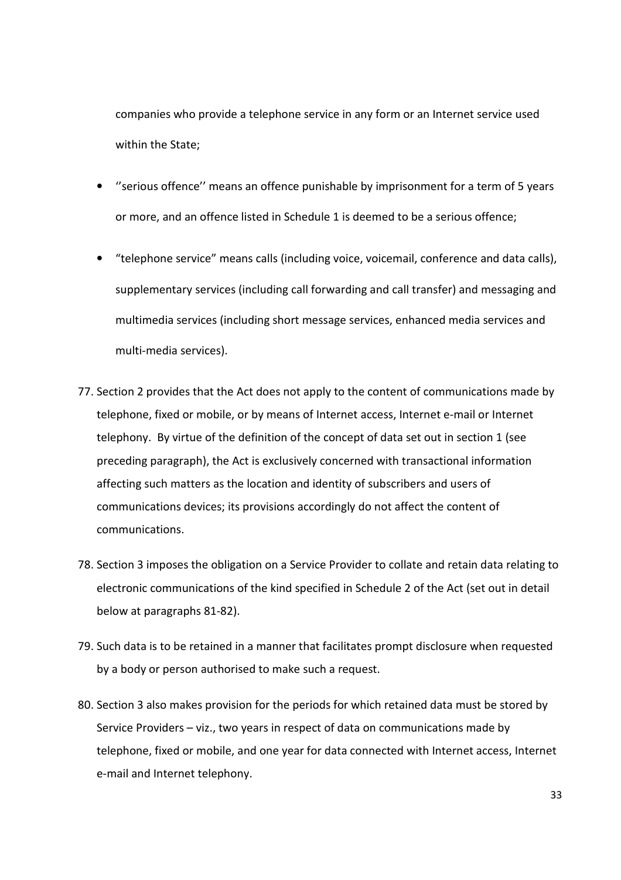companies who provide a telephone service in any form or an Internet service used within the State;

- ''serious offence'' means an offence punishable by imprisonment for a term of 5 years or more, and an offence listed in Schedule 1 is deemed to be a serious offence;
- "telephone service" means calls (including voice, voicemail, conference and data calls), supplementary services (including call forwarding and call transfer) and messaging and multimedia services (including short message services, enhanced media services and multi-media services).

77. Section 2 provides that the Act does not apply to the content of communications made by telephone, fixed or mobile, or by means of Internet access, Internet e-mail or Internet telephony. By virtue of the definition of the concept of data set out in section 1 (see preceding paragraph), the Act is exclusively concerned with transactional information affecting such matters as the location and identity of subscribers and users of communications devices; its provisions accordingly do not affect the content of communications.
78. Section 3 imposes the obligation on a Service Provider to collate and retain data relating to electronic communications of the kind specified in Schedule 2 of the Act (set out in detail below at paragraphs 81-82).
79. Such data is to be retained in a manner that facilitates prompt disclosure when requested by a body or person authorised to make such a request.
80. Section 3 also makes provision for the periods for which retained data must be stored by Service Providers – viz., two years in respect of data on communications made by telephone, fixed or mobile, and one year for data connected with Internet access, Internet e-mail and Internet telephony.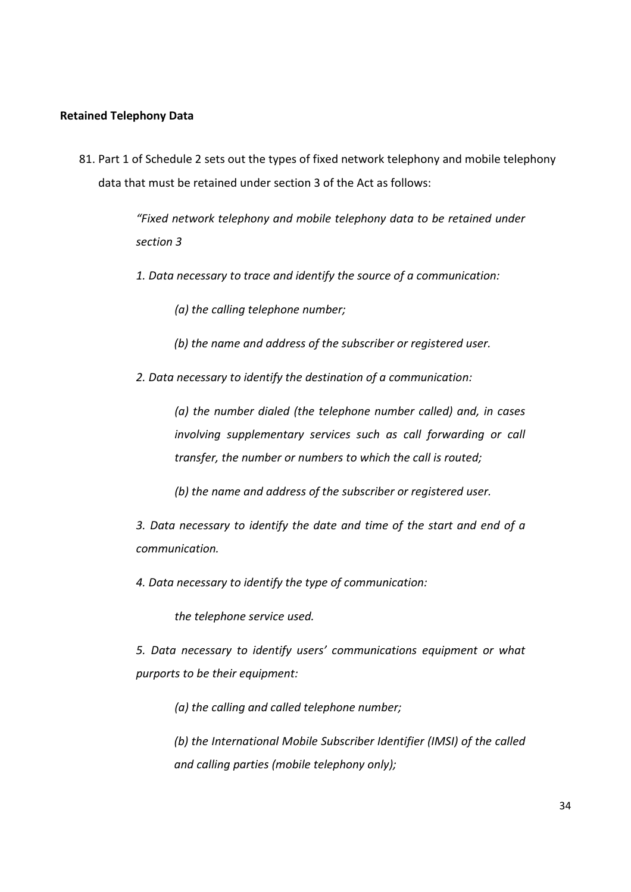**Retained Telephony Data**

81. Part 1 of Schedule 2 sets out the types of fixed network telephony and mobile telephony data that must be retained under section 3 of the Act as follows:

> *"Fixed network telephony and mobile telephony data to be retained under section 3*
>
> *1. Data necessary to trace and identify the source of a communication:*
>
> > *(a) the calling telephone number;*
> >
> > *(b) the name and address of the subscriber or registered user.*
>
> *2. Data necessary to identify the destination of a communication:*
>
> > *(a) the number dialed (the telephone number called) and, in cases involving supplementary services such as call forwarding or call transfer, the number or numbers to which the call is routed;*
> >
> > *(b) the name and address of the subscriber or registered user.*
>
> *3. Data necessary to identify the date and time of the start and end of a communication.*
>
> *4. Data necessary to identify the type of communication:*
>
> > *the telephone service used.*
>
> *5. Data necessary to identify users' communications equipment or what purports to be their equipment:*
>
> > *(a) the calling and called telephone number;*
> >
> > *(b) the International Mobile Subscriber Identifier (IMSI) of the called and calling parties (mobile telephony only);*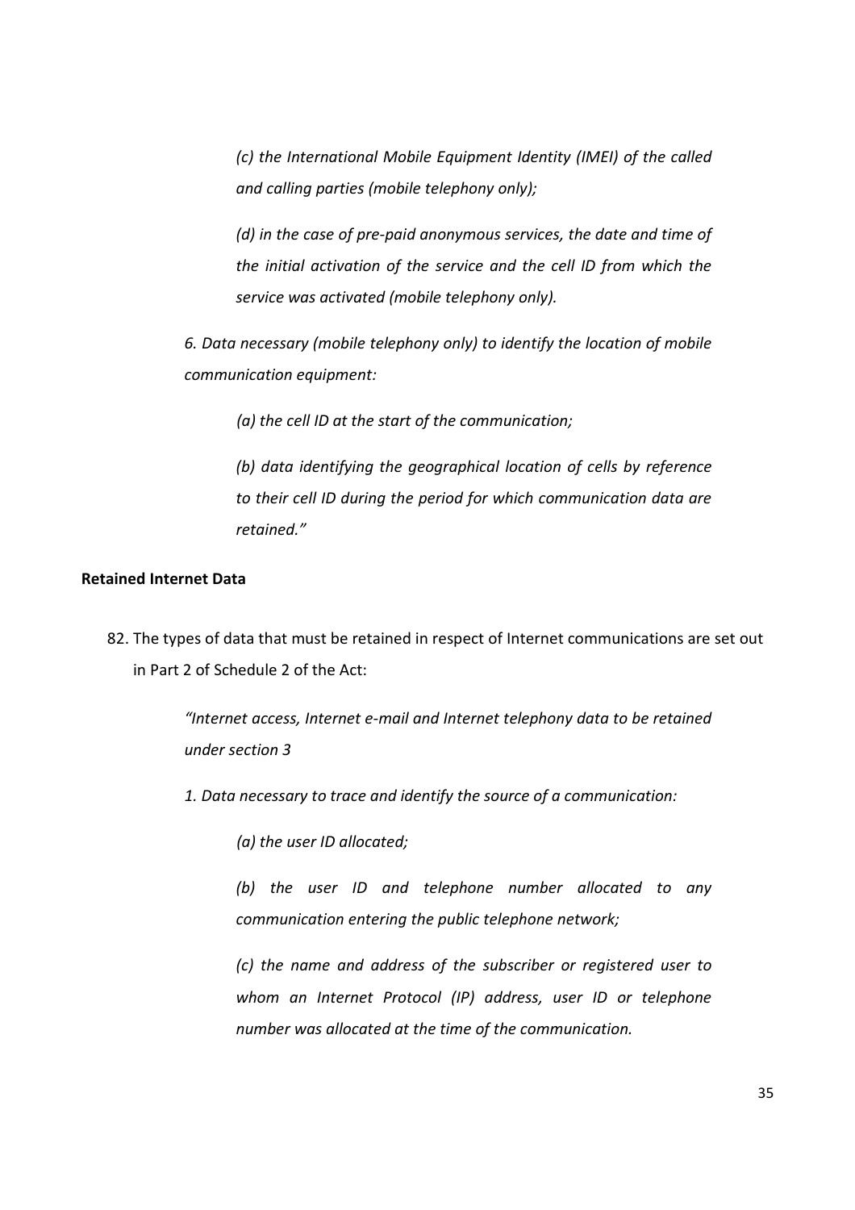*(c) the International Mobile Equipment Identity (IMEI) of the called and calling parties (mobile telephony only);*

*(d) in the case of pre-paid anonymous services, the date and time of the initial activation of the service and the cell ID from which the service was activated (mobile telephony only).*

*6. Data necessary (mobile telephony only) to identify the location of mobile communication equipment:*

*(a) the cell ID at the start of the communication;*

*(b) data identifying the geographical location of cells by reference to their cell ID during the period for which communication data are retained."*

**Retained Internet Data**

82. The types of data that must be retained in respect of Internet communications are set out in Part 2 of Schedule 2 of the Act:

*"Internet access, Internet e-mail and Internet telephony data to be retained under section 3*

*1. Data necessary to trace and identify the source of a communication:*

*(a) the user ID allocated;*

*(b) the user ID and telephone number allocated to any communication entering the public telephone network;*

*(c) the name and address of the subscriber or registered user to whom an Internet Protocol (IP) address, user ID or telephone number was allocated at the time of the communication.*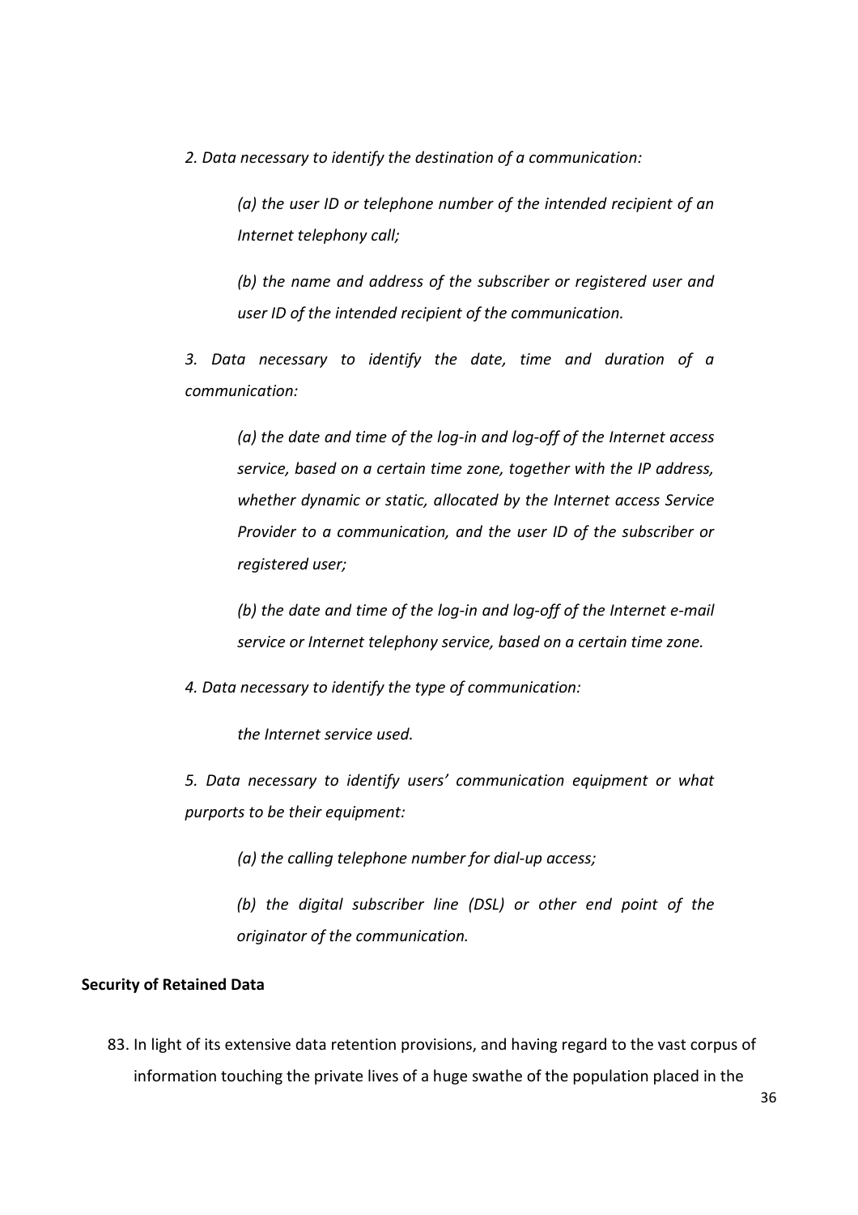*2. Data necessary to identify the destination of a communication:*

> *(a) the user ID or telephone number of the intended recipient of an Internet telephony call;*
>
> *(b) the name and address of the subscriber or registered user and user ID of the intended recipient of the communication.*

*3. Data necessary to identify the date, time and duration of a communication:*

> *(a) the date and time of the log-in and log-off of the Internet access service, based on a certain time zone, together with the IP address, whether dynamic or static, allocated by the Internet access Service Provider to a communication, and the user ID of the subscriber or registered user;*
>
> *(b) the date and time of the log-in and log-off of the Internet e-mail service or Internet telephony service, based on a certain time zone.*

*4. Data necessary to identify the type of communication:*

> *the Internet service used.*

*5. Data necessary to identify users' communication equipment or what purports to be their equipment:*

> *(a) the calling telephone number for dial-up access;*
>
> *(b) the digital subscriber line (DSL) or other end point of the originator of the communication.*

**Security of Retained Data**

83. In light of its extensive data retention provisions, and having regard to the vast corpus of information touching the private lives of a huge swathe of the population placed in the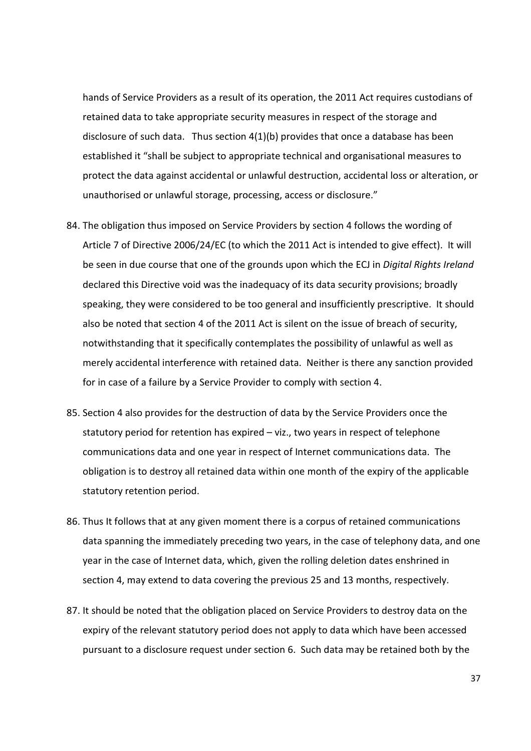hands of Service Providers as a result of its operation, the 2011 Act requires custodians of retained data to take appropriate security measures in respect of the storage and disclosure of such data. Thus section 4(1)(b) provides that once a database has been established it "shall be subject to appropriate technical and organisational measures to protect the data against accidental or unlawful destruction, accidental loss or alteration, or unauthorised or unlawful storage, processing, access or disclosure."

84. The obligation thus imposed on Service Providers by section 4 follows the wording of Article 7 of Directive 2006/24/EC (to which the 2011 Act is intended to give effect). It will be seen in due course that one of the grounds upon which the ECJ in *Digital Rights Ireland* declared this Directive void was the inadequacy of its data security provisions; broadly speaking, they were considered to be too general and insufficiently prescriptive. It should also be noted that section 4 of the 2011 Act is silent on the issue of breach of security, notwithstanding that it specifically contemplates the possibility of unlawful as well as merely accidental interference with retained data. Neither is there any sanction provided for in case of a failure by a Service Provider to comply with section 4.

85. Section 4 also provides for the destruction of data by the Service Providers once the statutory period for retention has expired – viz., two years in respect of telephone communications data and one year in respect of Internet communications data. The obligation is to destroy all retained data within one month of the expiry of the applicable statutory retention period.

86. Thus It follows that at any given moment there is a corpus of retained communications data spanning the immediately preceding two years, in the case of telephony data, and one year in the case of Internet data, which, given the rolling deletion dates enshrined in section 4, may extend to data covering the previous 25 and 13 months, respectively.

87. It should be noted that the obligation placed on Service Providers to destroy data on the expiry of the relevant statutory period does not apply to data which have been accessed pursuant to a disclosure request under section 6. Such data may be retained both by the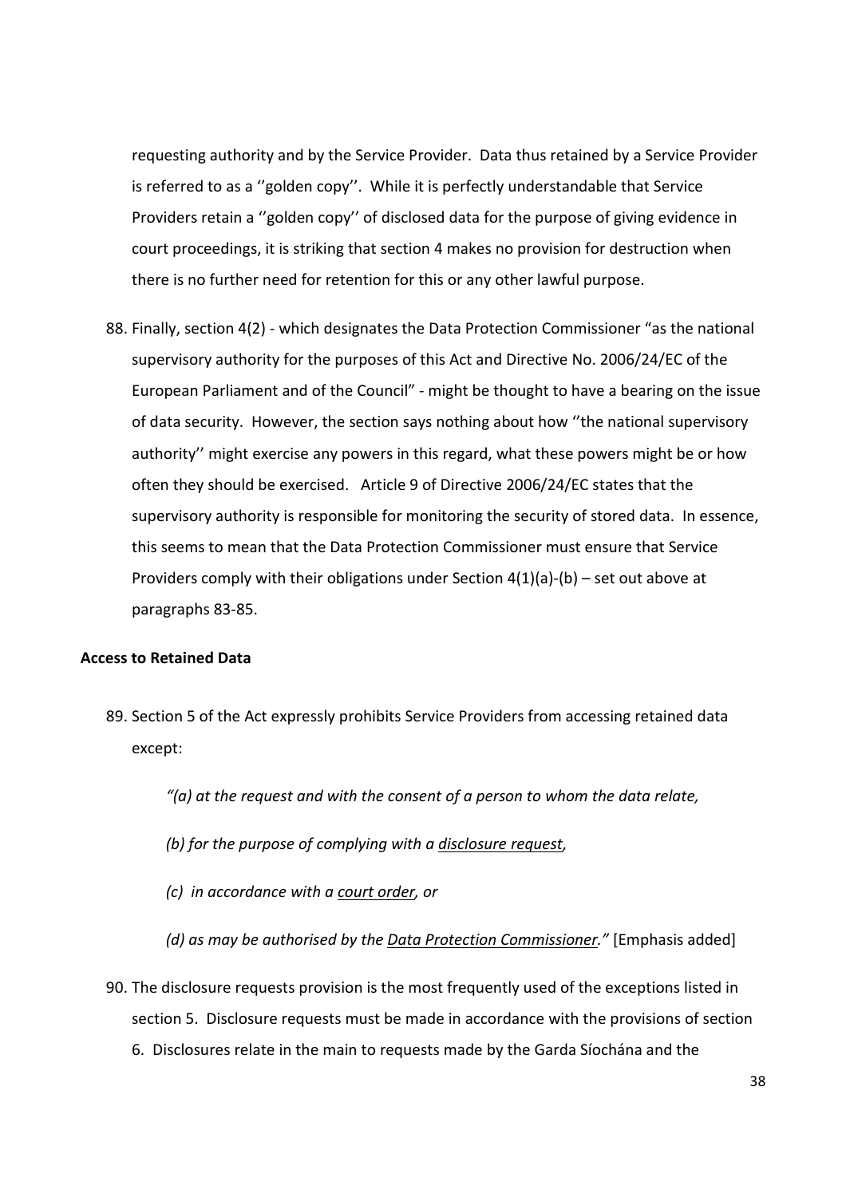requesting authority and by the Service Provider. Data thus retained by a Service Provider is referred to as a ''golden copy''. While it is perfectly understandable that Service Providers retain a ''golden copy'' of disclosed data for the purpose of giving evidence in court proceedings, it is striking that section 4 makes no provision for destruction when there is no further need for retention for this or any other lawful purpose.

88. Finally, section 4(2) - which designates the Data Protection Commissioner "as the national supervisory authority for the purposes of this Act and Directive No. 2006/24/EC of the European Parliament and of the Council" - might be thought to have a bearing on the issue of data security. However, the section says nothing about how ''the national supervisory authority'' might exercise any powers in this regard, what these powers might be or how often they should be exercised. Article 9 of Directive 2006/24/EC states that the supervisory authority is responsible for monitoring the security of stored data. In essence, this seems to mean that the Data Protection Commissioner must ensure that Service Providers comply with their obligations under Section 4(1)(a)-(b) – set out above at paragraphs 83-85.

**Access to Retained Data**

89. Section 5 of the Act expressly prohibits Service Providers from accessing retained data except:

    *"(a) at the request and with the consent of a person to whom the data relate,*

    *(b) for the purpose of complying with a <u>disclosure request</u>,*

    *(c) in accordance with a <u>court order</u>, or*

    *(d) as may be authorised by the <u>Data Protection Commissioner</u>."* [Emphasis added]

90. The disclosure requests provision is the most frequently used of the exceptions listed in section 5. Disclosure requests must be made in accordance with the provisions of section 6. Disclosures relate in the main to requests made by the Garda Síochána and the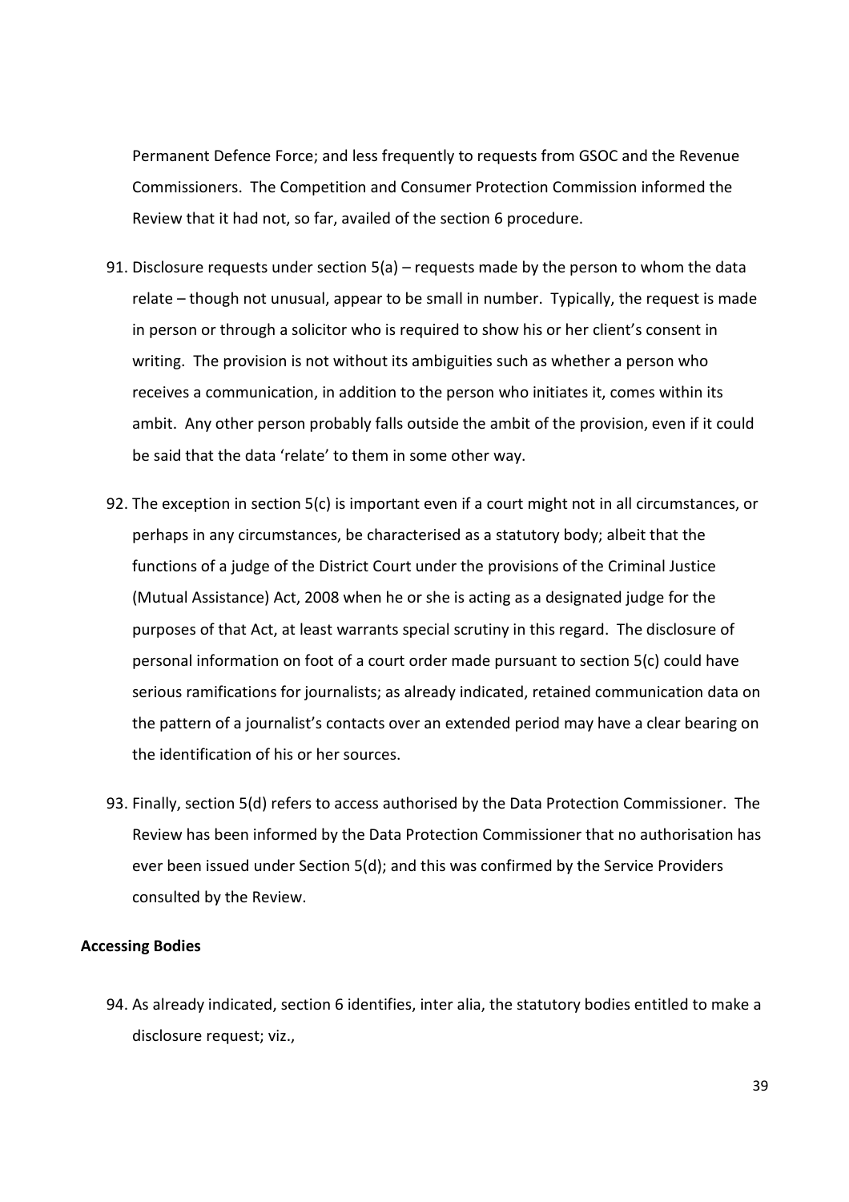Permanent Defence Force; and less frequently to requests from GSOC and the Revenue Commissioners. The Competition and Consumer Protection Commission informed the Review that it had not, so far, availed of the section 6 procedure.

91. Disclosure requests under section 5(a) – requests made by the person to whom the data relate – though not unusual, appear to be small in number. Typically, the request is made in person or through a solicitor who is required to show his or her client's consent in writing. The provision is not without its ambiguities such as whether a person who receives a communication, in addition to the person who initiates it, comes within its ambit. Any other person probably falls outside the ambit of the provision, even if it could be said that the data 'relate' to them in some other way.

92. The exception in section 5(c) is important even if a court might not in all circumstances, or perhaps in any circumstances, be characterised as a statutory body; albeit that the functions of a judge of the District Court under the provisions of the Criminal Justice (Mutual Assistance) Act, 2008 when he or she is acting as a designated judge for the purposes of that Act, at least warrants special scrutiny in this regard. The disclosure of personal information on foot of a court order made pursuant to section 5(c) could have serious ramifications for journalists; as already indicated, retained communication data on the pattern of a journalist's contacts over an extended period may have a clear bearing on the identification of his or her sources.

93. Finally, section 5(d) refers to access authorised by the Data Protection Commissioner. The Review has been informed by the Data Protection Commissioner that no authorisation has ever been issued under Section 5(d); and this was confirmed by the Service Providers consulted by the Review.

**Accessing Bodies**

94. As already indicated, section 6 identifies, inter alia, the statutory bodies entitled to make a disclosure request; viz.,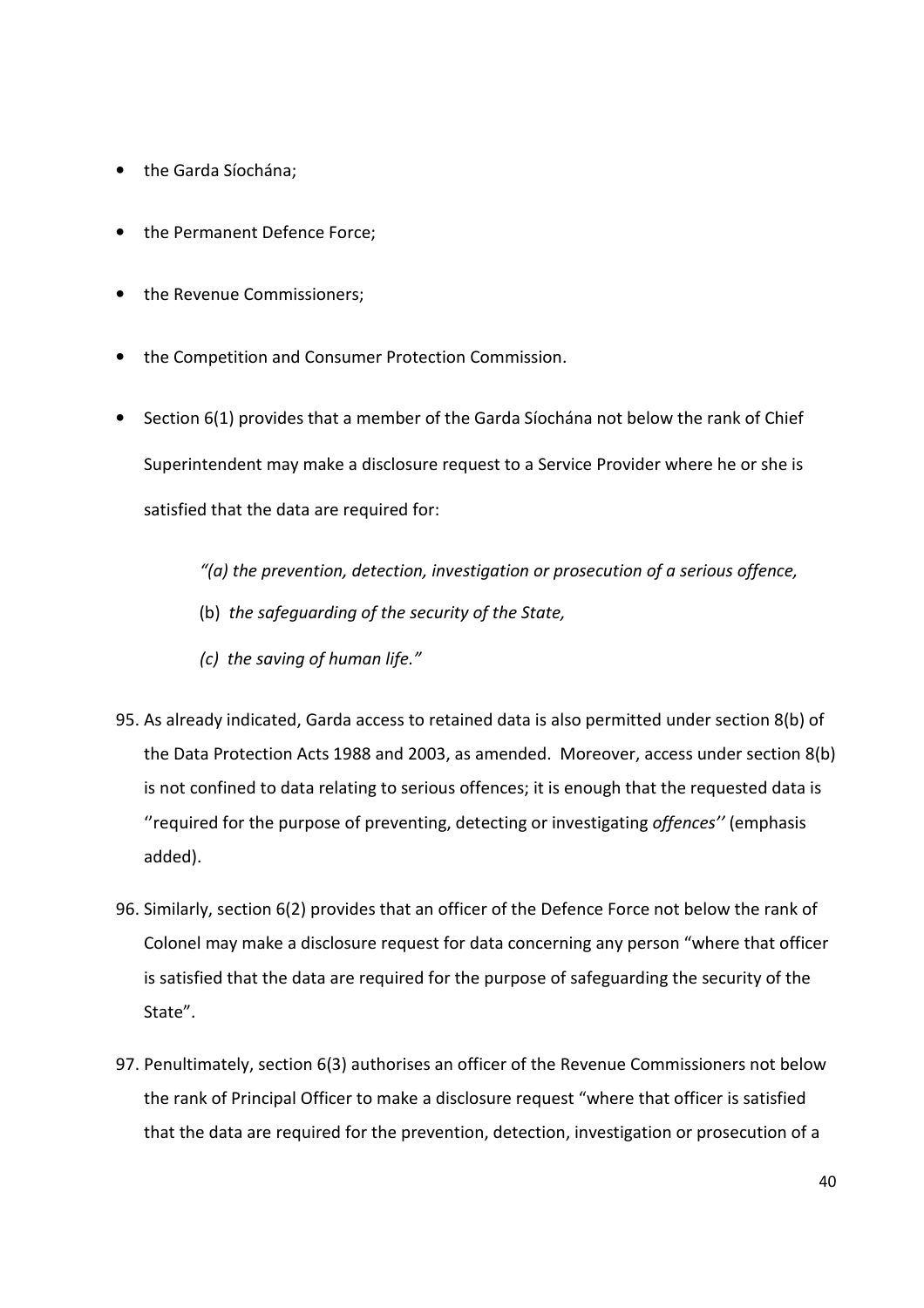- the Garda Síochána;
- the Permanent Defence Force;
- the Revenue Commissioners;
- the Competition and Consumer Protection Commission.
- Section 6(1) provides that a member of the Garda Síochána not below the rank of Chief Superintendent may make a disclosure request to a Service Provider where he or she is satisfied that the data are required for:

  *"(a) the prevention, detection, investigation or prosecution of a serious offence,*

  (b) *the safeguarding of the security of the State,*

  *(c) the saving of human life."*

95. As already indicated, Garda access to retained data is also permitted under section 8(b) of the Data Protection Acts 1988 and 2003, as amended. Moreover, access under section 8(b) is not confined to data relating to serious offences; it is enough that the requested data is ''required for the purpose of preventing, detecting or investigating *offences''* (emphasis added).

96. Similarly, section 6(2) provides that an officer of the Defence Force not below the rank of Colonel may make a disclosure request for data concerning any person "where that officer is satisfied that the data are required for the purpose of safeguarding the security of the State".

97. Penultimately, section 6(3) authorises an officer of the Revenue Commissioners not below the rank of Principal Officer to make a disclosure request "where that officer is satisfied that the data are required for the prevention, detection, investigation or prosecution of a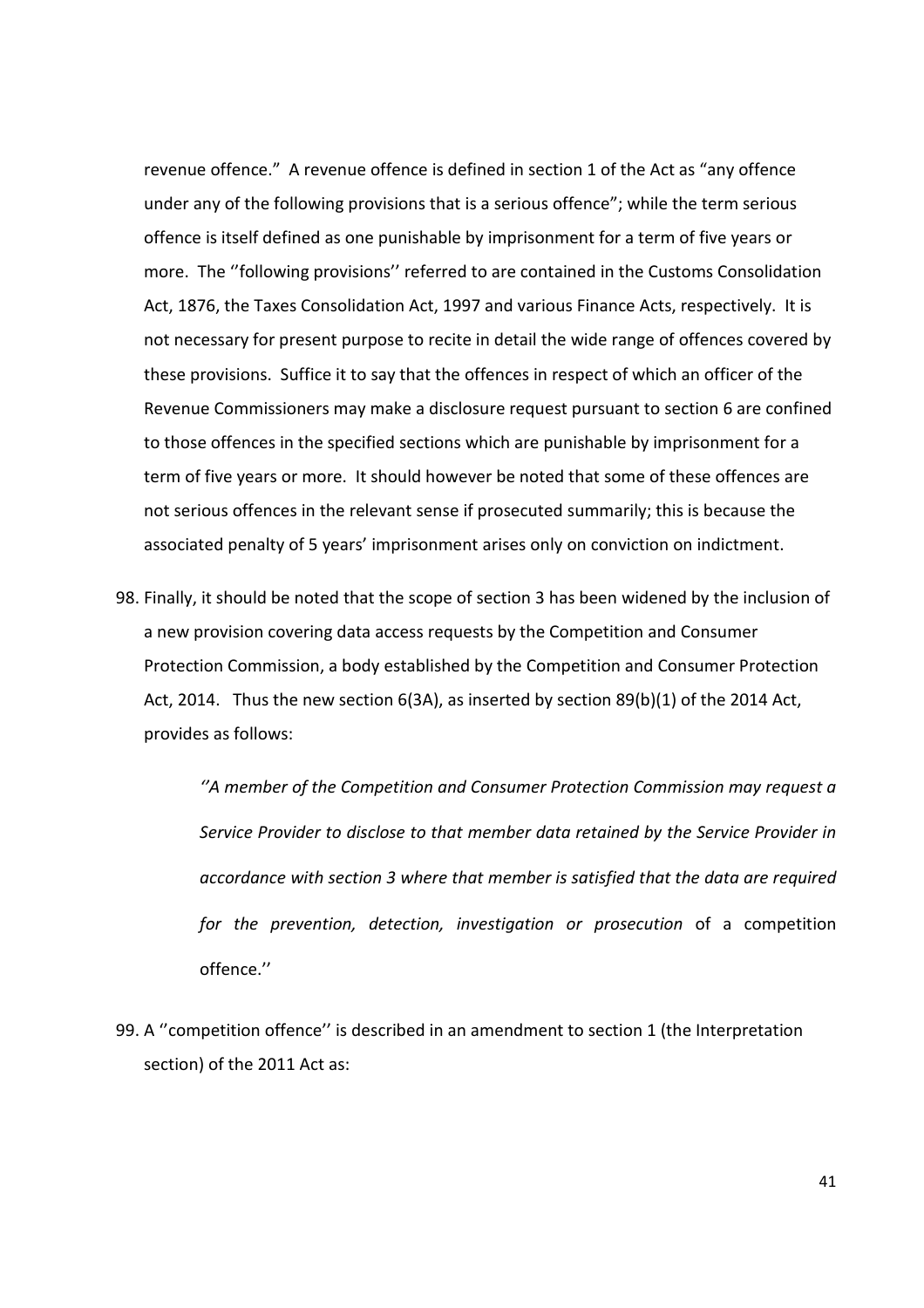revenue offence." A revenue offence is defined in section 1 of the Act as "any offence under any of the following provisions that is a serious offence"; while the term serious offence is itself defined as one punishable by imprisonment for a term of five years or more. The ''following provisions'' referred to are contained in the Customs Consolidation Act, 1876, the Taxes Consolidation Act, 1997 and various Finance Acts, respectively. It is not necessary for present purpose to recite in detail the wide range of offences covered by these provisions. Suffice it to say that the offences in respect of which an officer of the Revenue Commissioners may make a disclosure request pursuant to section 6 are confined to those offences in the specified sections which are punishable by imprisonment for a term of five years or more. It should however be noted that some of these offences are not serious offences in the relevant sense if prosecuted summarily; this is because the associated penalty of 5 years' imprisonment arises only on conviction on indictment.

98. Finally, it should be noted that the scope of section 3 has been widened by the inclusion of a new provision covering data access requests by the Competition and Consumer Protection Commission, a body established by the Competition and Consumer Protection Act, 2014. Thus the new section 6(3A), as inserted by section 89(b)(1) of the 2014 Act, provides as follows:

> *''A member of the Competition and Consumer Protection Commission may request a Service Provider to disclose to that member data retained by the Service Provider in accordance with section 3 where that member is satisfied that the data are required for the prevention, detection, investigation or prosecution* of a competition offence.''

99. A ''competition offence'' is described in an amendment to section 1 (the Interpretation section) of the 2011 Act as: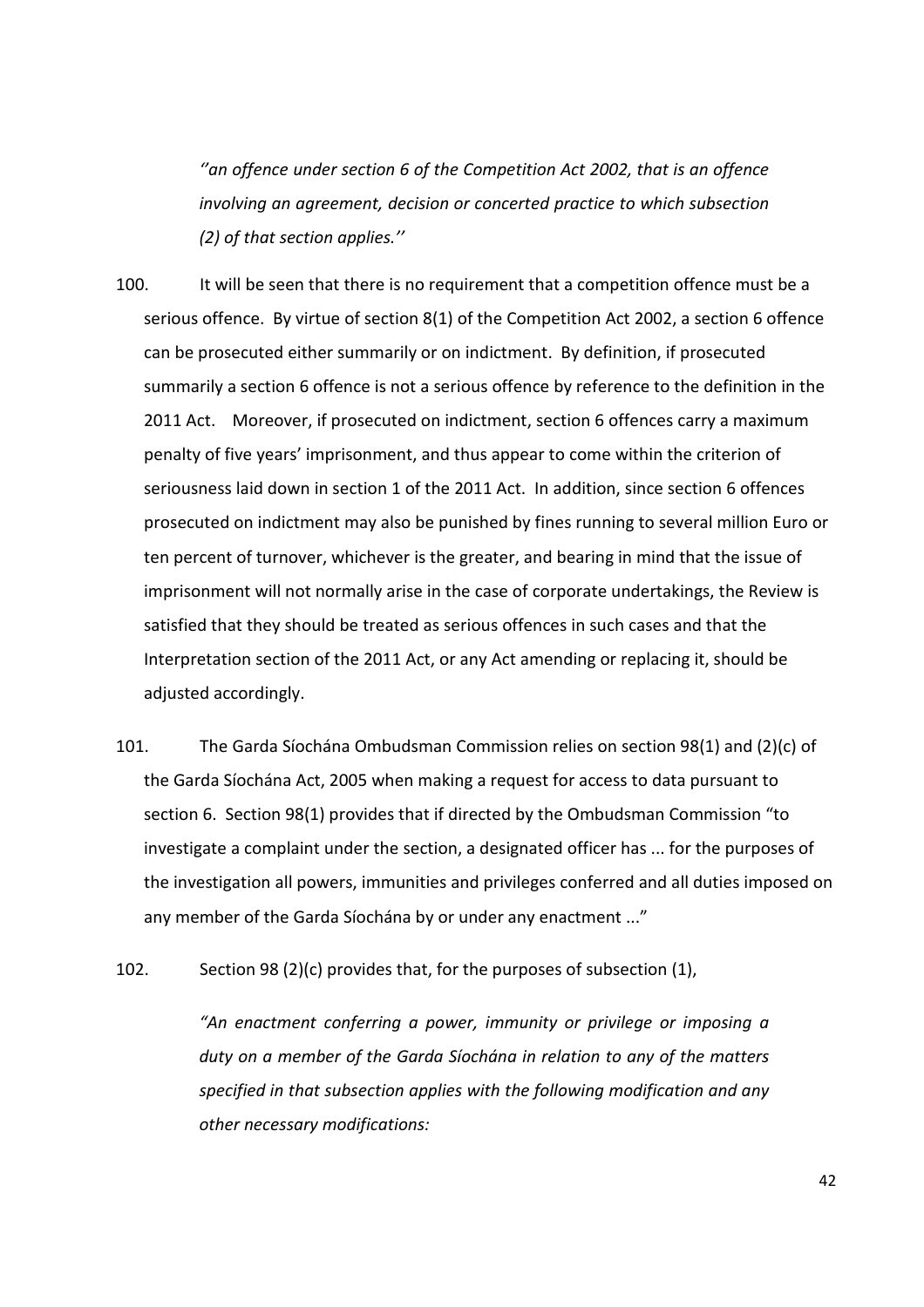> *''an offence under section 6 of the Competition Act 2002, that is an offence involving an agreement, decision or concerted practice to which subsection (2) of that section applies.''*

100. It will be seen that there is no requirement that a competition offence must be a serious offence. By virtue of section 8(1) of the Competition Act 2002, a section 6 offence can be prosecuted either summarily or on indictment. By definition, if prosecuted summarily a section 6 offence is not a serious offence by reference to the definition in the 2011 Act. Moreover, if prosecuted on indictment, section 6 offences carry a maximum penalty of five years' imprisonment, and thus appear to come within the criterion of seriousness laid down in section 1 of the 2011 Act. In addition, since section 6 offences prosecuted on indictment may also be punished by fines running to several million Euro or ten percent of turnover, whichever is the greater, and bearing in mind that the issue of imprisonment will not normally arise in the case of corporate undertakings, the Review is satisfied that they should be treated as serious offences in such cases and that the Interpretation section of the 2011 Act, or any Act amending or replacing it, should be adjusted accordingly.

101. The Garda Síochána Ombudsman Commission relies on section 98(1) and (2)(c) of the Garda Síochána Act, 2005 when making a request for access to data pursuant to section 6. Section 98(1) provides that if directed by the Ombudsman Commission "to investigate a complaint under the section, a designated officer has ... for the purposes of the investigation all powers, immunities and privileges conferred and all duties imposed on any member of the Garda Síochána by or under any enactment ..."

102. Section 98 (2)(c) provides that, for the purposes of subsection (1),

> *"An enactment conferring a power, immunity or privilege or imposing a duty on a member of the Garda Síochána in relation to any of the matters specified in that subsection applies with the following modification and any other necessary modifications:*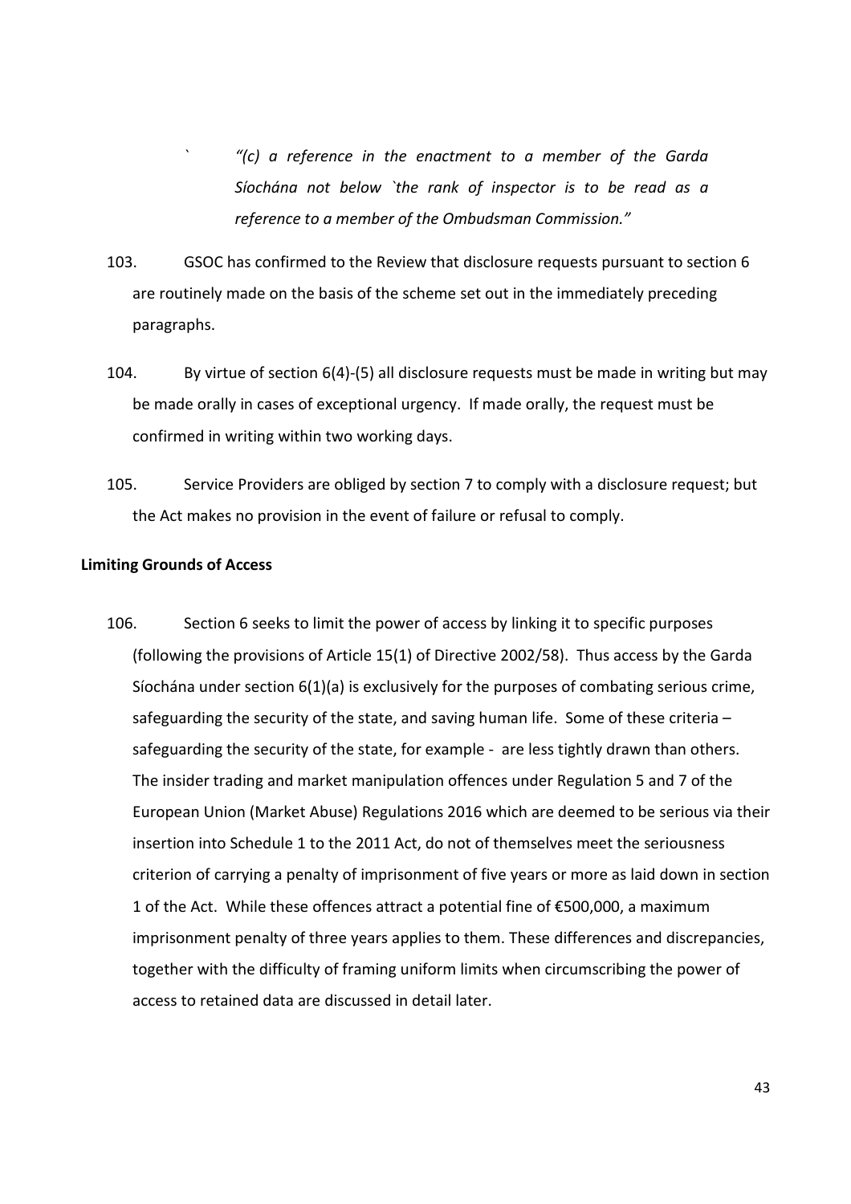> ` *"(c) a reference in the enactment to a member of the Garda Síochána not below `the rank of inspector is to be read as a reference to a member of the Ombudsman Commission."*

103. GSOC has confirmed to the Review that disclosure requests pursuant to section 6 are routinely made on the basis of the scheme set out in the immediately preceding paragraphs.

104. By virtue of section 6(4)-(5) all disclosure requests must be made in writing but may be made orally in cases of exceptional urgency. If made orally, the request must be confirmed in writing within two working days.

105. Service Providers are obliged by section 7 to comply with a disclosure request; but the Act makes no provision in the event of failure or refusal to comply.

**Limiting Grounds of Access**

106. Section 6 seeks to limit the power of access by linking it to specific purposes (following the provisions of Article 15(1) of Directive 2002/58). Thus access by the Garda Síochána under section 6(1)(a) is exclusively for the purposes of combating serious crime, safeguarding the security of the state, and saving human life. Some of these criteria – safeguarding the security of the state, for example - are less tightly drawn than others. The insider trading and market manipulation offences under Regulation 5 and 7 of the European Union (Market Abuse) Regulations 2016 which are deemed to be serious via their insertion into Schedule 1 to the 2011 Act, do not of themselves meet the seriousness criterion of carrying a penalty of imprisonment of five years or more as laid down in section 1 of the Act. While these offences attract a potential fine of €500,000, a maximum imprisonment penalty of three years applies to them. These differences and discrepancies, together with the difficulty of framing uniform limits when circumscribing the power of access to retained data are discussed in detail later.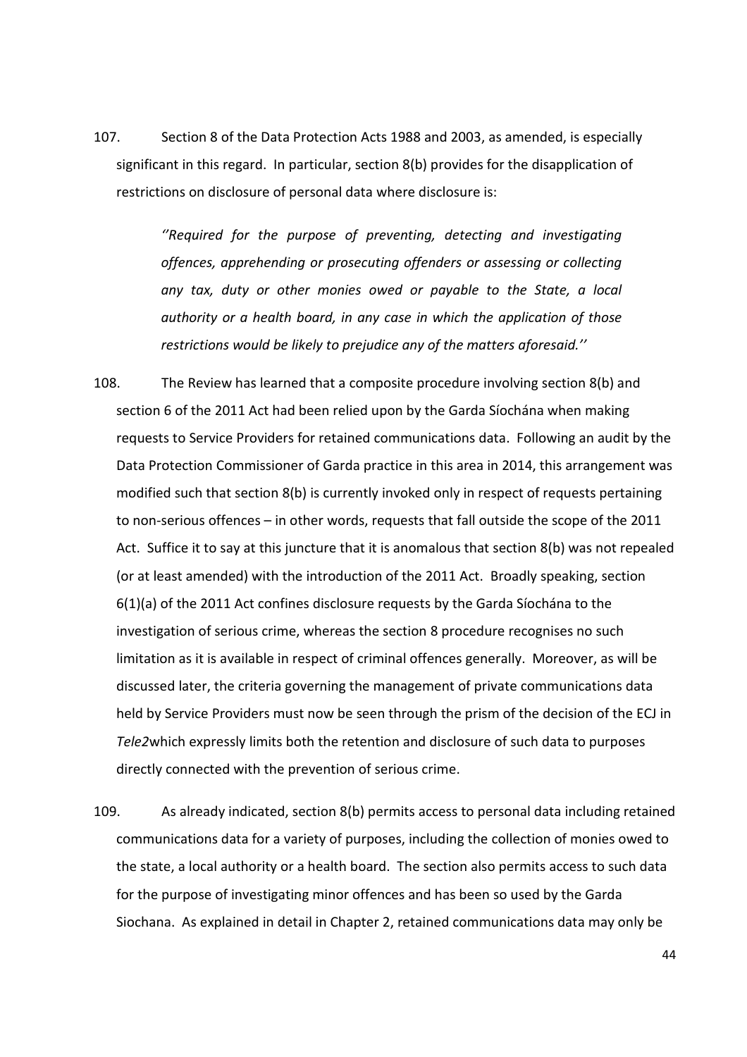107. Section 8 of the Data Protection Acts 1988 and 2003, as amended, is especially significant in this regard. In particular, section 8(b) provides for the disapplication of restrictions on disclosure of personal data where disclosure is:

> *''Required for the purpose of preventing, detecting and investigating offences, apprehending or prosecuting offenders or assessing or collecting any tax, duty or other monies owed or payable to the State, a local authority or a health board, in any case in which the application of those restrictions would be likely to prejudice any of the matters aforesaid.''*

108. The Review has learned that a composite procedure involving section 8(b) and section 6 of the 2011 Act had been relied upon by the Garda Síochána when making requests to Service Providers for retained communications data. Following an audit by the Data Protection Commissioner of Garda practice in this area in 2014, this arrangement was modified such that section 8(b) is currently invoked only in respect of requests pertaining to non-serious offences – in other words, requests that fall outside the scope of the 2011 Act. Suffice it to say at this juncture that it is anomalous that section 8(b) was not repealed (or at least amended) with the introduction of the 2011 Act. Broadly speaking, section 6(1)(a) of the 2011 Act confines disclosure requests by the Garda Síochána to the investigation of serious crime, whereas the section 8 procedure recognises no such limitation as it is available in respect of criminal offences generally. Moreover, as will be discussed later, the criteria governing the management of private communications data held by Service Providers must now be seen through the prism of the decision of the ECJ in *Tele2*which expressly limits both the retention and disclosure of such data to purposes directly connected with the prevention of serious crime.

109. As already indicated, section 8(b) permits access to personal data including retained communications data for a variety of purposes, including the collection of monies owed to the state, a local authority or a health board. The section also permits access to such data for the purpose of investigating minor offences and has been so used by the Garda Siochana. As explained in detail in Chapter 2, retained communications data may only be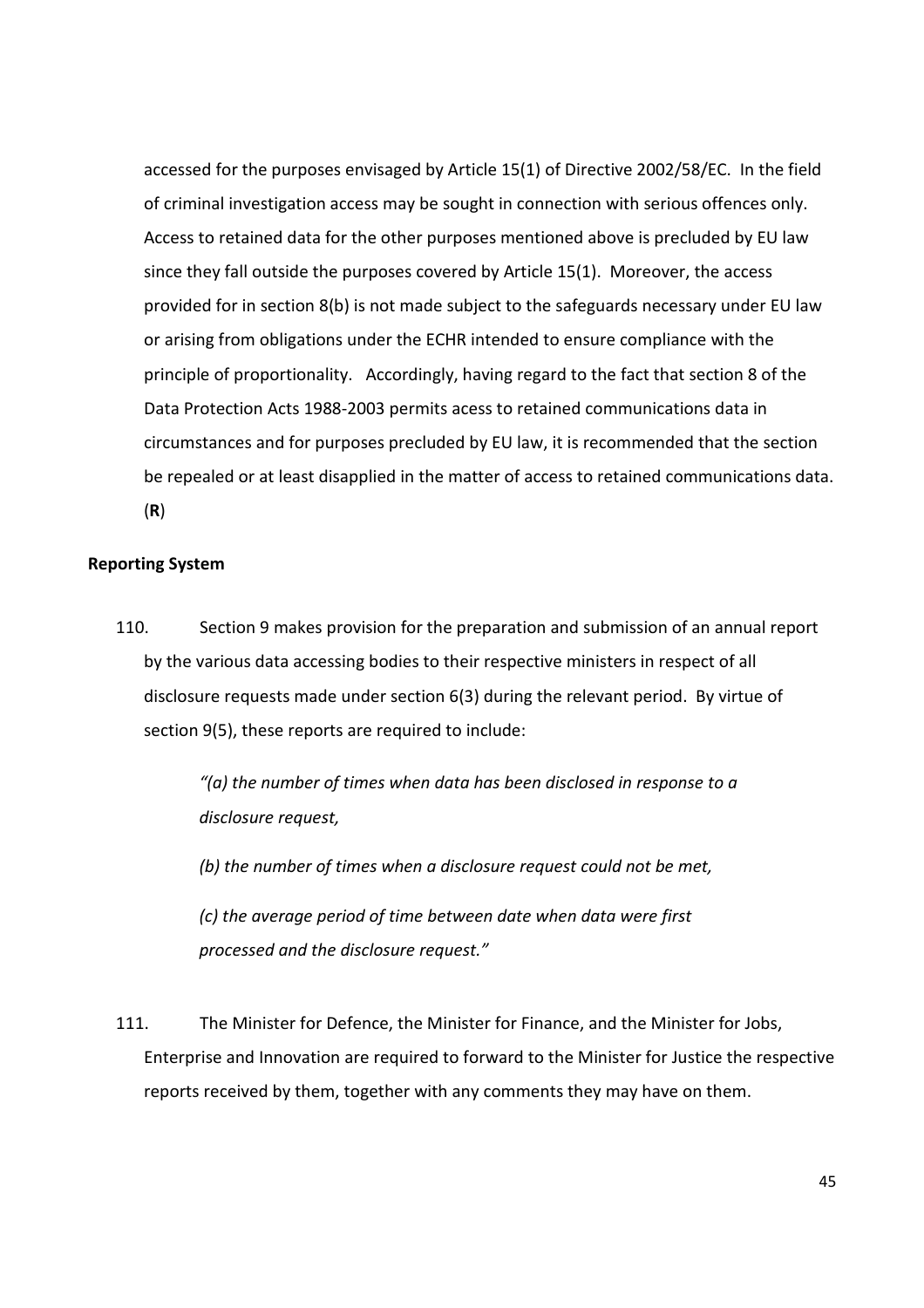accessed for the purposes envisaged by Article 15(1) of Directive 2002/58/EC. In the field of criminal investigation access may be sought in connection with serious offences only. Access to retained data for the other purposes mentioned above is precluded by EU law since they fall outside the purposes covered by Article 15(1). Moreover, the access provided for in section 8(b) is not made subject to the safeguards necessary under EU law or arising from obligations under the ECHR intended to ensure compliance with the principle of proportionality. Accordingly, having regard to the fact that section 8 of the Data Protection Acts 1988-2003 permits acess to retained communications data in circumstances and for purposes precluded by EU law, it is recommended that the section be repealed or at least disapplied in the matter of access to retained communications data. (**R**)

**Reporting System**

110. Section 9 makes provision for the preparation and submission of an annual report by the various data accessing bodies to their respective ministers in respect of all disclosure requests made under section 6(3) during the relevant period. By virtue of section 9(5), these reports are required to include:

> *"(a) the number of times when data has been disclosed in response to a disclosure request,*
>
> *(b) the number of times when a disclosure request could not be met,*
>
> *(c) the average period of time between date when data were first processed and the disclosure request."*

111. The Minister for Defence, the Minister for Finance, and the Minister for Jobs, Enterprise and Innovation are required to forward to the Minister for Justice the respective reports received by them, together with any comments they may have on them.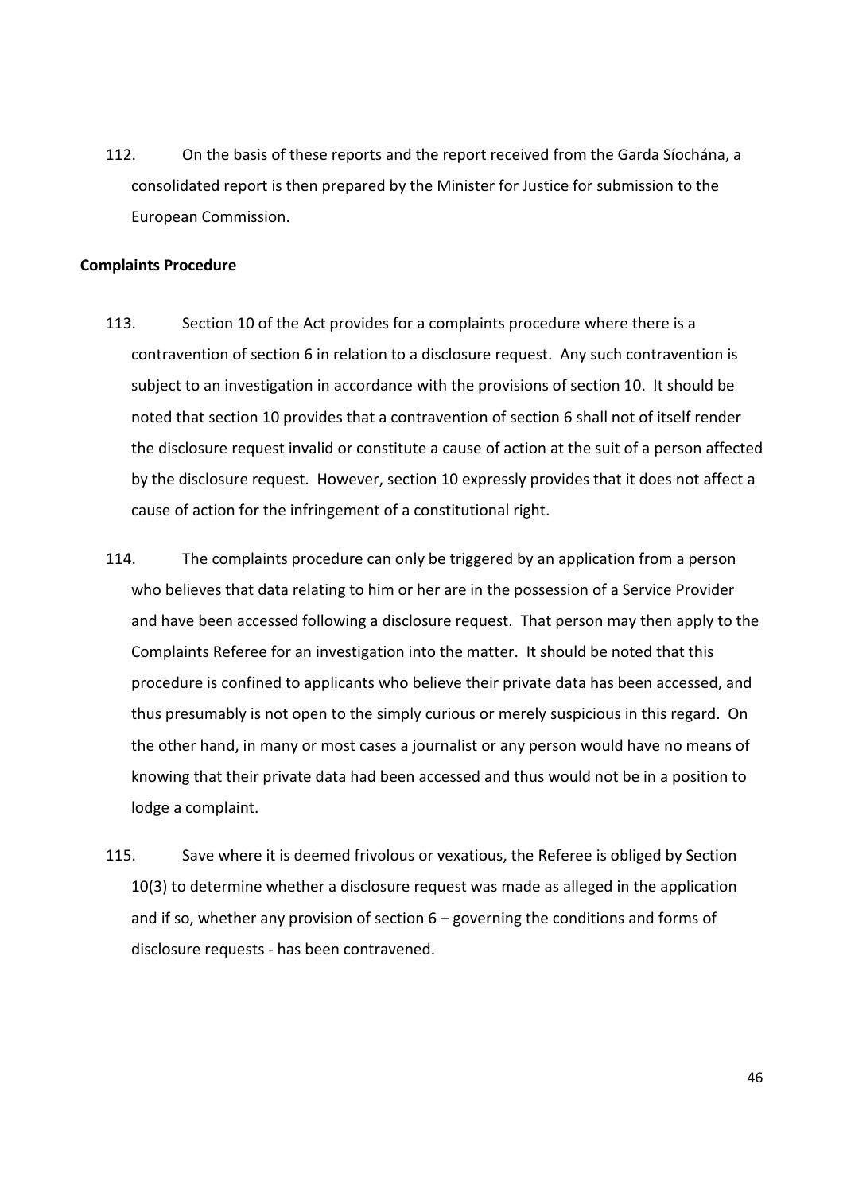112. On the basis of these reports and the report received from the Garda Síochána, a consolidated report is then prepared by the Minister for Justice for submission to the European Commission.

**Complaints Procedure**

113. Section 10 of the Act provides for a complaints procedure where there is a contravention of section 6 in relation to a disclosure request. Any such contravention is subject to an investigation in accordance with the provisions of section 10. It should be noted that section 10 provides that a contravention of section 6 shall not of itself render the disclosure request invalid or constitute a cause of action at the suit of a person affected by the disclosure request. However, section 10 expressly provides that it does not affect a cause of action for the infringement of a constitutional right.

114. The complaints procedure can only be triggered by an application from a person who believes that data relating to him or her are in the possession of a Service Provider and have been accessed following a disclosure request. That person may then apply to the Complaints Referee for an investigation into the matter. It should be noted that this procedure is confined to applicants who believe their private data has been accessed, and thus presumably is not open to the simply curious or merely suspicious in this regard. On the other hand, in many or most cases a journalist or any person would have no means of knowing that their private data had been accessed and thus would not be in a position to lodge a complaint.

115. Save where it is deemed frivolous or vexatious, the Referee is obliged by Section 10(3) to determine whether a disclosure request was made as alleged in the application and if so, whether any provision of section 6 – governing the conditions and forms of disclosure requests - has been contravened.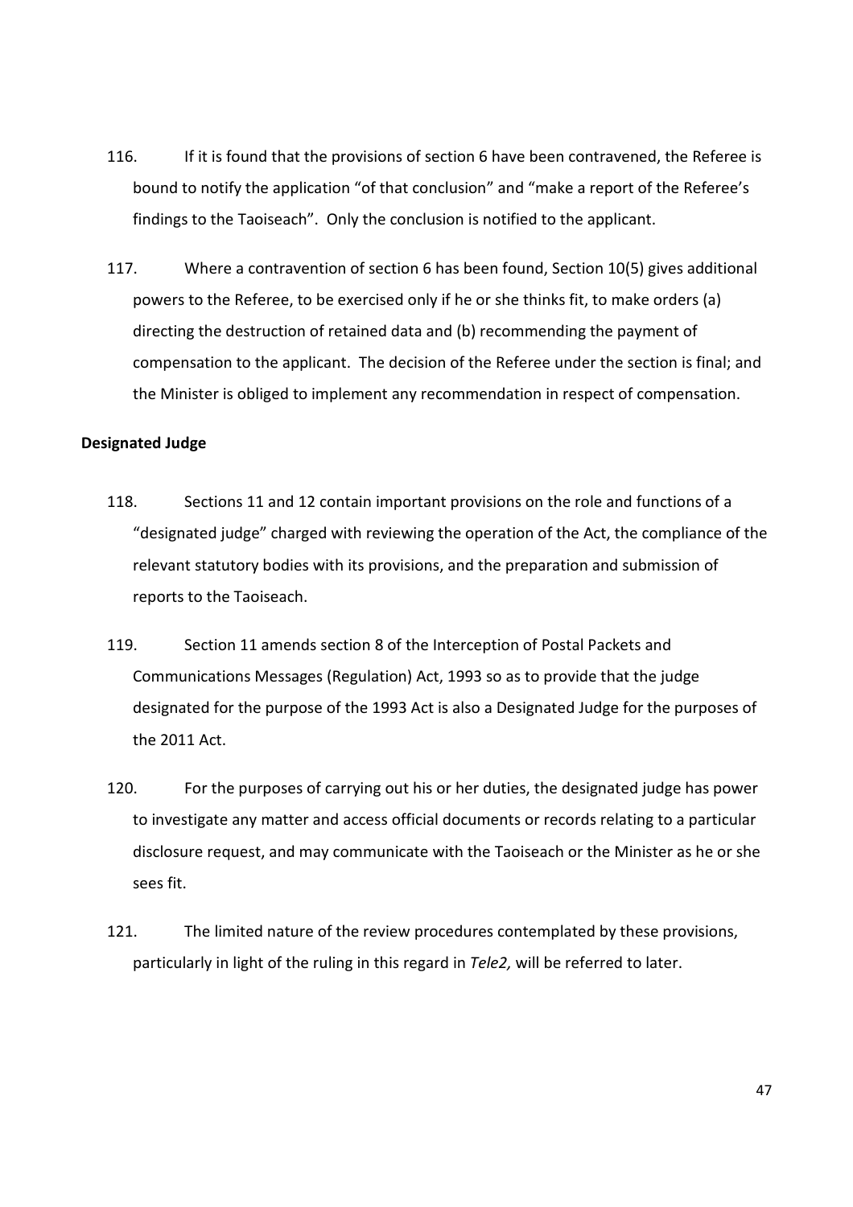116. If it is found that the provisions of section 6 have been contravened, the Referee is bound to notify the application "of that conclusion" and "make a report of the Referee's findings to the Taoiseach". Only the conclusion is notified to the applicant.

117. Where a contravention of section 6 has been found, Section 10(5) gives additional powers to the Referee, to be exercised only if he or she thinks fit, to make orders (a) directing the destruction of retained data and (b) recommending the payment of compensation to the applicant. The decision of the Referee under the section is final; and the Minister is obliged to implement any recommendation in respect of compensation.

**Designated Judge**

118. Sections 11 and 12 contain important provisions on the role and functions of a "designated judge" charged with reviewing the operation of the Act, the compliance of the relevant statutory bodies with its provisions, and the preparation and submission of reports to the Taoiseach.

119. Section 11 amends section 8 of the Interception of Postal Packets and Communications Messages (Regulation) Act, 1993 so as to provide that the judge designated for the purpose of the 1993 Act is also a Designated Judge for the purposes of the 2011 Act.

120. For the purposes of carrying out his or her duties, the designated judge has power to investigate any matter and access official documents or records relating to a particular disclosure request, and may communicate with the Taoiseach or the Minister as he or she sees fit.

121. The limited nature of the review procedures contemplated by these provisions, particularly in light of the ruling in this regard in *Tele2,* will be referred to later.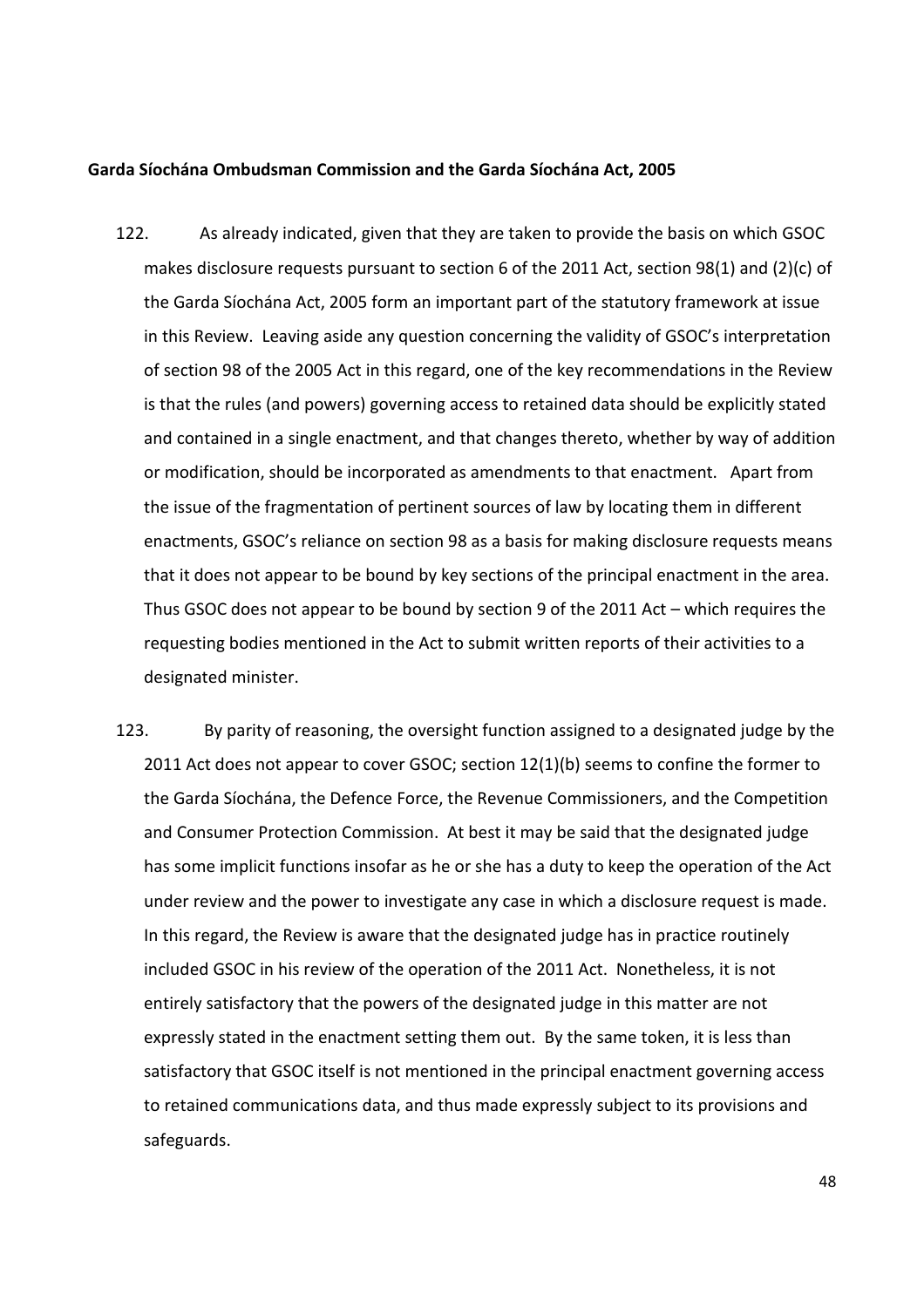**Garda Síochána Ombudsman Commission and the Garda Síochána Act, 2005**

122. As already indicated, given that they are taken to provide the basis on which GSOC makes disclosure requests pursuant to section 6 of the 2011 Act, section 98(1) and (2)(c) of the Garda Síochána Act, 2005 form an important part of the statutory framework at issue in this Review. Leaving aside any question concerning the validity of GSOC's interpretation of section 98 of the 2005 Act in this regard, one of the key recommendations in the Review is that the rules (and powers) governing access to retained data should be explicitly stated and contained in a single enactment, and that changes thereto, whether by way of addition or modification, should be incorporated as amendments to that enactment. Apart from the issue of the fragmentation of pertinent sources of law by locating them in different enactments, GSOC's reliance on section 98 as a basis for making disclosure requests means that it does not appear to be bound by key sections of the principal enactment in the area. Thus GSOC does not appear to be bound by section 9 of the 2011 Act – which requires the requesting bodies mentioned in the Act to submit written reports of their activities to a designated minister.

123. By parity of reasoning, the oversight function assigned to a designated judge by the 2011 Act does not appear to cover GSOC; section 12(1)(b) seems to confine the former to the Garda Síochána, the Defence Force, the Revenue Commissioners, and the Competition and Consumer Protection Commission. At best it may be said that the designated judge has some implicit functions insofar as he or she has a duty to keep the operation of the Act under review and the power to investigate any case in which a disclosure request is made. In this regard, the Review is aware that the designated judge has in practice routinely included GSOC in his review of the operation of the 2011 Act. Nonetheless, it is not entirely satisfactory that the powers of the designated judge in this matter are not expressly stated in the enactment setting them out. By the same token, it is less than satisfactory that GSOC itself is not mentioned in the principal enactment governing access to retained communications data, and thus made expressly subject to its provisions and safeguards.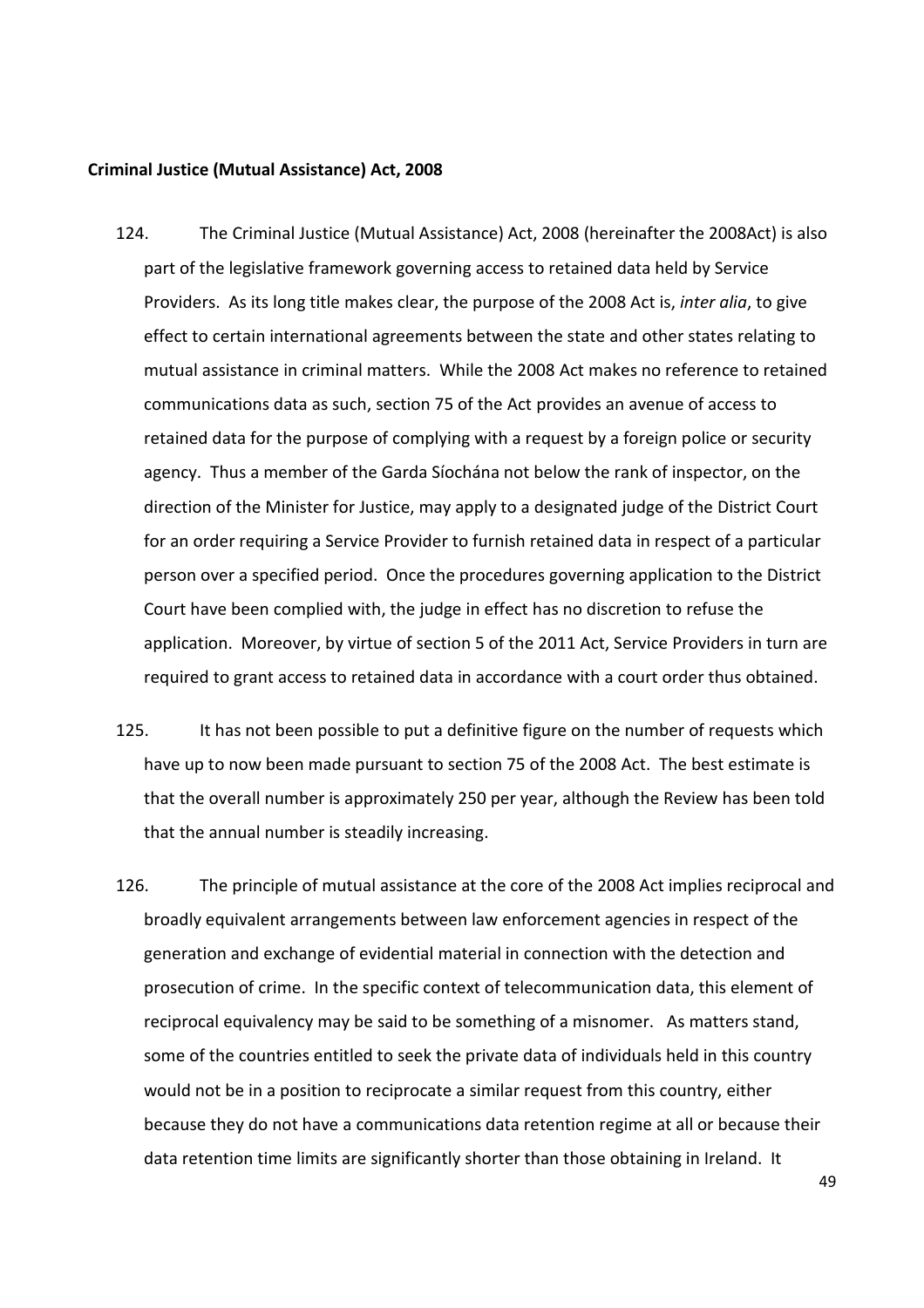**Criminal Justice (Mutual Assistance) Act, 2008**

124. The Criminal Justice (Mutual Assistance) Act, 2008 (hereinafter the 2008Act) is also part of the legislative framework governing access to retained data held by Service Providers. As its long title makes clear, the purpose of the 2008 Act is, *inter alia*, to give effect to certain international agreements between the state and other states relating to mutual assistance in criminal matters. While the 2008 Act makes no reference to retained communications data as such, section 75 of the Act provides an avenue of access to retained data for the purpose of complying with a request by a foreign police or security agency. Thus a member of the Garda Síochána not below the rank of inspector, on the direction of the Minister for Justice, may apply to a designated judge of the District Court for an order requiring a Service Provider to furnish retained data in respect of a particular person over a specified period. Once the procedures governing application to the District Court have been complied with, the judge in effect has no discretion to refuse the application. Moreover, by virtue of section 5 of the 2011 Act, Service Providers in turn are required to grant access to retained data in accordance with a court order thus obtained.

125. It has not been possible to put a definitive figure on the number of requests which have up to now been made pursuant to section 75 of the 2008 Act. The best estimate is that the overall number is approximately 250 per year, although the Review has been told that the annual number is steadily increasing.

126. The principle of mutual assistance at the core of the 2008 Act implies reciprocal and broadly equivalent arrangements between law enforcement agencies in respect of the generation and exchange of evidential material in connection with the detection and prosecution of crime. In the specific context of telecommunication data, this element of reciprocal equivalency may be said to be something of a misnomer. As matters stand, some of the countries entitled to seek the private data of individuals held in this country would not be in a position to reciprocate a similar request from this country, either because they do not have a communications data retention regime at all or because their data retention time limits are significantly shorter than those obtaining in Ireland. It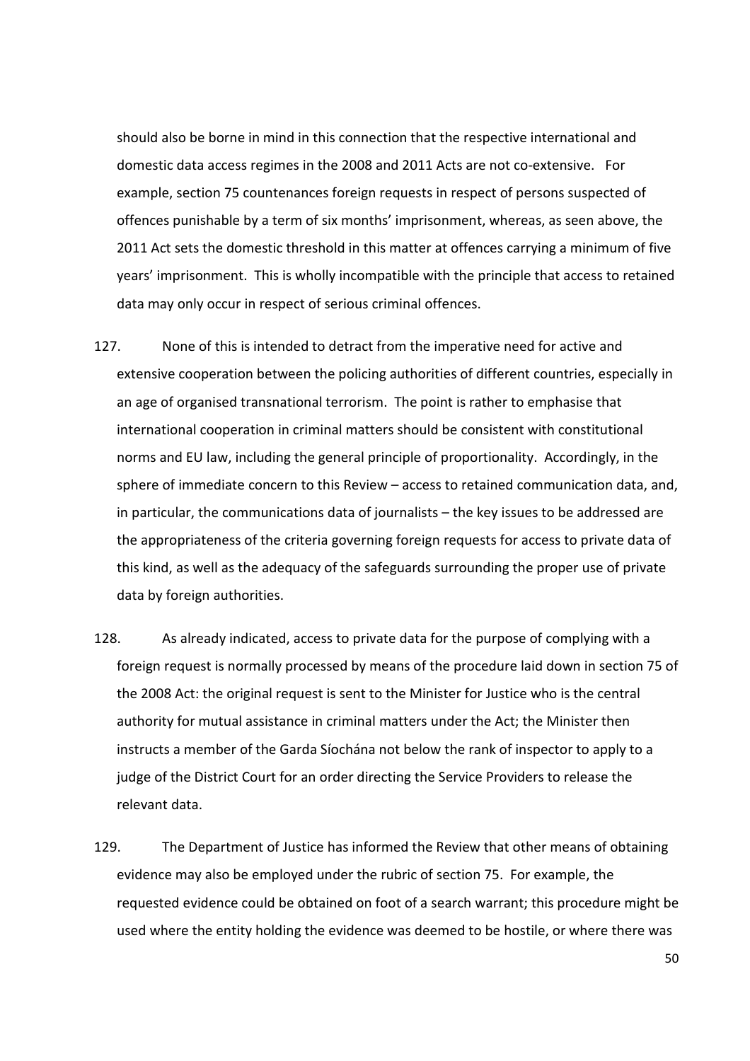should also be borne in mind in this connection that the respective international and domestic data access regimes in the 2008 and 2011 Acts are not co-extensive. For example, section 75 countenances foreign requests in respect of persons suspected of offences punishable by a term of six months' imprisonment, whereas, as seen above, the 2011 Act sets the domestic threshold in this matter at offences carrying a minimum of five years' imprisonment. This is wholly incompatible with the principle that access to retained data may only occur in respect of serious criminal offences.

127. None of this is intended to detract from the imperative need for active and extensive cooperation between the policing authorities of different countries, especially in an age of organised transnational terrorism. The point is rather to emphasise that international cooperation in criminal matters should be consistent with constitutional norms and EU law, including the general principle of proportionality. Accordingly, in the sphere of immediate concern to this Review – access to retained communication data, and, in particular, the communications data of journalists – the key issues to be addressed are the appropriateness of the criteria governing foreign requests for access to private data of this kind, as well as the adequacy of the safeguards surrounding the proper use of private data by foreign authorities.

128. As already indicated, access to private data for the purpose of complying with a foreign request is normally processed by means of the procedure laid down in section 75 of the 2008 Act: the original request is sent to the Minister for Justice who is the central authority for mutual assistance in criminal matters under the Act; the Minister then instructs a member of the Garda Síochána not below the rank of inspector to apply to a judge of the District Court for an order directing the Service Providers to release the relevant data.

129. The Department of Justice has informed the Review that other means of obtaining evidence may also be employed under the rubric of section 75. For example, the requested evidence could be obtained on foot of a search warrant; this procedure might be used where the entity holding the evidence was deemed to be hostile, or where there was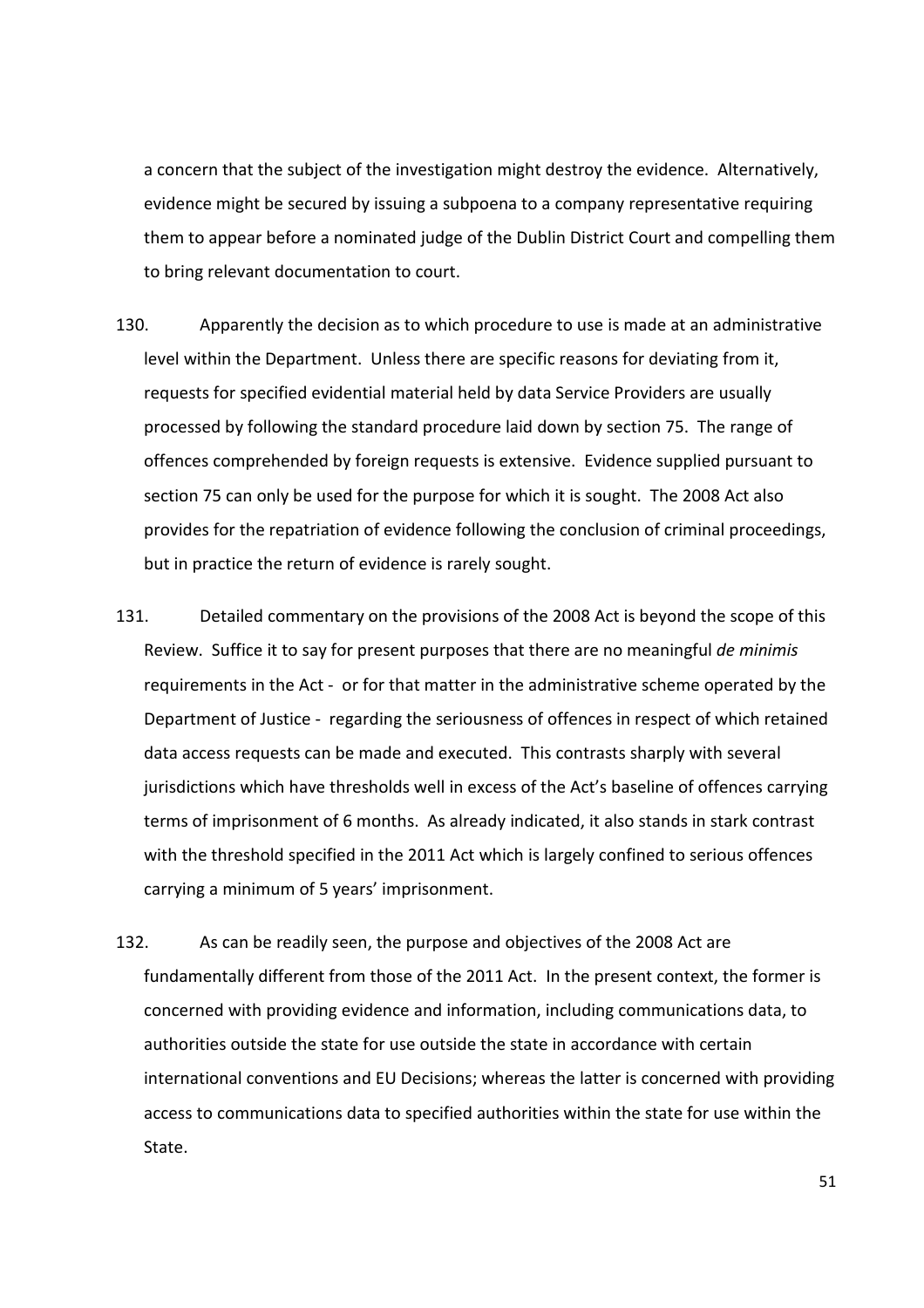a concern that the subject of the investigation might destroy the evidence. Alternatively, evidence might be secured by issuing a subpoena to a company representative requiring them to appear before a nominated judge of the Dublin District Court and compelling them to bring relevant documentation to court.

130. Apparently the decision as to which procedure to use is made at an administrative level within the Department. Unless there are specific reasons for deviating from it, requests for specified evidential material held by data Service Providers are usually processed by following the standard procedure laid down by section 75. The range of offences comprehended by foreign requests is extensive. Evidence supplied pursuant to section 75 can only be used for the purpose for which it is sought. The 2008 Act also provides for the repatriation of evidence following the conclusion of criminal proceedings, but in practice the return of evidence is rarely sought.

131. Detailed commentary on the provisions of the 2008 Act is beyond the scope of this Review. Suffice it to say for present purposes that there are no meaningful *de minimis* requirements in the Act - or for that matter in the administrative scheme operated by the Department of Justice - regarding the seriousness of offences in respect of which retained data access requests can be made and executed. This contrasts sharply with several jurisdictions which have thresholds well in excess of the Act's baseline of offences carrying terms of imprisonment of 6 months. As already indicated, it also stands in stark contrast with the threshold specified in the 2011 Act which is largely confined to serious offences carrying a minimum of 5 years' imprisonment.

132. As can be readily seen, the purpose and objectives of the 2008 Act are fundamentally different from those of the 2011 Act. In the present context, the former is concerned with providing evidence and information, including communications data, to authorities outside the state for use outside the state in accordance with certain international conventions and EU Decisions; whereas the latter is concerned with providing access to communications data to specified authorities within the state for use within the State.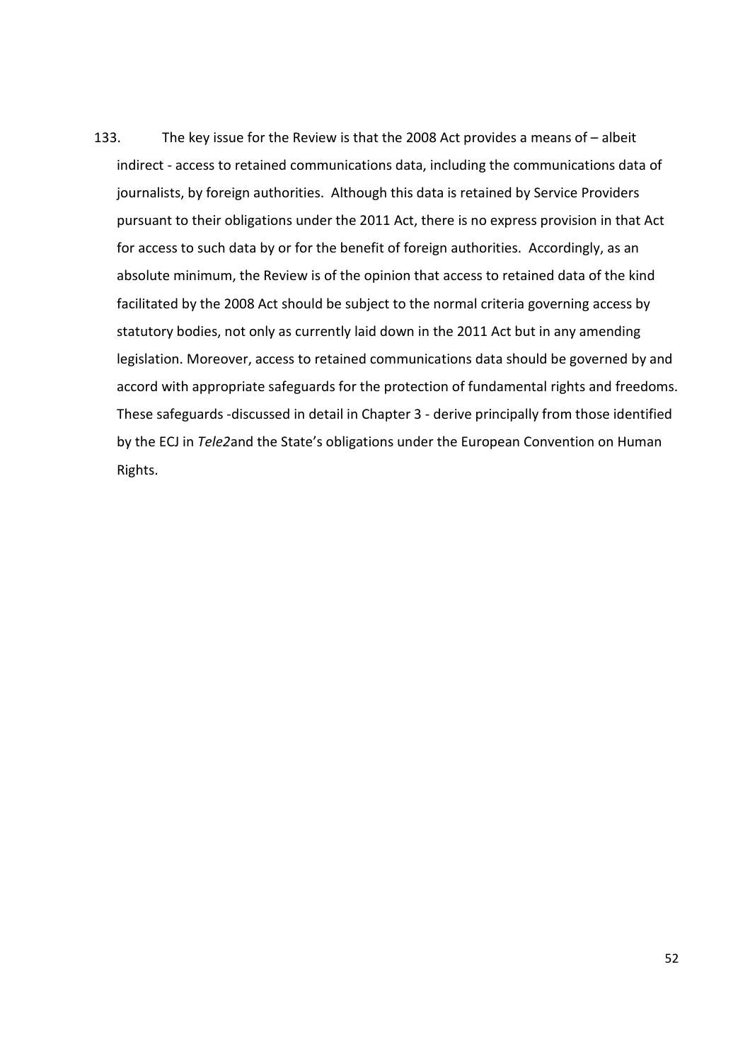133. The key issue for the Review is that the 2008 Act provides a means of – albeit indirect - access to retained communications data, including the communications data of journalists, by foreign authorities. Although this data is retained by Service Providers pursuant to their obligations under the 2011 Act, there is no express provision in that Act for access to such data by or for the benefit of foreign authorities. Accordingly, as an absolute minimum, the Review is of the opinion that access to retained data of the kind facilitated by the 2008 Act should be subject to the normal criteria governing access by statutory bodies, not only as currently laid down in the 2011 Act but in any amending legislation. Moreover, access to retained communications data should be governed by and accord with appropriate safeguards for the protection of fundamental rights and freedoms. These safeguards -discussed in detail in Chapter 3 - derive principally from those identified by the ECJ in *Tele2*and the State's obligations under the European Convention on Human Rights.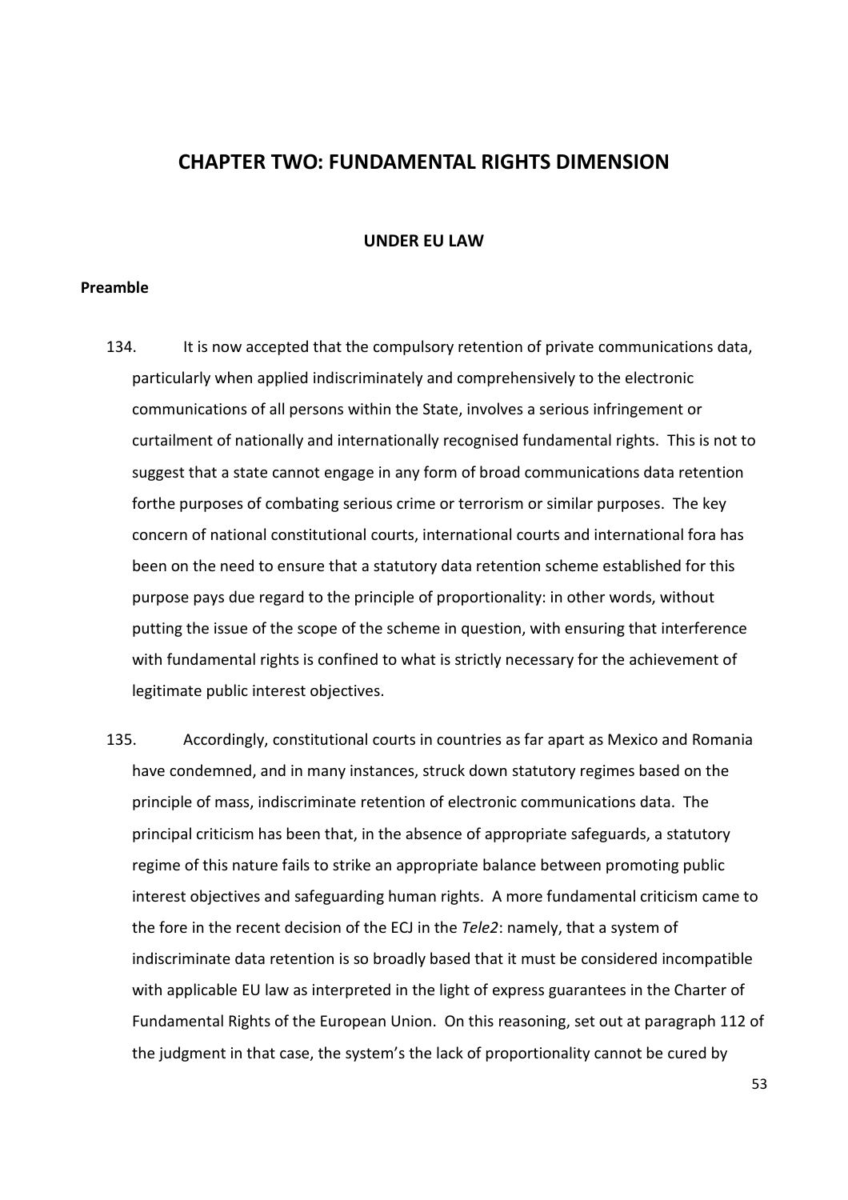# CHAPTER TWO: FUNDAMENTAL RIGHTS DIMENSION

## UNDER EU LAW

### Preamble

134. It is now accepted that the compulsory retention of private communications data, particularly when applied indiscriminately and comprehensively to the electronic communications of all persons within the State, involves a serious infringement or curtailment of nationally and internationally recognised fundamental rights. This is not to suggest that a state cannot engage in any form of broad communications data retention forthe purposes of combating serious crime or terrorism or similar purposes. The key concern of national constitutional courts, international courts and international fora has been on the need to ensure that a statutory data retention scheme established for this purpose pays due regard to the principle of proportionality: in other words, without putting the issue of the scope of the scheme in question, with ensuring that interference with fundamental rights is confined to what is strictly necessary for the achievement of legitimate public interest objectives.

135. Accordingly, constitutional courts in countries as far apart as Mexico and Romania have condemned, and in many instances, struck down statutory regimes based on the principle of mass, indiscriminate retention of electronic communications data. The principal criticism has been that, in the absence of appropriate safeguards, a statutory regime of this nature fails to strike an appropriate balance between promoting public interest objectives and safeguarding human rights. A more fundamental criticism came to the fore in the recent decision of the ECJ in the *Tele2*: namely, that a system of indiscriminate data retention is so broadly based that it must be considered incompatible with applicable EU law as interpreted in the light of express guarantees in the Charter of Fundamental Rights of the European Union. On this reasoning, set out at paragraph 112 of the judgment in that case, the system's the lack of proportionality cannot be cured by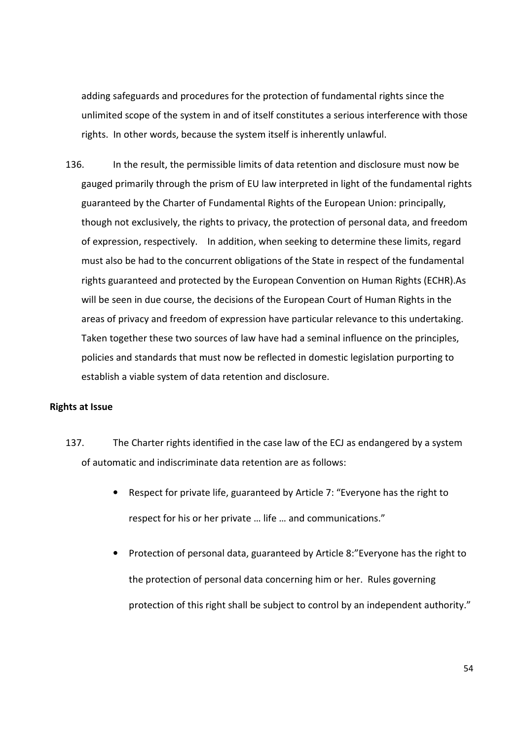adding safeguards and procedures for the protection of fundamental rights since the unlimited scope of the system in and of itself constitutes a serious interference with those rights. In other words, because the system itself is inherently unlawful.

136. In the result, the permissible limits of data retention and disclosure must now be gauged primarily through the prism of EU law interpreted in light of the fundamental rights guaranteed by the Charter of Fundamental Rights of the European Union: principally, though not exclusively, the rights to privacy, the protection of personal data, and freedom of expression, respectively. In addition, when seeking to determine these limits, regard must also be had to the concurrent obligations of the State in respect of the fundamental rights guaranteed and protected by the European Convention on Human Rights (ECHR).As will be seen in due course, the decisions of the European Court of Human Rights in the areas of privacy and freedom of expression have particular relevance to this undertaking. Taken together these two sources of law have had a seminal influence on the principles, policies and standards that must now be reflected in domestic legislation purporting to establish a viable system of data retention and disclosure.

**Rights at Issue**

137. The Charter rights identified in the case law of the ECJ as endangered by a system of automatic and indiscriminate data retention are as follows:

- Respect for private life, guaranteed by Article 7: "Everyone has the right to respect for his or her private … life … and communications."
- Protection of personal data, guaranteed by Article 8:"Everyone has the right to the protection of personal data concerning him or her. Rules governing protection of this right shall be subject to control by an independent authority."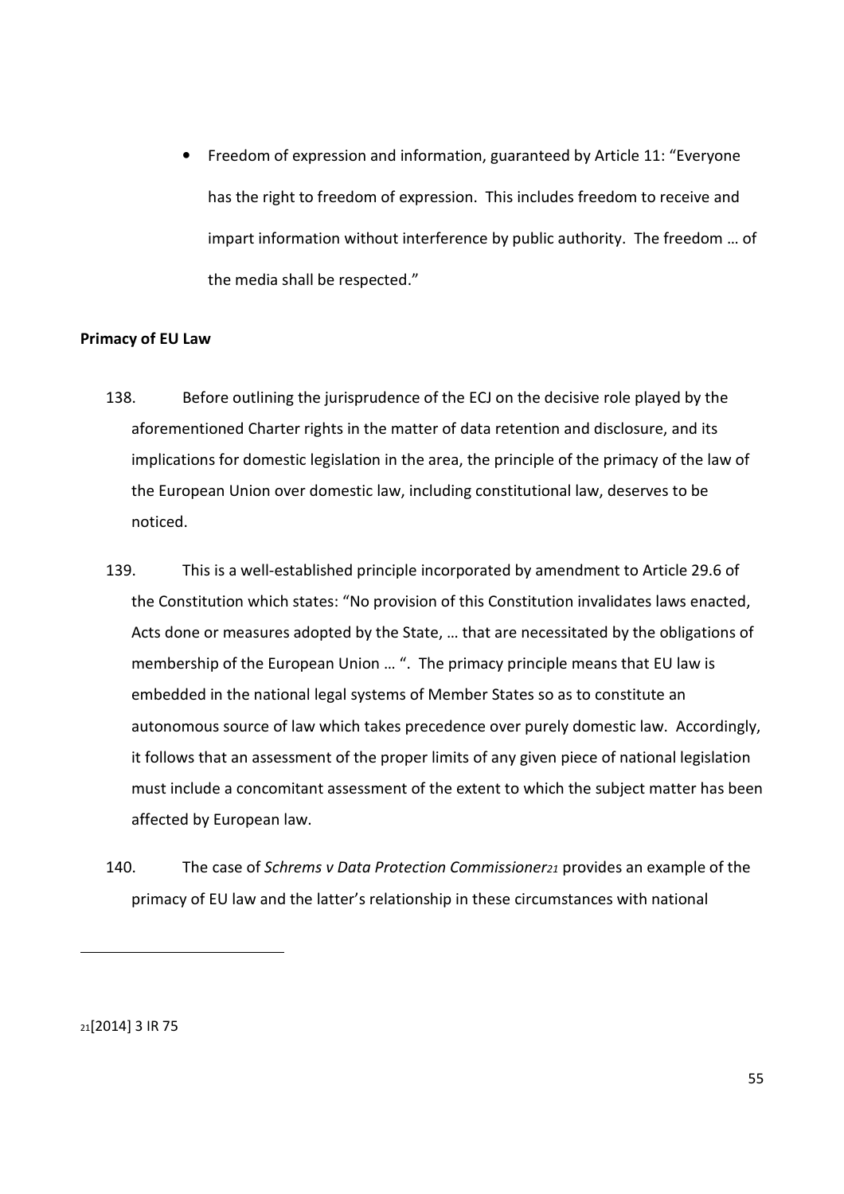- Freedom of expression and information, guaranteed by Article 11: "Everyone has the right to freedom of expression. This includes freedom to receive and impart information without interference by public authority. The freedom … of the media shall be respected."

**Primacy of EU Law**

138. Before outlining the jurisprudence of the ECJ on the decisive role played by the aforementioned Charter rights in the matter of data retention and disclosure, and its implications for domestic legislation in the area, the principle of the primacy of the law of the European Union over domestic law, including constitutional law, deserves to be noticed.

139. This is a well-established principle incorporated by amendment to Article 29.6 of the Constitution which states: "No provision of this Constitution invalidates laws enacted, Acts done or measures adopted by the State, … that are necessitated by the obligations of membership of the European Union … ". The primacy principle means that EU law is embedded in the national legal systems of Member States so as to constitute an autonomous source of law which takes precedence over purely domestic law. Accordingly, it follows that an assessment of the proper limits of any given piece of national legislation must include a concomitant assessment of the extent to which the subject matter has been affected by European law.

140. The case of *Schrems v Data Protection Commissioner*[21] provides an example of the primacy of EU law and the latter's relationship in these circumstances with national

[21] [2014] 3 IR 75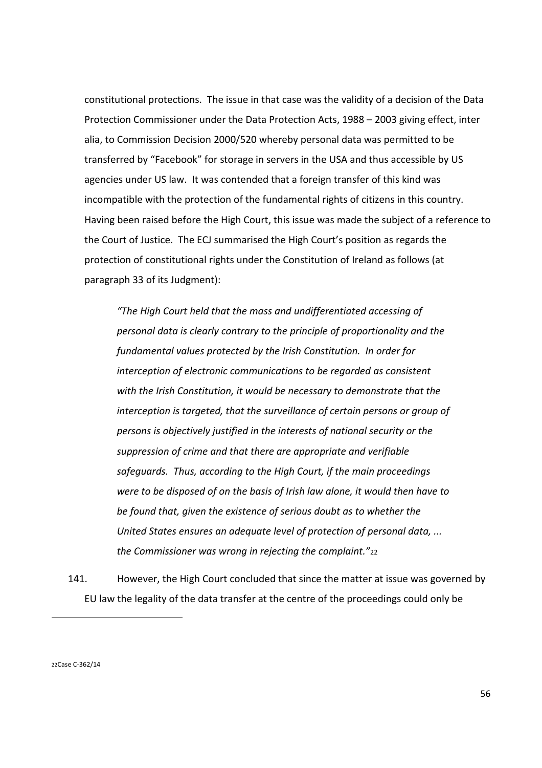constitutional protections. The issue in that case was the validity of a decision of the Data Protection Commissioner under the Data Protection Acts, 1988 – 2003 giving effect, inter alia, to Commission Decision 2000/520 whereby personal data was permitted to be transferred by "Facebook" for storage in servers in the USA and thus accessible by US agencies under US law. It was contended that a foreign transfer of this kind was incompatible with the protection of the fundamental rights of citizens in this country. Having been raised before the High Court, this issue was made the subject of a reference to the Court of Justice. The ECJ summarised the High Court's position as regards the protection of constitutional rights under the Constitution of Ireland as follows (at paragraph 33 of its Judgment):

> *"The High Court held that the mass and undifferentiated accessing of personal data is clearly contrary to the principle of proportionality and the fundamental values protected by the Irish Constitution. In order for interception of electronic communications to be regarded as consistent with the Irish Constitution, it would be necessary to demonstrate that the interception is targeted, that the surveillance of certain persons or group of persons is objectively justified in the interests of national security or the suppression of crime and that there are appropriate and verifiable safeguards. Thus, according to the High Court, if the main proceedings were to be disposed of on the basis of Irish law alone, it would then have to be found that, given the existence of serious doubt as to whether the United States ensures an adequate level of protection of personal data, ... the Commissioner was wrong in rejecting the complaint."*[22]

141. However, the High Court concluded that since the matter at issue was governed by EU law the legality of the data transfer at the centre of the proceedings could only be

---

[22] Case C-362/14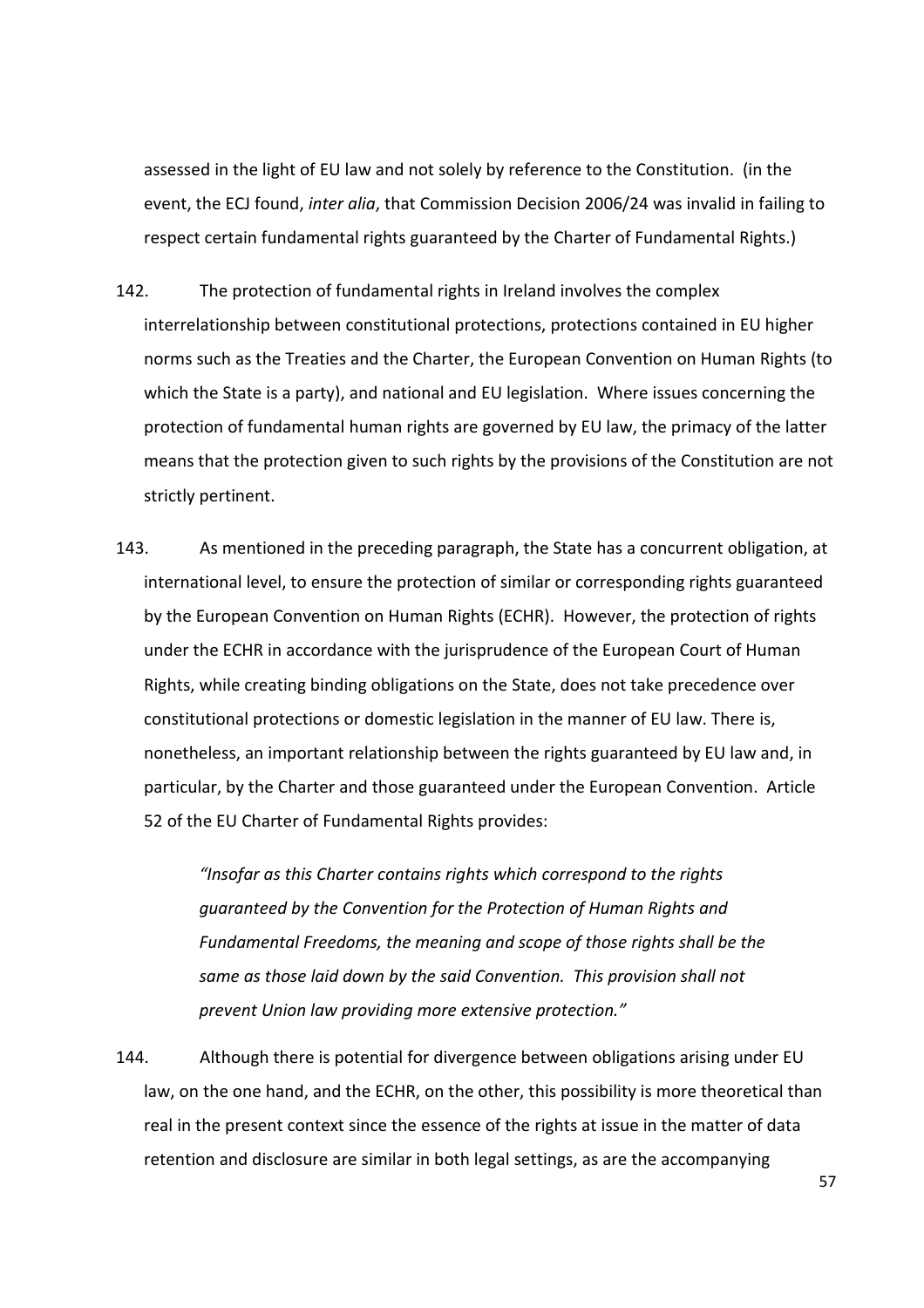assessed in the light of EU law and not solely by reference to the Constitution. (in the event, the ECJ found, *inter alia*, that Commission Decision 2006/24 was invalid in failing to respect certain fundamental rights guaranteed by the Charter of Fundamental Rights.)

142. The protection of fundamental rights in Ireland involves the complex interrelationship between constitutional protections, protections contained in EU higher norms such as the Treaties and the Charter, the European Convention on Human Rights (to which the State is a party), and national and EU legislation. Where issues concerning the protection of fundamental human rights are governed by EU law, the primacy of the latter means that the protection given to such rights by the provisions of the Constitution are not strictly pertinent.

143. As mentioned in the preceding paragraph, the State has a concurrent obligation, at international level, to ensure the protection of similar or corresponding rights guaranteed by the European Convention on Human Rights (ECHR). However, the protection of rights under the ECHR in accordance with the jurisprudence of the European Court of Human Rights, while creating binding obligations on the State, does not take precedence over constitutional protections or domestic legislation in the manner of EU law. There is, nonetheless, an important relationship between the rights guaranteed by EU law and, in particular, by the Charter and those guaranteed under the European Convention. Article 52 of the EU Charter of Fundamental Rights provides:

> *"Insofar as this Charter contains rights which correspond to the rights guaranteed by the Convention for the Protection of Human Rights and Fundamental Freedoms, the meaning and scope of those rights shall be the same as those laid down by the said Convention. This provision shall not prevent Union law providing more extensive protection."*

144. Although there is potential for divergence between obligations arising under EU law, on the one hand, and the ECHR, on the other, this possibility is more theoretical than real in the present context since the essence of the rights at issue in the matter of data retention and disclosure are similar in both legal settings, as are the accompanying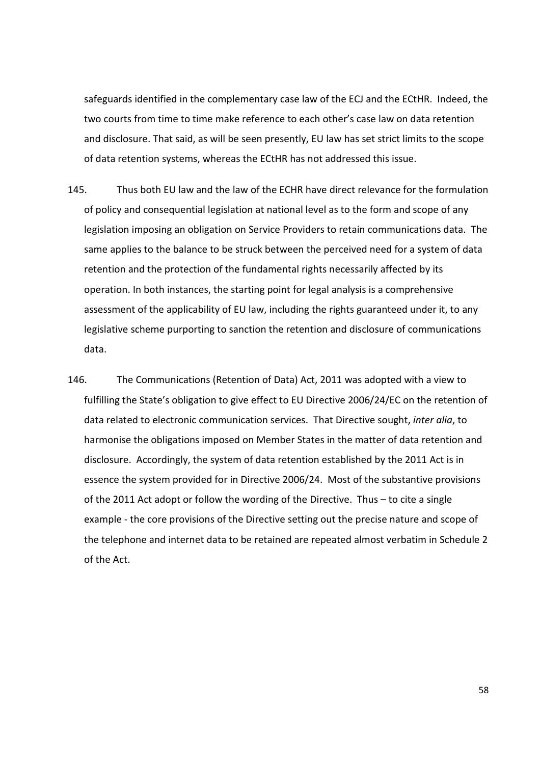safeguards identified in the complementary case law of the ECJ and the ECtHR. Indeed, the two courts from time to time make reference to each other's case law on data retention and disclosure. That said, as will be seen presently, EU law has set strict limits to the scope of data retention systems, whereas the ECtHR has not addressed this issue.

145. Thus both EU law and the law of the ECHR have direct relevance for the formulation of policy and consequential legislation at national level as to the form and scope of any legislation imposing an obligation on Service Providers to retain communications data. The same applies to the balance to be struck between the perceived need for a system of data retention and the protection of the fundamental rights necessarily affected by its operation. In both instances, the starting point for legal analysis is a comprehensive assessment of the applicability of EU law, including the rights guaranteed under it, to any legislative scheme purporting to sanction the retention and disclosure of communications data.

146. The Communications (Retention of Data) Act, 2011 was adopted with a view to fulfilling the State's obligation to give effect to EU Directive 2006/24/EC on the retention of data related to electronic communication services. That Directive sought, *inter alia*, to harmonise the obligations imposed on Member States in the matter of data retention and disclosure. Accordingly, the system of data retention established by the 2011 Act is in essence the system provided for in Directive 2006/24. Most of the substantive provisions of the 2011 Act adopt or follow the wording of the Directive. Thus – to cite a single example - the core provisions of the Directive setting out the precise nature and scope of the telephone and internet data to be retained are repeated almost verbatim in Schedule 2 of the Act.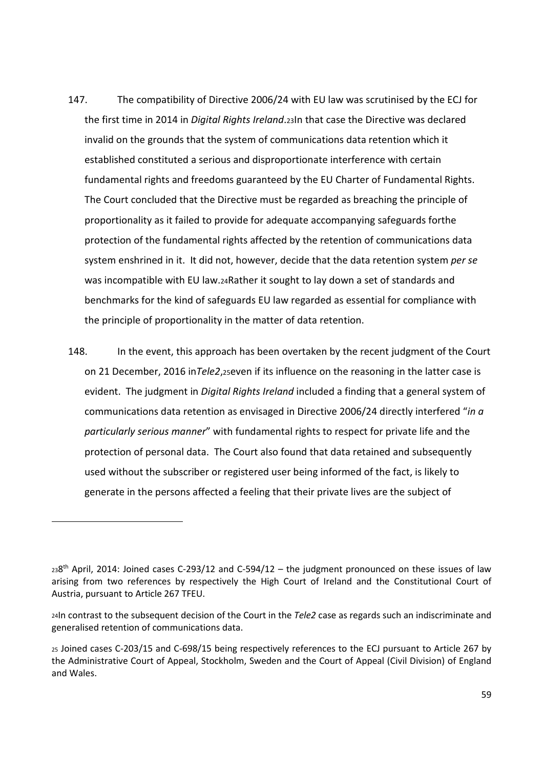147. The compatibility of Directive 2006/24 with EU law was scrutinised by the ECJ for the first time in 2014 in *Digital Rights Ireland*.[23] In that case the Directive was declared invalid on the grounds that the system of communications data retention which it established constituted a serious and disproportionate interference with certain fundamental rights and freedoms guaranteed by the EU Charter of Fundamental Rights. The Court concluded that the Directive must be regarded as breaching the principle of proportionality as it failed to provide for adequate accompanying safeguards forthe protection of the fundamental rights affected by the retention of communications data system enshrined in it. It did not, however, decide that the data retention system *per se* was incompatible with EU law.[24] Rather it sought to lay down a set of standards and benchmarks for the kind of safeguards EU law regarded as essential for compliance with the principle of proportionality in the matter of data retention.

148. In the event, this approach has been overtaken by the recent judgment of the Court on 21 December, 2016 in *Tele2*,[25] even if its influence on the reasoning in the latter case is evident. The judgment in *Digital Rights Ireland* included a finding that a general system of communications data retention as envisaged in Directive 2006/24 directly interfered "*in a particularly serious manner*" with fundamental rights to respect for private life and the protection of personal data. The Court also found that data retained and subsequently used without the subscriber or registered user being informed of the fact, is likely to generate in the persons affected a feeling that their private lives are the subject of

---

[23] 8th April, 2014: Joined cases C-293/12 and C-594/12 – the judgment pronounced on these issues of law arising from two references by respectively the High Court of Ireland and the Constitutional Court of Austria, pursuant to Article 267 TFEU.

[24] In contrast to the subsequent decision of the Court in the *Tele2* case as regards such an indiscriminate and generalised retention of communications data.

[25] Joined cases C-203/15 and C-698/15 being respectively references to the ECJ pursuant to Article 267 by the Administrative Court of Appeal, Stockholm, Sweden and the Court of Appeal (Civil Division) of England and Wales.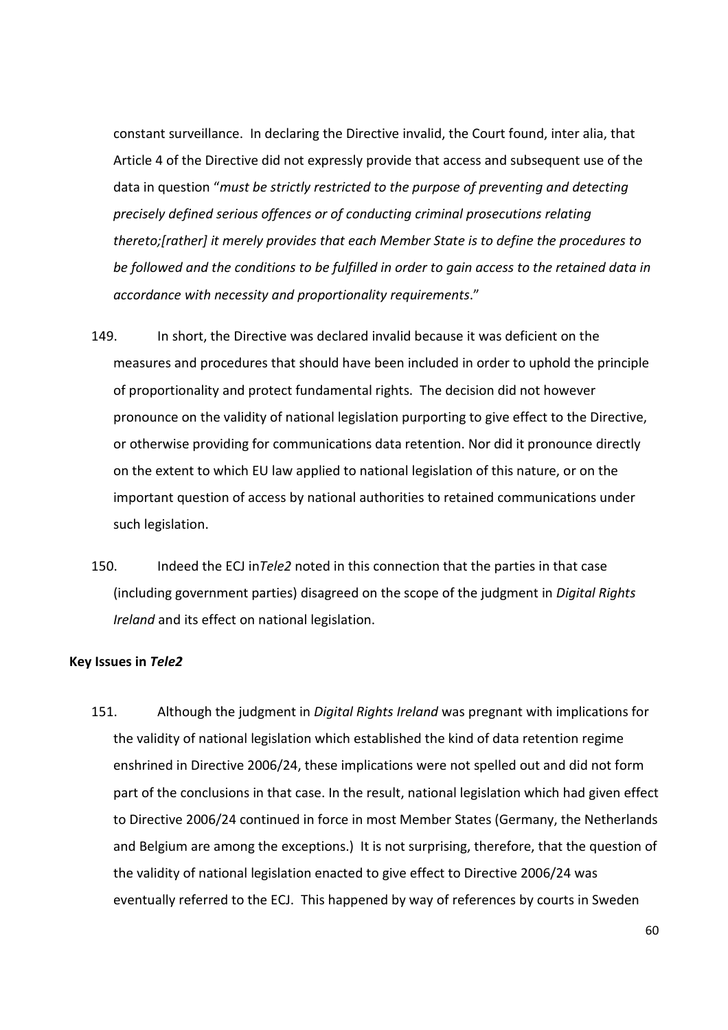constant surveillance. In declaring the Directive invalid, the Court found, inter alia, that Article 4 of the Directive did not expressly provide that access and subsequent use of the data in question "*must be strictly restricted to the purpose of preventing and detecting precisely defined serious offences or of conducting criminal prosecutions relating thereto;[rather] it merely provides that each Member State is to define the procedures to be followed and the conditions to be fulfilled in order to gain access to the retained data in accordance with necessity and proportionality requirements*."

149. In short, the Directive was declared invalid because it was deficient on the measures and procedures that should have been included in order to uphold the principle of proportionality and protect fundamental rights. The decision did not however pronounce on the validity of national legislation purporting to give effect to the Directive, or otherwise providing for communications data retention. Nor did it pronounce directly on the extent to which EU law applied to national legislation of this nature, or on the important question of access by national authorities to retained communications under such legislation.

150. Indeed the ECJ in*Tele2* noted in this connection that the parties in that case (including government parties) disagreed on the scope of the judgment in *Digital Rights Ireland* and its effect on national legislation.

**Key Issues in *Tele2***

151. Although the judgment in *Digital Rights Ireland* was pregnant with implications for the validity of national legislation which established the kind of data retention regime enshrined in Directive 2006/24, these implications were not spelled out and did not form part of the conclusions in that case. In the result, national legislation which had given effect to Directive 2006/24 continued in force in most Member States (Germany, the Netherlands and Belgium are among the exceptions.) It is not surprising, therefore, that the question of the validity of national legislation enacted to give effect to Directive 2006/24 was eventually referred to the ECJ. This happened by way of references by courts in Sweden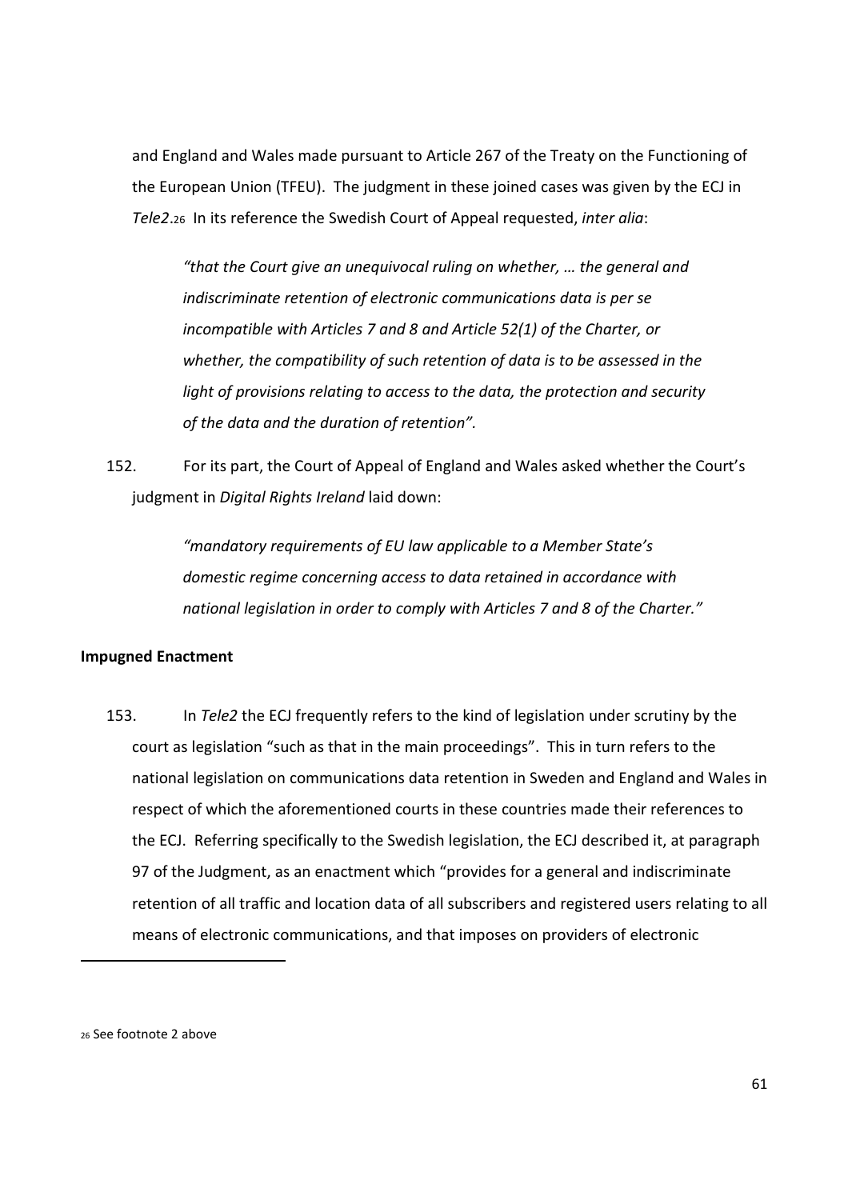and England and Wales made pursuant to Article 267 of the Treaty on the Functioning of the European Union (TFEU). The judgment in these joined cases was given by the ECJ in *Tele2*.[26] In its reference the Swedish Court of Appeal requested, *inter alia*:

> *"that the Court give an unequivocal ruling on whether, … the general and indiscriminate retention of electronic communications data is per se incompatible with Articles 7 and 8 and Article 52(1) of the Charter, or whether, the compatibility of such retention of data is to be assessed in the light of provisions relating to access to the data, the protection and security of the data and the duration of retention"*.

152. For its part, the Court of Appeal of England and Wales asked whether the Court's judgment in *Digital Rights Ireland* laid down:

> *"mandatory requirements of EU law applicable to a Member State's domestic regime concerning access to data retained in accordance with national legislation in order to comply with Articles 7 and 8 of the Charter."*

**Impugned Enactment**

153. In *Tele2* the ECJ frequently refers to the kind of legislation under scrutiny by the court as legislation "such as that in the main proceedings". This in turn refers to the national legislation on communications data retention in Sweden and England and Wales in respect of which the aforementioned courts in these countries made their references to the ECJ. Referring specifically to the Swedish legislation, the ECJ described it, at paragraph 97 of the Judgment, as an enactment which "provides for a general and indiscriminate retention of all traffic and location data of all subscribers and registered users relating to all means of electronic communications, and that imposes on providers of electronic

---

[26] See footnote 2 above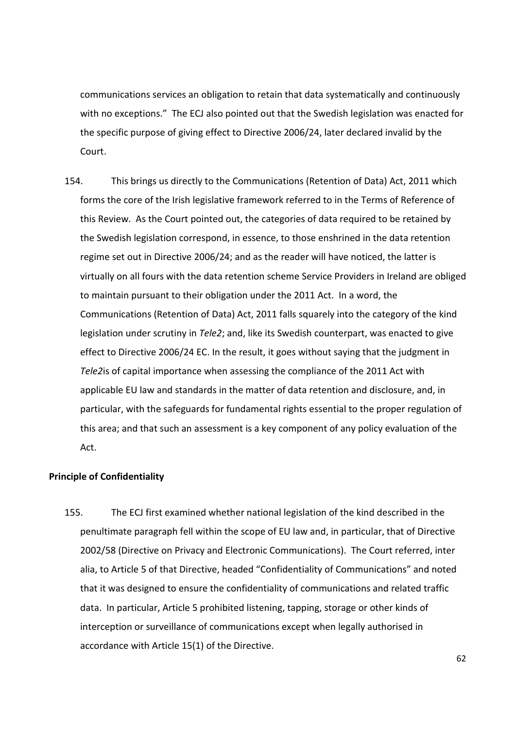communications services an obligation to retain that data systematically and continuously with no exceptions." The ECJ also pointed out that the Swedish legislation was enacted for the specific purpose of giving effect to Directive 2006/24, later declared invalid by the Court.

154. This brings us directly to the Communications (Retention of Data) Act, 2011 which forms the core of the Irish legislative framework referred to in the Terms of Reference of this Review. As the Court pointed out, the categories of data required to be retained by the Swedish legislation correspond, in essence, to those enshrined in the data retention regime set out in Directive 2006/24; and as the reader will have noticed, the latter is virtually on all fours with the data retention scheme Service Providers in Ireland are obliged to maintain pursuant to their obligation under the 2011 Act. In a word, the Communications (Retention of Data) Act, 2011 falls squarely into the category of the kind legislation under scrutiny in *Tele2*; and, like its Swedish counterpart, was enacted to give effect to Directive 2006/24 EC. In the result, it goes without saying that the judgment in *Tele2*is of capital importance when assessing the compliance of the 2011 Act with applicable EU law and standards in the matter of data retention and disclosure, and, in particular, with the safeguards for fundamental rights essential to the proper regulation of this area; and that such an assessment is a key component of any policy evaluation of the Act.

**Principle of Confidentiality**

155. The ECJ first examined whether national legislation of the kind described in the penultimate paragraph fell within the scope of EU law and, in particular, that of Directive 2002/58 (Directive on Privacy and Electronic Communications). The Court referred, inter alia, to Article 5 of that Directive, headed "Confidentiality of Communications" and noted that it was designed to ensure the confidentiality of communications and related traffic data. In particular, Article 5 prohibited listening, tapping, storage or other kinds of interception or surveillance of communications except when legally authorised in accordance with Article 15(1) of the Directive.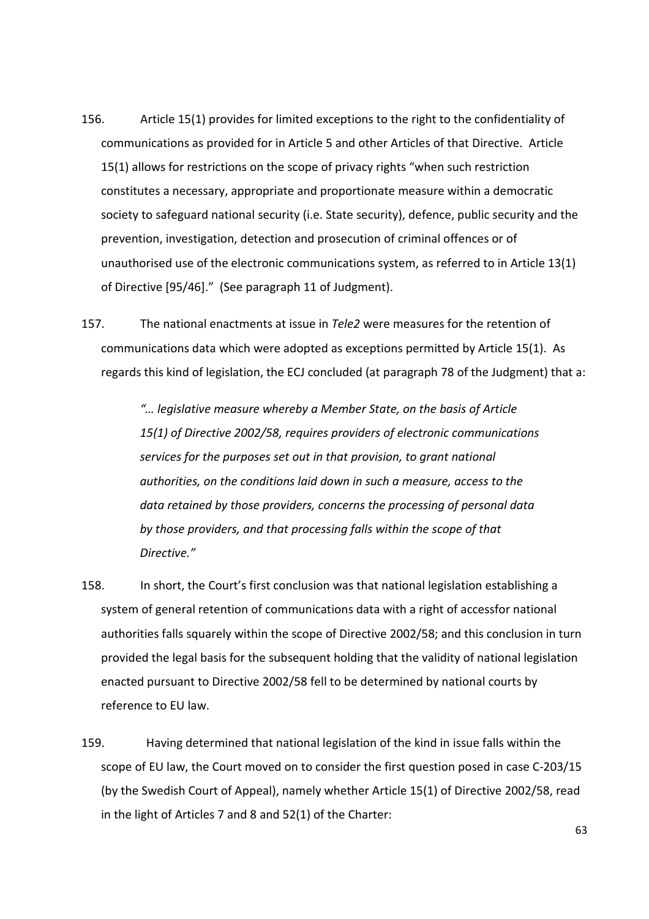156. Article 15(1) provides for limited exceptions to the right to the confidentiality of communications as provided for in Article 5 and other Articles of that Directive. Article 15(1) allows for restrictions on the scope of privacy rights "when such restriction constitutes a necessary, appropriate and proportionate measure within a democratic society to safeguard national security (i.e. State security), defence, public security and the prevention, investigation, detection and prosecution of criminal offences or of unauthorised use of the electronic communications system, as referred to in Article 13(1) of Directive [95/46]." (See paragraph 11 of Judgment).

157. The national enactments at issue in *Tele2* were measures for the retention of communications data which were adopted as exceptions permitted by Article 15(1). As regards this kind of legislation, the ECJ concluded (at paragraph 78 of the Judgment) that a:

> *"… legislative measure whereby a Member State, on the basis of Article 15(1) of Directive 2002/58, requires providers of electronic communications services for the purposes set out in that provision, to grant national authorities, on the conditions laid down in such a measure, access to the data retained by those providers, concerns the processing of personal data by those providers, and that processing falls within the scope of that Directive."*

158. In short, the Court's first conclusion was that national legislation establishing a system of general retention of communications data with a right of accessfor national authorities falls squarely within the scope of Directive 2002/58; and this conclusion in turn provided the legal basis for the subsequent holding that the validity of national legislation enacted pursuant to Directive 2002/58 fell to be determined by national courts by reference to EU law.

159. Having determined that national legislation of the kind in issue falls within the scope of EU law, the Court moved on to consider the first question posed in case C-203/15 (by the Swedish Court of Appeal), namely whether Article 15(1) of Directive 2002/58, read in the light of Articles 7 and 8 and 52(1) of the Charter: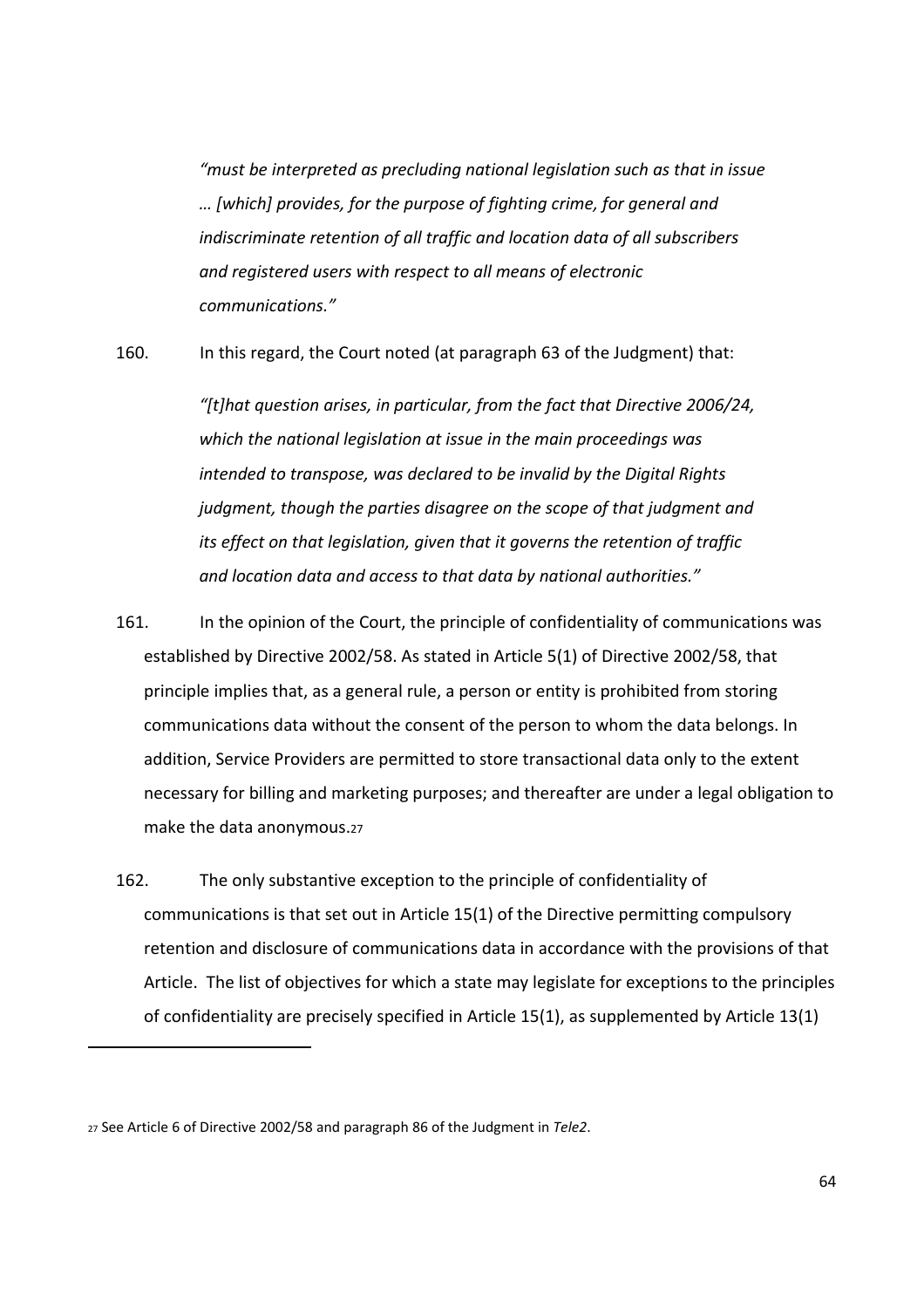> *"must be interpreted as precluding national legislation such as that in issue … [which] provides, for the purpose of fighting crime, for general and indiscriminate retention of all traffic and location data of all subscribers and registered users with respect to all means of electronic communications."*

160. In this regard, the Court noted (at paragraph 63 of the Judgment) that:

> *"[t]hat question arises, in particular, from the fact that Directive 2006/24, which the national legislation at issue in the main proceedings was intended to transpose, was declared to be invalid by the Digital Rights judgment, though the parties disagree on the scope of that judgment and its effect on that legislation, given that it governs the retention of traffic and location data and access to that data by national authorities."*

161. In the opinion of the Court, the principle of confidentiality of communications was established by Directive 2002/58. As stated in Article 5(1) of Directive 2002/58, that principle implies that, as a general rule, a person or entity is prohibited from storing communications data without the consent of the person to whom the data belongs. In addition, Service Providers are permitted to store transactional data only to the extent necessary for billing and marketing purposes; and thereafter are under a legal obligation to make the data anonymous.[27]

162. The only substantive exception to the principle of confidentiality of communications is that set out in Article 15(1) of the Directive permitting compulsory retention and disclosure of communications data in accordance with the provisions of that Article. The list of objectives for which a state may legislate for exceptions to the principles of confidentiality are precisely specified in Article 15(1), as supplemented by Article 13(1)

---

[27] See Article 6 of Directive 2002/58 and paragraph 86 of the Judgment in *Tele2*.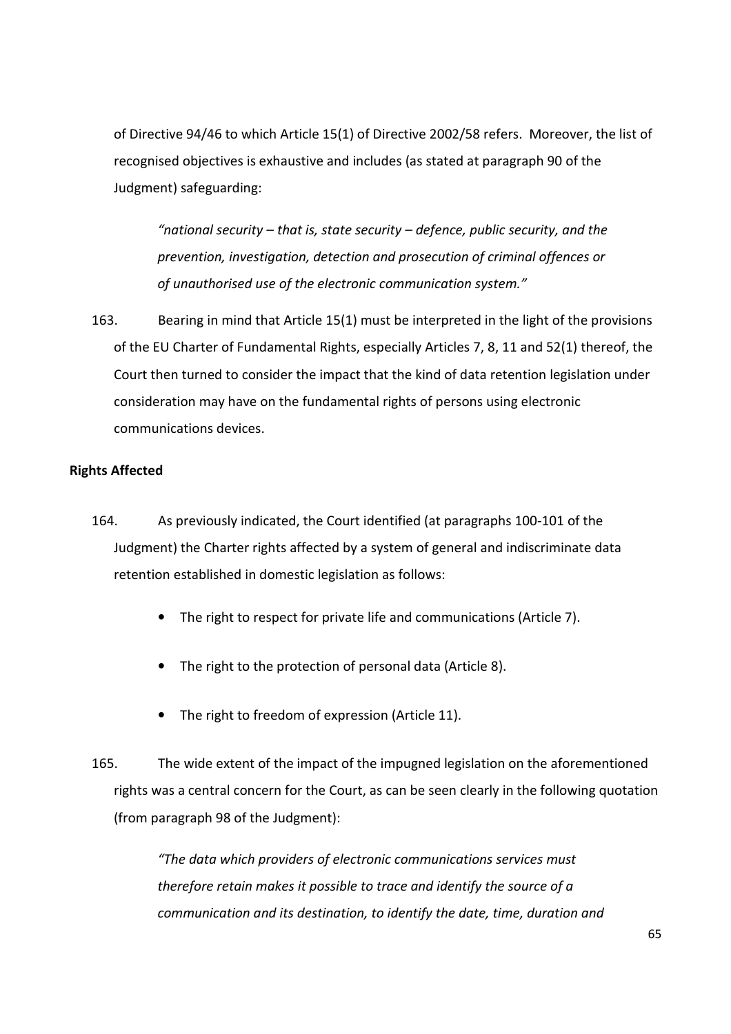of Directive 94/46 to which Article 15(1) of Directive 2002/58 refers. Moreover, the list of recognised objectives is exhaustive and includes (as stated at paragraph 90 of the Judgment) safeguarding:

> *"national security – that is, state security – defence, public security, and the prevention, investigation, detection and prosecution of criminal offences or of unauthorised use of the electronic communication system."*

163. Bearing in mind that Article 15(1) must be interpreted in the light of the provisions of the EU Charter of Fundamental Rights, especially Articles 7, 8, 11 and 52(1) thereof, the Court then turned to consider the impact that the kind of data retention legislation under consideration may have on the fundamental rights of persons using electronic communications devices.

**Rights Affected**

164. As previously indicated, the Court identified (at paragraphs 100-101 of the Judgment) the Charter rights affected by a system of general and indiscriminate data retention established in domestic legislation as follows:

- The right to respect for private life and communications (Article 7).
- The right to the protection of personal data (Article 8).
- The right to freedom of expression (Article 11).

165. The wide extent of the impact of the impugned legislation on the aforementioned rights was a central concern for the Court, as can be seen clearly in the following quotation (from paragraph 98 of the Judgment):

> *"The data which providers of electronic communications services must therefore retain makes it possible to trace and identify the source of a communication and its destination, to identify the date, time, duration and*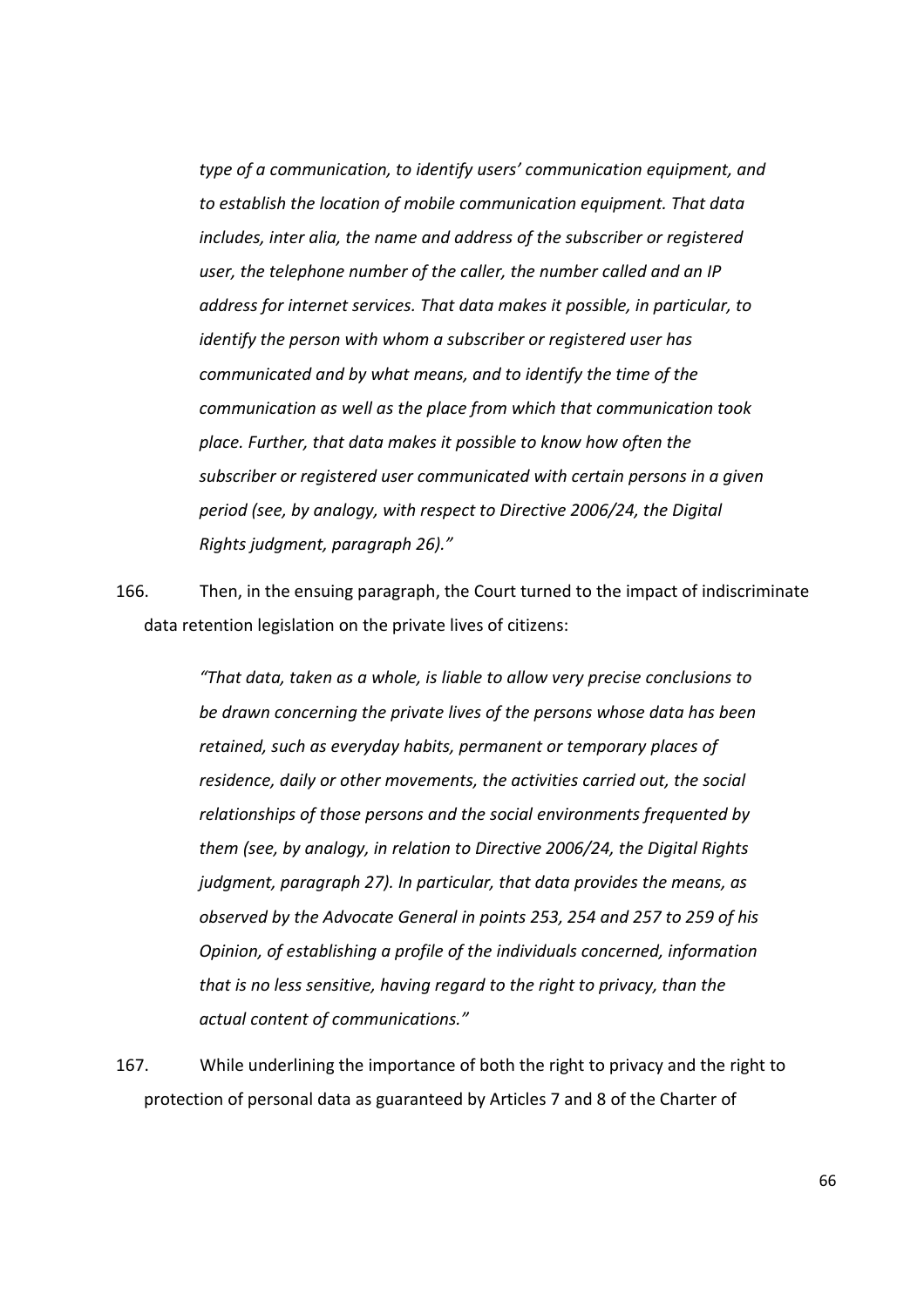*type of a communication, to identify users' communication equipment, and to establish the location of mobile communication equipment. That data includes, inter alia, the name and address of the subscriber or registered user, the telephone number of the caller, the number called and an IP address for internet services. That data makes it possible, in particular, to identify the person with whom a subscriber or registered user has communicated and by what means, and to identify the time of the communication as well as the place from which that communication took place. Further, that data makes it possible to know how often the subscriber or registered user communicated with certain persons in a given period (see, by analogy, with respect to Directive 2006/24, the Digital Rights judgment, paragraph 26)."*

166. Then, in the ensuing paragraph, the Court turned to the impact of indiscriminate data retention legislation on the private lives of citizens:

> *"That data, taken as a whole, is liable to allow very precise conclusions to be drawn concerning the private lives of the persons whose data has been retained, such as everyday habits, permanent or temporary places of residence, daily or other movements, the activities carried out, the social relationships of those persons and the social environments frequented by them (see, by analogy, in relation to Directive 2006/24, the Digital Rights judgment, paragraph 27). In particular, that data provides the means, as observed by the Advocate General in points 253, 254 and 257 to 259 of his Opinion, of establishing a profile of the individuals concerned, information that is no less sensitive, having regard to the right to privacy, than the actual content of communications."*

167. While underlining the importance of both the right to privacy and the right to protection of personal data as guaranteed by Articles 7 and 8 of the Charter of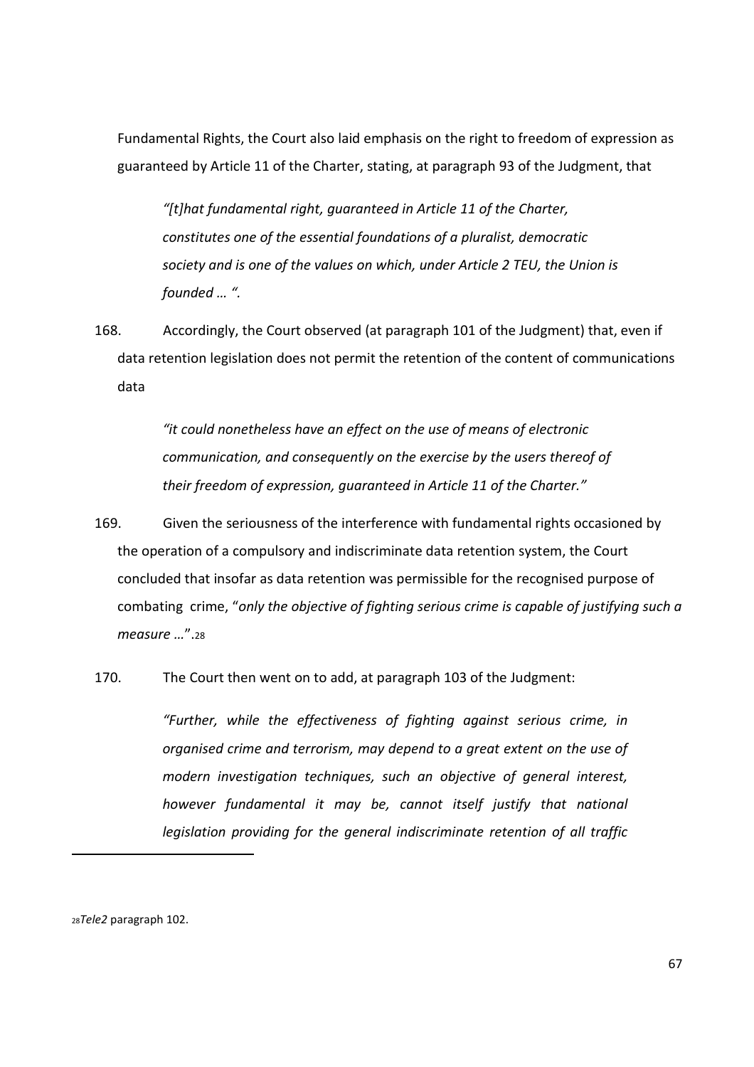Fundamental Rights, the Court also laid emphasis on the right to freedom of expression as guaranteed by Article 11 of the Charter, stating, at paragraph 93 of the Judgment, that

> *"[t]hat fundamental right, guaranteed in Article 11 of the Charter, constitutes one of the essential foundations of a pluralist, democratic society and is one of the values on which, under Article 2 TEU, the Union is founded … ".*

168. Accordingly, the Court observed (at paragraph 101 of the Judgment) that, even if data retention legislation does not permit the retention of the content of communications data

> *"it could nonetheless have an effect on the use of means of electronic communication, and consequently on the exercise by the users thereof of their freedom of expression, guaranteed in Article 11 of the Charter."*

169. Given the seriousness of the interference with fundamental rights occasioned by the operation of a compulsory and indiscriminate data retention system, the Court concluded that insofar as data retention was permissible for the recognised purpose of combating crime, "*only the objective of fighting serious crime is capable of justifying such a measure …*".[28]

170. The Court then went on to add, at paragraph 103 of the Judgment:

> *"Further, while the effectiveness of fighting against serious crime, in organised crime and terrorism, may depend to a great extent on the use of modern investigation techniques, such an objective of general interest, however fundamental it may be, cannot itself justify that national legislation providing for the general indiscriminate retention of all traffic*

---

[28] *Tele2* paragraph 102.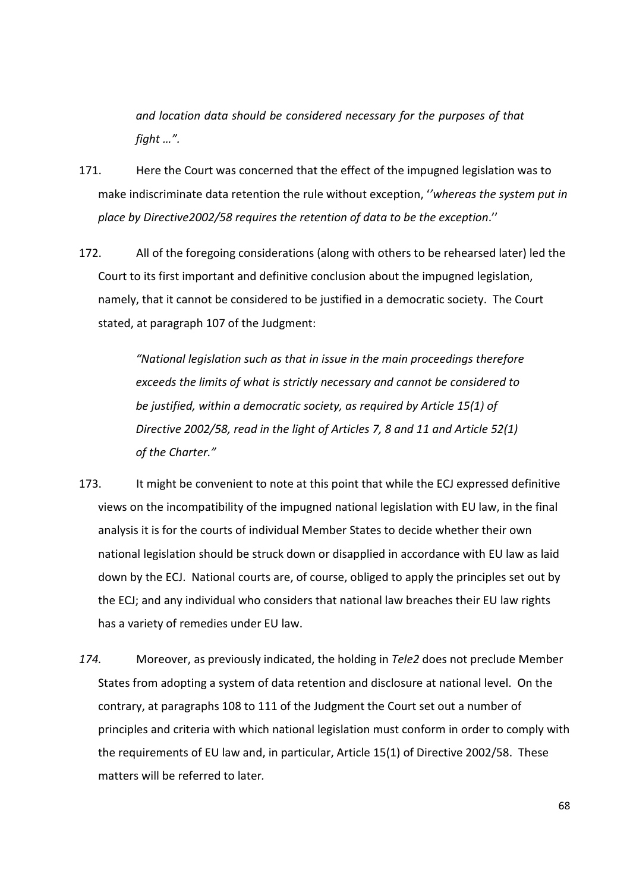> *and location data should be considered necessary for the purposes of that fight …".*

171. Here the Court was concerned that the effect of the impugned legislation was to make indiscriminate data retention the rule without exception, ''*whereas the system put in place by Directive2002/58 requires the retention of data to be the exception*.''

172. All of the foregoing considerations (along with others to be rehearsed later) led the Court to its first important and definitive conclusion about the impugned legislation, namely, that it cannot be considered to be justified in a democratic society. The Court stated, at paragraph 107 of the Judgment:

> *"National legislation such as that in issue in the main proceedings therefore exceeds the limits of what is strictly necessary and cannot be considered to be justified, within a democratic society, as required by Article 15(1) of Directive 2002/58, read in the light of Articles 7, 8 and 11 and Article 52(1) of the Charter."*

173. It might be convenient to note at this point that while the ECJ expressed definitive views on the incompatibility of the impugned national legislation with EU law, in the final analysis it is for the courts of individual Member States to decide whether their own national legislation should be struck down or disapplied in accordance with EU law as laid down by the ECJ. National courts are, of course, obliged to apply the principles set out by the ECJ; and any individual who considers that national law breaches their EU law rights has a variety of remedies under EU law.

*174.* Moreover, as previously indicated, the holding in *Tele2* does not preclude Member States from adopting a system of data retention and disclosure at national level. On the contrary, at paragraphs 108 to 111 of the Judgment the Court set out a number of principles and criteria with which national legislation must conform in order to comply with the requirements of EU law and, in particular, Article 15(1) of Directive 2002/58. These matters will be referred to later.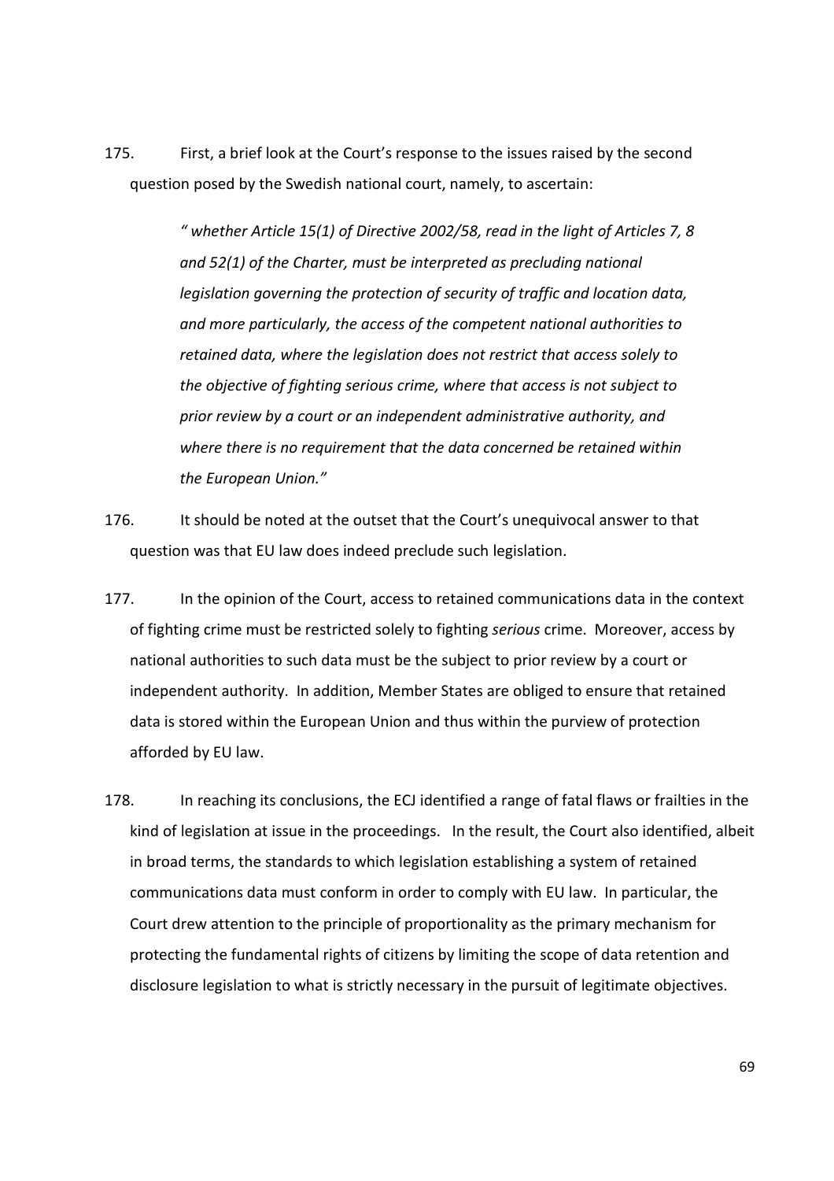175. First, a brief look at the Court's response to the issues raised by the second question posed by the Swedish national court, namely, to ascertain:

> *" whether Article 15(1) of Directive 2002/58, read in the light of Articles 7, 8 and 52(1) of the Charter, must be interpreted as precluding national legislation governing the protection of security of traffic and location data, and more particularly, the access of the competent national authorities to retained data, where the legislation does not restrict that access solely to the objective of fighting serious crime, where that access is not subject to prior review by a court or an independent administrative authority, and where there is no requirement that the data concerned be retained within the European Union."*

176. It should be noted at the outset that the Court's unequivocal answer to that question was that EU law does indeed preclude such legislation.

177. In the opinion of the Court, access to retained communications data in the context of fighting crime must be restricted solely to fighting *serious* crime. Moreover, access by national authorities to such data must be the subject to prior review by a court or independent authority. In addition, Member States are obliged to ensure that retained data is stored within the European Union and thus within the purview of protection afforded by EU law.

178. In reaching its conclusions, the ECJ identified a range of fatal flaws or frailties in the kind of legislation at issue in the proceedings. In the result, the Court also identified, albeit in broad terms, the standards to which legislation establishing a system of retained communications data must conform in order to comply with EU law. In particular, the Court drew attention to the principle of proportionality as the primary mechanism for protecting the fundamental rights of citizens by limiting the scope of data retention and disclosure legislation to what is strictly necessary in the pursuit of legitimate objectives.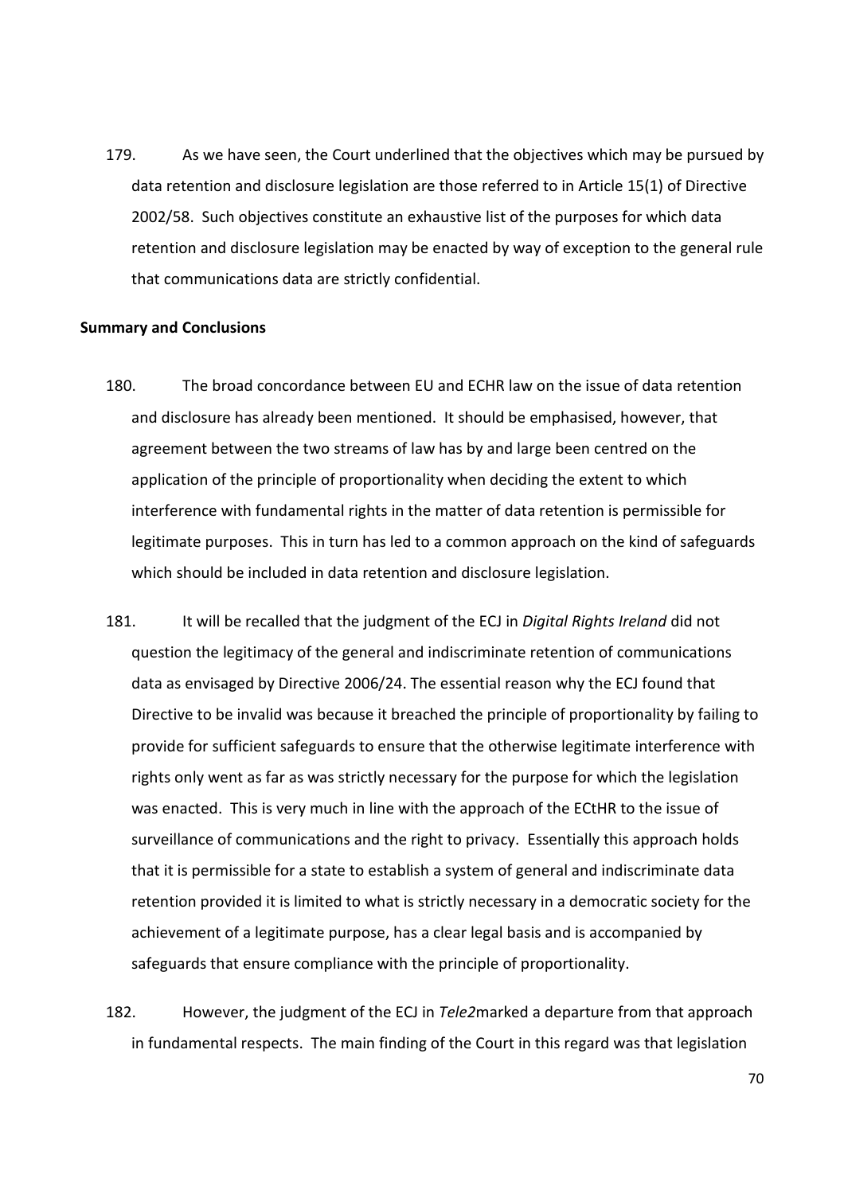179. As we have seen, the Court underlined that the objectives which may be pursued by data retention and disclosure legislation are those referred to in Article 15(1) of Directive 2002/58. Such objectives constitute an exhaustive list of the purposes for which data retention and disclosure legislation may be enacted by way of exception to the general rule that communications data are strictly confidential.

**Summary and Conclusions**

180. The broad concordance between EU and ECHR law on the issue of data retention and disclosure has already been mentioned. It should be emphasised, however, that agreement between the two streams of law has by and large been centred on the application of the principle of proportionality when deciding the extent to which interference with fundamental rights in the matter of data retention is permissible for legitimate purposes. This in turn has led to a common approach on the kind of safeguards which should be included in data retention and disclosure legislation.

181. It will be recalled that the judgment of the ECJ in *Digital Rights Ireland* did not question the legitimacy of the general and indiscriminate retention of communications data as envisaged by Directive 2006/24. The essential reason why the ECJ found that Directive to be invalid was because it breached the principle of proportionality by failing to provide for sufficient safeguards to ensure that the otherwise legitimate interference with rights only went as far as was strictly necessary for the purpose for which the legislation was enacted. This is very much in line with the approach of the ECtHR to the issue of surveillance of communications and the right to privacy. Essentially this approach holds that it is permissible for a state to establish a system of general and indiscriminate data retention provided it is limited to what is strictly necessary in a democratic society for the achievement of a legitimate purpose, has a clear legal basis and is accompanied by safeguards that ensure compliance with the principle of proportionality.

182. However, the judgment of the ECJ in *Tele2*marked a departure from that approach in fundamental respects. The main finding of the Court in this regard was that legislation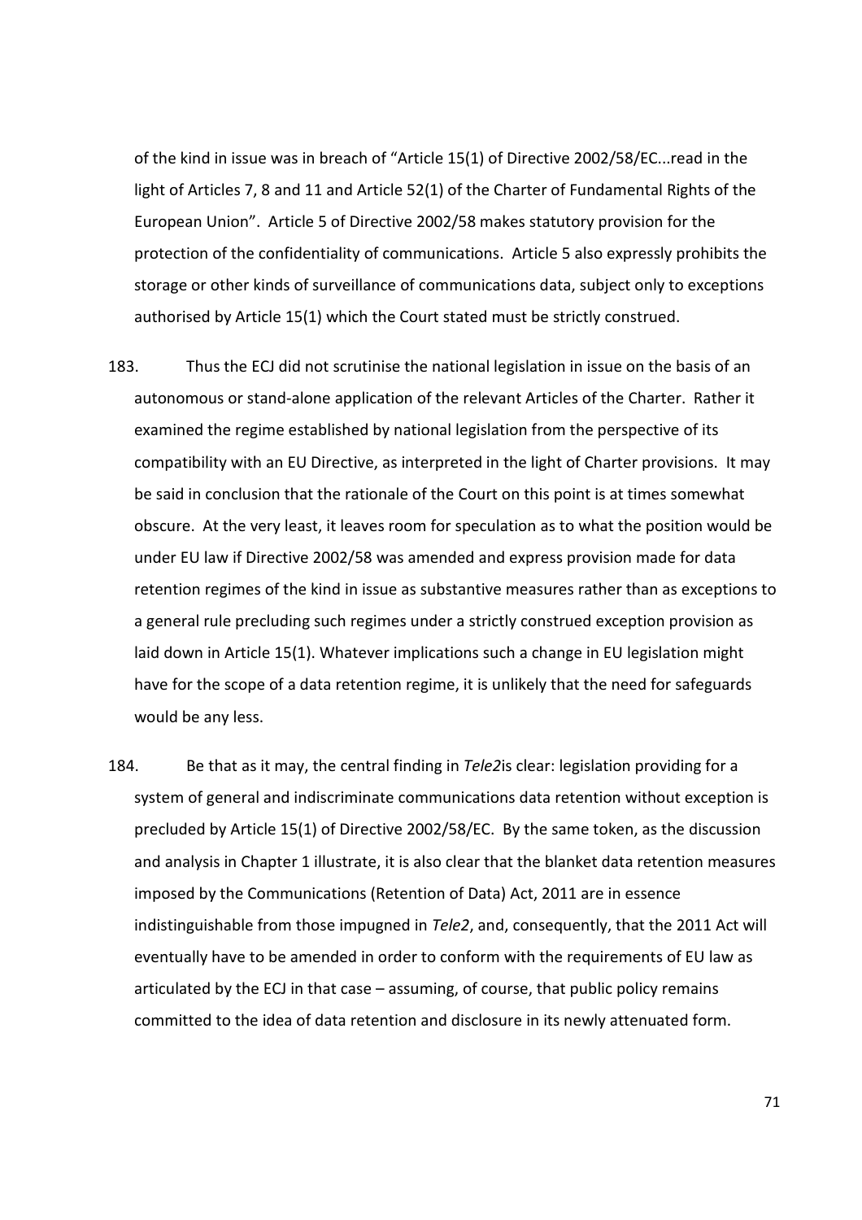of the kind in issue was in breach of "Article 15(1) of Directive 2002/58/EC...read in the light of Articles 7, 8 and 11 and Article 52(1) of the Charter of Fundamental Rights of the European Union". Article 5 of Directive 2002/58 makes statutory provision for the protection of the confidentiality of communications. Article 5 also expressly prohibits the storage or other kinds of surveillance of communications data, subject only to exceptions authorised by Article 15(1) which the Court stated must be strictly construed.

183. Thus the ECJ did not scrutinise the national legislation in issue on the basis of an autonomous or stand-alone application of the relevant Articles of the Charter. Rather it examined the regime established by national legislation from the perspective of its compatibility with an EU Directive, as interpreted in the light of Charter provisions. It may be said in conclusion that the rationale of the Court on this point is at times somewhat obscure. At the very least, it leaves room for speculation as to what the position would be under EU law if Directive 2002/58 was amended and express provision made for data retention regimes of the kind in issue as substantive measures rather than as exceptions to a general rule precluding such regimes under a strictly construed exception provision as laid down in Article 15(1). Whatever implications such a change in EU legislation might have for the scope of a data retention regime, it is unlikely that the need for safeguards would be any less.

184. Be that as it may, the central finding in *Tele2*is clear: legislation providing for a system of general and indiscriminate communications data retention without exception is precluded by Article 15(1) of Directive 2002/58/EC. By the same token, as the discussion and analysis in Chapter 1 illustrate, it is also clear that the blanket data retention measures imposed by the Communications (Retention of Data) Act, 2011 are in essence indistinguishable from those impugned in *Tele2*, and, consequently, that the 2011 Act will eventually have to be amended in order to conform with the requirements of EU law as articulated by the ECJ in that case – assuming, of course, that public policy remains committed to the idea of data retention and disclosure in its newly attenuated form.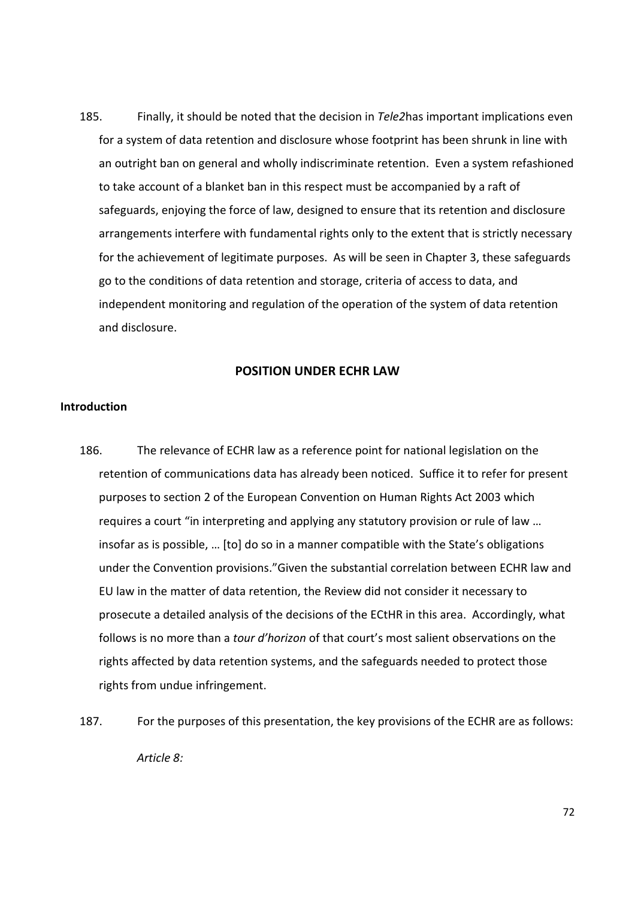185. Finally, it should be noted that the decision in *Tele2*has important implications even for a system of data retention and disclosure whose footprint has been shrunk in line with an outright ban on general and wholly indiscriminate retention. Even a system refashioned to take account of a blanket ban in this respect must be accompanied by a raft of safeguards, enjoying the force of law, designed to ensure that its retention and disclosure arrangements interfere with fundamental rights only to the extent that is strictly necessary for the achievement of legitimate purposes. As will be seen in Chapter 3, these safeguards go to the conditions of data retention and storage, criteria of access to data, and independent monitoring and regulation of the operation of the system of data retention and disclosure.

## POSITION UNDER ECHR LAW

### Introduction

186. The relevance of ECHR law as a reference point for national legislation on the retention of communications data has already been noticed. Suffice it to refer for present purposes to section 2 of the European Convention on Human Rights Act 2003 which requires a court "in interpreting and applying any statutory provision or rule of law … insofar as is possible, … [to] do so in a manner compatible with the State's obligations under the Convention provisions."Given the substantial correlation between ECHR law and EU law in the matter of data retention, the Review did not consider it necessary to prosecute a detailed analysis of the decisions of the ECtHR in this area. Accordingly, what follows is no more than a *tour d'horizon* of that court's most salient observations on the rights affected by data retention systems, and the safeguards needed to protect those rights from undue infringement.

187. For the purposes of this presentation, the key provisions of the ECHR are as follows:

*Article 8:*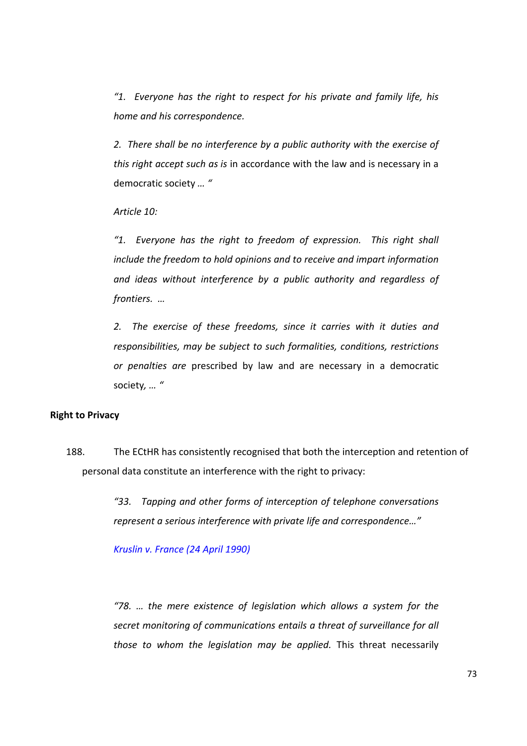*"1. Everyone has the right to respect for his private and family life, his home and his correspondence.*

*2. There shall be no interference by a public authority with the exercise of this right accept such as is* in accordance with the law and is necessary in a democratic society … "

*Article 10:*

*"1. Everyone has the right to freedom of expression. This right shall include the freedom to hold opinions and to receive and impart information and ideas without interference by a public authority and regardless of frontiers. …*

*2. The exercise of these freedoms, since it carries with it duties and responsibilities, may be subject to such formalities, conditions, restrictions or penalties are* prescribed by law and are necessary in a democratic society, … "

**Right to Privacy**

188. The ECtHR has consistently recognised that both the interception and retention of personal data constitute an interference with the right to privacy:

> *"33. Tapping and other forms of interception of telephone conversations represent a serious interference with private life and correspondence…"*
>
> *Kruslin v. France (24 April 1990)*

> *"78. … the mere existence of legislation which allows a system for the secret monitoring of communications entails a threat of surveillance for all those to whom the legislation may be applied.* This threat necessarily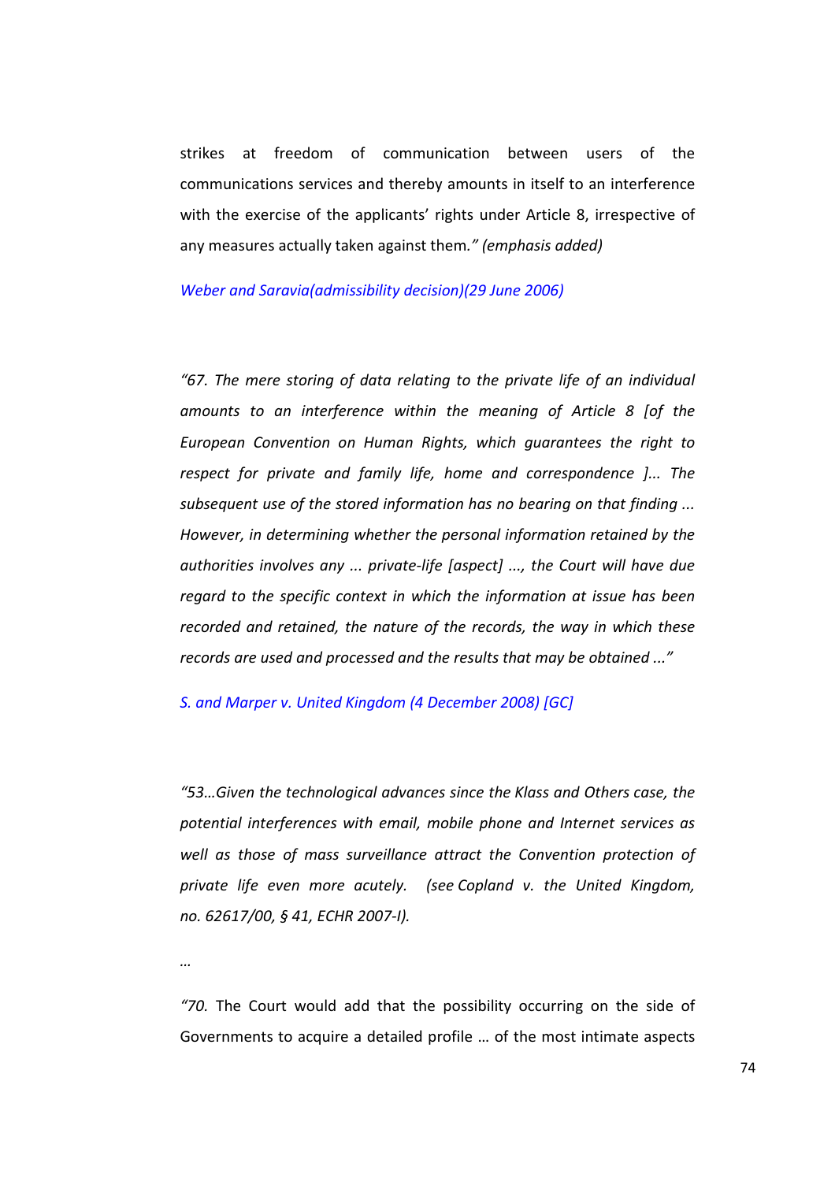strikes at freedom of communication between users of the communications services and thereby amounts in itself to an interference with the exercise of the applicants' rights under Article 8, irrespective of any measures actually taken against them.*" (emphasis added)*

*Weber and Saravia(admissibility decision)(29 June 2006)*

*"67. The mere storing of data relating to the private life of an individual amounts to an interference within the meaning of Article 8 [of the European Convention on Human Rights, which guarantees the right to respect for private and family life, home and correspondence ]... The subsequent use of the stored information has no bearing on that finding ... However, in determining whether the personal information retained by the authorities involves any ... private-life [aspect] ..., the Court will have due regard to the specific context in which the information at issue has been recorded and retained, the nature of the records, the way in which these records are used and processed and the results that may be obtained ..."*

*S. and Marper v. United Kingdom (4 December 2008) [GC]*

*"53…Given the technological advances since the Klass and Others case, the potential interferences with email, mobile phone and Internet services as well as those of mass surveillance attract the Convention protection of private life even more acutely. (see Copland v. the United Kingdom, no. 62617/00, § 41, ECHR 2007-I).*

*…*

*"70.* The Court would add that the possibility occurring on the side of Governments to acquire a detailed profile … of the most intimate aspects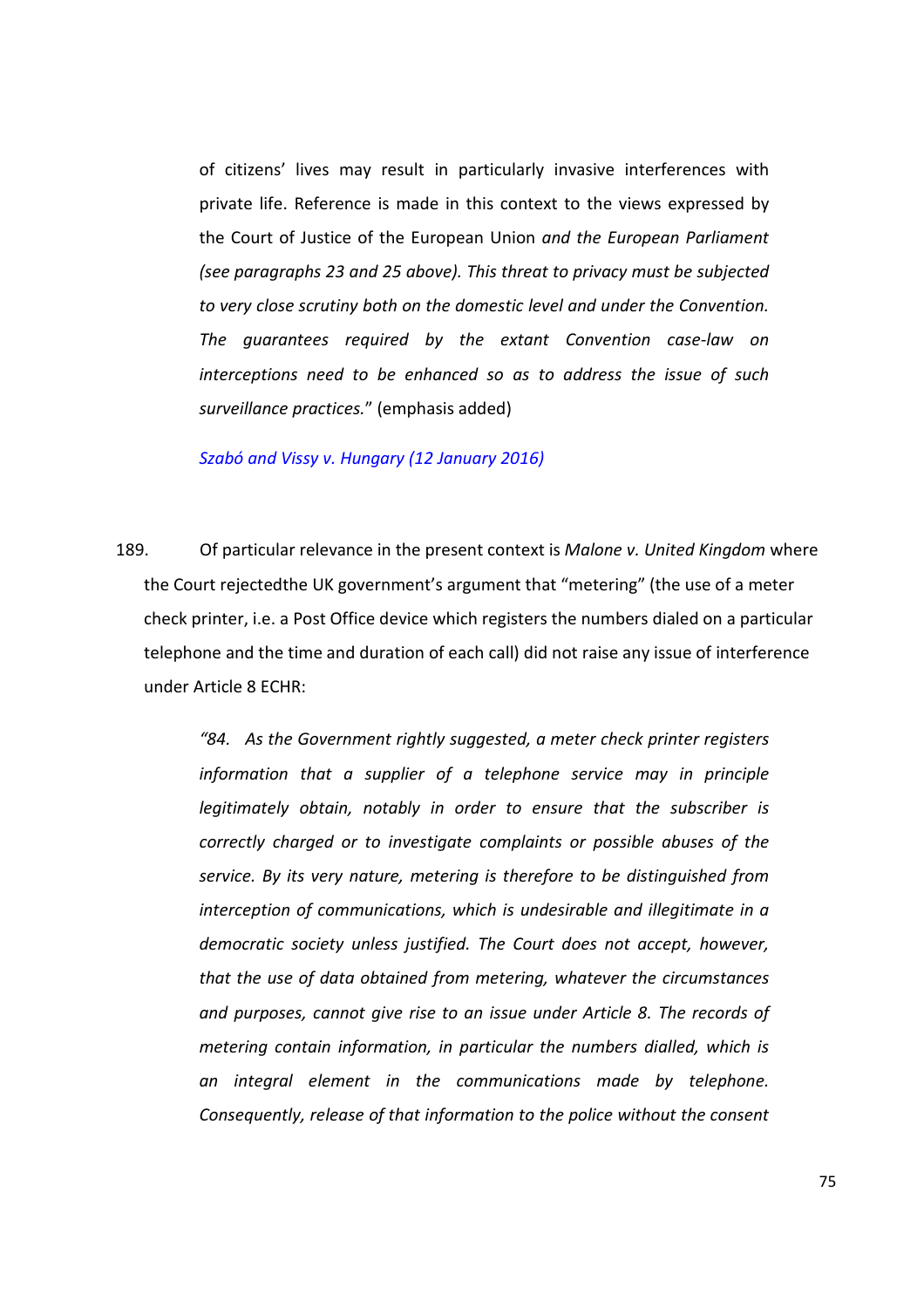of citizens' lives may result in particularly invasive interferences with private life. Reference is made in this context to the views expressed by the Court of Justice of the European Union *and the European Parliament (see paragraphs 23 and 25 above). This threat to privacy must be subjected to very close scrutiny both on the domestic level and under the Convention. The guarantees required by the extant Convention case-law on interceptions need to be enhanced so as to address the issue of such surveillance practices.*" (emphasis added)

*Szabó and Vissy v. Hungary (12 January 2016)*

189. Of particular relevance in the present context is *Malone v. United Kingdom* where the Court rejectedthe UK government's argument that "metering" (the use of a meter check printer, i.e. a Post Office device which registers the numbers dialed on a particular telephone and the time and duration of each call) did not raise any issue of interference under Article 8 ECHR:

> *"84. As the Government rightly suggested, a meter check printer registers information that a supplier of a telephone service may in principle legitimately obtain, notably in order to ensure that the subscriber is correctly charged or to investigate complaints or possible abuses of the service. By its very nature, metering is therefore to be distinguished from interception of communications, which is undesirable and illegitimate in a democratic society unless justified. The Court does not accept, however, that the use of data obtained from metering, whatever the circumstances and purposes, cannot give rise to an issue under Article 8. The records of metering contain information, in particular the numbers dialled, which is an integral element in the communications made by telephone. Consequently, release of that information to the police without the consent*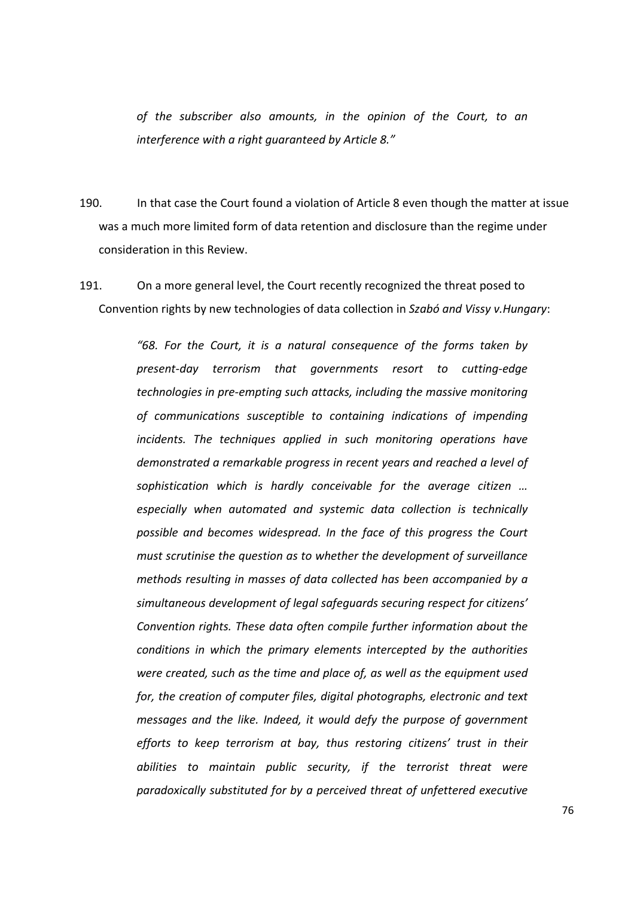*of the subscriber also amounts, in the opinion of the Court, to an interference with a right guaranteed by Article 8."*

190. In that case the Court found a violation of Article 8 even though the matter at issue was a much more limited form of data retention and disclosure than the regime under consideration in this Review.

191. On a more general level, the Court recently recognized the threat posed to Convention rights by new technologies of data collection in *Szabó and Vissy v.Hungary*:

> *"68. For the Court, it is a natural consequence of the forms taken by present-day terrorism that governments resort to cutting-edge technologies in pre-empting such attacks, including the massive monitoring of communications susceptible to containing indications of impending incidents. The techniques applied in such monitoring operations have demonstrated a remarkable progress in recent years and reached a level of sophistication which is hardly conceivable for the average citizen … especially when automated and systemic data collection is technically possible and becomes widespread. In the face of this progress the Court must scrutinise the question as to whether the development of surveillance methods resulting in masses of data collected has been accompanied by a simultaneous development of legal safeguards securing respect for citizens' Convention rights. These data often compile further information about the conditions in which the primary elements intercepted by the authorities were created, such as the time and place of, as well as the equipment used for, the creation of computer files, digital photographs, electronic and text messages and the like. Indeed, it would defy the purpose of government efforts to keep terrorism at bay, thus restoring citizens' trust in their abilities to maintain public security, if the terrorist threat were paradoxically substituted for by a perceived threat of unfettered executive*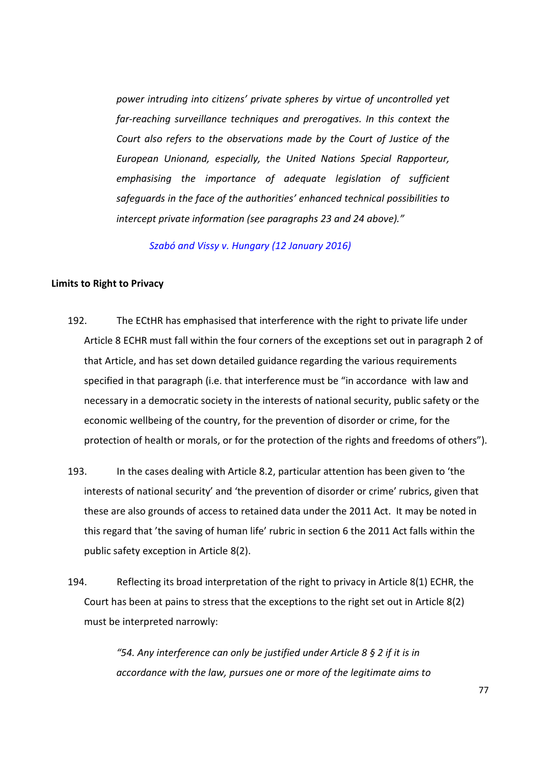*power intruding into citizens' private spheres by virtue of uncontrolled yet far-reaching surveillance techniques and prerogatives. In this context the Court also refers to the observations made by the Court of Justice of the European Unionand, especially, the United Nations Special Rapporteur, emphasising the importance of adequate legislation of sufficient safeguards in the face of the authorities' enhanced technical possibilities to intercept private information (see paragraphs 23 and 24 above)."*

*Szabó and Vissy v. Hungary (12 January 2016)*

**Limits to Right to Privacy**

192. The ECtHR has emphasised that interference with the right to private life under Article 8 ECHR must fall within the four corners of the exceptions set out in paragraph 2 of that Article, and has set down detailed guidance regarding the various requirements specified in that paragraph (i.e. that interference must be "in accordance with law and necessary in a democratic society in the interests of national security, public safety or the economic wellbeing of the country, for the prevention of disorder or crime, for the protection of health or morals, or for the protection of the rights and freedoms of others").

193. In the cases dealing with Article 8.2, particular attention has been given to 'the interests of national security' and 'the prevention of disorder or crime' rubrics, given that these are also grounds of access to retained data under the 2011 Act. It may be noted in this regard that 'the saving of human life' rubric in section 6 the 2011 Act falls within the public safety exception in Article 8(2).

194. Reflecting its broad interpretation of the right to privacy in Article 8(1) ECHR, the Court has been at pains to stress that the exceptions to the right set out in Article 8(2) must be interpreted narrowly:

> *"54. Any interference can only be justified under Article 8 § 2 if it is in accordance with the law, pursues one or more of the legitimate aims to*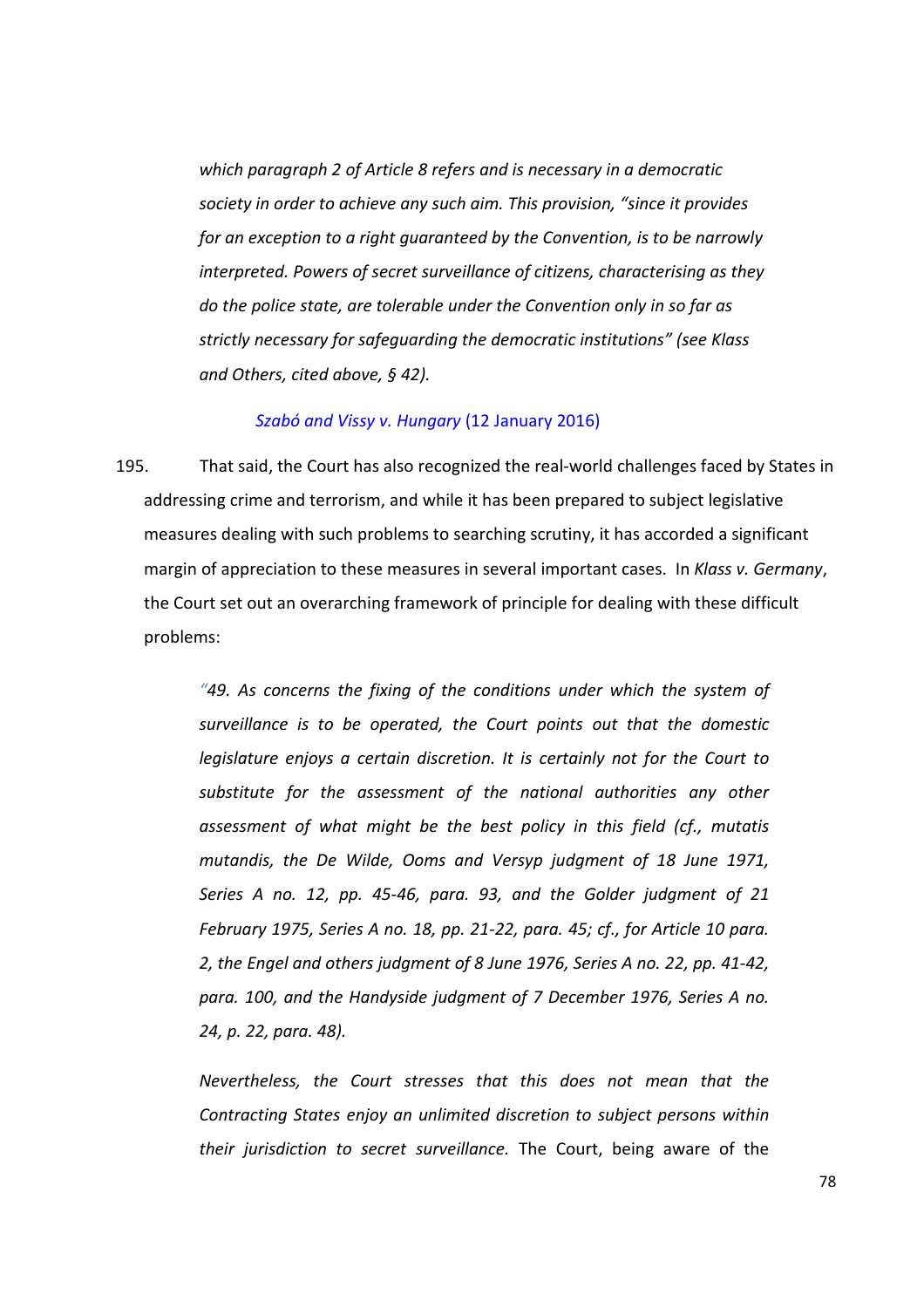*which paragraph 2 of Article 8 refers and is necessary in a democratic society in order to achieve any such aim. This provision, "since it provides for an exception to a right guaranteed by the Convention, is to be narrowly interpreted. Powers of secret surveillance of citizens, characterising as they do the police state, are tolerable under the Convention only in so far as strictly necessary for safeguarding the democratic institutions" (see Klass and Others, cited above, § 42).*

*Szabó and Vissy v. Hungary* (12 January 2016)

195. That said, the Court has also recognized the real-world challenges faced by States in addressing crime and terrorism, and while it has been prepared to subject legislative measures dealing with such problems to searching scrutiny, it has accorded a significant margin of appreciation to these measures in several important cases. In *Klass v. Germany*, the Court set out an overarching framework of principle for dealing with these difficult problems:

*"49. As concerns the fixing of the conditions under which the system of surveillance is to be operated, the Court points out that the domestic legislature enjoys a certain discretion. It is certainly not for the Court to substitute for the assessment of the national authorities any other assessment of what might be the best policy in this field (cf., mutatis mutandis, the De Wilde, Ooms and Versyp judgment of 18 June 1971, Series A no. 12, pp. 45-46, para. 93, and the Golder judgment of 21 February 1975, Series A no. 18, pp. 21-22, para. 45; cf., for Article 10 para. 2, the Engel and others judgment of 8 June 1976, Series A no. 22, pp. 41-42, para. 100, and the Handyside judgment of 7 December 1976, Series A no. 24, p. 22, para. 48).*

*Nevertheless, the Court stresses that this does not mean that the Contracting States enjoy an unlimited discretion to subject persons within their jurisdiction to secret surveillance.* The Court, being aware of the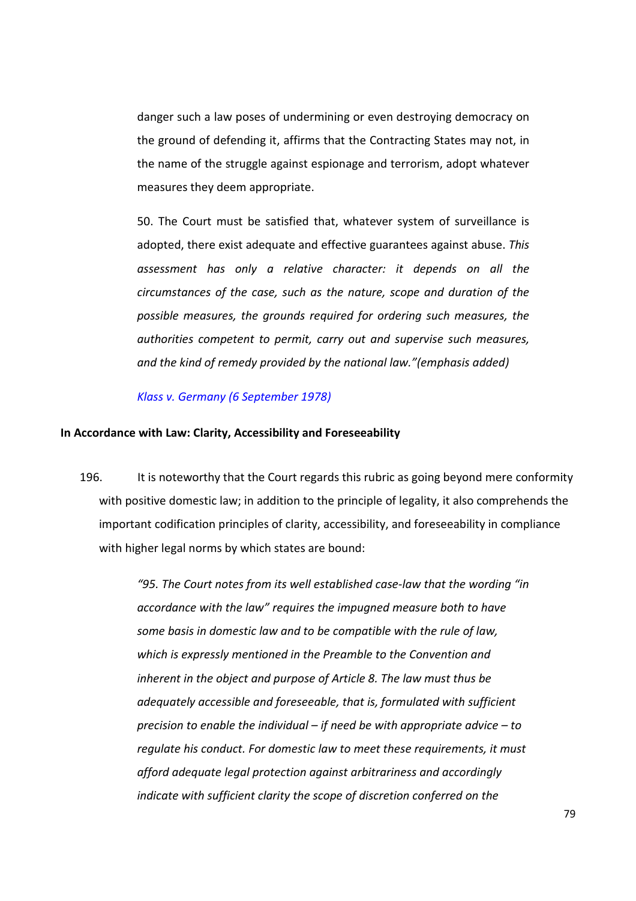danger such a law poses of undermining or even destroying democracy on the ground of defending it, affirms that the Contracting States may not, in the name of the struggle against espionage and terrorism, adopt whatever measures they deem appropriate.

50. The Court must be satisfied that, whatever system of surveillance is adopted, there exist adequate and effective guarantees against abuse. *This assessment has only a relative character: it depends on all the circumstances of the case, such as the nature, scope and duration of the possible measures, the grounds required for ordering such measures, the authorities competent to permit, carry out and supervise such measures, and the kind of remedy provided by the national law."(emphasis added)*

*Klass v. Germany (6 September 1978)*

**In Accordance with Law: Clarity, Accessibility and Foreseeability**

196. It is noteworthy that the Court regards this rubric as going beyond mere conformity with positive domestic law; in addition to the principle of legality, it also comprehends the important codification principles of clarity, accessibility, and foreseeability in compliance with higher legal norms by which states are bound:

*"95. The Court notes from its well established case-law that the wording "in accordance with the law" requires the impugned measure both to have some basis in domestic law and to be compatible with the rule of law, which is expressly mentioned in the Preamble to the Convention and inherent in the object and purpose of Article 8. The law must thus be adequately accessible and foreseeable, that is, formulated with sufficient precision to enable the individual – if need be with appropriate advice – to regulate his conduct. For domestic law to meet these requirements, it must afford adequate legal protection against arbitrariness and accordingly indicate with sufficient clarity the scope of discretion conferred on the*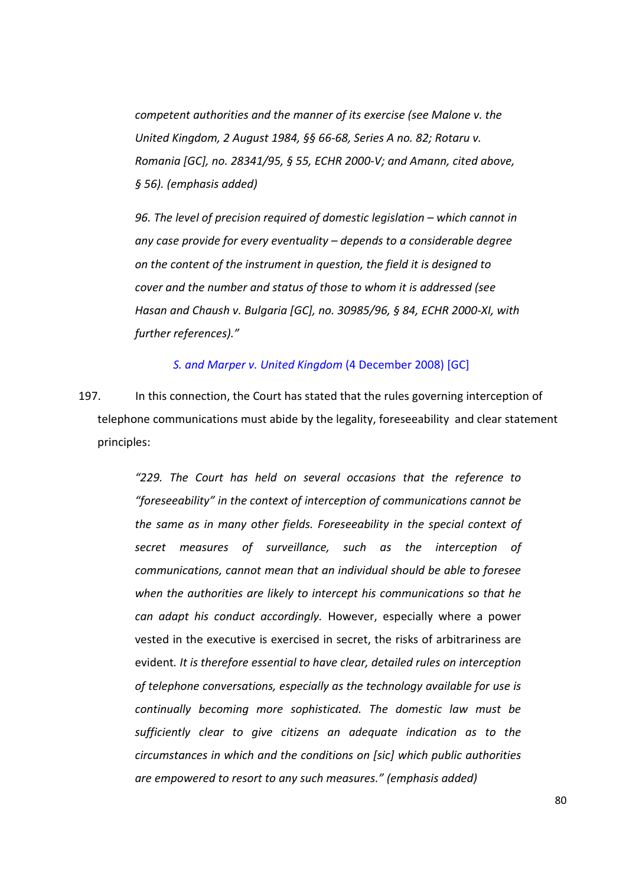*competent authorities and the manner of its exercise (see Malone v. the United Kingdom, 2 August 1984, §§ 66-68, Series A no. 82; Rotaru v. Romania [GC], no. 28341/95, § 55, ECHR 2000-V; and Amann, cited above, § 56). (emphasis added)*

*96. The level of precision required of domestic legislation – which cannot in any case provide for every eventuality – depends to a considerable degree on the content of the instrument in question, the field it is designed to cover and the number and status of those to whom it is addressed (see Hasan and Chaush v. Bulgaria [GC], no. 30985/96, § 84, ECHR 2000-XI, with further references)."*

*S. and Marper v. United Kingdom* (4 December 2008) [GC]

197. In this connection, the Court has stated that the rules governing interception of telephone communications must abide by the legality, foreseeability and clear statement principles:

> *"229. The Court has held on several occasions that the reference to "foreseeability" in the context of interception of communications cannot be the same as in many other fields. Foreseeability in the special context of secret measures of surveillance, such as the interception of communications, cannot mean that an individual should be able to foresee when the authorities are likely to intercept his communications so that he can adapt his conduct accordingly.* However, especially where a power vested in the executive is exercised in secret, the risks of arbitrariness are evident*. It is therefore essential to have clear, detailed rules on interception of telephone conversations, especially as the technology available for use is continually becoming more sophisticated. The domestic law must be sufficiently clear to give citizens an adequate indication as to the circumstances in which and the conditions on [sic] which public authorities are empowered to resort to any such measures." (emphasis added)*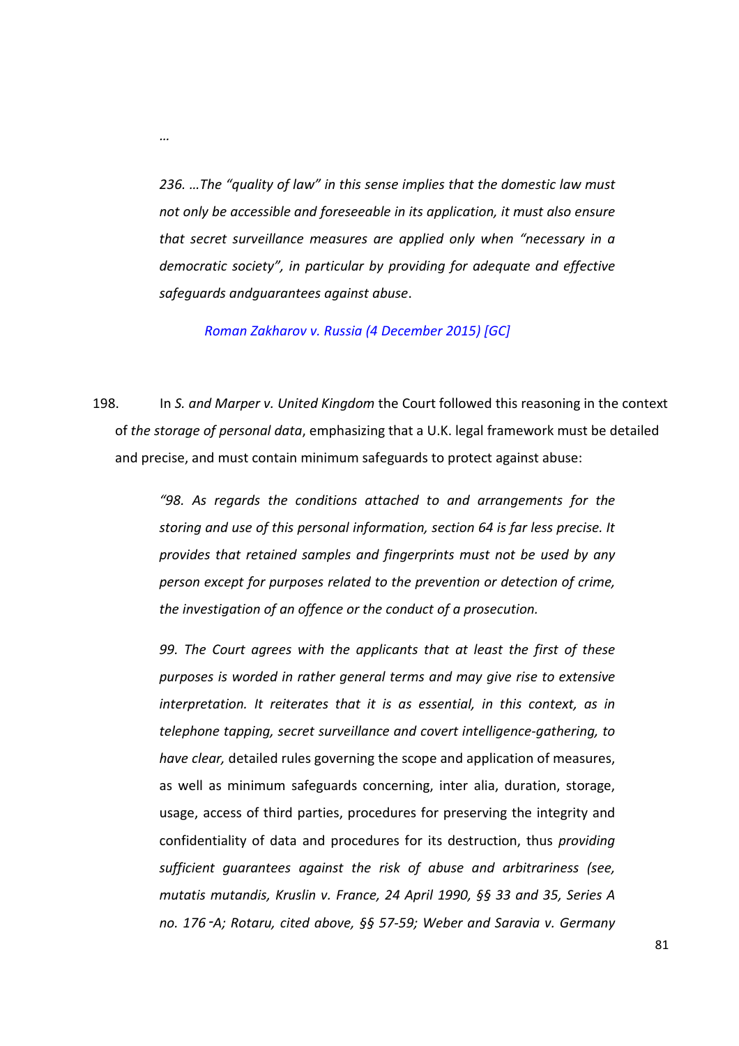…

> *236. …The "quality of law" in this sense implies that the domestic law must not only be accessible and foreseeable in its application, it must also ensure that secret surveillance measures are applied only when "necessary in a democratic society", in particular by providing for adequate and effective safeguards andguarantees against abuse*.
>
> *Roman Zakharov v. Russia (4 December 2015) [GC]*

198. In *S. and Marper v. United Kingdom* the Court followed this reasoning in the context of *the storage of personal data*, emphasizing that a U.K. legal framework must be detailed and precise, and must contain minimum safeguards to protect against abuse:

> *"98. As regards the conditions attached to and arrangements for the storing and use of this personal information, section 64 is far less precise. It provides that retained samples and fingerprints must not be used by any person except for purposes related to the prevention or detection of crime, the investigation of an offence or the conduct of a prosecution.*
>
> *99. The Court agrees with the applicants that at least the first of these purposes is worded in rather general terms and may give rise to extensive interpretation. It reiterates that it is as essential, in this context, as in telephone tapping, secret surveillance and covert intelligence-gathering, to have clear,* detailed rules governing the scope and application of measures, as well as minimum safeguards concerning, inter alia, duration, storage, usage, access of third parties, procedures for preserving the integrity and confidentiality of data and procedures for its destruction, thus *providing sufficient guarantees against the risk of abuse and arbitrariness (see, mutatis mutandis, Kruslin v. France, 24 April 1990, §§ 33 and 35, Series A no. 176‑A; Rotaru, cited above, §§ 57-59; Weber and Saravia v. Germany*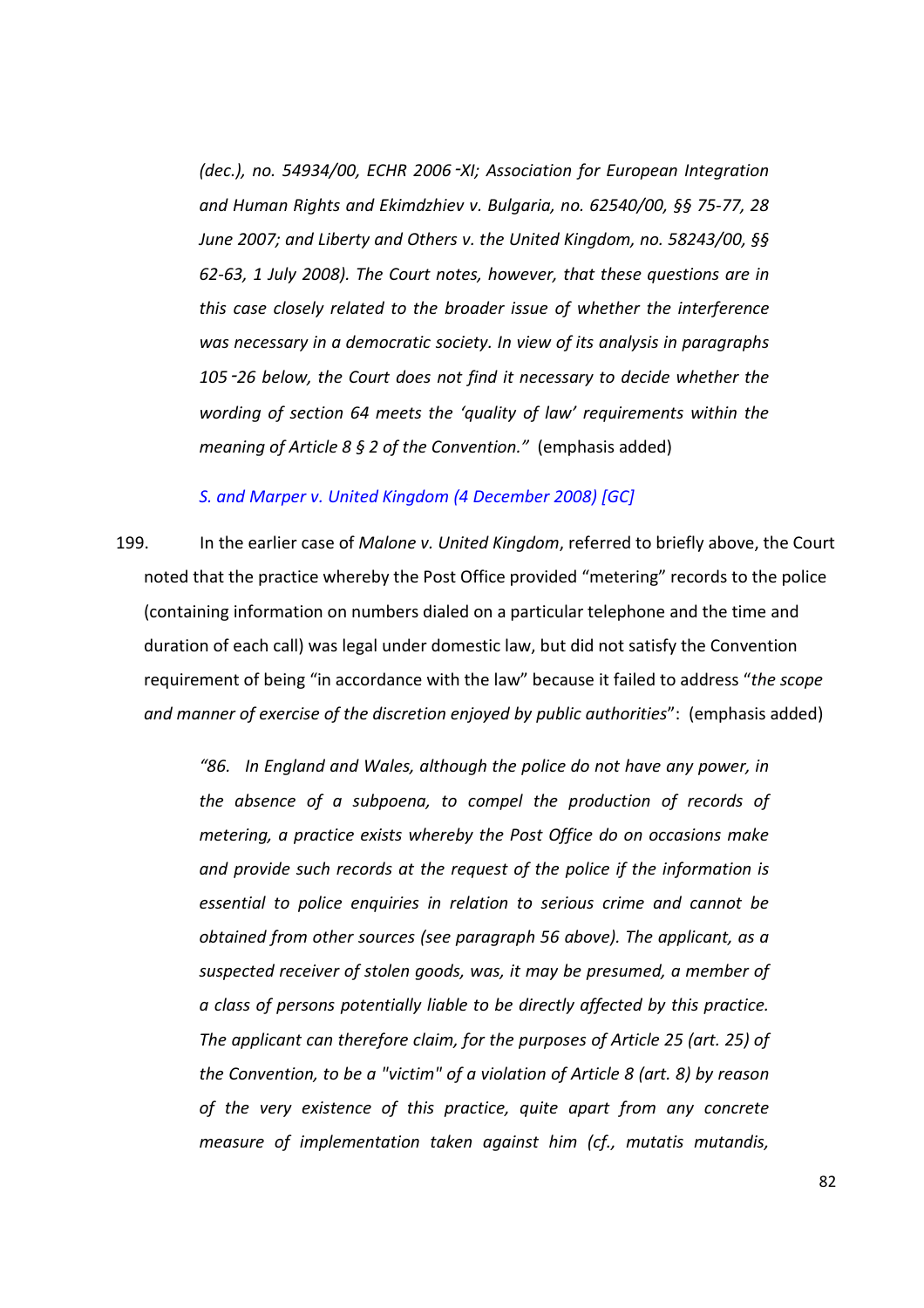*(dec.), no. 54934/00, ECHR 2006‑XI; Association for European Integration and Human Rights and Ekimdzhiev v. Bulgaria, no. 62540/00, §§ 75-77, 28 June 2007; and Liberty and Others v. the United Kingdom, no. 58243/00, §§ 62-63, 1 July 2008). The Court notes, however, that these questions are in this case closely related to the broader issue of whether the interference was necessary in a democratic society. In view of its analysis in paragraphs 105‑26 below, the Court does not find it necessary to decide whether the wording of section 64 meets the 'quality of law' requirements within the meaning of Article 8 § 2 of the Convention."* (emphasis added)

*S. and Marper v. United Kingdom (4 December 2008) [GC]*

199. In the earlier case of *Malone v. United Kingdom*, referred to briefly above, the Court noted that the practice whereby the Post Office provided "metering" records to the police (containing information on numbers dialed on a particular telephone and the time and duration of each call) was legal under domestic law, but did not satisfy the Convention requirement of being "in accordance with the law" because it failed to address "*the scope and manner of exercise of the discretion enjoyed by public authorities*": (emphasis added)

*"86. In England and Wales, although the police do not have any power, in the absence of a subpoena, to compel the production of records of metering, a practice exists whereby the Post Office do on occasions make and provide such records at the request of the police if the information is essential to police enquiries in relation to serious crime and cannot be obtained from other sources (see paragraph 56 above). The applicant, as a suspected receiver of stolen goods, was, it may be presumed, a member of a class of persons potentially liable to be directly affected by this practice. The applicant can therefore claim, for the purposes of Article 25 (art. 25) of the Convention, to be a "victim" of a violation of Article 8 (art. 8) by reason of the very existence of this practice, quite apart from any concrete measure of implementation taken against him (cf., mutatis mutandis,*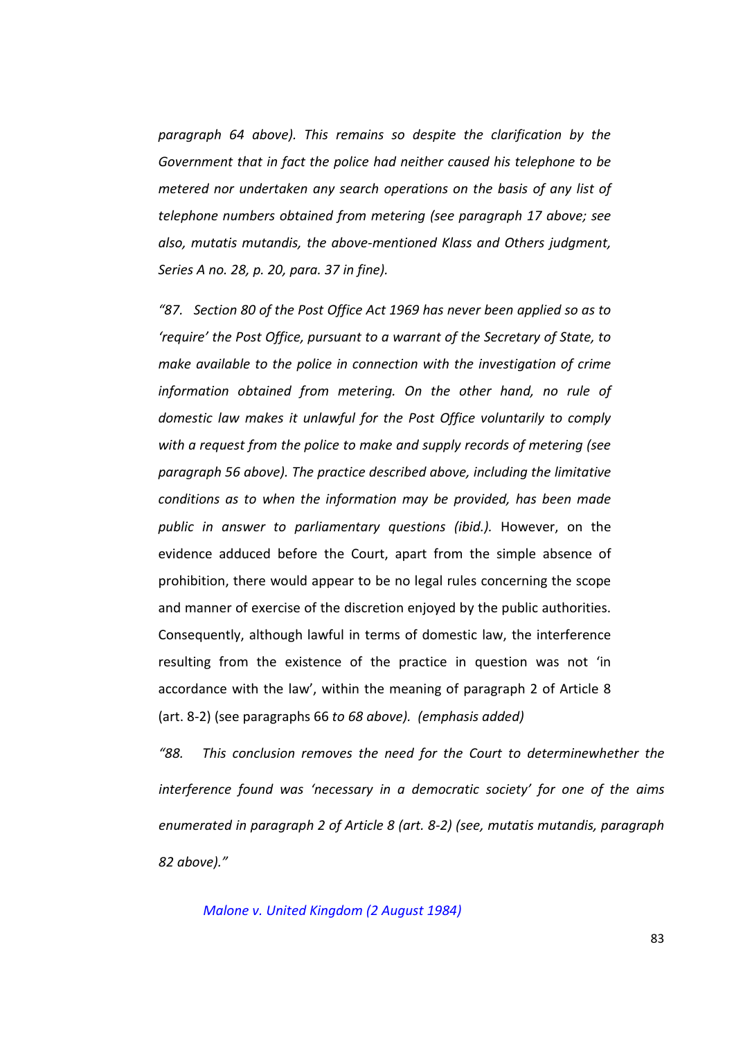*paragraph 64 above). This remains so despite the clarification by the Government that in fact the police had neither caused his telephone to be metered nor undertaken any search operations on the basis of any list of telephone numbers obtained from metering (see paragraph 17 above; see also, mutatis mutandis, the above-mentioned Klass and Others judgment, Series A no. 28, p. 20, para. 37 in fine).*

*"87. Section 80 of the Post Office Act 1969 has never been applied so as to 'require' the Post Office, pursuant to a warrant of the Secretary of State, to make available to the police in connection with the investigation of crime information obtained from metering. On the other hand, no rule of domestic law makes it unlawful for the Post Office voluntarily to comply with a request from the police to make and supply records of metering (see paragraph 56 above). The practice described above, including the limitative conditions as to when the information may be provided, has been made public in answer to parliamentary questions (ibid.).* However, on the evidence adduced before the Court, apart from the simple absence of prohibition, there would appear to be no legal rules concerning the scope and manner of exercise of the discretion enjoyed by the public authorities. Consequently, although lawful in terms of domestic law, the interference resulting from the existence of the practice in question was not 'in accordance with the law', within the meaning of paragraph 2 of Article 8 (art. 8-2) (see paragraphs 66 *to 68 above). (emphasis added)*

*"88. This conclusion removes the need for the Court to determinewhether the interference found was 'necessary in a democratic society' for one of the aims enumerated in paragraph 2 of Article 8 (art. 8-2) (see, mutatis mutandis, paragraph 82 above)."*

*Malone v. United Kingdom (2 August 1984)*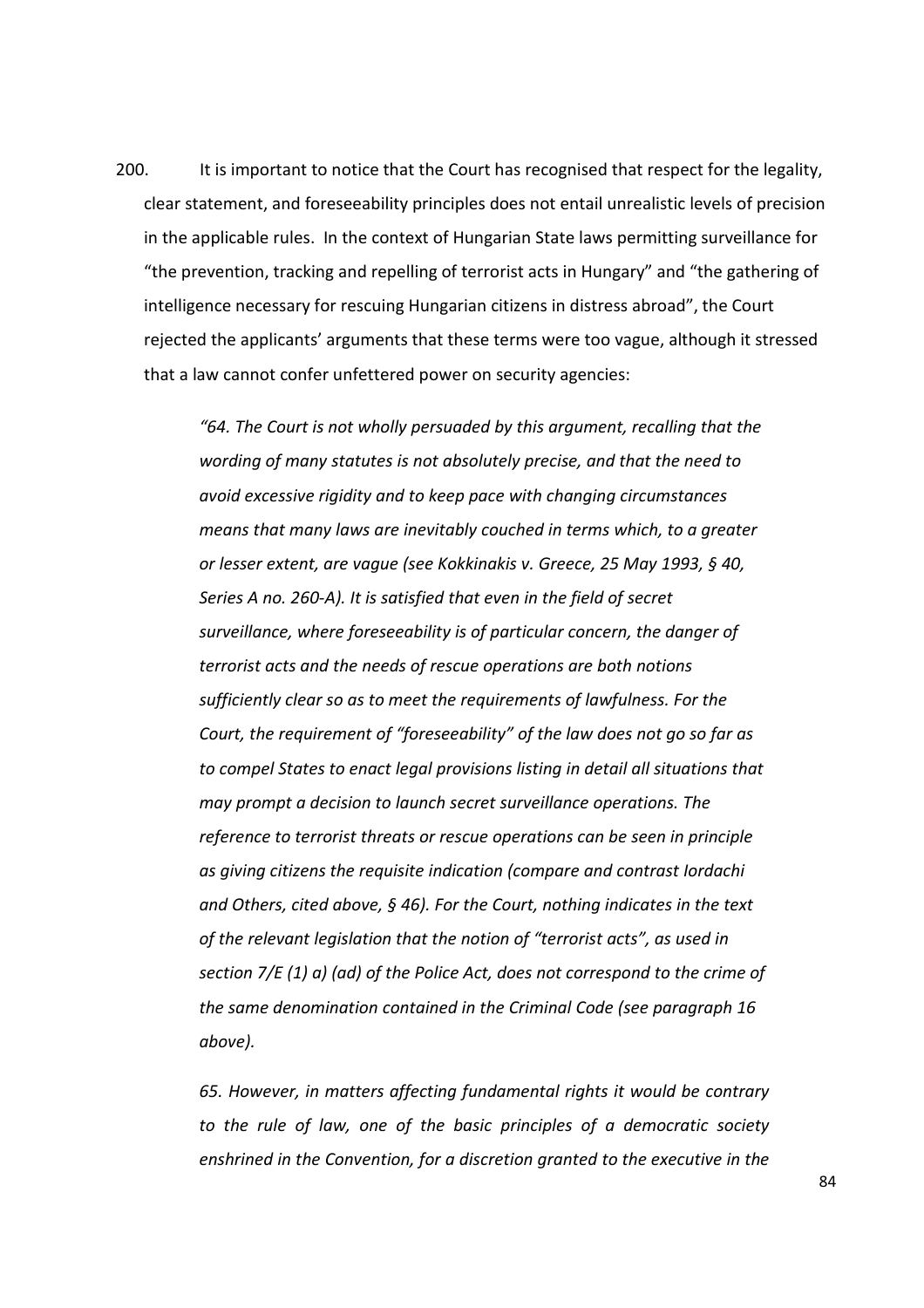200. It is important to notice that the Court has recognised that respect for the legality, clear statement, and foreseeability principles does not entail unrealistic levels of precision in the applicable rules. In the context of Hungarian State laws permitting surveillance for "the prevention, tracking and repelling of terrorist acts in Hungary" and "the gathering of intelligence necessary for rescuing Hungarian citizens in distress abroad", the Court rejected the applicants' arguments that these terms were too vague, although it stressed that a law cannot confer unfettered power on security agencies:

> *"64. The Court is not wholly persuaded by this argument, recalling that the wording of many statutes is not absolutely precise, and that the need to avoid excessive rigidity and to keep pace with changing circumstances means that many laws are inevitably couched in terms which, to a greater or lesser extent, are vague (see Kokkinakis v. Greece, 25 May 1993, § 40, Series A no. 260-A). It is satisfied that even in the field of secret surveillance, where foreseeability is of particular concern, the danger of terrorist acts and the needs of rescue operations are both notions sufficiently clear so as to meet the requirements of lawfulness. For the Court, the requirement of "foreseeability" of the law does not go so far as to compel States to enact legal provisions listing in detail all situations that may prompt a decision to launch secret surveillance operations. The reference to terrorist threats or rescue operations can be seen in principle as giving citizens the requisite indication (compare and contrast Iordachi and Others, cited above, § 46). For the Court, nothing indicates in the text of the relevant legislation that the notion of "terrorist acts", as used in section 7/E (1) a) (ad) of the Police Act, does not correspond to the crime of the same denomination contained in the Criminal Code (see paragraph 16 above).*
>
> *65. However, in matters affecting fundamental rights it would be contrary to the rule of law, one of the basic principles of a democratic society enshrined in the Convention, for a discretion granted to the executive in the*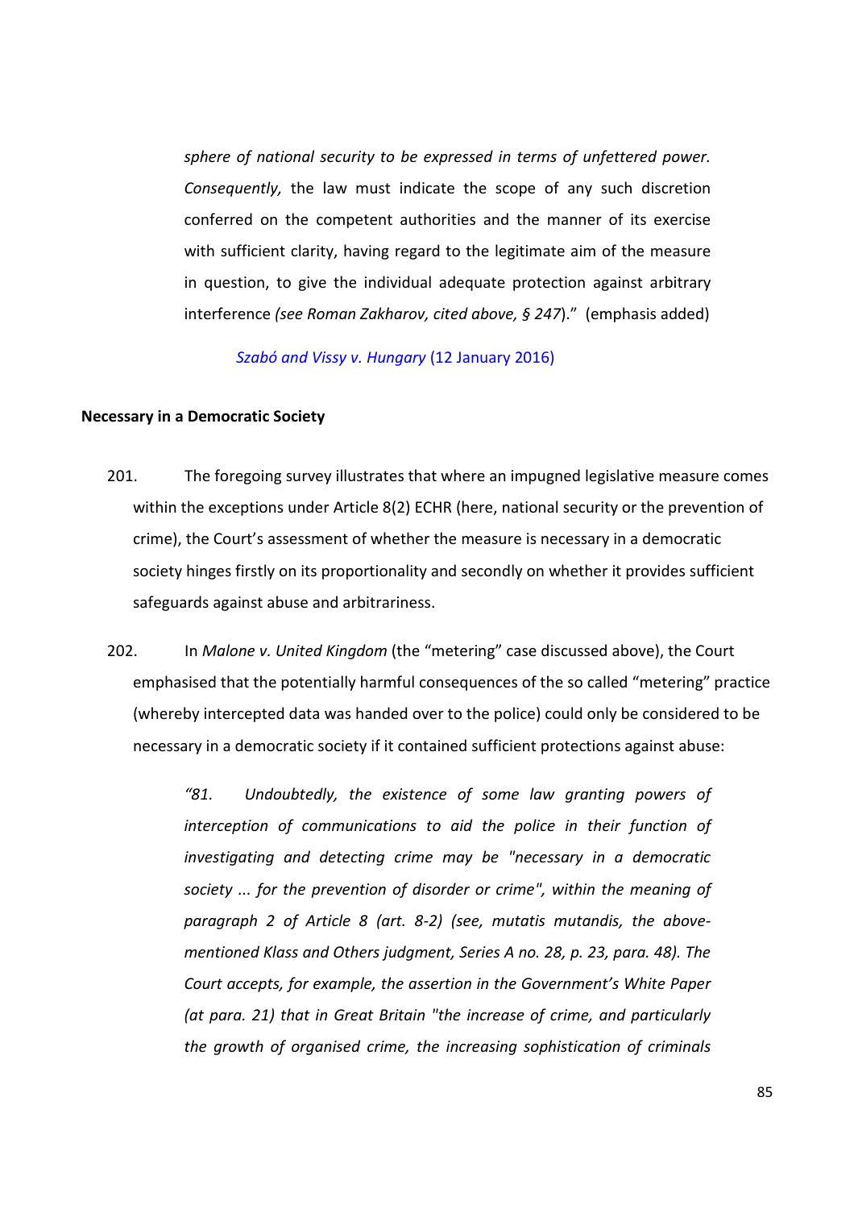> *sphere of national security to be expressed in terms of unfettered power. Consequently,* the law must indicate the scope of any such discretion conferred on the competent authorities and the manner of its exercise with sufficient clarity, having regard to the legitimate aim of the measure in question, to give the individual adequate protection against arbitrary interference *(see Roman Zakharov, cited above, § 247*)." (emphasis added)
>
> *Szabó and Vissy v. Hungary* (12 January 2016)

**Necessary in a Democratic Society**

201. The foregoing survey illustrates that where an impugned legislative measure comes within the exceptions under Article 8(2) ECHR (here, national security or the prevention of crime), the Court's assessment of whether the measure is necessary in a democratic society hinges firstly on its proportionality and secondly on whether it provides sufficient safeguards against abuse and arbitrariness.

202. In *Malone v. United Kingdom* (the "metering" case discussed above), the Court emphasised that the potentially harmful consequences of the so called "metering" practice (whereby intercepted data was handed over to the police) could only be considered to be necessary in a democratic society if it contained sufficient protections against abuse:

> *"81. Undoubtedly, the existence of some law granting powers of interception of communications to aid the police in their function of investigating and detecting crime may be "necessary in a democratic society ... for the prevention of disorder or crime", within the meaning of paragraph 2 of Article 8 (art. 8-2) (see, mutatis mutandis, the above-mentioned Klass and Others judgment, Series A no. 28, p. 23, para. 48). The Court accepts, for example, the assertion in the Government's White Paper (at para. 21) that in Great Britain "the increase of crime, and particularly the growth of organised crime, the increasing sophistication of criminals*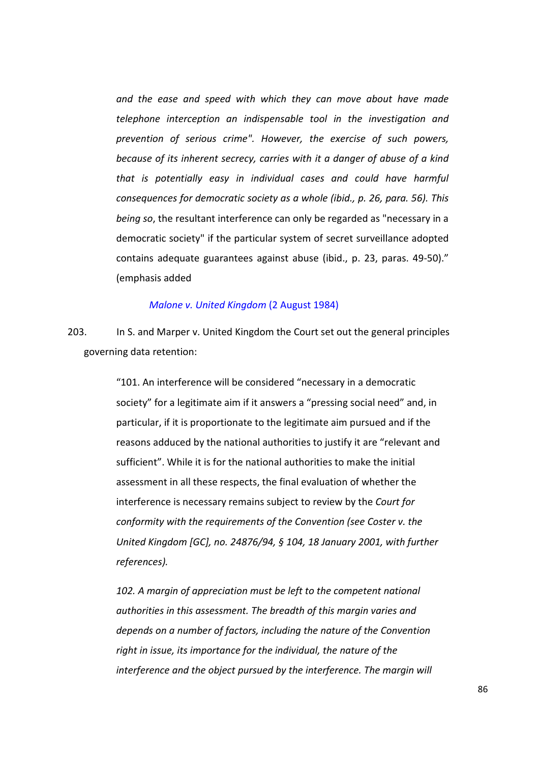> *and the ease and speed with which they can move about have made telephone interception an indispensable tool in the investigation and prevention of serious crime". However, the exercise of such powers, because of its inherent secrecy, carries with it a danger of abuse of a kind that is potentially easy in individual cases and could have harmful consequences for democratic society as a whole (ibid., p. 26, para. 56). This being so*, the resultant interference can only be regarded as "necessary in a democratic society" if the particular system of secret surveillance adopted contains adequate guarantees against abuse (ibid., p. 23, paras. 49-50)." (emphasis added
>
> *Malone v. United Kingdom* (2 August 1984)

203. In S. and Marper v. United Kingdom the Court set out the general principles governing data retention:

> "101. An interference will be considered "necessary in a democratic society" for a legitimate aim if it answers a "pressing social need" and, in particular, if it is proportionate to the legitimate aim pursued and if the reasons adduced by the national authorities to justify it are "relevant and sufficient". While it is for the national authorities to make the initial assessment in all these respects, the final evaluation of whether the interference is necessary remains subject to review by the *Court for conformity with the requirements of the Convention (see Coster v. the United Kingdom [GC], no. 24876/94, § 104, 18 January 2001, with further references).*
>
> *102. A margin of appreciation must be left to the competent national authorities in this assessment. The breadth of this margin varies and depends on a number of factors, including the nature of the Convention right in issue, its importance for the individual, the nature of the interference and the object pursued by the interference. The margin will*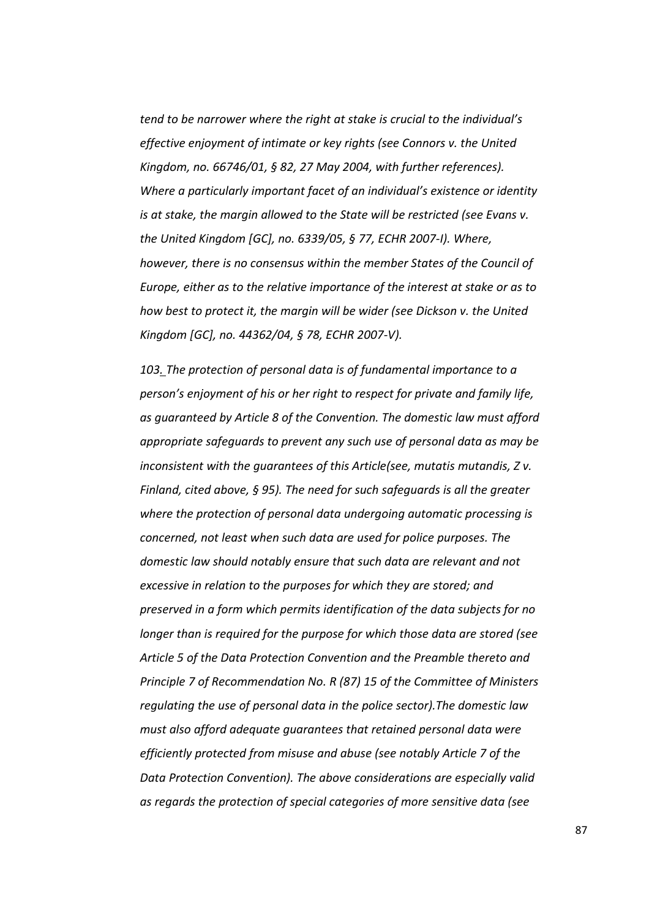*tend to be narrower where the right at stake is crucial to the individual's effective enjoyment of intimate or key rights (see Connors v. the United Kingdom, no. 66746/01, § 82, 27 May 2004, with further references). Where a particularly important facet of an individual's existence or identity is at stake, the margin allowed to the State will be restricted (see Evans v. the United Kingdom [GC], no. 6339/05, § 77, ECHR 2007-I). Where, however, there is no consensus within the member States of the Council of Europe, either as to the relative importance of the interest at stake or as to how best to protect it, the margin will be wider (see Dickson v. the United Kingdom [GC], no. 44362/04, § 78, ECHR 2007-V).*

*103. The protection of personal data is of fundamental importance to a person's enjoyment of his or her right to respect for private and family life, as guaranteed by Article 8 of the Convention. The domestic law must afford appropriate safeguards to prevent any such use of personal data as may be inconsistent with the guarantees of this Article(see, mutatis mutandis, Z v. Finland, cited above, § 95). The need for such safeguards is all the greater where the protection of personal data undergoing automatic processing is concerned, not least when such data are used for police purposes. The domestic law should notably ensure that such data are relevant and not excessive in relation to the purposes for which they are stored; and preserved in a form which permits identification of the data subjects for no longer than is required for the purpose for which those data are stored (see Article 5 of the Data Protection Convention and the Preamble thereto and Principle 7 of Recommendation No. R (87) 15 of the Committee of Ministers regulating the use of personal data in the police sector).The domestic law must also afford adequate guarantees that retained personal data were efficiently protected from misuse and abuse (see notably Article 7 of the Data Protection Convention). The above considerations are especially valid as regards the protection of special categories of more sensitive data (see*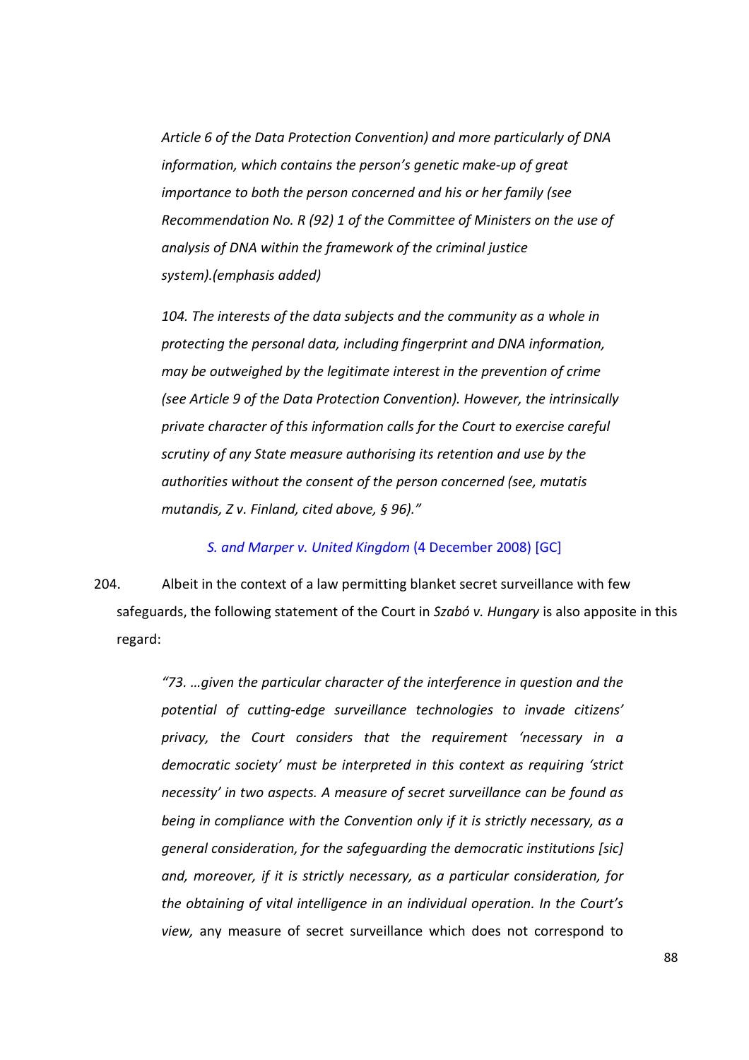*Article 6 of the Data Protection Convention) and more particularly of DNA information, which contains the person's genetic make-up of great importance to both the person concerned and his or her family (see Recommendation No. R (92) 1 of the Committee of Ministers on the use of analysis of DNA within the framework of the criminal justice system).(emphasis added)*

*104. The interests of the data subjects and the community as a whole in protecting the personal data, including fingerprint and DNA information, may be outweighed by the legitimate interest in the prevention of crime (see Article 9 of the Data Protection Convention). However, the intrinsically private character of this information calls for the Court to exercise careful scrutiny of any State measure authorising its retention and use by the authorities without the consent of the person concerned (see, mutatis mutandis, Z v. Finland, cited above, § 96)."*

*S. and Marper v. United Kingdom* (4 December 2008) [GC]

204. Albeit in the context of a law permitting blanket secret surveillance with few safeguards, the following statement of the Court in *Szabó v. Hungary* is also apposite in this regard:

*"73. …given the particular character of the interference in question and the potential of cutting-edge surveillance technologies to invade citizens' privacy, the Court considers that the requirement 'necessary in a democratic society' must be interpreted in this context as requiring 'strict necessity' in two aspects. A measure of secret surveillance can be found as being in compliance with the Convention only if it is strictly necessary, as a general consideration, for the safeguarding the democratic institutions [sic] and, moreover, if it is strictly necessary, as a particular consideration, for the obtaining of vital intelligence in an individual operation. In the Court's view,* any measure of secret surveillance which does not correspond to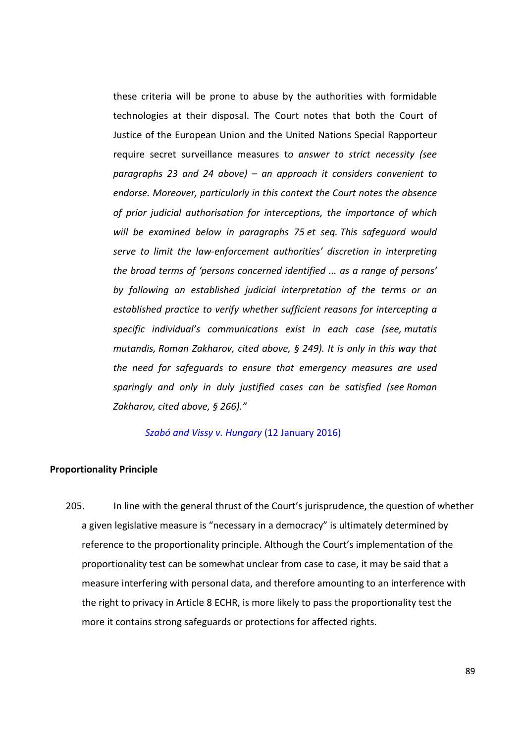these criteria will be prone to abuse by the authorities with formidable technologies at their disposal. The Court notes that both the Court of Justice of the European Union and the United Nations Special Rapporteur require secret surveillance measures to *answer to strict necessity (see paragraphs 23 and 24 above) – an approach it considers convenient to endorse. Moreover, particularly in this context the Court notes the absence of prior judicial authorisation for interceptions, the importance of which will be examined below in paragraphs 75 et seq. This safeguard would serve to limit the law-enforcement authorities' discretion in interpreting the broad terms of 'persons concerned identified ... as a range of persons' by following an established judicial interpretation of the terms or an established practice to verify whether sufficient reasons for intercepting a specific individual's communications exist in each case (see, mutatis mutandis, Roman Zakharov, cited above, § 249). It is only in this way that the need for safeguards to ensure that emergency measures are used sparingly and only in duly justified cases can be satisfied (see Roman Zakharov, cited above, § 266)."*

*Szabó and Vissy v. Hungary* (12 January 2016)

**Proportionality Principle**

205. In line with the general thrust of the Court's jurisprudence, the question of whether a given legislative measure is "necessary in a democracy" is ultimately determined by reference to the proportionality principle. Although the Court's implementation of the proportionality test can be somewhat unclear from case to case, it may be said that a measure interfering with personal data, and therefore amounting to an interference with the right to privacy in Article 8 ECHR, is more likely to pass the proportionality test the more it contains strong safeguards or protections for affected rights.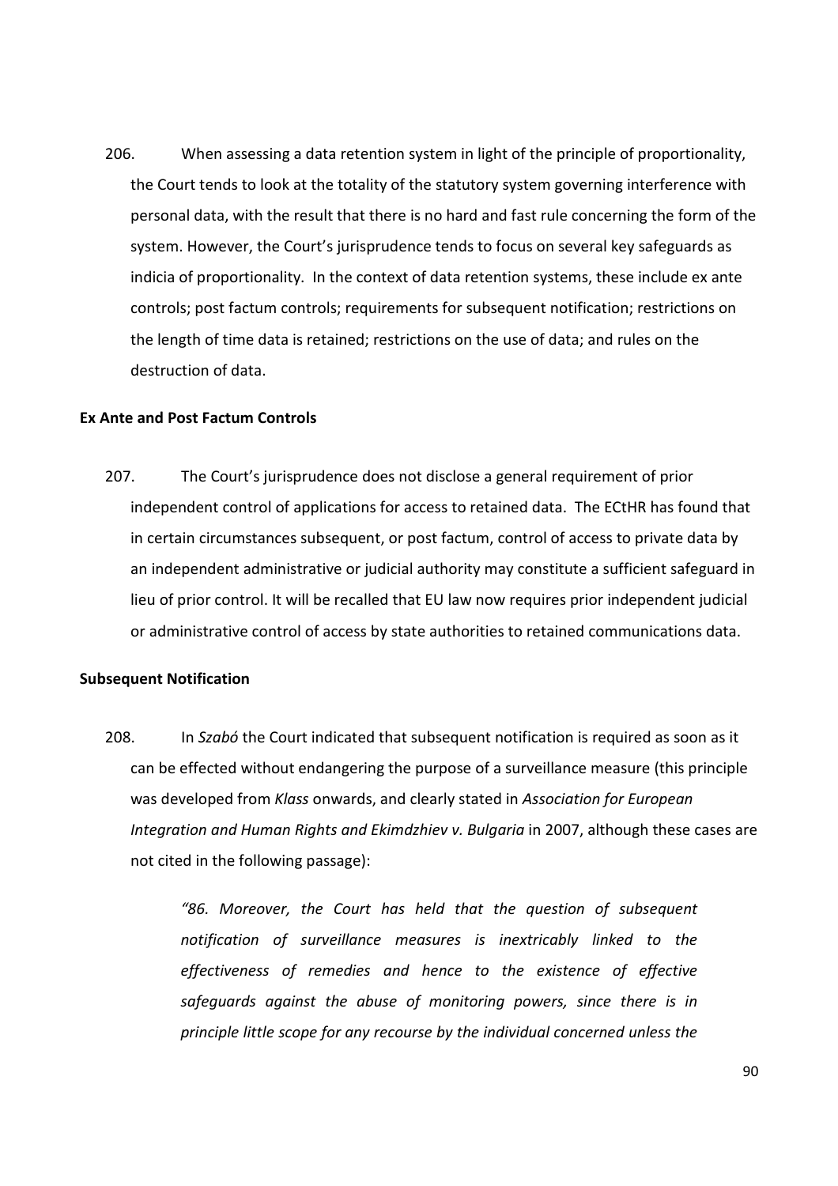206. When assessing a data retention system in light of the principle of proportionality, the Court tends to look at the totality of the statutory system governing interference with personal data, with the result that there is no hard and fast rule concerning the form of the system. However, the Court's jurisprudence tends to focus on several key safeguards as indicia of proportionality. In the context of data retention systems, these include ex ante controls; post factum controls; requirements for subsequent notification; restrictions on the length of time data is retained; restrictions on the use of data; and rules on the destruction of data.

**Ex Ante and Post Factum Controls**

207. The Court's jurisprudence does not disclose a general requirement of prior independent control of applications for access to retained data. The ECtHR has found that in certain circumstances subsequent, or post factum, control of access to private data by an independent administrative or judicial authority may constitute a sufficient safeguard in lieu of prior control. It will be recalled that EU law now requires prior independent judicial or administrative control of access by state authorities to retained communications data.

**Subsequent Notification**

208. In *Szabó* the Court indicated that subsequent notification is required as soon as it can be effected without endangering the purpose of a surveillance measure (this principle was developed from *Klass* onwards, and clearly stated in *Association for European Integration and Human Rights and Ekimdzhiev v. Bulgaria* in 2007, although these cases are not cited in the following passage):

> *"86. Moreover, the Court has held that the question of subsequent notification of surveillance measures is inextricably linked to the effectiveness of remedies and hence to the existence of effective safeguards against the abuse of monitoring powers, since there is in principle little scope for any recourse by the individual concerned unless the*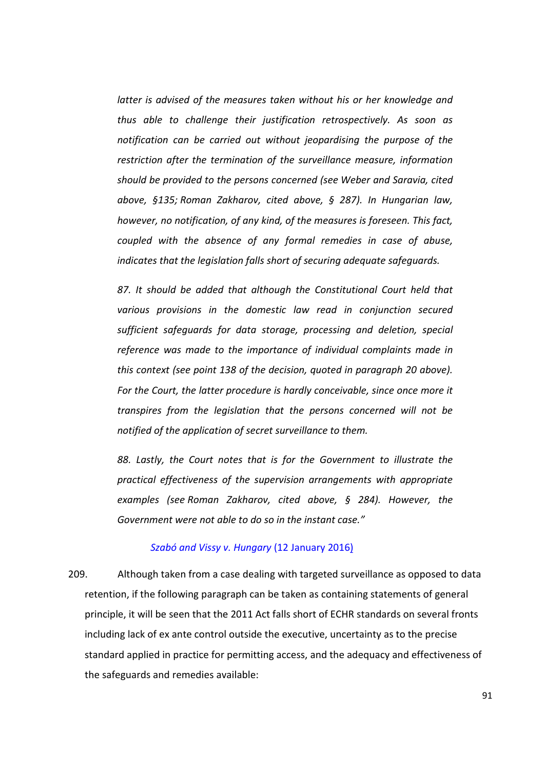*latter is advised of the measures taken without his or her knowledge and thus able to challenge their justification retrospectively. As soon as notification can be carried out without jeopardising the purpose of the restriction after the termination of the surveillance measure, information should be provided to the persons concerned (see Weber and Saravia, cited above, §135; Roman Zakharov, cited above, § 287). In Hungarian law, however, no notification, of any kind, of the measures is foreseen. This fact, coupled with the absence of any formal remedies in case of abuse, indicates that the legislation falls short of securing adequate safeguards.*

*87. It should be added that although the Constitutional Court held that various provisions in the domestic law read in conjunction secured sufficient safeguards for data storage, processing and deletion, special reference was made to the importance of individual complaints made in this context (see point 138 of the decision, quoted in paragraph 20 above). For the Court, the latter procedure is hardly conceivable, since once more it transpires from the legislation that the persons concerned will not be notified of the application of secret surveillance to them.*

*88. Lastly, the Court notes that is for the Government to illustrate the practical effectiveness of the supervision arrangements with appropriate examples (see Roman Zakharov, cited above, § 284). However, the Government were not able to do so in the instant case."*

*Szabó and Vissy v. Hungary* (12 January 2016)

209. Although taken from a case dealing with targeted surveillance as opposed to data retention, if the following paragraph can be taken as containing statements of general principle, it will be seen that the 2011 Act falls short of ECHR standards on several fronts including lack of ex ante control outside the executive, uncertainty as to the precise standard applied in practice for permitting access, and the adequacy and effectiveness of the safeguards and remedies available: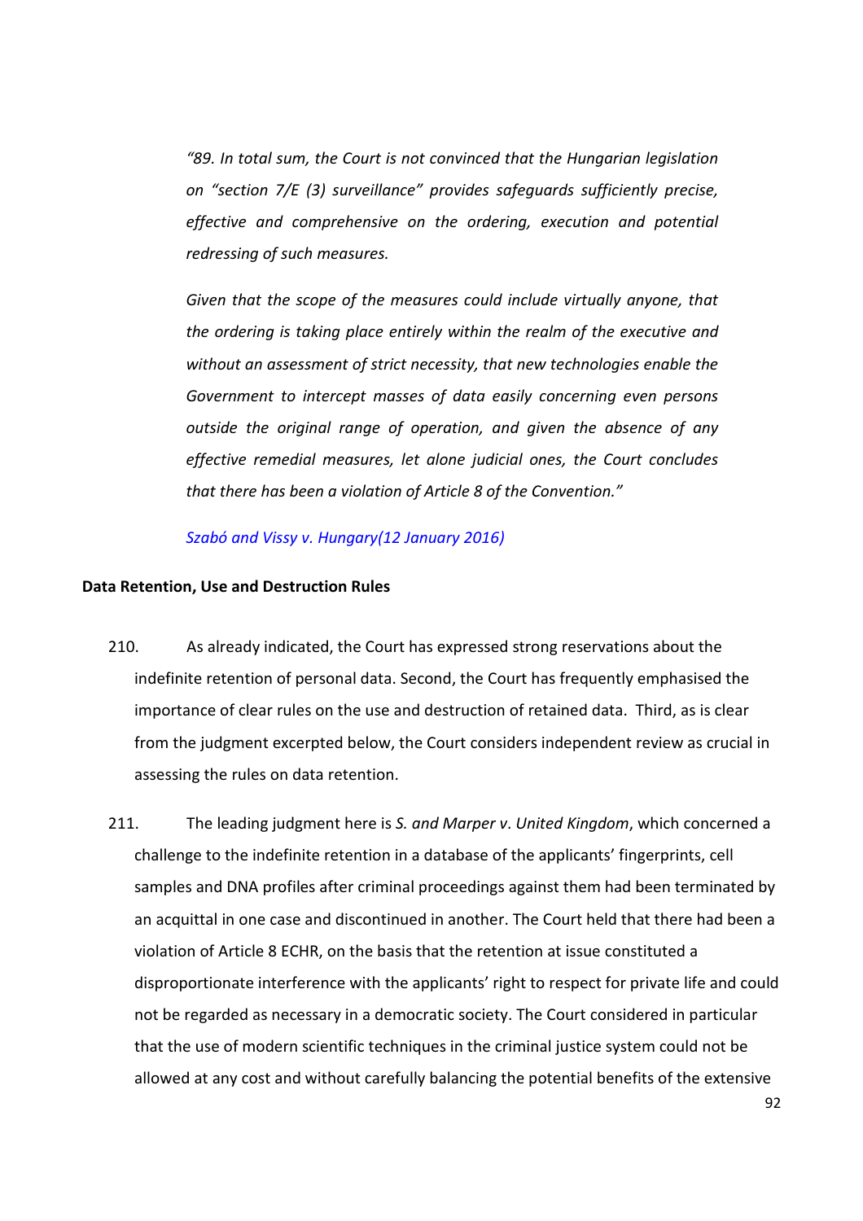*"89. In total sum, the Court is not convinced that the Hungarian legislation on "section 7/E (3) surveillance" provides safeguards sufficiently precise, effective and comprehensive on the ordering, execution and potential redressing of such measures.*

*Given that the scope of the measures could include virtually anyone, that the ordering is taking place entirely within the realm of the executive and without an assessment of strict necessity, that new technologies enable the Government to intercept masses of data easily concerning even persons outside the original range of operation, and given the absence of any effective remedial measures, let alone judicial ones, the Court concludes that there has been a violation of Article 8 of the Convention."*

*Szabó and Vissy v. Hungary(12 January 2016)*

**Data Retention, Use and Destruction Rules**

210. As already indicated, the Court has expressed strong reservations about the indefinite retention of personal data. Second, the Court has frequently emphasised the importance of clear rules on the use and destruction of retained data. Third, as is clear from the judgment excerpted below, the Court considers independent review as crucial in assessing the rules on data retention.

211. The leading judgment here is *S. and Marper v. United Kingdom*, which concerned a challenge to the indefinite retention in a database of the applicants' fingerprints, cell samples and DNA profiles after criminal proceedings against them had been terminated by an acquittal in one case and discontinued in another. The Court held that there had been a violation of Article 8 ECHR, on the basis that the retention at issue constituted a disproportionate interference with the applicants' right to respect for private life and could not be regarded as necessary in a democratic society. The Court considered in particular that the use of modern scientific techniques in the criminal justice system could not be allowed at any cost and without carefully balancing the potential benefits of the extensive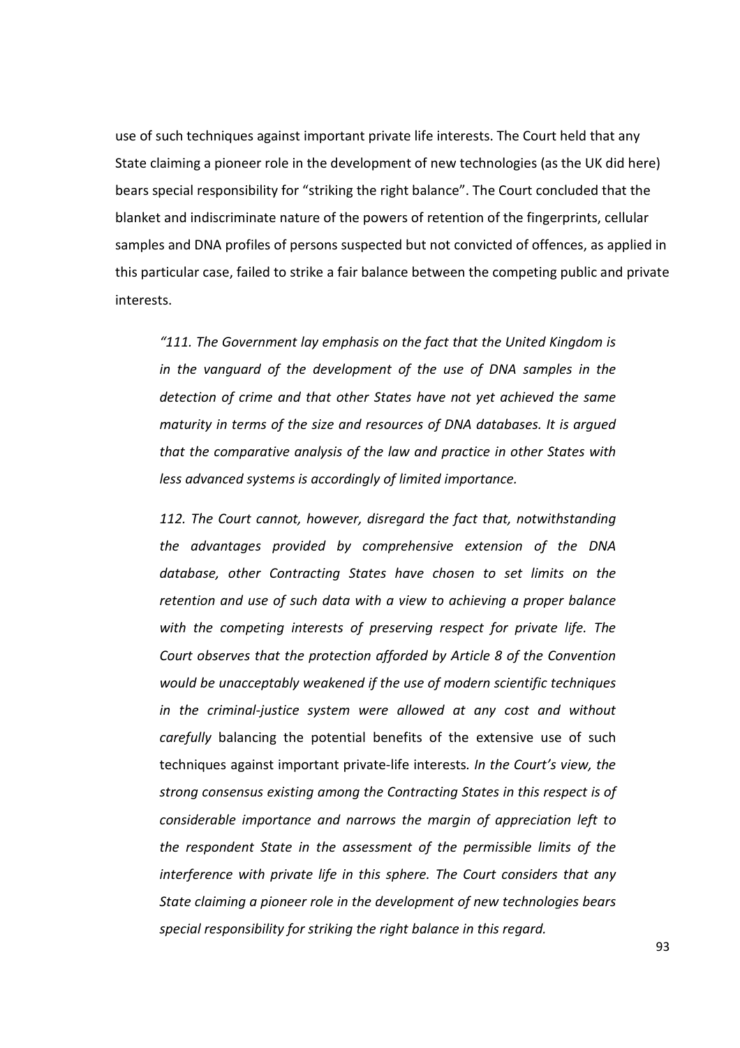use of such techniques against important private life interests. The Court held that any State claiming a pioneer role in the development of new technologies (as the UK did here) bears special responsibility for "striking the right balance". The Court concluded that the blanket and indiscriminate nature of the powers of retention of the fingerprints, cellular samples and DNA profiles of persons suspected but not convicted of offences, as applied in this particular case, failed to strike a fair balance between the competing public and private interests.

> *"111. The Government lay emphasis on the fact that the United Kingdom is in the vanguard of the development of the use of DNA samples in the detection of crime and that other States have not yet achieved the same maturity in terms of the size and resources of DNA databases. It is argued that the comparative analysis of the law and practice in other States with less advanced systems is accordingly of limited importance.*
>
> *112. The Court cannot, however, disregard the fact that, notwithstanding the advantages provided by comprehensive extension of the DNA database, other Contracting States have chosen to set limits on the retention and use of such data with a view to achieving a proper balance with the competing interests of preserving respect for private life. The Court observes that the protection afforded by Article 8 of the Convention would be unacceptably weakened if the use of modern scientific techniques in the criminal-justice system were allowed at any cost and without carefully* balancing the potential benefits of the extensive use of such techniques against important private-life interests*. In the Court's view, the strong consensus existing among the Contracting States in this respect is of considerable importance and narrows the margin of appreciation left to the respondent State in the assessment of the permissible limits of the interference with private life in this sphere. The Court considers that any State claiming a pioneer role in the development of new technologies bears special responsibility for striking the right balance in this regard.*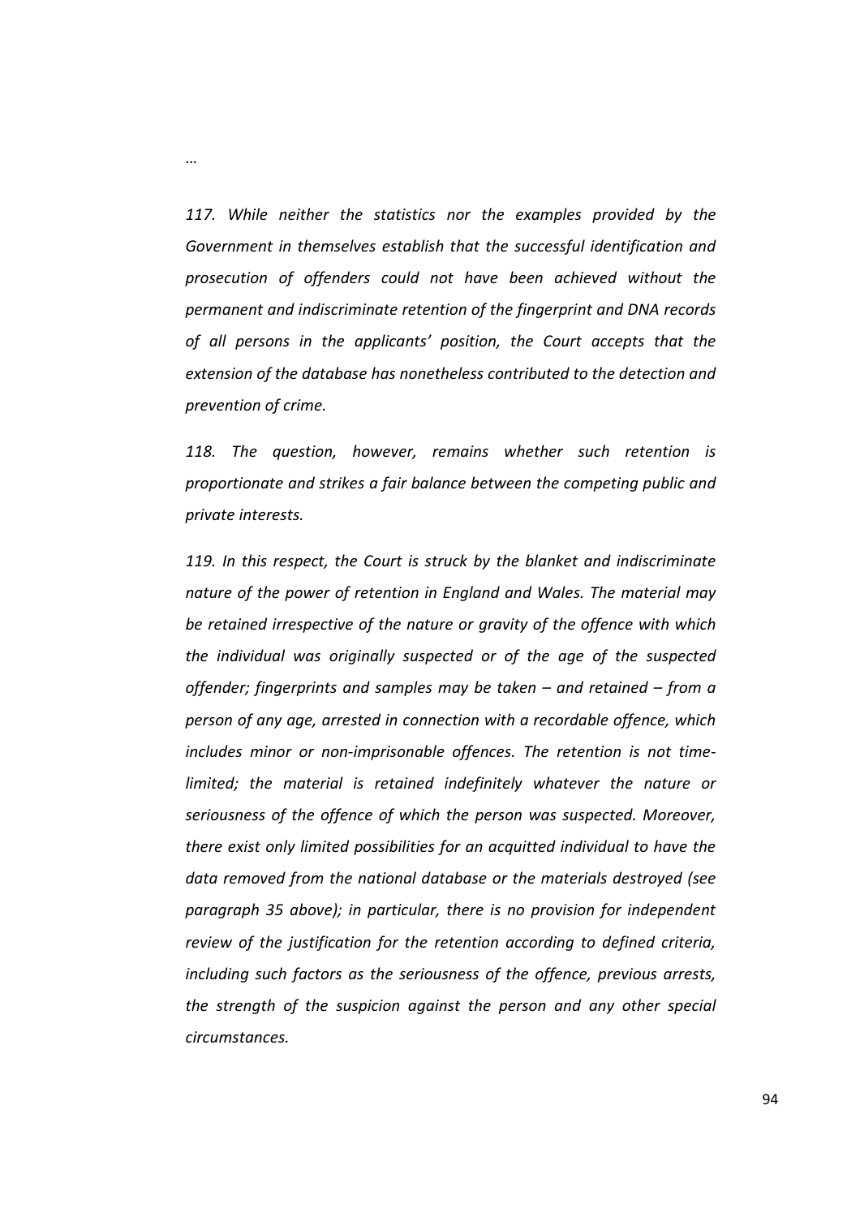*…*

*117. While neither the statistics nor the examples provided by the Government in themselves establish that the successful identification and prosecution of offenders could not have been achieved without the permanent and indiscriminate retention of the fingerprint and DNA records of all persons in the applicants' position, the Court accepts that the extension of the database has nonetheless contributed to the detection and prevention of crime.*

*118. The question, however, remains whether such retention is proportionate and strikes a fair balance between the competing public and private interests.*

*119. In this respect, the Court is struck by the blanket and indiscriminate nature of the power of retention in England and Wales. The material may be retained irrespective of the nature or gravity of the offence with which the individual was originally suspected or of the age of the suspected offender; fingerprints and samples may be taken – and retained – from a person of any age, arrested in connection with a recordable offence, which includes minor or non-imprisonable offences. The retention is not time-limited; the material is retained indefinitely whatever the nature or seriousness of the offence of which the person was suspected. Moreover, there exist only limited possibilities for an acquitted individual to have the data removed from the national database or the materials destroyed (see paragraph 35 above); in particular, there is no provision for independent review of the justification for the retention according to defined criteria, including such factors as the seriousness of the offence, previous arrests, the strength of the suspicion against the person and any other special circumstances.*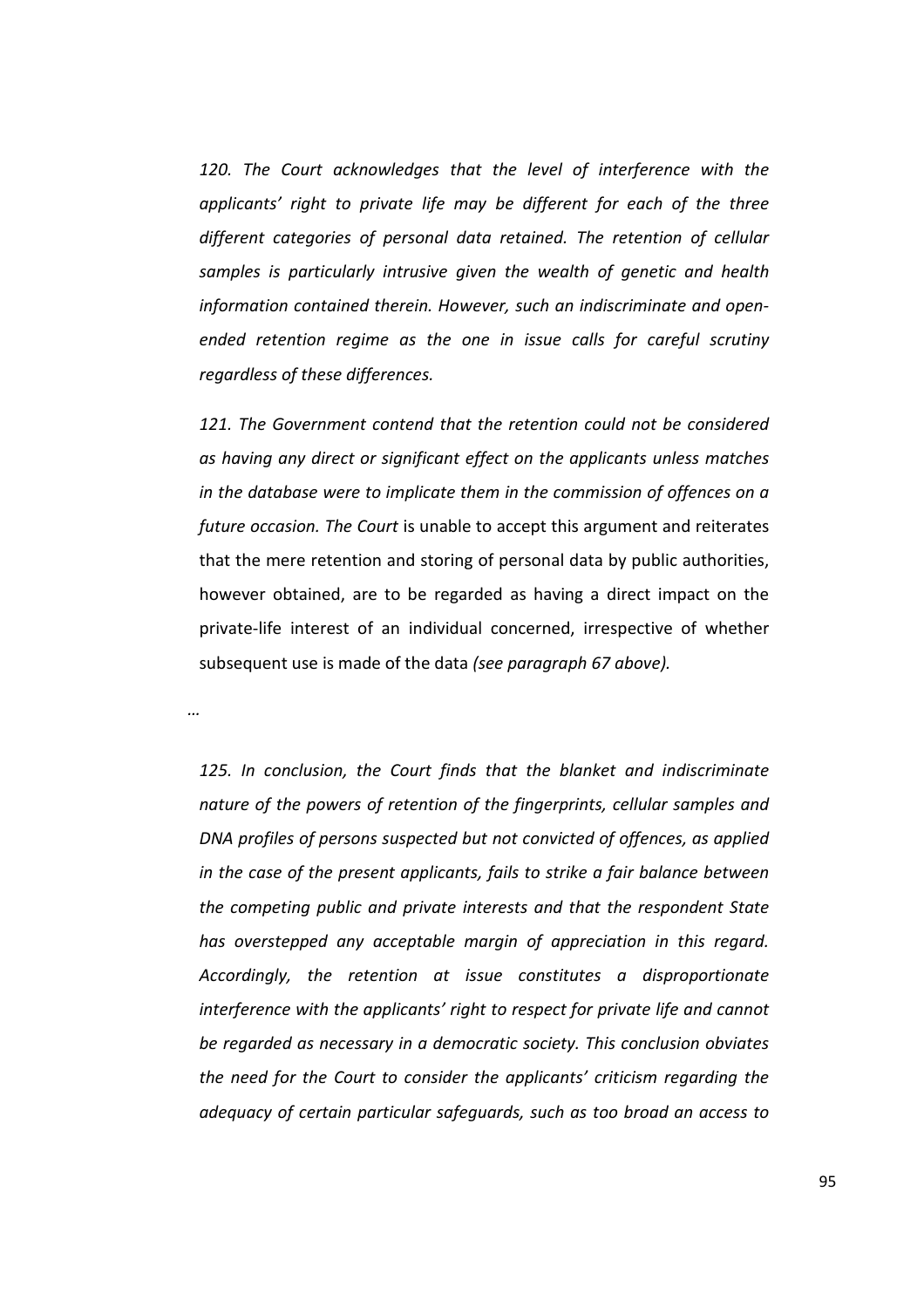*120. The Court acknowledges that the level of interference with the applicants' right to private life may be different for each of the three different categories of personal data retained. The retention of cellular samples is particularly intrusive given the wealth of genetic and health information contained therein. However, such an indiscriminate and open-ended retention regime as the one in issue calls for careful scrutiny regardless of these differences.*

*121. The Government contend that the retention could not be considered as having any direct or significant effect on the applicants unless matches in the database were to implicate them in the commission of offences on a future occasion. The Court* is unable to accept this argument and reiterates that the mere retention and storing of personal data by public authorities, however obtained, are to be regarded as having a direct impact on the private-life interest of an individual concerned, irrespective of whether subsequent use is made of the data *(see paragraph 67 above).*

*…*

*125. In conclusion, the Court finds that the blanket and indiscriminate nature of the powers of retention of the fingerprints, cellular samples and DNA profiles of persons suspected but not convicted of offences, as applied in the case of the present applicants, fails to strike a fair balance between the competing public and private interests and that the respondent State has overstepped any acceptable margin of appreciation in this regard. Accordingly, the retention at issue constitutes a disproportionate interference with the applicants' right to respect for private life and cannot be regarded as necessary in a democratic society. This conclusion obviates the need for the Court to consider the applicants' criticism regarding the adequacy of certain particular safeguards, such as too broad an access to*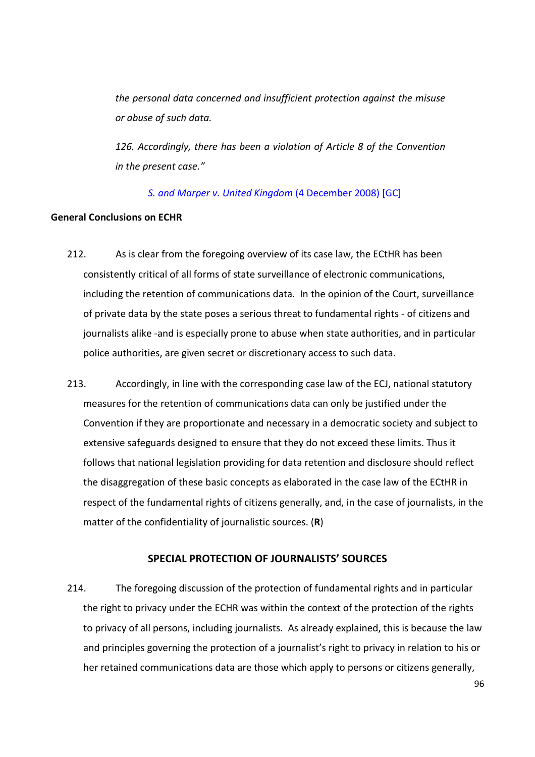*the personal data concerned and insufficient protection against the misuse or abuse of such data.*

*126. Accordingly, there has been a violation of Article 8 of the Convention in the present case."*

*S. and Marper v. United Kingdom* (4 December 2008) [GC]

**General Conclusions on ECHR**

212. As is clear from the foregoing overview of its case law, the ECtHR has been consistently critical of all forms of state surveillance of electronic communications, including the retention of communications data. In the opinion of the Court, surveillance of private data by the state poses a serious threat to fundamental rights - of citizens and journalists alike -and is especially prone to abuse when state authorities, and in particular police authorities, are given secret or discretionary access to such data.

213. Accordingly, in line with the corresponding case law of the ECJ, national statutory measures for the retention of communications data can only be justified under the Convention if they are proportionate and necessary in a democratic society and subject to extensive safeguards designed to ensure that they do not exceed these limits. Thus it follows that national legislation providing for data retention and disclosure should reflect the disaggregation of these basic concepts as elaborated in the case law of the ECtHR in respect of the fundamental rights of citizens generally, and, in the case of journalists, in the matter of the confidentiality of journalistic sources. (**R**)

## SPECIAL PROTECTION OF JOURNALISTS' SOURCES

214. The foregoing discussion of the protection of fundamental rights and in particular the right to privacy under the ECHR was within the context of the protection of the rights to privacy of all persons, including journalists. As already explained, this is because the law and principles governing the protection of a journalist's right to privacy in relation to his or her retained communications data are those which apply to persons or citizens generally,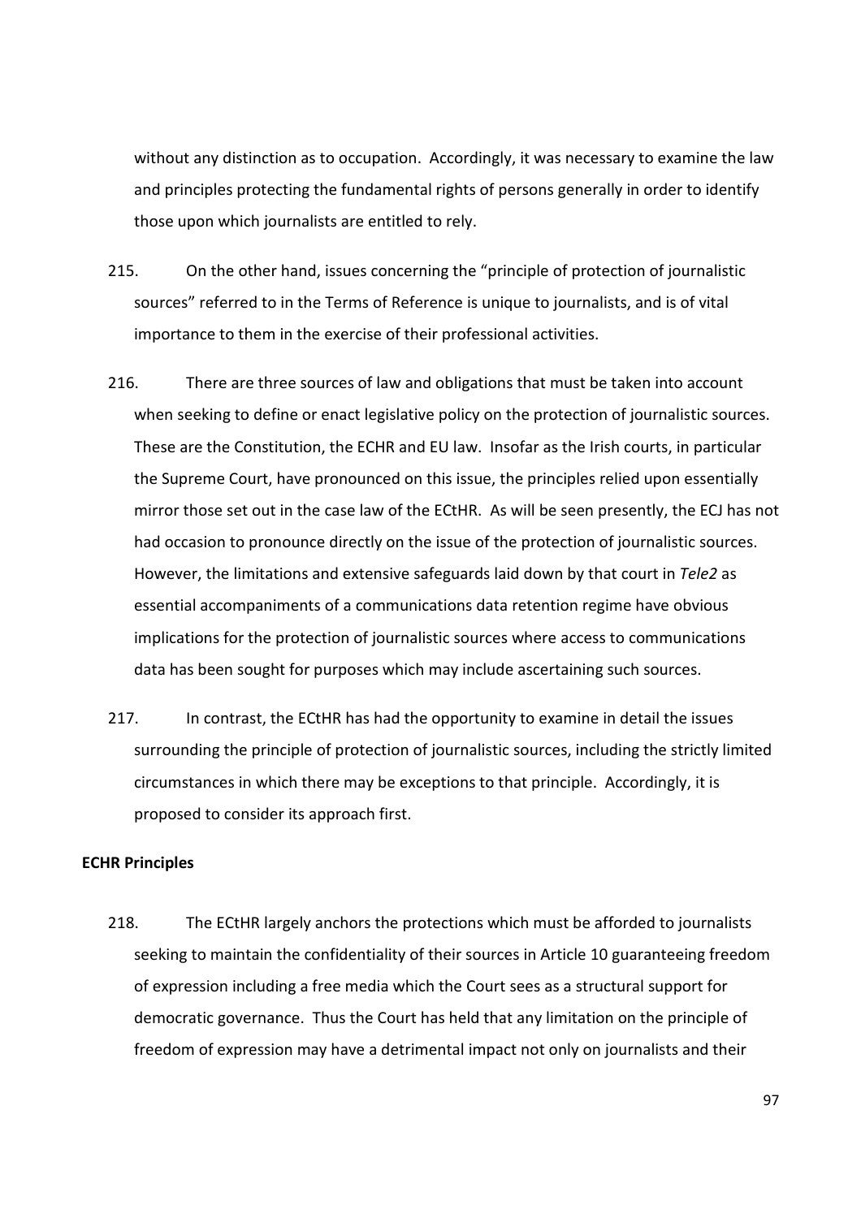without any distinction as to occupation. Accordingly, it was necessary to examine the law and principles protecting the fundamental rights of persons generally in order to identify those upon which journalists are entitled to rely.

215. On the other hand, issues concerning the "principle of protection of journalistic sources" referred to in the Terms of Reference is unique to journalists, and is of vital importance to them in the exercise of their professional activities.

216. There are three sources of law and obligations that must be taken into account when seeking to define or enact legislative policy on the protection of journalistic sources. These are the Constitution, the ECHR and EU law. Insofar as the Irish courts, in particular the Supreme Court, have pronounced on this issue, the principles relied upon essentially mirror those set out in the case law of the ECtHR. As will be seen presently, the ECJ has not had occasion to pronounce directly on the issue of the protection of journalistic sources. However, the limitations and extensive safeguards laid down by that court in *Tele2* as essential accompaniments of a communications data retention regime have obvious implications for the protection of journalistic sources where access to communications data has been sought for purposes which may include ascertaining such sources.

217. In contrast, the ECtHR has had the opportunity to examine in detail the issues surrounding the principle of protection of journalistic sources, including the strictly limited circumstances in which there may be exceptions to that principle. Accordingly, it is proposed to consider its approach first.

**ECHR Principles**

218. The ECtHR largely anchors the protections which must be afforded to journalists seeking to maintain the confidentiality of their sources in Article 10 guaranteeing freedom of expression including a free media which the Court sees as a structural support for democratic governance. Thus the Court has held that any limitation on the principle of freedom of expression may have a detrimental impact not only on journalists and their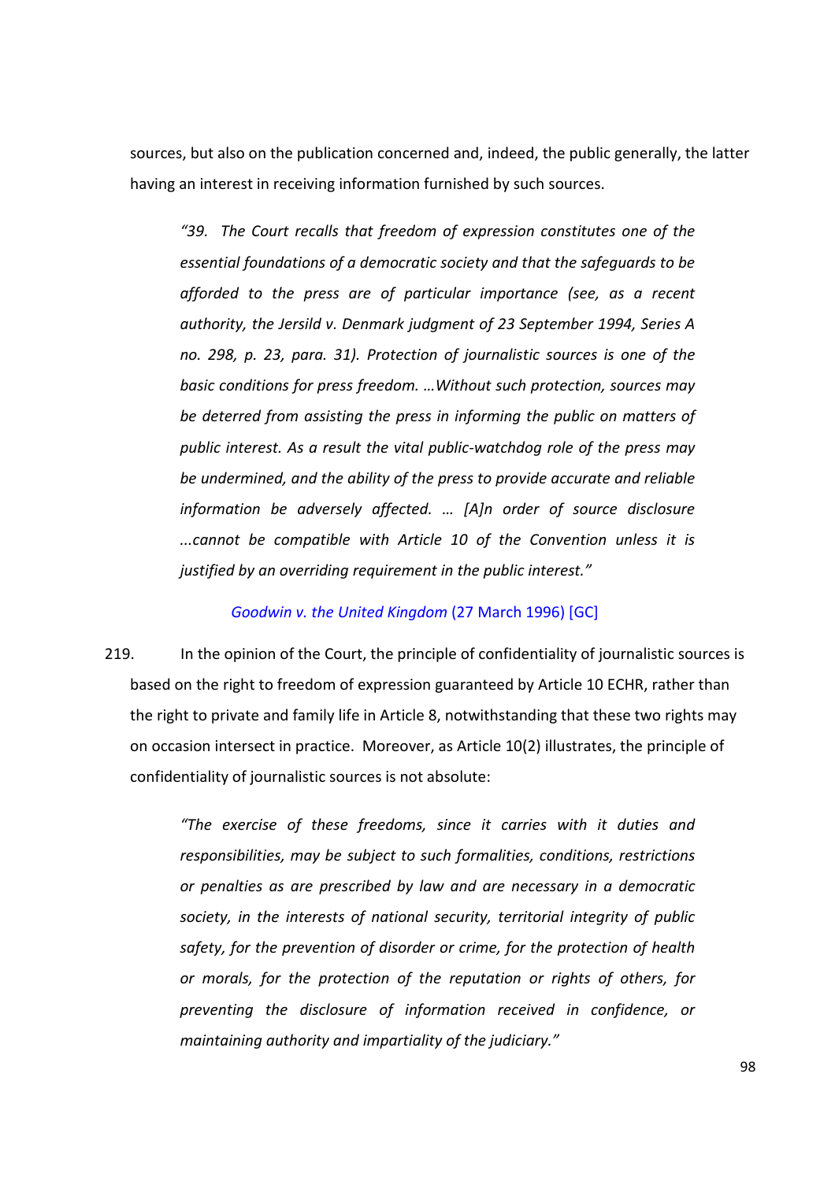sources, but also on the publication concerned and, indeed, the public generally, the latter having an interest in receiving information furnished by such sources.

> *"39. The Court recalls that freedom of expression constitutes one of the essential foundations of a democratic society and that the safeguards to be afforded to the press are of particular importance (see, as a recent authority, the Jersild v. Denmark judgment of 23 September 1994, Series A no. 298, p. 23, para. 31). Protection of journalistic sources is one of the basic conditions for press freedom. …Without such protection, sources may be deterred from assisting the press in informing the public on matters of public interest. As a result the vital public-watchdog role of the press may be undermined, and the ability of the press to provide accurate and reliable information be adversely affected. … [A]n order of source disclosure ...cannot be compatible with Article 10 of the Convention unless it is justified by an overriding requirement in the public interest."*
>
> *Goodwin v. the United Kingdom* (27 March 1996) [GC]

219. In the opinion of the Court, the principle of confidentiality of journalistic sources is based on the right to freedom of expression guaranteed by Article 10 ECHR, rather than the right to private and family life in Article 8, notwithstanding that these two rights may on occasion intersect in practice. Moreover, as Article 10(2) illustrates, the principle of confidentiality of journalistic sources is not absolute:

> *"The exercise of these freedoms, since it carries with it duties and responsibilities, may be subject to such formalities, conditions, restrictions or penalties as are prescribed by law and are necessary in a democratic society, in the interests of national security, territorial integrity of public safety, for the prevention of disorder or crime, for the protection of health or morals, for the protection of the reputation or rights of others, for preventing the disclosure of information received in confidence, or maintaining authority and impartiality of the judiciary."*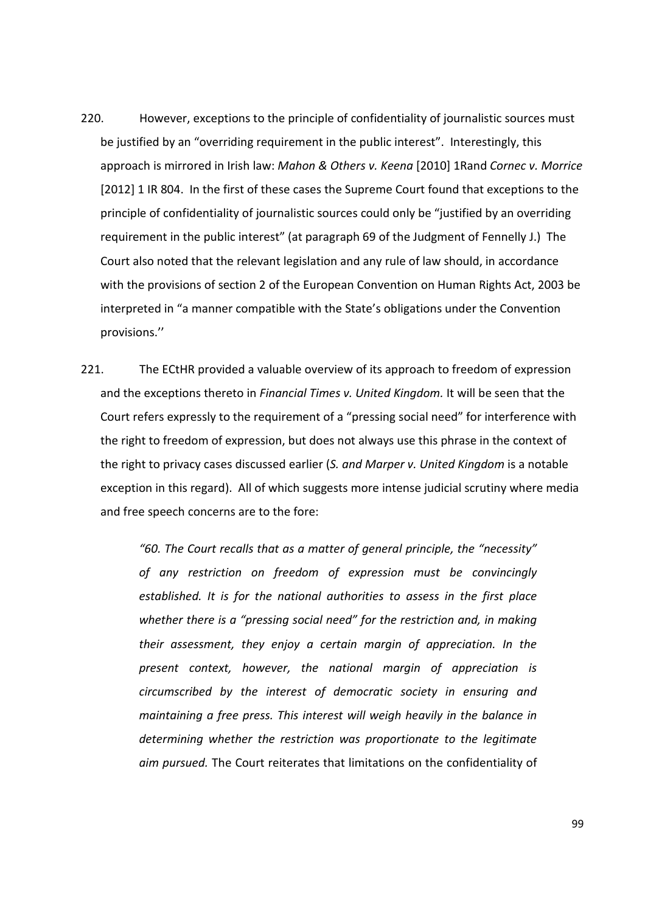220. However, exceptions to the principle of confidentiality of journalistic sources must be justified by an "overriding requirement in the public interest". Interestingly, this approach is mirrored in Irish law: *Mahon & Others v. Keena* [2010] 1Rand *Cornec v. Morrice* [2012] 1 IR 804. In the first of these cases the Supreme Court found that exceptions to the principle of confidentiality of journalistic sources could only be "justified by an overriding requirement in the public interest" (at paragraph 69 of the Judgment of Fennelly J.) The Court also noted that the relevant legislation and any rule of law should, in accordance with the provisions of section 2 of the European Convention on Human Rights Act, 2003 be interpreted in "a manner compatible with the State's obligations under the Convention provisions.''

221. The ECtHR provided a valuable overview of its approach to freedom of expression and the exceptions thereto in *Financial Times v. United Kingdom*. It will be seen that the Court refers expressly to the requirement of a "pressing social need" for interference with the right to freedom of expression, but does not always use this phrase in the context of the right to privacy cases discussed earlier (*S. and Marper v. United Kingdom* is a notable exception in this regard). All of which suggests more intense judicial scrutiny where media and free speech concerns are to the fore:

> *"60. The Court recalls that as a matter of general principle, the "necessity" of any restriction on freedom of expression must be convincingly established. It is for the national authorities to assess in the first place whether there is a "pressing social need" for the restriction and, in making their assessment, they enjoy a certain margin of appreciation. In the present context, however, the national margin of appreciation is circumscribed by the interest of democratic society in ensuring and maintaining a free press. This interest will weigh heavily in the balance in determining whether the restriction was proportionate to the legitimate aim pursued.* The Court reiterates that limitations on the confidentiality of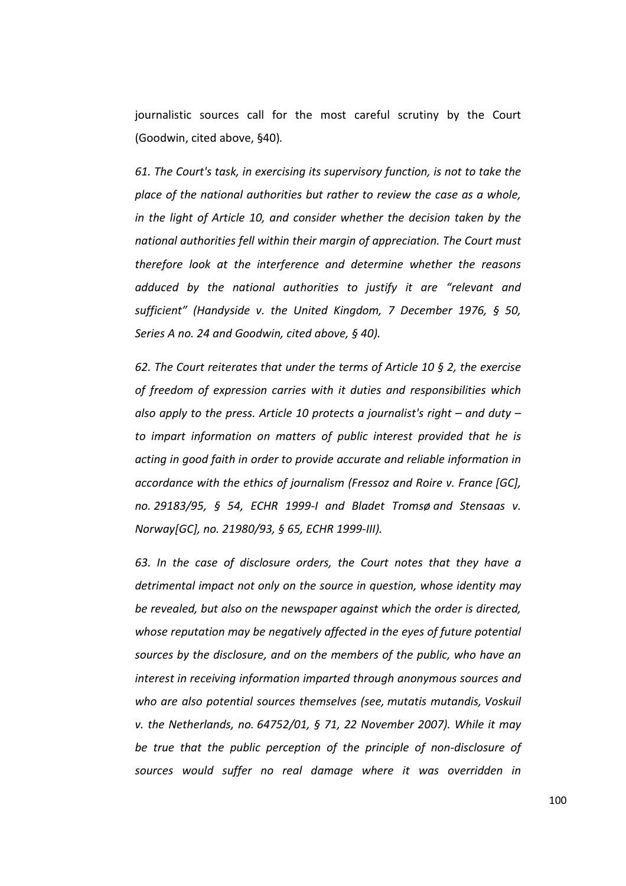journalistic sources call for the most careful scrutiny by the Court (Goodwin, cited above, §40)*.*

*61. The Court's task, in exercising its supervisory function, is not to take the place of the national authorities but rather to review the case as a whole, in the light of Article 10, and consider whether the decision taken by the national authorities fell within their margin of appreciation. The Court must therefore look at the interference and determine whether the reasons adduced by the national authorities to justify it are "relevant and sufficient" (Handyside v. the United Kingdom, 7 December 1976, § 50, Series A no. 24 and Goodwin, cited above, § 40).*

*62. The Court reiterates that under the terms of Article 10 § 2, the exercise of freedom of expression carries with it duties and responsibilities which also apply to the press. Article 10 protects a journalist's right – and duty – to impart information on matters of public interest provided that he is acting in good faith in order to provide accurate and reliable information in accordance with the ethics of journalism (Fressoz and Roire v. France [GC], no. 29183/95, § 54, ECHR 1999-I and Bladet Tromsø and Stensaas v. Norway[GC], no. 21980/93, § 65, ECHR 1999-III).*

*63. In the case of disclosure orders, the Court notes that they have a detrimental impact not only on the source in question, whose identity may be revealed, but also on the newspaper against which the order is directed, whose reputation may be negatively affected in the eyes of future potential sources by the disclosure, and on the members of the public, who have an interest in receiving information imparted through anonymous sources and who are also potential sources themselves (see, mutatis mutandis, Voskuil v. the Netherlands, no. 64752/01, § 71, 22 November 2007). While it may be true that the public perception of the principle of non-disclosure of sources would suffer no real damage where it was overridden in*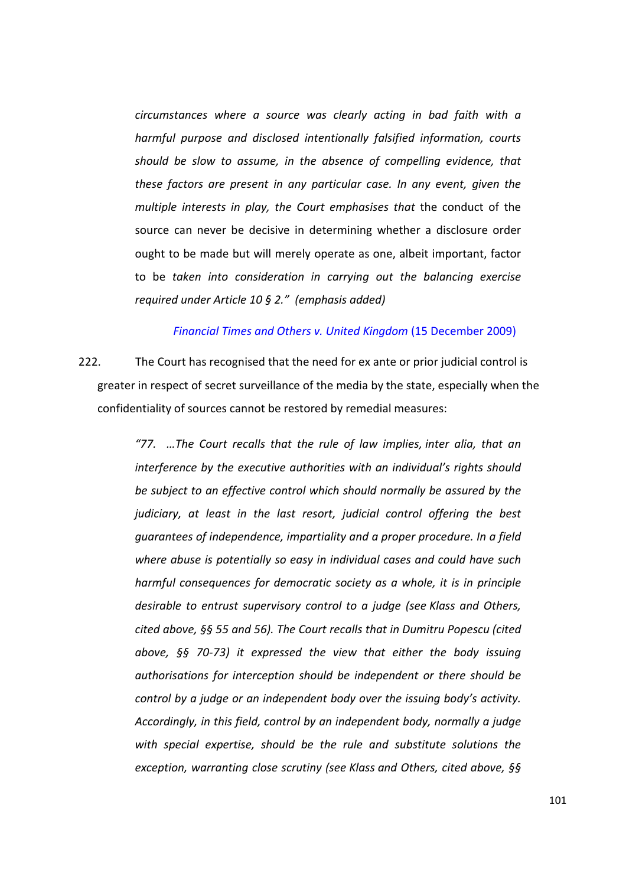*circumstances where a source was clearly acting in bad faith with a harmful purpose and disclosed intentionally falsified information, courts should be slow to assume, in the absence of compelling evidence, that these factors are present in any particular case. In any event, given the multiple interests in play, the Court emphasises that* the conduct of the source can never be decisive in determining whether a disclosure order ought to be made but will merely operate as one, albeit important, factor to be *taken into consideration in carrying out the balancing exercise required under Article 10 § 2." (emphasis added)*

*Financial Times and Others v. United Kingdom* (15 December 2009)

222. The Court has recognised that the need for ex ante or prior judicial control is greater in respect of secret surveillance of the media by the state, especially when the confidentiality of sources cannot be restored by remedial measures:

> *"77. …The Court recalls that the rule of law implies, inter alia, that an interference by the executive authorities with an individual's rights should be subject to an effective control which should normally be assured by the judiciary, at least in the last resort, judicial control offering the best guarantees of independence, impartiality and a proper procedure. In a field where abuse is potentially so easy in individual cases and could have such harmful consequences for democratic society as a whole, it is in principle desirable to entrust supervisory control to a judge (see Klass and Others, cited above, §§ 55 and 56). The Court recalls that in Dumitru Popescu (cited above, §§ 70-73) it expressed the view that either the body issuing authorisations for interception should be independent or there should be control by a judge or an independent body over the issuing body's activity. Accordingly, in this field, control by an independent body, normally a judge with special expertise, should be the rule and substitute solutions the exception, warranting close scrutiny (see Klass and Others, cited above, §§*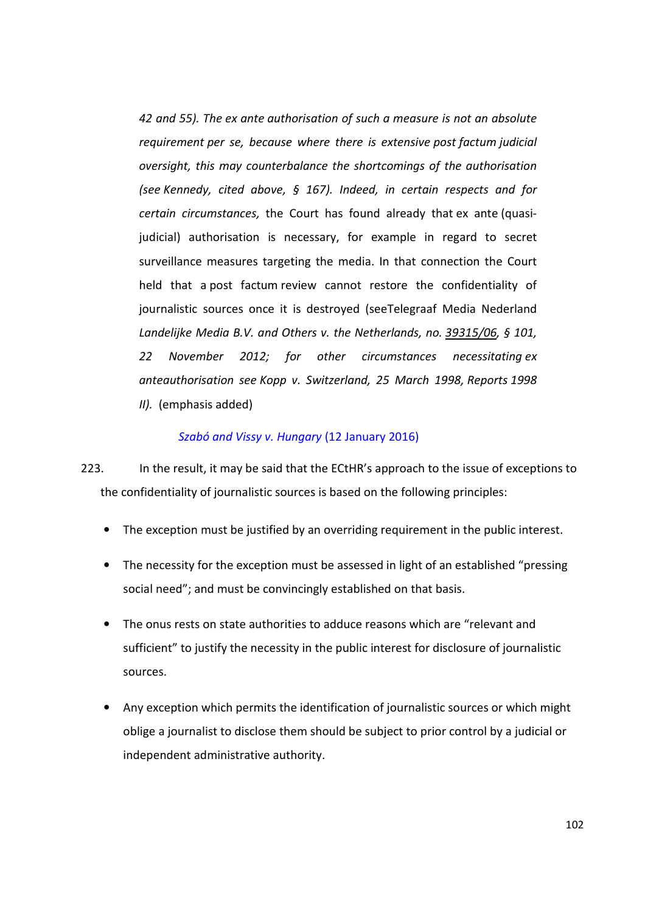> *42 and 55). The ex ante authorisation of such a measure is not an absolute requirement per se, because where there is extensive post factum judicial oversight, this may counterbalance the shortcomings of the authorisation (see Kennedy, cited above, § 167). Indeed, in certain respects and for certain circumstances,* the Court has found already that ex ante (quasi-judicial) authorisation is necessary, for example in regard to secret surveillance measures targeting the media. In that connection the Court held that a post factum review cannot restore the confidentiality of journalistic sources once it is destroyed (seeTelegraaf Media Nederland *Landelijke Media B.V. and Others v. the Netherlands, no. 39315/06, § 101, 22 November 2012; for other circumstances necessitating ex anteauthorisation see Kopp v. Switzerland, 25 March 1998, Reports 1998 II).* (emphasis added)
>
> *Szabó and Vissy v. Hungary* (12 January 2016)

223. In the result, it may be said that the ECtHR's approach to the issue of exceptions to the confidentiality of journalistic sources is based on the following principles:

- The exception must be justified by an overriding requirement in the public interest.
- The necessity for the exception must be assessed in light of an established "pressing social need"; and must be convincingly established on that basis.
- The onus rests on state authorities to adduce reasons which are "relevant and sufficient" to justify the necessity in the public interest for disclosure of journalistic sources.
- Any exception which permits the identification of journalistic sources or which might oblige a journalist to disclose them should be subject to prior control by a judicial or independent administrative authority.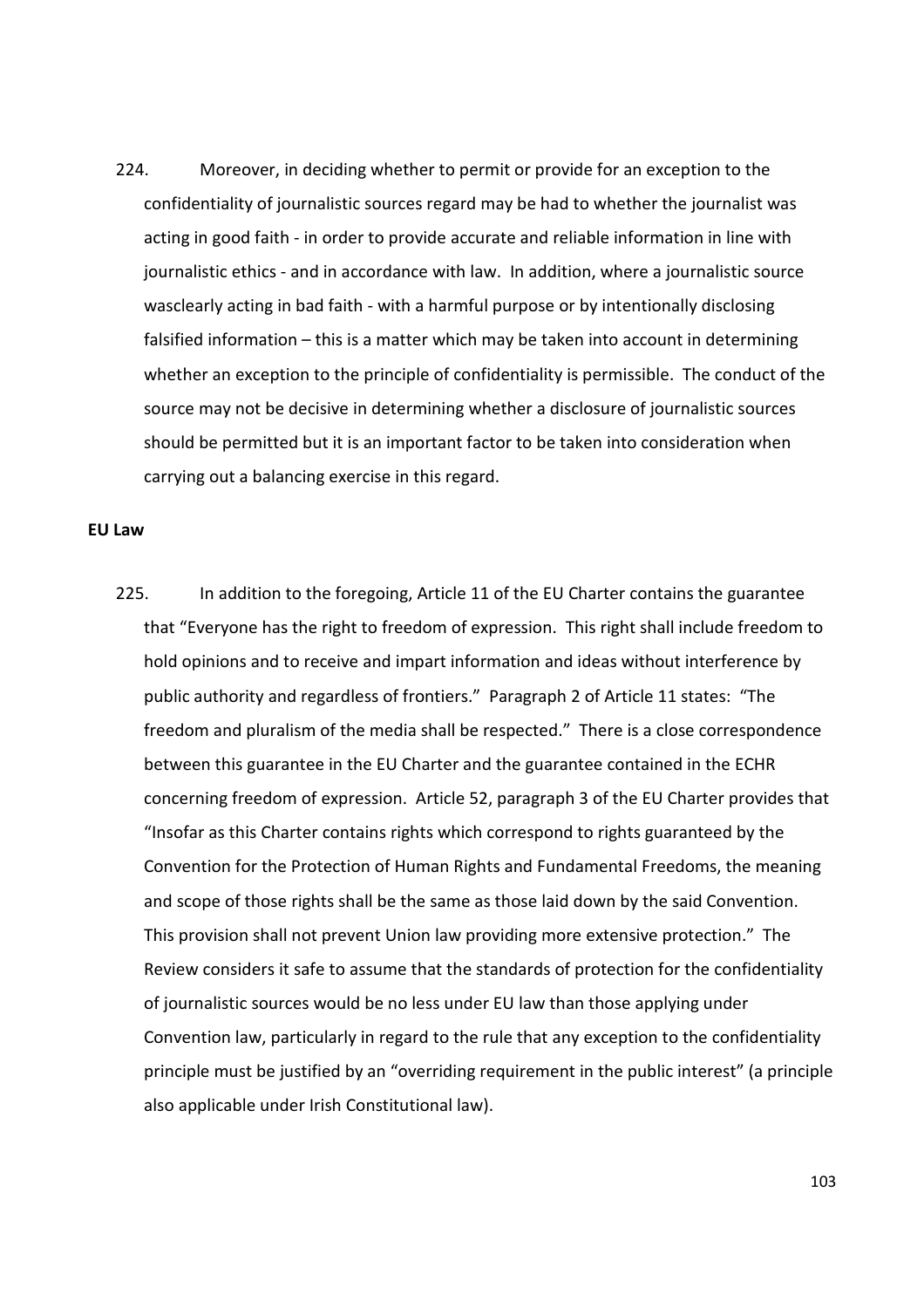224. Moreover, in deciding whether to permit or provide for an exception to the confidentiality of journalistic sources regard may be had to whether the journalist was acting in good faith - in order to provide accurate and reliable information in line with journalistic ethics - and in accordance with law. In addition, where a journalistic source wasclearly acting in bad faith - with a harmful purpose or by intentionally disclosing falsified information – this is a matter which may be taken into account in determining whether an exception to the principle of confidentiality is permissible. The conduct of the source may not be decisive in determining whether a disclosure of journalistic sources should be permitted but it is an important factor to be taken into consideration when carrying out a balancing exercise in this regard.

**EU Law**

225. In addition to the foregoing, Article 11 of the EU Charter contains the guarantee that "Everyone has the right to freedom of expression. This right shall include freedom to hold opinions and to receive and impart information and ideas without interference by public authority and regardless of frontiers." Paragraph 2 of Article 11 states: "The freedom and pluralism of the media shall be respected." There is a close correspondence between this guarantee in the EU Charter and the guarantee contained in the ECHR concerning freedom of expression. Article 52, paragraph 3 of the EU Charter provides that "Insofar as this Charter contains rights which correspond to rights guaranteed by the Convention for the Protection of Human Rights and Fundamental Freedoms, the meaning and scope of those rights shall be the same as those laid down by the said Convention. This provision shall not prevent Union law providing more extensive protection." The Review considers it safe to assume that the standards of protection for the confidentiality of journalistic sources would be no less under EU law than those applying under Convention law, particularly in regard to the rule that any exception to the confidentiality principle must be justified by an "overriding requirement in the public interest" (a principle also applicable under Irish Constitutional law).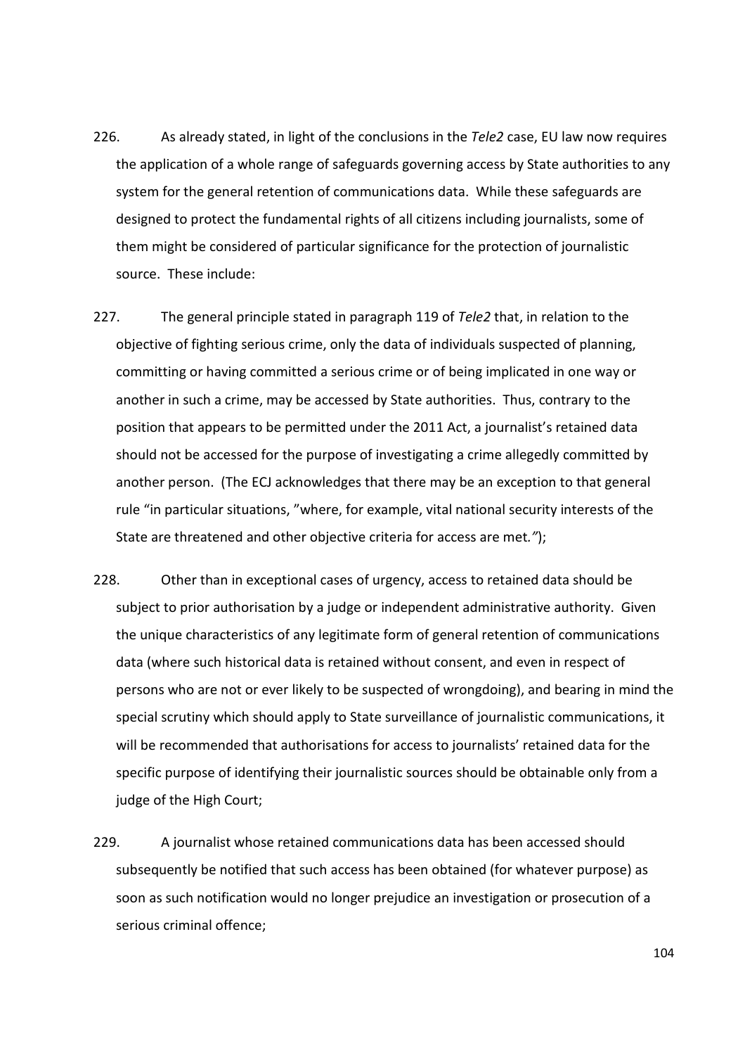226. As already stated, in light of the conclusions in the *Tele2* case, EU law now requires the application of a whole range of safeguards governing access by State authorities to any system for the general retention of communications data. While these safeguards are designed to protect the fundamental rights of all citizens including journalists, some of them might be considered of particular significance for the protection of journalistic source. These include:

227. The general principle stated in paragraph 119 of *Tele2* that, in relation to the objective of fighting serious crime, only the data of individuals suspected of planning, committing or having committed a serious crime or of being implicated in one way or another in such a crime, may be accessed by State authorities. Thus, contrary to the position that appears to be permitted under the 2011 Act, a journalist's retained data should not be accessed for the purpose of investigating a crime allegedly committed by another person. (The ECJ acknowledges that there may be an exception to that general rule "in particular situations, "where, for example, vital national security interests of the State are threatened and other objective criteria for access are met.*"*);

228. Other than in exceptional cases of urgency, access to retained data should be subject to prior authorisation by a judge or independent administrative authority. Given the unique characteristics of any legitimate form of general retention of communications data (where such historical data is retained without consent, and even in respect of persons who are not or ever likely to be suspected of wrongdoing), and bearing in mind the special scrutiny which should apply to State surveillance of journalistic communications, it will be recommended that authorisations for access to journalists' retained data for the specific purpose of identifying their journalistic sources should be obtainable only from a judge of the High Court;

229. A journalist whose retained communications data has been accessed should subsequently be notified that such access has been obtained (for whatever purpose) as soon as such notification would no longer prejudice an investigation or prosecution of a serious criminal offence;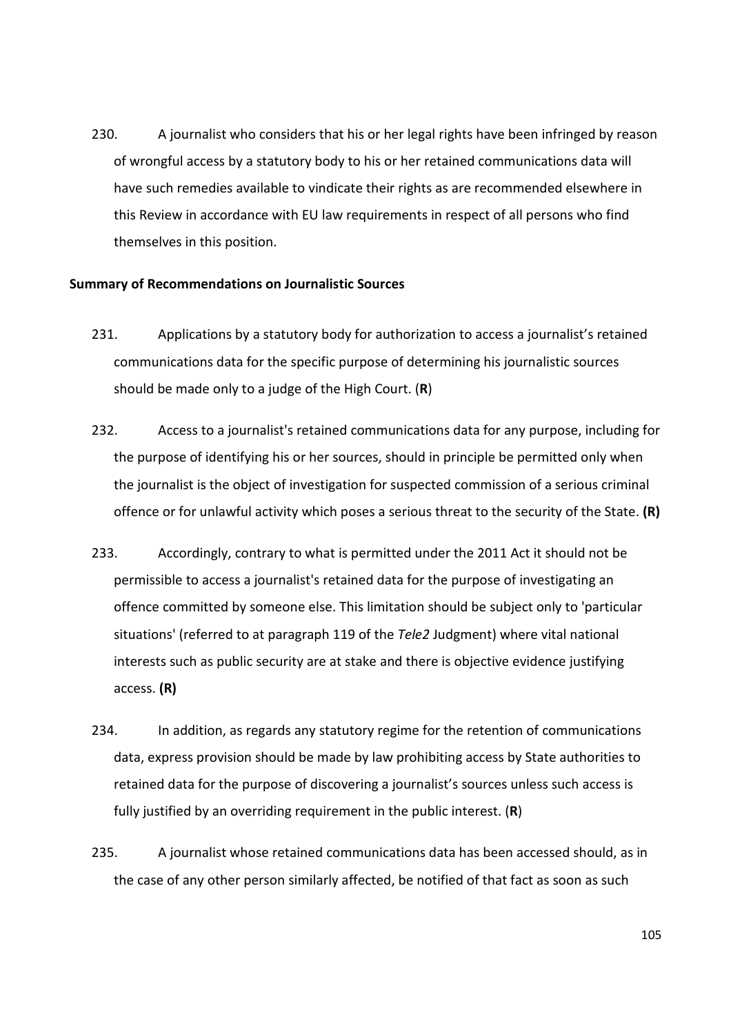230. A journalist who considers that his or her legal rights have been infringed by reason of wrongful access by a statutory body to his or her retained communications data will have such remedies available to vindicate their rights as are recommended elsewhere in this Review in accordance with EU law requirements in respect of all persons who find themselves in this position.

**Summary of Recommendations on Journalistic Sources**

231. Applications by a statutory body for authorization to access a journalist's retained communications data for the specific purpose of determining his journalistic sources should be made only to a judge of the High Court. (**R**)

232. Access to a journalist's retained communications data for any purpose, including for the purpose of identifying his or her sources, should in principle be permitted only when the journalist is the object of investigation for suspected commission of a serious criminal offence or for unlawful activity which poses a serious threat to the security of the State. **(R)**

233. Accordingly, contrary to what is permitted under the 2011 Act it should not be permissible to access a journalist's retained data for the purpose of investigating an offence committed by someone else. This limitation should be subject only to 'particular situations' (referred to at paragraph 119 of the *Tele2* Judgment) where vital national interests such as public security are at stake and there is objective evidence justifying access. **(R)**

234. In addition, as regards any statutory regime for the retention of communications data, express provision should be made by law prohibiting access by State authorities to retained data for the purpose of discovering a journalist's sources unless such access is fully justified by an overriding requirement in the public interest. (**R**)

235. A journalist whose retained communications data has been accessed should, as in the case of any other person similarly affected, be notified of that fact as soon as such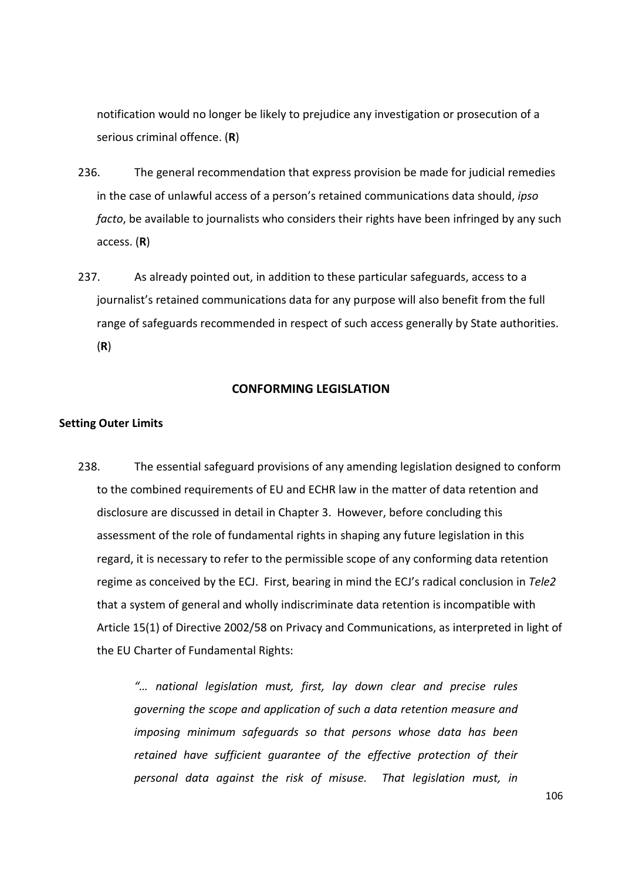notification would no longer be likely to prejudice any investigation or prosecution of a serious criminal offence. (**R**)

236. The general recommendation that express provision be made for judicial remedies in the case of unlawful access of a person's retained communications data should, *ipso facto*, be available to journalists who considers their rights have been infringed by any such access. (**R**)

237. As already pointed out, in addition to these particular safeguards, access to a journalist's retained communications data for any purpose will also benefit from the full range of safeguards recommended in respect of such access generally by State authorities. (**R**)

## CONFORMING LEGISLATION

### Setting Outer Limits

238. The essential safeguard provisions of any amending legislation designed to conform to the combined requirements of EU and ECHR law in the matter of data retention and disclosure are discussed in detail in Chapter 3. However, before concluding this assessment of the role of fundamental rights in shaping any future legislation in this regard, it is necessary to refer to the permissible scope of any conforming data retention regime as conceived by the ECJ. First, bearing in mind the ECJ's radical conclusion in *Tele2* that a system of general and wholly indiscriminate data retention is incompatible with Article 15(1) of Directive 2002/58 on Privacy and Communications, as interpreted in light of the EU Charter of Fundamental Rights:

> *"… national legislation must, first, lay down clear and precise rules governing the scope and application of such a data retention measure and imposing minimum safeguards so that persons whose data has been retained have sufficient guarantee of the effective protection of their personal data against the risk of misuse. That legislation must, in*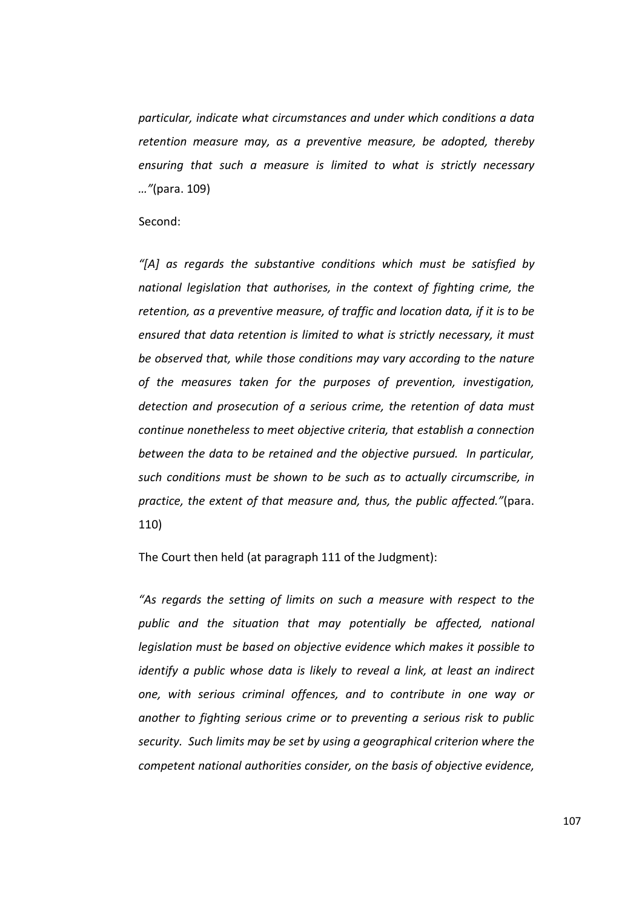*particular, indicate what circumstances and under which conditions a data retention measure may, as a preventive measure, be adopted, thereby ensuring that such a measure is limited to what is strictly necessary …"*(para. 109)

Second:

*"[A] as regards the substantive conditions which must be satisfied by national legislation that authorises, in the context of fighting crime, the retention, as a preventive measure, of traffic and location data, if it is to be ensured that data retention is limited to what is strictly necessary, it must be observed that, while those conditions may vary according to the nature of the measures taken for the purposes of prevention, investigation, detection and prosecution of a serious crime, the retention of data must continue nonetheless to meet objective criteria, that establish a connection between the data to be retained and the objective pursued. In particular, such conditions must be shown to be such as to actually circumscribe, in practice, the extent of that measure and, thus, the public affected."*(para. 110)

The Court then held (at paragraph 111 of the Judgment):

*"As regards the setting of limits on such a measure with respect to the public and the situation that may potentially be affected, national legislation must be based on objective evidence which makes it possible to identify a public whose data is likely to reveal a link, at least an indirect one, with serious criminal offences, and to contribute in one way or another to fighting serious crime or to preventing a serious risk to public security. Such limits may be set by using a geographical criterion where the competent national authorities consider, on the basis of objective evidence,*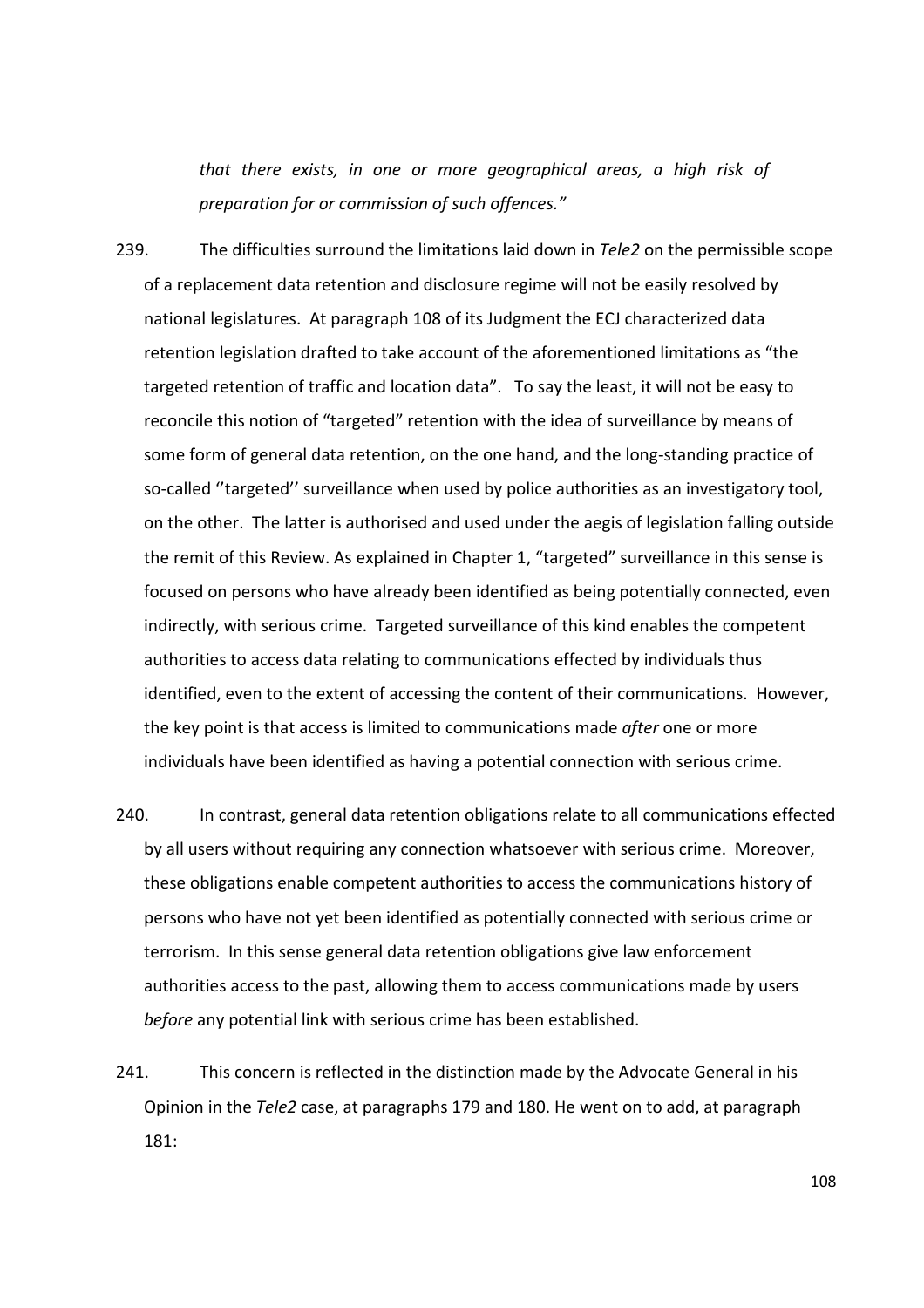> *that there exists, in one or more geographical areas, a high risk of preparation for or commission of such offences."*

239. The difficulties surround the limitations laid down in *Tele2* on the permissible scope of a replacement data retention and disclosure regime will not be easily resolved by national legislatures. At paragraph 108 of its Judgment the ECJ characterized data retention legislation drafted to take account of the aforementioned limitations as "the targeted retention of traffic and location data". To say the least, it will not be easy to reconcile this notion of "targeted" retention with the idea of surveillance by means of some form of general data retention, on the one hand, and the long-standing practice of so-called ''targeted'' surveillance when used by police authorities as an investigatory tool, on the other. The latter is authorised and used under the aegis of legislation falling outside the remit of this Review. As explained in Chapter 1, "targeted" surveillance in this sense is focused on persons who have already been identified as being potentially connected, even indirectly, with serious crime. Targeted surveillance of this kind enables the competent authorities to access data relating to communications effected by individuals thus identified, even to the extent of accessing the content of their communications. However, the key point is that access is limited to communications made *after* one or more individuals have been identified as having a potential connection with serious crime.

240. In contrast, general data retention obligations relate to all communications effected by all users without requiring any connection whatsoever with serious crime. Moreover, these obligations enable competent authorities to access the communications history of persons who have not yet been identified as potentially connected with serious crime or terrorism. In this sense general data retention obligations give law enforcement authorities access to the past, allowing them to access communications made by users *before* any potential link with serious crime has been established.

241. This concern is reflected in the distinction made by the Advocate General in his Opinion in the *Tele2* case, at paragraphs 179 and 180. He went on to add, at paragraph 181: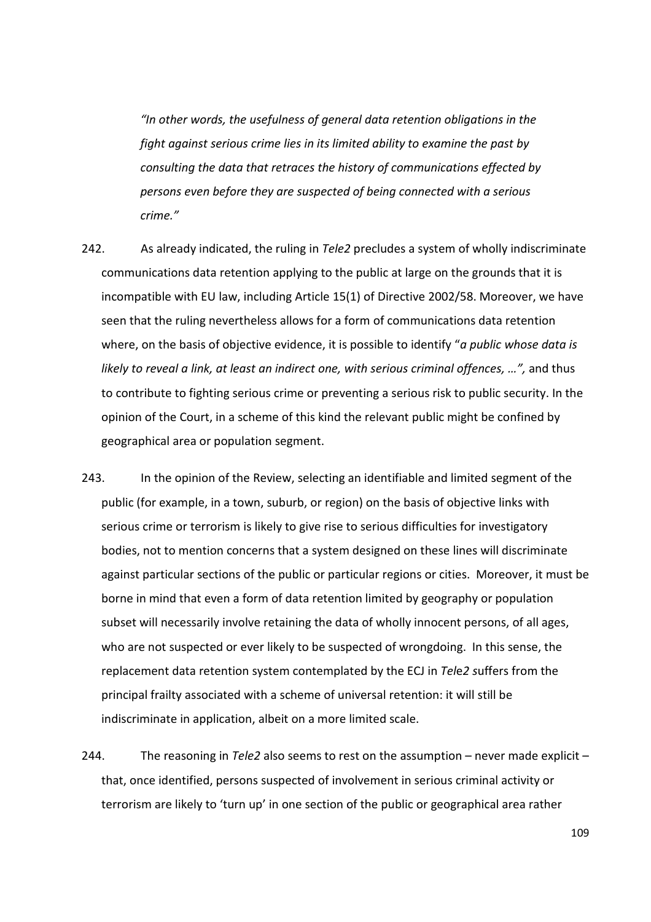> *"In other words, the usefulness of general data retention obligations in the fight against serious crime lies in its limited ability to examine the past by consulting the data that retraces the history of communications effected by persons even before they are suspected of being connected with a serious crime."*

242. As already indicated, the ruling in *Tele2* precludes a system of wholly indiscriminate communications data retention applying to the public at large on the grounds that it is incompatible with EU law, including Article 15(1) of Directive 2002/58. Moreover, we have seen that the ruling nevertheless allows for a form of communications data retention where, on the basis of objective evidence, it is possible to identify "*a public whose data is likely to reveal a link, at least an indirect one, with serious criminal offences, …",* and thus to contribute to fighting serious crime or preventing a serious risk to public security. In the opinion of the Court, in a scheme of this kind the relevant public might be confined by geographical area or population segment.

243. In the opinion of the Review, selecting an identifiable and limited segment of the public (for example, in a town, suburb, or region) on the basis of objective links with serious crime or terrorism is likely to give rise to serious difficulties for investigatory bodies, not to mention concerns that a system designed on these lines will discriminate against particular sections of the public or particular regions or cities. Moreover, it must be borne in mind that even a form of data retention limited by geography or population subset will necessarily involve retaining the data of wholly innocent persons, of all ages, who are not suspected or ever likely to be suspected of wrongdoing. In this sense, the replacement data retention system contemplated by the ECJ in *Tele2* suffers from the principal frailty associated with a scheme of universal retention: it will still be indiscriminate in application, albeit on a more limited scale.

244. The reasoning in *Tele2* also seems to rest on the assumption – never made explicit – that, once identified, persons suspected of involvement in serious criminal activity or terrorism are likely to 'turn up' in one section of the public or geographical area rather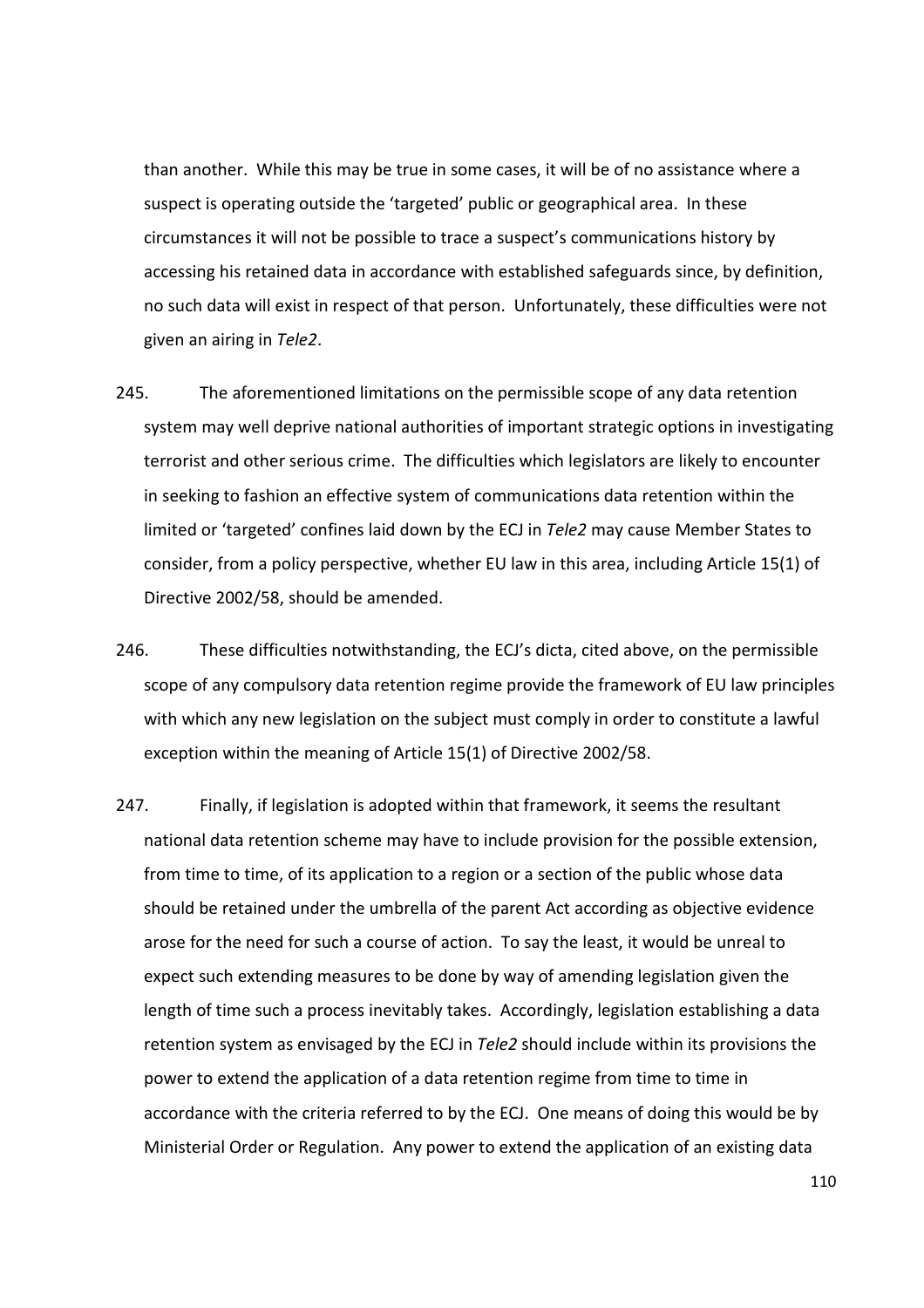than another. While this may be true in some cases, it will be of no assistance where a suspect is operating outside the 'targeted' public or geographical area. In these circumstances it will not be possible to trace a suspect's communications history by accessing his retained data in accordance with established safeguards since, by definition, no such data will exist in respect of that person. Unfortunately, these difficulties were not given an airing in *Tele2*.

245. The aforementioned limitations on the permissible scope of any data retention system may well deprive national authorities of important strategic options in investigating terrorist and other serious crime. The difficulties which legislators are likely to encounter in seeking to fashion an effective system of communications data retention within the limited or 'targeted' confines laid down by the ECJ in *Tele2* may cause Member States to consider, from a policy perspective, whether EU law in this area, including Article 15(1) of Directive 2002/58, should be amended.

246. These difficulties notwithstanding, the ECJ's dicta, cited above, on the permissible scope of any compulsory data retention regime provide the framework of EU law principles with which any new legislation on the subject must comply in order to constitute a lawful exception within the meaning of Article 15(1) of Directive 2002/58.

247. Finally, if legislation is adopted within that framework, it seems the resultant national data retention scheme may have to include provision for the possible extension, from time to time, of its application to a region or a section of the public whose data should be retained under the umbrella of the parent Act according as objective evidence arose for the need for such a course of action. To say the least, it would be unreal to expect such extending measures to be done by way of amending legislation given the length of time such a process inevitably takes. Accordingly, legislation establishing a data retention system as envisaged by the ECJ in *Tele2* should include within its provisions the power to extend the application of a data retention regime from time to time in accordance with the criteria referred to by the ECJ. One means of doing this would be by Ministerial Order or Regulation. Any power to extend the application of an existing data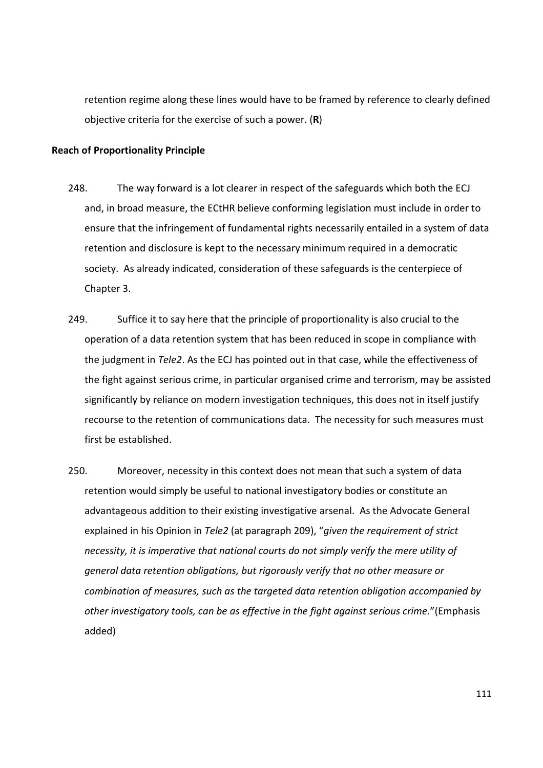retention regime along these lines would have to be framed by reference to clearly defined objective criteria for the exercise of such a power. (**R**)

**Reach of Proportionality Principle**

248. The way forward is a lot clearer in respect of the safeguards which both the ECJ and, in broad measure, the ECtHR believe conforming legislation must include in order to ensure that the infringement of fundamental rights necessarily entailed in a system of data retention and disclosure is kept to the necessary minimum required in a democratic society. As already indicated, consideration of these safeguards is the centerpiece of Chapter 3.

249. Suffice it to say here that the principle of proportionality is also crucial to the operation of a data retention system that has been reduced in scope in compliance with the judgment in *Tele2*. As the ECJ has pointed out in that case, while the effectiveness of the fight against serious crime, in particular organised crime and terrorism, may be assisted significantly by reliance on modern investigation techniques, this does not in itself justify recourse to the retention of communications data. The necessity for such measures must first be established.

250. Moreover, necessity in this context does not mean that such a system of data retention would simply be useful to national investigatory bodies or constitute an advantageous addition to their existing investigative arsenal. As the Advocate General explained in his Opinion in *Tele2* (at paragraph 209), "*given the requirement of strict necessity, it is imperative that national courts do not simply verify the mere utility of general data retention obligations, but rigorously verify that no other measure or combination of measures, such as the targeted data retention obligation accompanied by other investigatory tools, can be as effective in the fight against serious crime.*"(Emphasis added)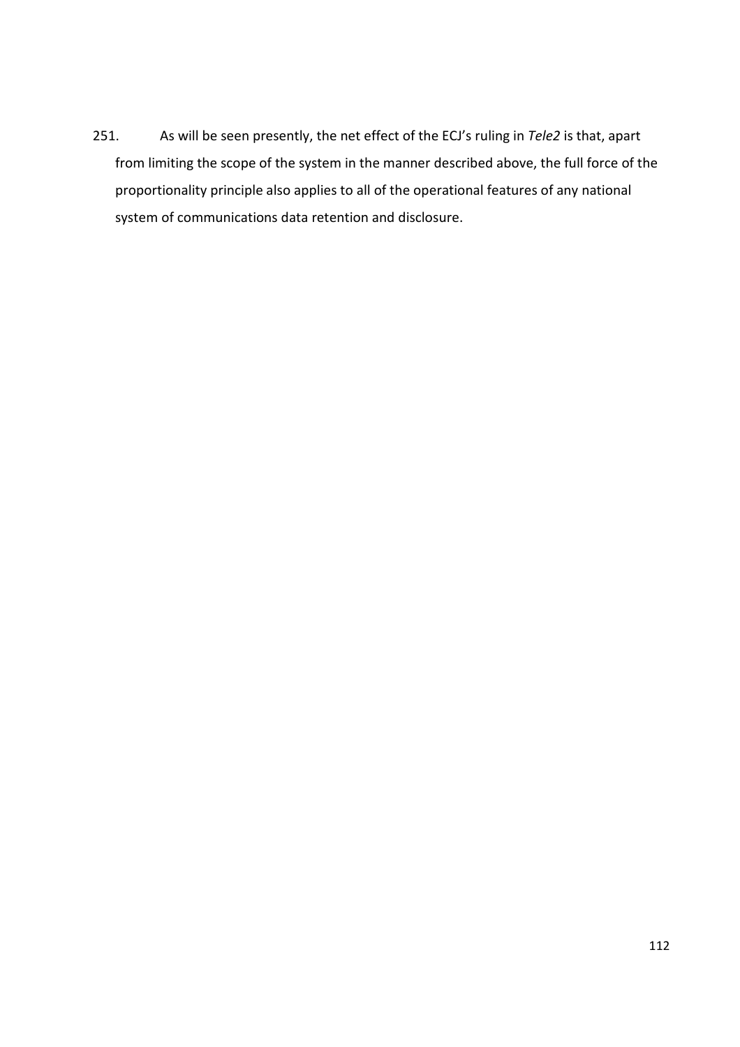251. As will be seen presently, the net effect of the ECJ's ruling in *Tele2* is that, apart from limiting the scope of the system in the manner described above, the full force of the proportionality principle also applies to all of the operational features of any national system of communications data retention and disclosure.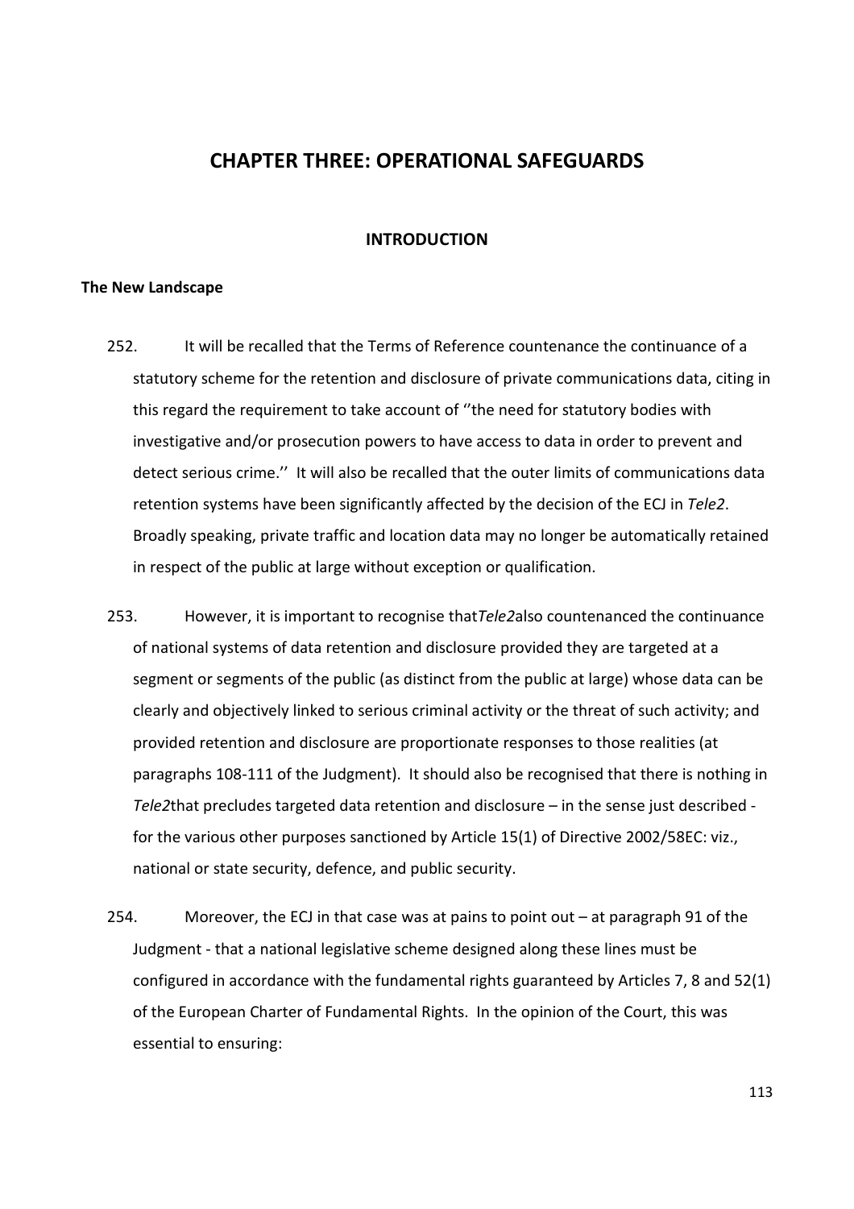# CHAPTER THREE: OPERATIONAL SAFEGUARDS

## INTRODUCTION

### The New Landscape

252. It will be recalled that the Terms of Reference countenance the continuance of a statutory scheme for the retention and disclosure of private communications data, citing in this regard the requirement to take account of ''the need for statutory bodies with investigative and/or prosecution powers to have access to data in order to prevent and detect serious crime.'' It will also be recalled that the outer limits of communications data retention systems have been significantly affected by the decision of the ECJ in *Tele2*. Broadly speaking, private traffic and location data may no longer be automatically retained in respect of the public at large without exception or qualification.

253. However, it is important to recognise that*Tele2*also countenanced the continuance of national systems of data retention and disclosure provided they are targeted at a segment or segments of the public (as distinct from the public at large) whose data can be clearly and objectively linked to serious criminal activity or the threat of such activity; and provided retention and disclosure are proportionate responses to those realities (at paragraphs 108-111 of the Judgment). It should also be recognised that there is nothing in *Tele2*that precludes targeted data retention and disclosure – in the sense just described - for the various other purposes sanctioned by Article 15(1) of Directive 2002/58EC: viz., national or state security, defence, and public security.

254. Moreover, the ECJ in that case was at pains to point out – at paragraph 91 of the Judgment - that a national legislative scheme designed along these lines must be configured in accordance with the fundamental rights guaranteed by Articles 7, 8 and 52(1) of the European Charter of Fundamental Rights. In the opinion of the Court, this was essential to ensuring: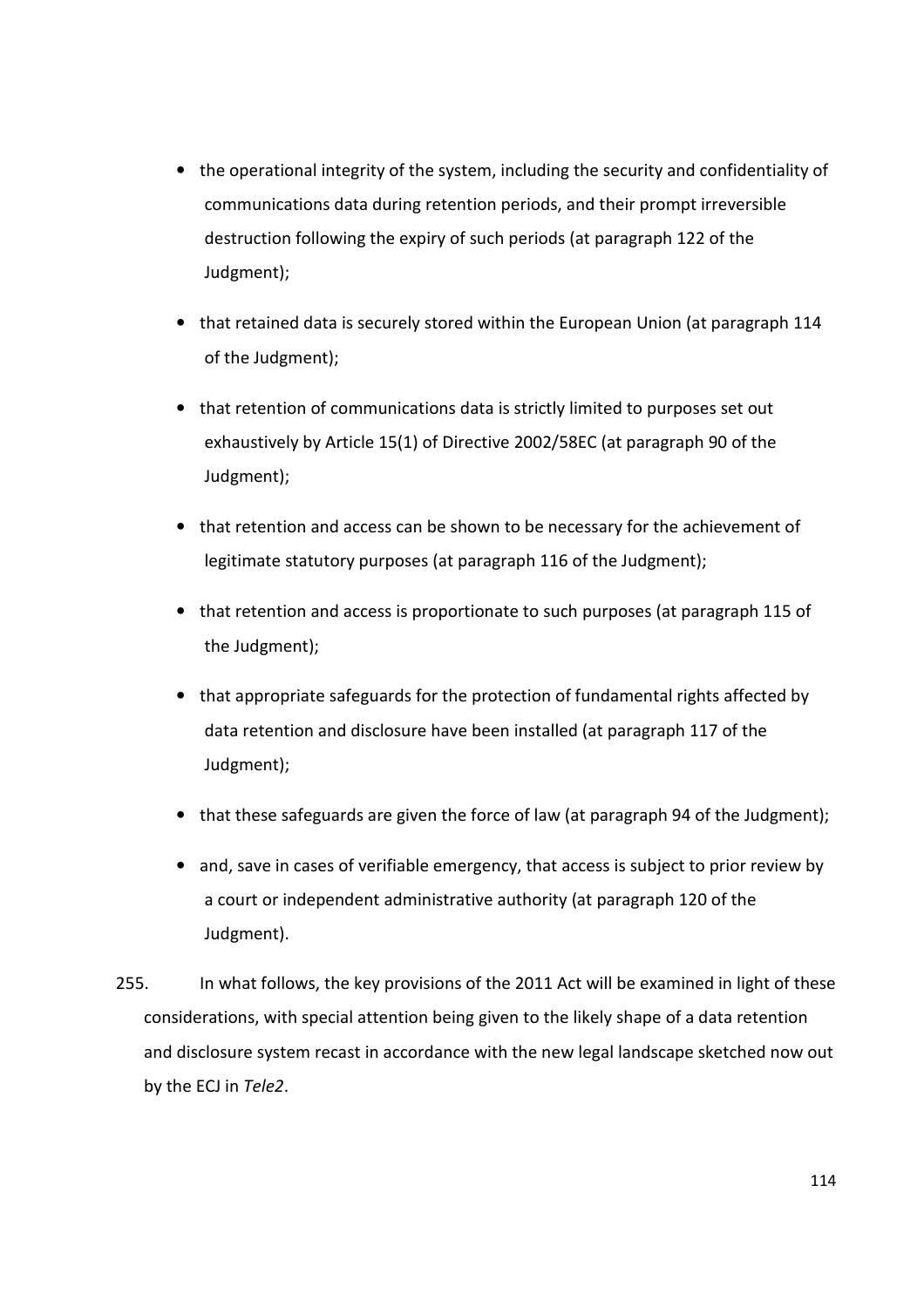- the operational integrity of the system, including the security and confidentiality of communications data during retention periods, and their prompt irreversible destruction following the expiry of such periods (at paragraph 122 of the Judgment);
- that retained data is securely stored within the European Union (at paragraph 114 of the Judgment);
- that retention of communications data is strictly limited to purposes set out exhaustively by Article 15(1) of Directive 2002/58EC (at paragraph 90 of the Judgment);
- that retention and access can be shown to be necessary for the achievement of legitimate statutory purposes (at paragraph 116 of the Judgment);
- that retention and access is proportionate to such purposes (at paragraph 115 of the Judgment);
- that appropriate safeguards for the protection of fundamental rights affected by data retention and disclosure have been installed (at paragraph 117 of the Judgment);
- that these safeguards are given the force of law (at paragraph 94 of the Judgment);
- and, save in cases of verifiable emergency, that access is subject to prior review by a court or independent administrative authority (at paragraph 120 of the Judgment).

255. In what follows, the key provisions of the 2011 Act will be examined in light of these considerations, with special attention being given to the likely shape of a data retention and disclosure system recast in accordance with the new legal landscape sketched now out by the ECJ in *Tele2*.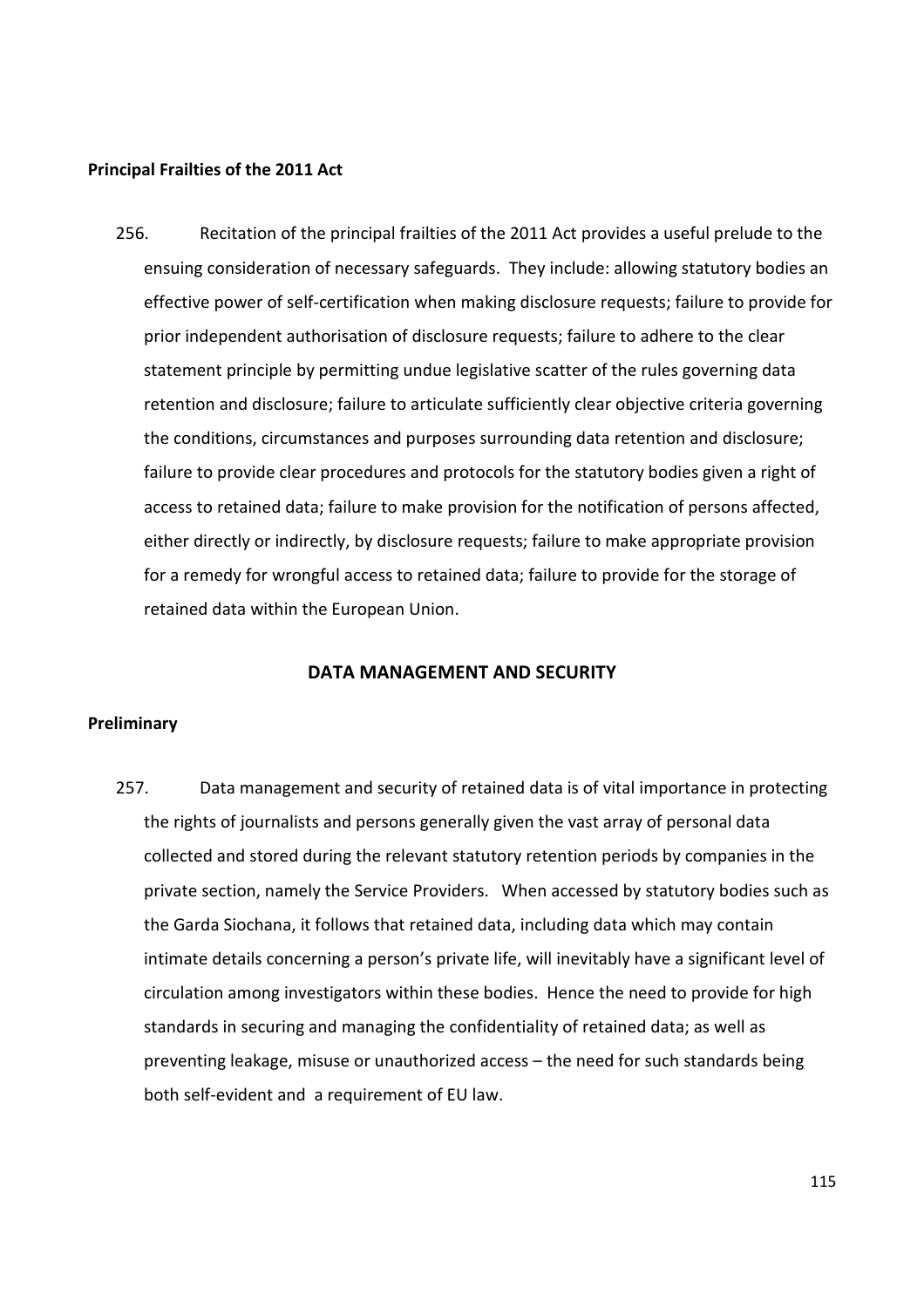**Principal Frailties of the 2011 Act**

256. Recitation of the principal frailties of the 2011 Act provides a useful prelude to the ensuing consideration of necessary safeguards. They include: allowing statutory bodies an effective power of self-certification when making disclosure requests; failure to provide for prior independent authorisation of disclosure requests; failure to adhere to the clear statement principle by permitting undue legislative scatter of the rules governing data retention and disclosure; failure to articulate sufficiently clear objective criteria governing the conditions, circumstances and purposes surrounding data retention and disclosure; failure to provide clear procedures and protocols for the statutory bodies given a right of access to retained data; failure to make provision for the notification of persons affected, either directly or indirectly, by disclosure requests; failure to make appropriate provision for a remedy for wrongful access to retained data; failure to provide for the storage of retained data within the European Union.

## DATA MANAGEMENT AND SECURITY

**Preliminary**

257. Data management and security of retained data is of vital importance in protecting the rights of journalists and persons generally given the vast array of personal data collected and stored during the relevant statutory retention periods by companies in the private section, namely the Service Providers. When accessed by statutory bodies such as the Garda Siochana, it follows that retained data, including data which may contain intimate details concerning a person's private life, will inevitably have a significant level of circulation among investigators within these bodies. Hence the need to provide for high standards in securing and managing the confidentiality of retained data; as well as preventing leakage, misuse or unauthorized access – the need for such standards being both self-evident and a requirement of EU law.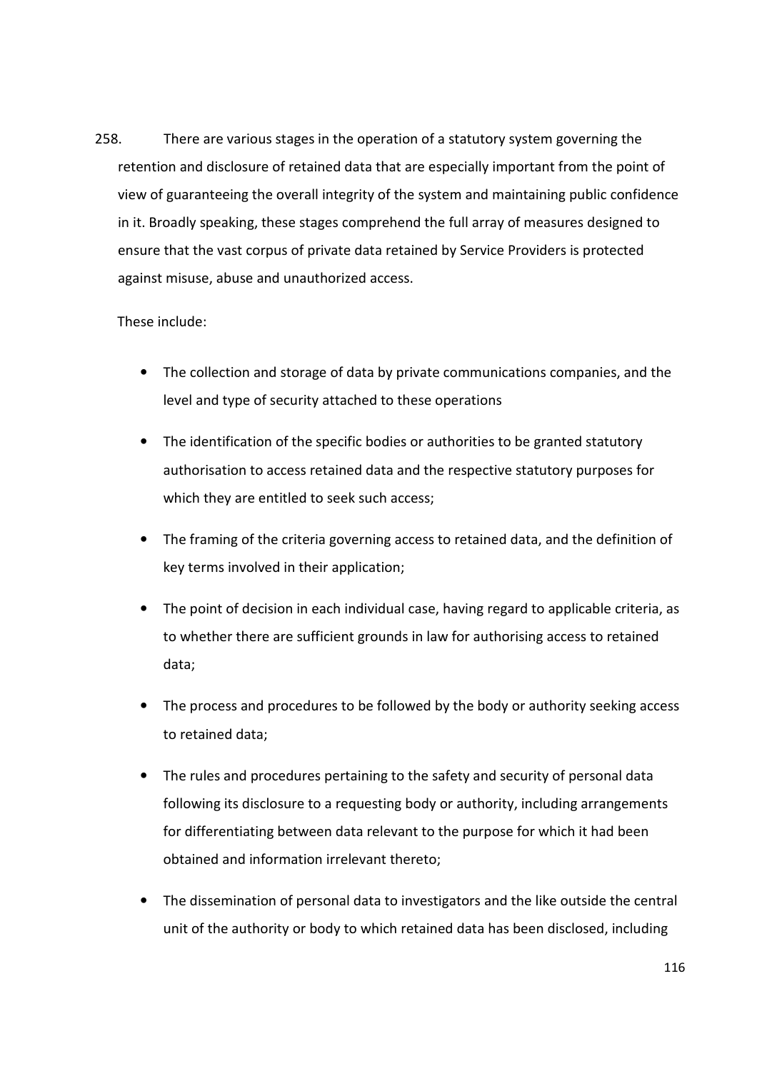258. There are various stages in the operation of a statutory system governing the retention and disclosure of retained data that are especially important from the point of view of guaranteeing the overall integrity of the system and maintaining public confidence in it. Broadly speaking, these stages comprehend the full array of measures designed to ensure that the vast corpus of private data retained by Service Providers is protected against misuse, abuse and unauthorized access.

These include:

- The collection and storage of data by private communications companies, and the level and type of security attached to these operations
- The identification of the specific bodies or authorities to be granted statutory authorisation to access retained data and the respective statutory purposes for which they are entitled to seek such access;
- The framing of the criteria governing access to retained data, and the definition of key terms involved in their application;
- The point of decision in each individual case, having regard to applicable criteria, as to whether there are sufficient grounds in law for authorising access to retained data;
- The process and procedures to be followed by the body or authority seeking access to retained data;
- The rules and procedures pertaining to the safety and security of personal data following its disclosure to a requesting body or authority, including arrangements for differentiating between data relevant to the purpose for which it had been obtained and information irrelevant thereto;
- The dissemination of personal data to investigators and the like outside the central unit of the authority or body to which retained data has been disclosed, including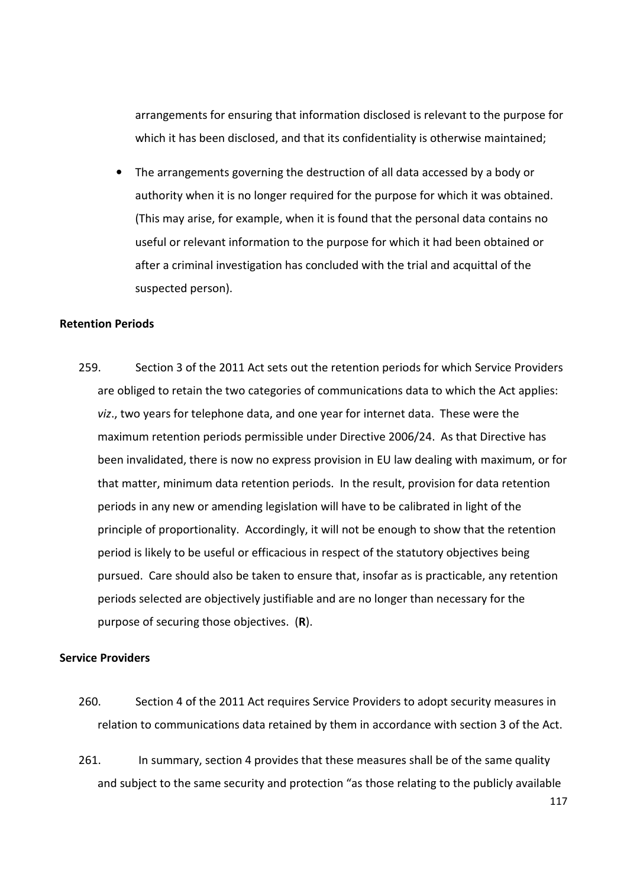arrangements for ensuring that information disclosed is relevant to the purpose for which it has been disclosed, and that its confidentiality is otherwise maintained;

- The arrangements governing the destruction of all data accessed by a body or authority when it is no longer required for the purpose for which it was obtained. (This may arise, for example, when it is found that the personal data contains no useful or relevant information to the purpose for which it had been obtained or after a criminal investigation has concluded with the trial and acquittal of the suspected person).

**Retention Periods**

259. Section 3 of the 2011 Act sets out the retention periods for which Service Providers are obliged to retain the two categories of communications data to which the Act applies: *viz*., two years for telephone data, and one year for internet data. These were the maximum retention periods permissible under Directive 2006/24. As that Directive has been invalidated, there is now no express provision in EU law dealing with maximum, or for that matter, minimum data retention periods. In the result, provision for data retention periods in any new or amending legislation will have to be calibrated in light of the principle of proportionality. Accordingly, it will not be enough to show that the retention period is likely to be useful or efficacious in respect of the statutory objectives being pursued. Care should also be taken to ensure that, insofar as is practicable, any retention periods selected are objectively justifiable and are no longer than necessary for the purpose of securing those objectives. (**R**).

**Service Providers**

260. Section 4 of the 2011 Act requires Service Providers to adopt security measures in relation to communications data retained by them in accordance with section 3 of the Act.

261. In summary, section 4 provides that these measures shall be of the same quality and subject to the same security and protection "as those relating to the publicly available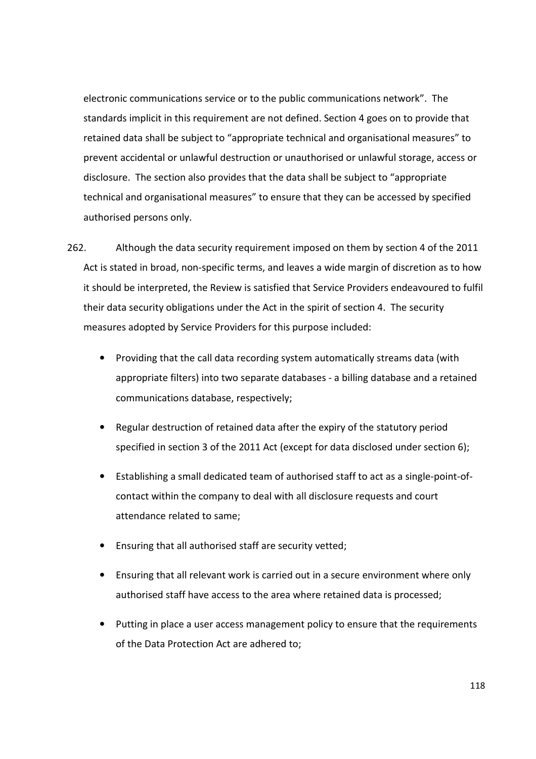electronic communications service or to the public communications network". The standards implicit in this requirement are not defined. Section 4 goes on to provide that retained data shall be subject to "appropriate technical and organisational measures" to prevent accidental or unlawful destruction or unauthorised or unlawful storage, access or disclosure. The section also provides that the data shall be subject to "appropriate technical and organisational measures" to ensure that they can be accessed by specified authorised persons only.

262. Although the data security requirement imposed on them by section 4 of the 2011 Act is stated in broad, non-specific terms, and leaves a wide margin of discretion as to how it should be interpreted, the Review is satisfied that Service Providers endeavoured to fulfil their data security obligations under the Act in the spirit of section 4. The security measures adopted by Service Providers for this purpose included:

- Providing that the call data recording system automatically streams data (with appropriate filters) into two separate databases - a billing database and a retained communications database, respectively;
- Regular destruction of retained data after the expiry of the statutory period specified in section 3 of the 2011 Act (except for data disclosed under section 6);
- Establishing a small dedicated team of authorised staff to act as a single-point-of-contact within the company to deal with all disclosure requests and court attendance related to same;
- Ensuring that all authorised staff are security vetted;
- Ensuring that all relevant work is carried out in a secure environment where only authorised staff have access to the area where retained data is processed;
- Putting in place a user access management policy to ensure that the requirements of the Data Protection Act are adhered to;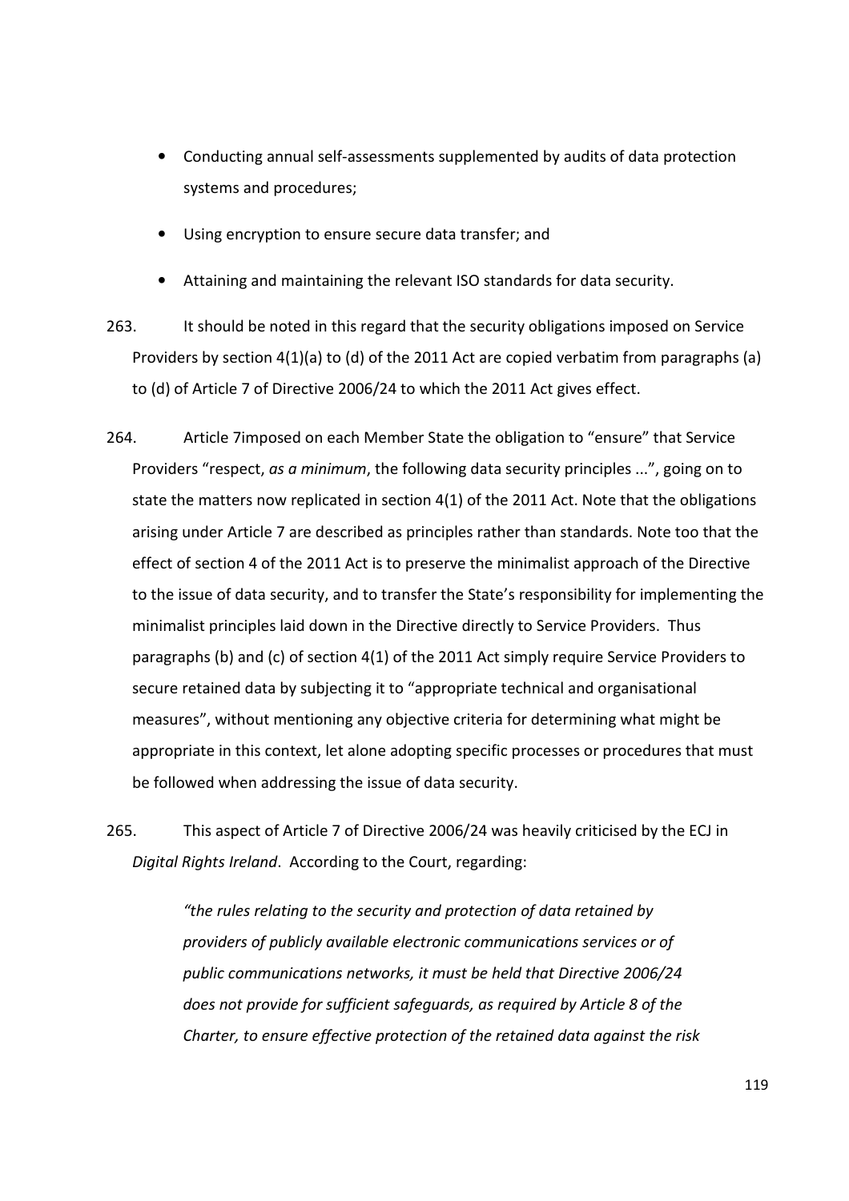- Conducting annual self-assessments supplemented by audits of data protection systems and procedures;
- Using encryption to ensure secure data transfer; and
- Attaining and maintaining the relevant ISO standards for data security.

263. It should be noted in this regard that the security obligations imposed on Service Providers by section 4(1)(a) to (d) of the 2011 Act are copied verbatim from paragraphs (a) to (d) of Article 7 of Directive 2006/24 to which the 2011 Act gives effect.

264. Article 7imposed on each Member State the obligation to "ensure" that Service Providers "respect, *as a minimum*, the following data security principles ...", going on to state the matters now replicated in section 4(1) of the 2011 Act. Note that the obligations arising under Article 7 are described as principles rather than standards. Note too that the effect of section 4 of the 2011 Act is to preserve the minimalist approach of the Directive to the issue of data security, and to transfer the State's responsibility for implementing the minimalist principles laid down in the Directive directly to Service Providers. Thus paragraphs (b) and (c) of section 4(1) of the 2011 Act simply require Service Providers to secure retained data by subjecting it to "appropriate technical and organisational measures", without mentioning any objective criteria for determining what might be appropriate in this context, let alone adopting specific processes or procedures that must be followed when addressing the issue of data security.

265. This aspect of Article 7 of Directive 2006/24 was heavily criticised by the ECJ in *Digital Rights Ireland*. According to the Court, regarding:

> *"the rules relating to the security and protection of data retained by providers of publicly available electronic communications services or of public communications networks, it must be held that Directive 2006/24 does not provide for sufficient safeguards, as required by Article 8 of the Charter, to ensure effective protection of the retained data against the risk*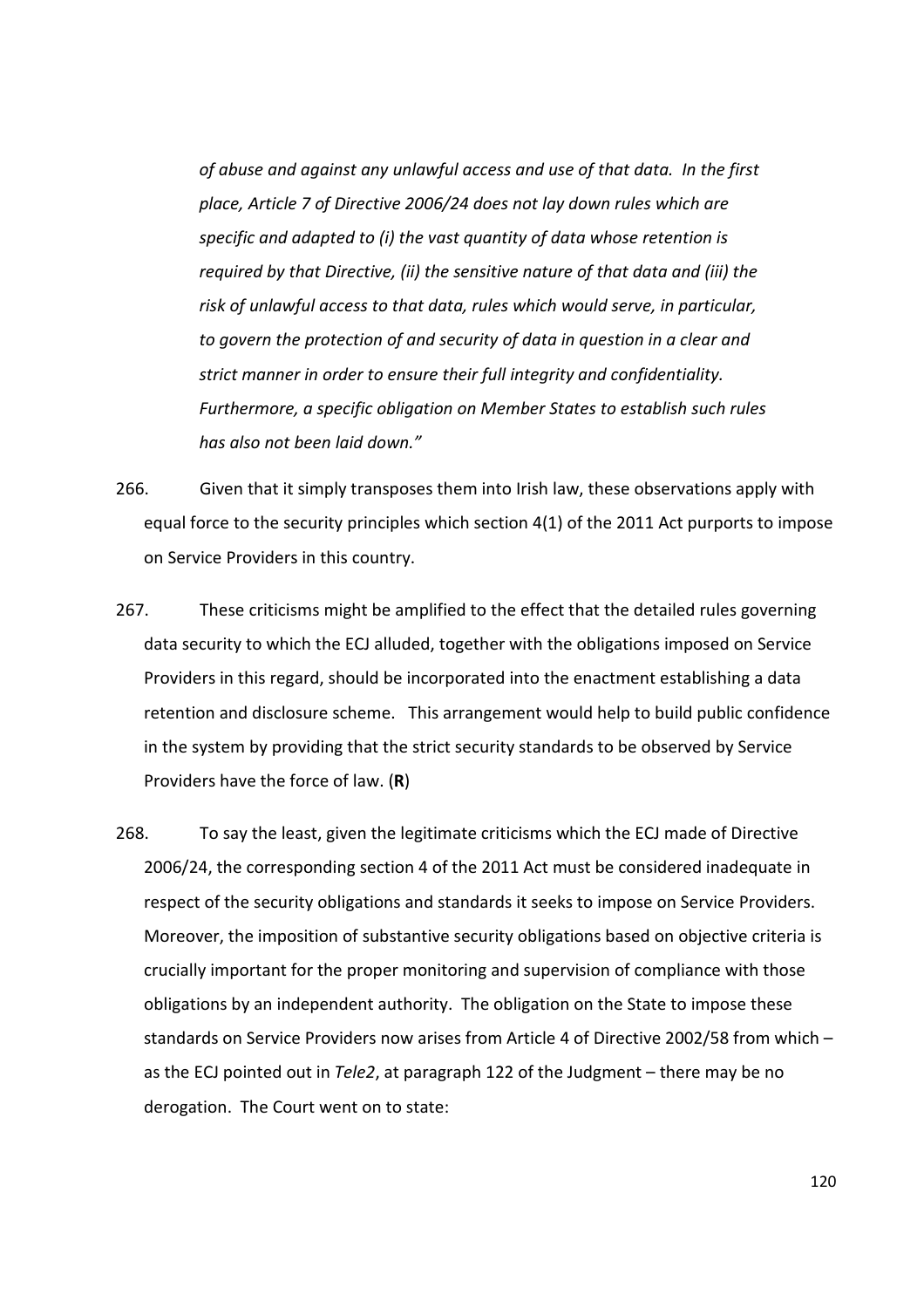> *of abuse and against any unlawful access and use of that data. In the first place, Article 7 of Directive 2006/24 does not lay down rules which are specific and adapted to (i) the vast quantity of data whose retention is required by that Directive, (ii) the sensitive nature of that data and (iii) the risk of unlawful access to that data, rules which would serve, in particular, to govern the protection of and security of data in question in a clear and strict manner in order to ensure their full integrity and confidentiality. Furthermore, a specific obligation on Member States to establish such rules has also not been laid down."*

266. Given that it simply transposes them into Irish law, these observations apply with equal force to the security principles which section 4(1) of the 2011 Act purports to impose on Service Providers in this country.

267. These criticisms might be amplified to the effect that the detailed rules governing data security to which the ECJ alluded, together with the obligations imposed on Service Providers in this regard, should be incorporated into the enactment establishing a data retention and disclosure scheme. This arrangement would help to build public confidence in the system by providing that the strict security standards to be observed by Service Providers have the force of law. (**R**)

268. To say the least, given the legitimate criticisms which the ECJ made of Directive 2006/24, the corresponding section 4 of the 2011 Act must be considered inadequate in respect of the security obligations and standards it seeks to impose on Service Providers. Moreover, the imposition of substantive security obligations based on objective criteria is crucially important for the proper monitoring and supervision of compliance with those obligations by an independent authority. The obligation on the State to impose these standards on Service Providers now arises from Article 4 of Directive 2002/58 from which – as the ECJ pointed out in *Tele2*, at paragraph 122 of the Judgment – there may be no derogation. The Court went on to state: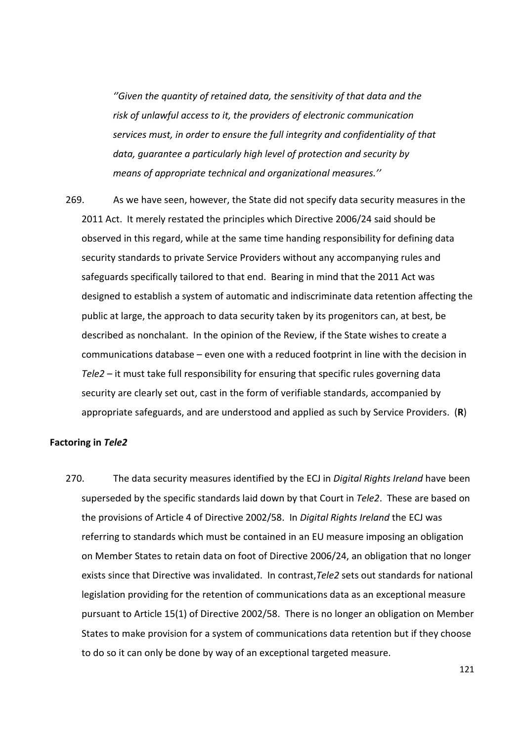> *''Given the quantity of retained data, the sensitivity of that data and the risk of unlawful access to it, the providers of electronic communication services must, in order to ensure the full integrity and confidentiality of that data, guarantee a particularly high level of protection and security by means of appropriate technical and organizational measures.''*

269. As we have seen, however, the State did not specify data security measures in the 2011 Act. It merely restated the principles which Directive 2006/24 said should be observed in this regard, while at the same time handing responsibility for defining data security standards to private Service Providers without any accompanying rules and safeguards specifically tailored to that end. Bearing in mind that the 2011 Act was designed to establish a system of automatic and indiscriminate data retention affecting the public at large, the approach to data security taken by its progenitors can, at best, be described as nonchalant. In the opinion of the Review, if the State wishes to create a communications database – even one with a reduced footprint in line with the decision in *Tele2* – it must take full responsibility for ensuring that specific rules governing data security are clearly set out, cast in the form of verifiable standards, accompanied by appropriate safeguards, and are understood and applied as such by Service Providers. (**R**)

**Factoring in *Tele2***

270. The data security measures identified by the ECJ in *Digital Rights Ireland* have been superseded by the specific standards laid down by that Court in *Tele2*. These are based on the provisions of Article 4 of Directive 2002/58. In *Digital Rights Ireland* the ECJ was referring to standards which must be contained in an EU measure imposing an obligation on Member States to retain data on foot of Directive 2006/24, an obligation that no longer exists since that Directive was invalidated. In contrast, *Tele2* sets out standards for national legislation providing for the retention of communications data as an exceptional measure pursuant to Article 15(1) of Directive 2002/58. There is no longer an obligation on Member States to make provision for a system of communications data retention but if they choose to do so it can only be done by way of an exceptional targeted measure.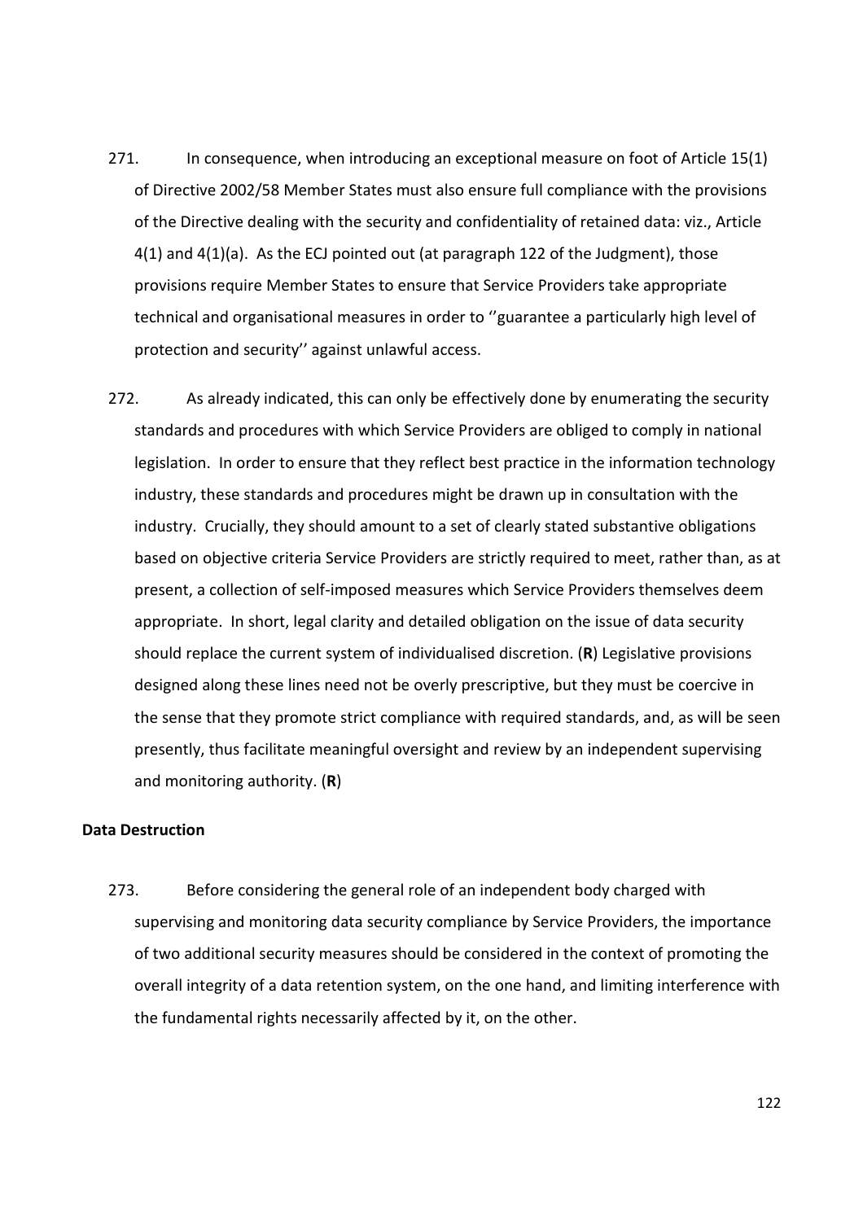271. In consequence, when introducing an exceptional measure on foot of Article 15(1) of Directive 2002/58 Member States must also ensure full compliance with the provisions of the Directive dealing with the security and confidentiality of retained data: viz., Article 4(1) and 4(1)(a). As the ECJ pointed out (at paragraph 122 of the Judgment), those provisions require Member States to ensure that Service Providers take appropriate technical and organisational measures in order to ''guarantee a particularly high level of protection and security'' against unlawful access.

272. As already indicated, this can only be effectively done by enumerating the security standards and procedures with which Service Providers are obliged to comply in national legislation. In order to ensure that they reflect best practice in the information technology industry, these standards and procedures might be drawn up in consultation with the industry. Crucially, they should amount to a set of clearly stated substantive obligations based on objective criteria Service Providers are strictly required to meet, rather than, as at present, a collection of self-imposed measures which Service Providers themselves deem appropriate. In short, legal clarity and detailed obligation on the issue of data security should replace the current system of individualised discretion. (**R**) Legislative provisions designed along these lines need not be overly prescriptive, but they must be coercive in the sense that they promote strict compliance with required standards, and, as will be seen presently, thus facilitate meaningful oversight and review by an independent supervising and monitoring authority. (**R**)

**Data Destruction**

273. Before considering the general role of an independent body charged with supervising and monitoring data security compliance by Service Providers, the importance of two additional security measures should be considered in the context of promoting the overall integrity of a data retention system, on the one hand, and limiting interference with the fundamental rights necessarily affected by it, on the other.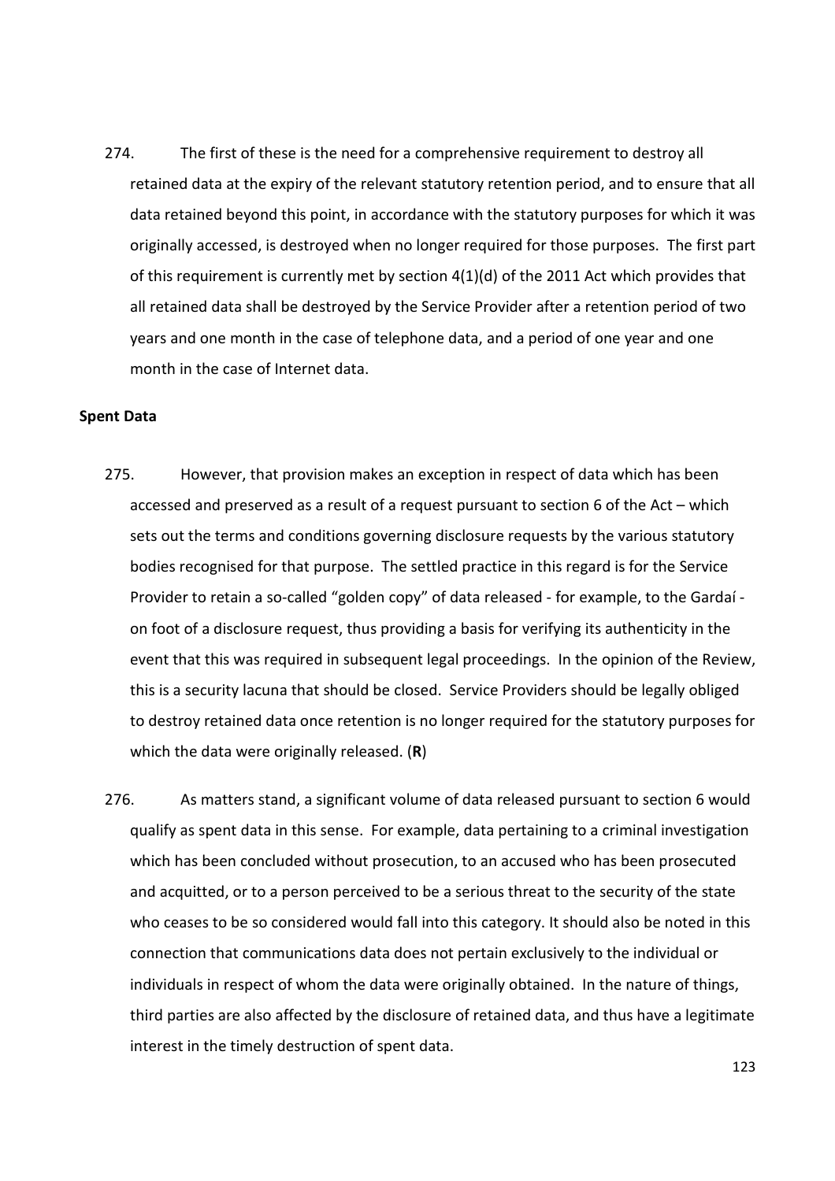274. The first of these is the need for a comprehensive requirement to destroy all retained data at the expiry of the relevant statutory retention period, and to ensure that all data retained beyond this point, in accordance with the statutory purposes for which it was originally accessed, is destroyed when no longer required for those purposes. The first part of this requirement is currently met by section 4(1)(d) of the 2011 Act which provides that all retained data shall be destroyed by the Service Provider after a retention period of two years and one month in the case of telephone data, and a period of one year and one month in the case of Internet data.

**Spent Data**

275. However, that provision makes an exception in respect of data which has been accessed and preserved as a result of a request pursuant to section 6 of the Act – which sets out the terms and conditions governing disclosure requests by the various statutory bodies recognised for that purpose. The settled practice in this regard is for the Service Provider to retain a so-called "golden copy" of data released - for example, to the Gardaí - on foot of a disclosure request, thus providing a basis for verifying its authenticity in the event that this was required in subsequent legal proceedings. In the opinion of the Review, this is a security lacuna that should be closed. Service Providers should be legally obliged to destroy retained data once retention is no longer required for the statutory purposes for which the data were originally released. (**R**)

276. As matters stand, a significant volume of data released pursuant to section 6 would qualify as spent data in this sense. For example, data pertaining to a criminal investigation which has been concluded without prosecution, to an accused who has been prosecuted and acquitted, or to a person perceived to be a serious threat to the security of the state who ceases to be so considered would fall into this category. It should also be noted in this connection that communications data does not pertain exclusively to the individual or individuals in respect of whom the data were originally obtained. In the nature of things, third parties are also affected by the disclosure of retained data, and thus have a legitimate interest in the timely destruction of spent data.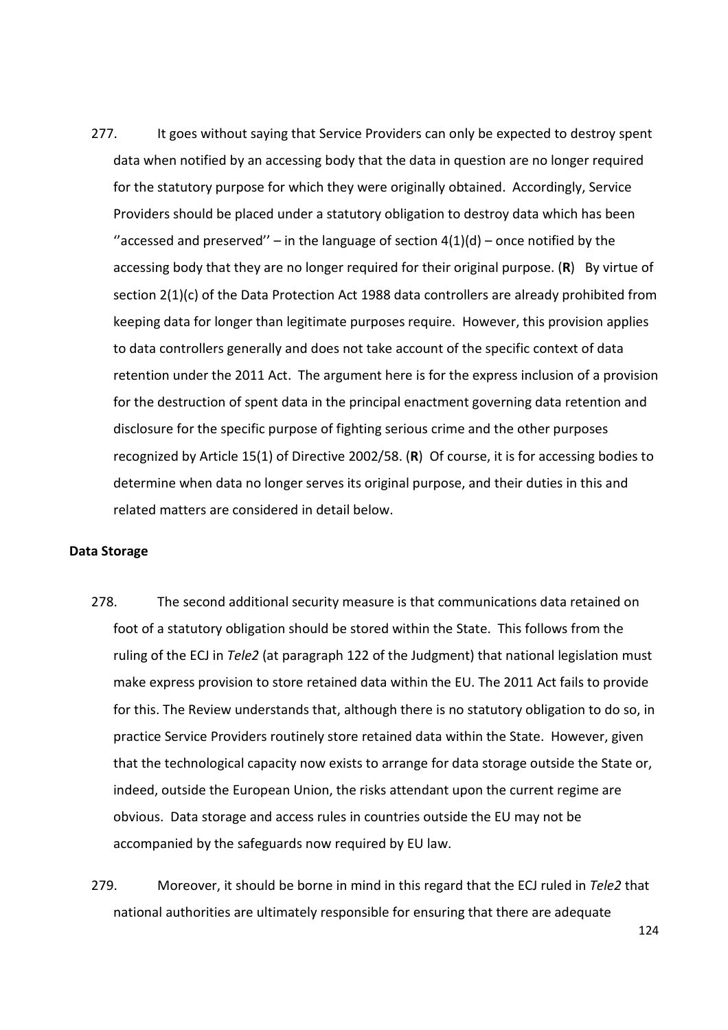277. It goes without saying that Service Providers can only be expected to destroy spent data when notified by an accessing body that the data in question are no longer required for the statutory purpose for which they were originally obtained. Accordingly, Service Providers should be placed under a statutory obligation to destroy data which has been ''accessed and preserved'' – in the language of section 4(1)(d) – once notified by the accessing body that they are no longer required for their original purpose. (**R**) By virtue of section 2(1)(c) of the Data Protection Act 1988 data controllers are already prohibited from keeping data for longer than legitimate purposes require. However, this provision applies to data controllers generally and does not take account of the specific context of data retention under the 2011 Act. The argument here is for the express inclusion of a provision for the destruction of spent data in the principal enactment governing data retention and disclosure for the specific purpose of fighting serious crime and the other purposes recognized by Article 15(1) of Directive 2002/58. (**R**) Of course, it is for accessing bodies to determine when data no longer serves its original purpose, and their duties in this and related matters are considered in detail below.

**Data Storage**

278. The second additional security measure is that communications data retained on foot of a statutory obligation should be stored within the State. This follows from the ruling of the ECJ in *Tele2* (at paragraph 122 of the Judgment) that national legislation must make express provision to store retained data within the EU. The 2011 Act fails to provide for this. The Review understands that, although there is no statutory obligation to do so, in practice Service Providers routinely store retained data within the State. However, given that the technological capacity now exists to arrange for data storage outside the State or, indeed, outside the European Union, the risks attendant upon the current regime are obvious. Data storage and access rules in countries outside the EU may not be accompanied by the safeguards now required by EU law.

279. Moreover, it should be borne in mind in this regard that the ECJ ruled in *Tele2* that national authorities are ultimately responsible for ensuring that there are adequate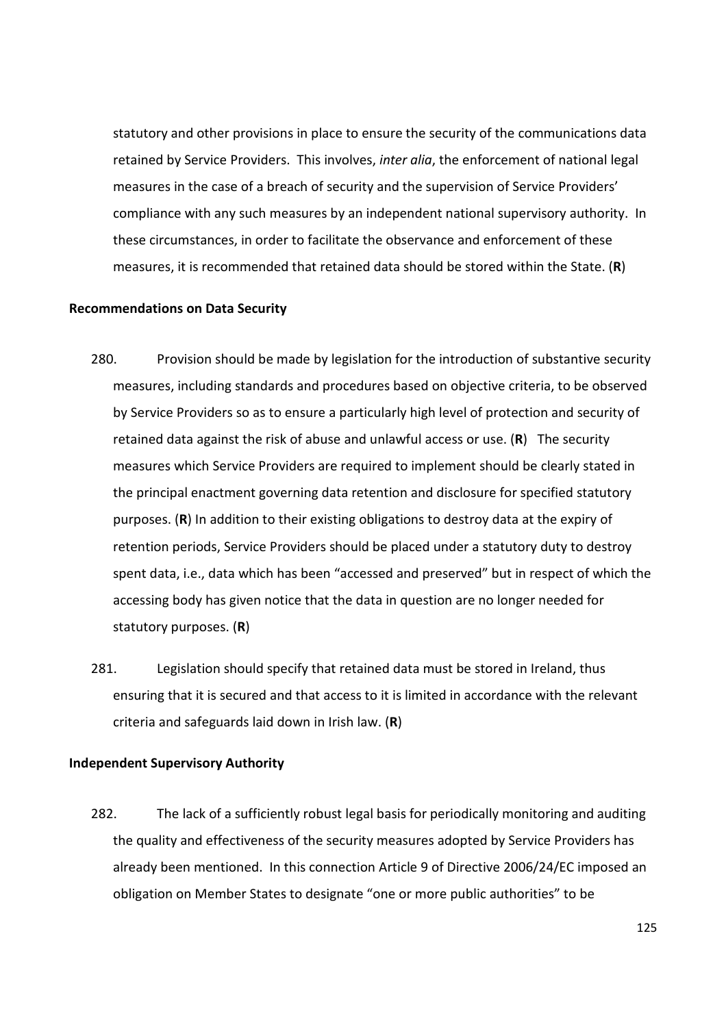statutory and other provisions in place to ensure the security of the communications data retained by Service Providers. This involves, *inter alia*, the enforcement of national legal measures in the case of a breach of security and the supervision of Service Providers' compliance with any such measures by an independent national supervisory authority. In these circumstances, in order to facilitate the observance and enforcement of these measures, it is recommended that retained data should be stored within the State. (**R**)

**Recommendations on Data Security**

280. Provision should be made by legislation for the introduction of substantive security measures, including standards and procedures based on objective criteria, to be observed by Service Providers so as to ensure a particularly high level of protection and security of retained data against the risk of abuse and unlawful access or use. (**R**) The security measures which Service Providers are required to implement should be clearly stated in the principal enactment governing data retention and disclosure for specified statutory purposes. (**R**) In addition to their existing obligations to destroy data at the expiry of retention periods, Service Providers should be placed under a statutory duty to destroy spent data, i.e., data which has been "accessed and preserved" but in respect of which the accessing body has given notice that the data in question are no longer needed for statutory purposes. (**R**)

281. Legislation should specify that retained data must be stored in Ireland, thus ensuring that it is secured and that access to it is limited in accordance with the relevant criteria and safeguards laid down in Irish law. (**R**)

**Independent Supervisory Authority**

282. The lack of a sufficiently robust legal basis for periodically monitoring and auditing the quality and effectiveness of the security measures adopted by Service Providers has already been mentioned. In this connection Article 9 of Directive 2006/24/EC imposed an obligation on Member States to designate "one or more public authorities" to be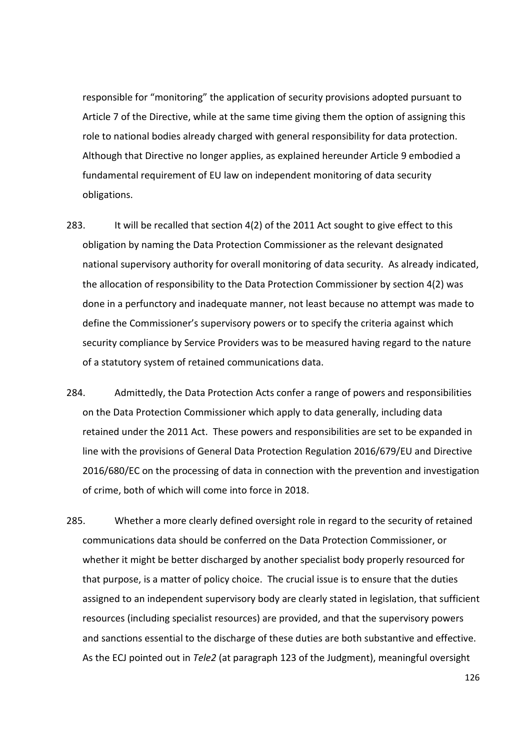responsible for "monitoring" the application of security provisions adopted pursuant to Article 7 of the Directive, while at the same time giving them the option of assigning this role to national bodies already charged with general responsibility for data protection. Although that Directive no longer applies, as explained hereunder Article 9 embodied a fundamental requirement of EU law on independent monitoring of data security obligations.

283. It will be recalled that section 4(2) of the 2011 Act sought to give effect to this obligation by naming the Data Protection Commissioner as the relevant designated national supervisory authority for overall monitoring of data security. As already indicated, the allocation of responsibility to the Data Protection Commissioner by section 4(2) was done in a perfunctory and inadequate manner, not least because no attempt was made to define the Commissioner's supervisory powers or to specify the criteria against which security compliance by Service Providers was to be measured having regard to the nature of a statutory system of retained communications data.

284. Admittedly, the Data Protection Acts confer a range of powers and responsibilities on the Data Protection Commissioner which apply to data generally, including data retained under the 2011 Act. These powers and responsibilities are set to be expanded in line with the provisions of General Data Protection Regulation 2016/679/EU and Directive 2016/680/EC on the processing of data in connection with the prevention and investigation of crime, both of which will come into force in 2018.

285. Whether a more clearly defined oversight role in regard to the security of retained communications data should be conferred on the Data Protection Commissioner, or whether it might be better discharged by another specialist body properly resourced for that purpose, is a matter of policy choice. The crucial issue is to ensure that the duties assigned to an independent supervisory body are clearly stated in legislation, that sufficient resources (including specialist resources) are provided, and that the supervisory powers and sanctions essential to the discharge of these duties are both substantive and effective. As the ECJ pointed out in *Tele2* (at paragraph 123 of the Judgment), meaningful oversight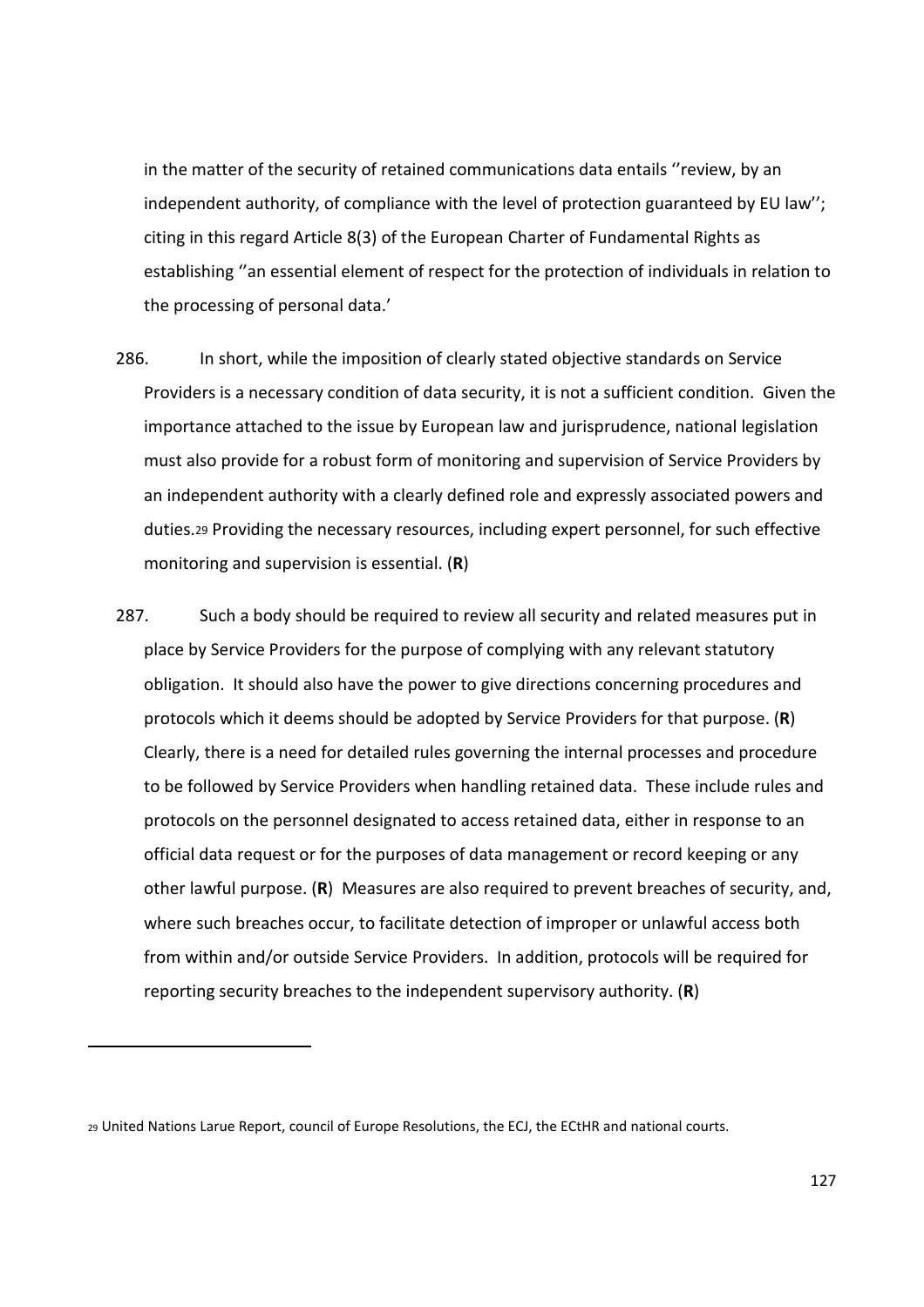in the matter of the security of retained communications data entails ''review, by an independent authority, of compliance with the level of protection guaranteed by EU law''; citing in this regard Article 8(3) of the European Charter of Fundamental Rights as establishing ''an essential element of respect for the protection of individuals in relation to the processing of personal data.'

286. In short, while the imposition of clearly stated objective standards on Service Providers is a necessary condition of data security, it is not a sufficient condition. Given the importance attached to the issue by European law and jurisprudence, national legislation must also provide for a robust form of monitoring and supervision of Service Providers by an independent authority with a clearly defined role and expressly associated powers and duties.[29] Providing the necessary resources, including expert personnel, for such effective monitoring and supervision is essential. (**R**)

287. Such a body should be required to review all security and related measures put in place by Service Providers for the purpose of complying with any relevant statutory obligation. It should also have the power to give directions concerning procedures and protocols which it deems should be adopted by Service Providers for that purpose. (**R**) Clearly, there is a need for detailed rules governing the internal processes and procedure to be followed by Service Providers when handling retained data. These include rules and protocols on the personnel designated to access retained data, either in response to an official data request or for the purposes of data management or record keeping or any other lawful purpose. (**R**) Measures are also required to prevent breaches of security, and, where such breaches occur, to facilitate detection of improper or unlawful access both from within and/or outside Service Providers. In addition, protocols will be required for reporting security breaches to the independent supervisory authority. (**R**)

---

[29] United Nations Larue Report, council of Europe Resolutions, the ECJ, the ECtHR and national courts.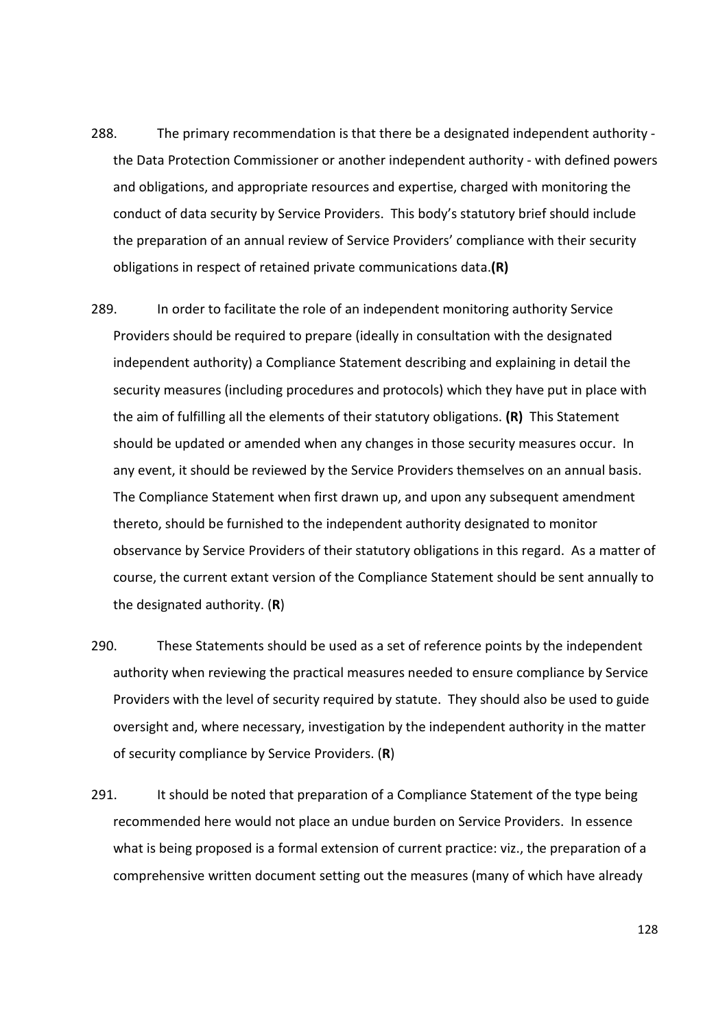288. The primary recommendation is that there be a designated independent authority - the Data Protection Commissioner or another independent authority - with defined powers and obligations, and appropriate resources and expertise, charged with monitoring the conduct of data security by Service Providers. This body's statutory brief should include the preparation of an annual review of Service Providers' compliance with their security obligations in respect of retained private communications data.**(R)**

289. In order to facilitate the role of an independent monitoring authority Service Providers should be required to prepare (ideally in consultation with the designated independent authority) a Compliance Statement describing and explaining in detail the security measures (including procedures and protocols) which they have put in place with the aim of fulfilling all the elements of their statutory obligations. **(R)** This Statement should be updated or amended when any changes in those security measures occur. In any event, it should be reviewed by the Service Providers themselves on an annual basis. The Compliance Statement when first drawn up, and upon any subsequent amendment thereto, should be furnished to the independent authority designated to monitor observance by Service Providers of their statutory obligations in this regard. As a matter of course, the current extant version of the Compliance Statement should be sent annually to the designated authority. (**R**)

290. These Statements should be used as a set of reference points by the independent authority when reviewing the practical measures needed to ensure compliance by Service Providers with the level of security required by statute. They should also be used to guide oversight and, where necessary, investigation by the independent authority in the matter of security compliance by Service Providers. (**R**)

291. It should be noted that preparation of a Compliance Statement of the type being recommended here would not place an undue burden on Service Providers. In essence what is being proposed is a formal extension of current practice: viz., the preparation of a comprehensive written document setting out the measures (many of which have already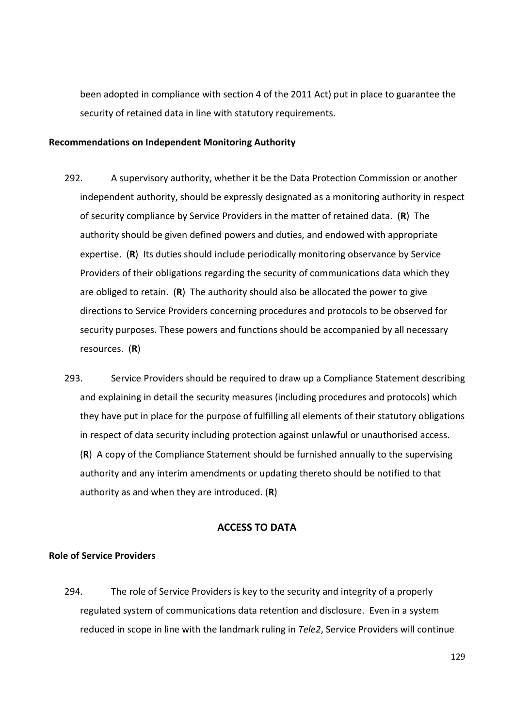been adopted in compliance with section 4 of the 2011 Act) put in place to guarantee the security of retained data in line with statutory requirements.

**Recommendations on Independent Monitoring Authority**

292. A supervisory authority, whether it be the Data Protection Commission or another independent authority, should be expressly designated as a monitoring authority in respect of security compliance by Service Providers in the matter of retained data. (**R**) The authority should be given defined powers and duties, and endowed with appropriate expertise. (**R**) Its duties should include periodically monitoring observance by Service Providers of their obligations regarding the security of communications data which they are obliged to retain. (**R**) The authority should also be allocated the power to give directions to Service Providers concerning procedures and protocols to be observed for security purposes. These powers and functions should be accompanied by all necessary resources. (**R**)

293. Service Providers should be required to draw up a Compliance Statement describing and explaining in detail the security measures (including procedures and protocols) which they have put in place for the purpose of fulfilling all elements of their statutory obligations in respect of data security including protection against unlawful or unauthorised access. (**R**) A copy of the Compliance Statement should be furnished annually to the supervising authority and any interim amendments or updating thereto should be notified to that authority as and when they are introduced. (**R**)

## ACCESS TO DATA

**Role of Service Providers**

294. The role of Service Providers is key to the security and integrity of a properly regulated system of communications data retention and disclosure. Even in a system reduced in scope in line with the landmark ruling in *Tele2*, Service Providers will continue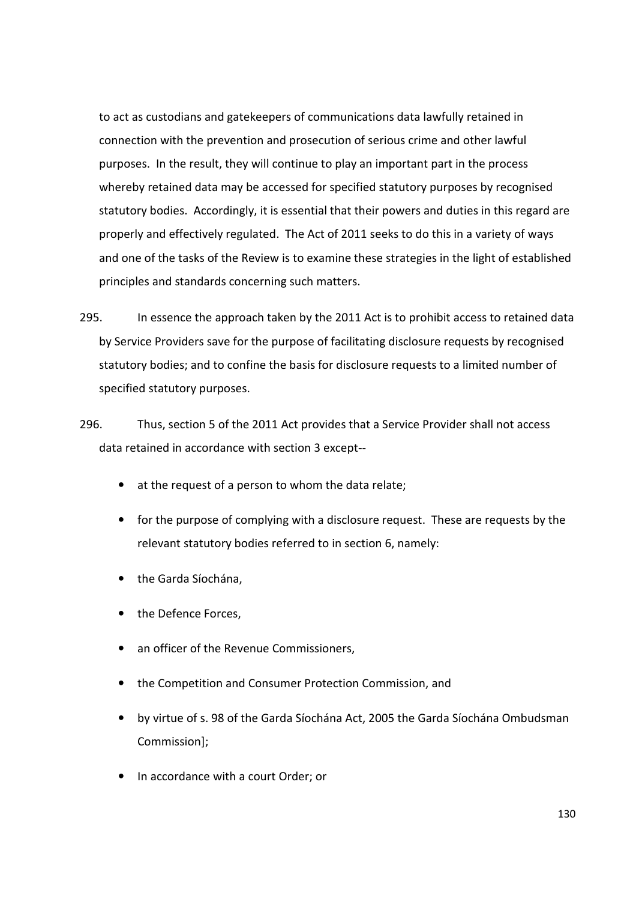to act as custodians and gatekeepers of communications data lawfully retained in connection with the prevention and prosecution of serious crime and other lawful purposes. In the result, they will continue to play an important part in the process whereby retained data may be accessed for specified statutory purposes by recognised statutory bodies. Accordingly, it is essential that their powers and duties in this regard are properly and effectively regulated. The Act of 2011 seeks to do this in a variety of ways and one of the tasks of the Review is to examine these strategies in the light of established principles and standards concerning such matters.

295. In essence the approach taken by the 2011 Act is to prohibit access to retained data by Service Providers save for the purpose of facilitating disclosure requests by recognised statutory bodies; and to confine the basis for disclosure requests to a limited number of specified statutory purposes.

296. Thus, section 5 of the 2011 Act provides that a Service Provider shall not access data retained in accordance with section 3 except--

- at the request of a person to whom the data relate;
- for the purpose of complying with a disclosure request. These are requests by the relevant statutory bodies referred to in section 6, namely:
- the Garda Síochána,
- the Defence Forces,
- an officer of the Revenue Commissioners,
- the Competition and Consumer Protection Commission, and
- by virtue of s. 98 of the Garda Síochána Act, 2005 the Garda Síochána Ombudsman Commission];
- In accordance with a court Order; or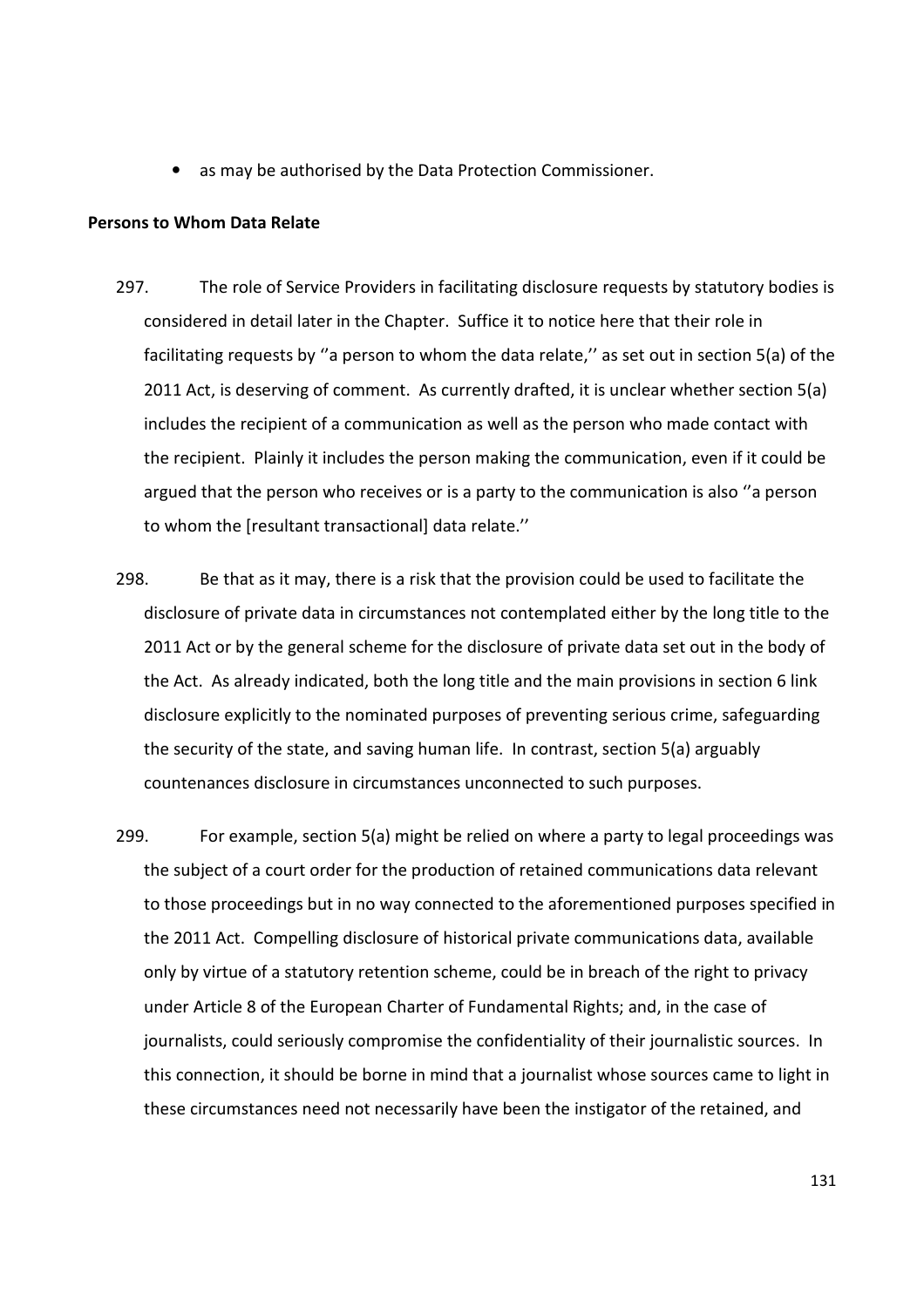- as may be authorised by the Data Protection Commissioner.

**Persons to Whom Data Relate**

297. The role of Service Providers in facilitating disclosure requests by statutory bodies is considered in detail later in the Chapter. Suffice it to notice here that their role in facilitating requests by ''a person to whom the data relate,'' as set out in section 5(a) of the 2011 Act, is deserving of comment. As currently drafted, it is unclear whether section 5(a) includes the recipient of a communication as well as the person who made contact with the recipient. Plainly it includes the person making the communication, even if it could be argued that the person who receives or is a party to the communication is also ''a person to whom the [resultant transactional] data relate.''

298. Be that as it may, there is a risk that the provision could be used to facilitate the disclosure of private data in circumstances not contemplated either by the long title to the 2011 Act or by the general scheme for the disclosure of private data set out in the body of the Act. As already indicated, both the long title and the main provisions in section 6 link disclosure explicitly to the nominated purposes of preventing serious crime, safeguarding the security of the state, and saving human life. In contrast, section 5(a) arguably countenances disclosure in circumstances unconnected to such purposes.

299. For example, section 5(a) might be relied on where a party to legal proceedings was the subject of a court order for the production of retained communications data relevant to those proceedings but in no way connected to the aforementioned purposes specified in the 2011 Act. Compelling disclosure of historical private communications data, available only by virtue of a statutory retention scheme, could be in breach of the right to privacy under Article 8 of the European Charter of Fundamental Rights; and, in the case of journalists, could seriously compromise the confidentiality of their journalistic sources. In this connection, it should be borne in mind that a journalist whose sources came to light in these circumstances need not necessarily have been the instigator of the retained, and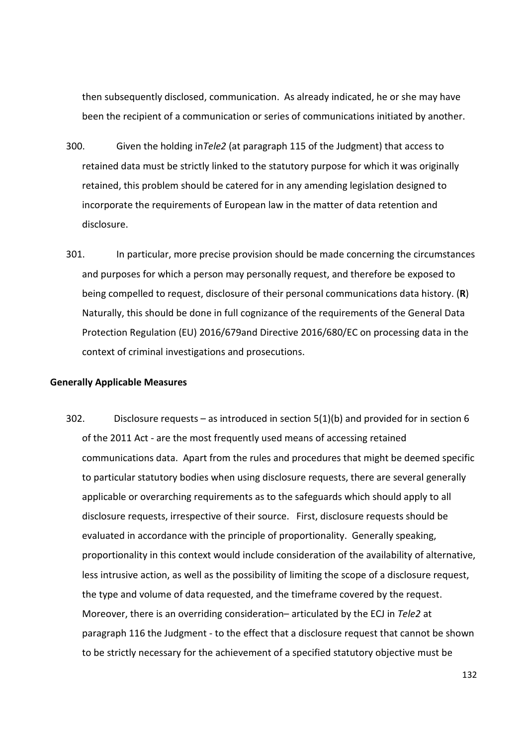then subsequently disclosed, communication. As already indicated, he or she may have been the recipient of a communication or series of communications initiated by another.

300. Given the holding in*Tele2* (at paragraph 115 of the Judgment) that access to retained data must be strictly linked to the statutory purpose for which it was originally retained, this problem should be catered for in any amending legislation designed to incorporate the requirements of European law in the matter of data retention and disclosure.

301. In particular, more precise provision should be made concerning the circumstances and purposes for which a person may personally request, and therefore be exposed to being compelled to request, disclosure of their personal communications data history. (**R**) Naturally, this should be done in full cognizance of the requirements of the General Data Protection Regulation (EU) 2016/679and Directive 2016/680/EC on processing data in the context of criminal investigations and prosecutions.

**Generally Applicable Measures**

302. Disclosure requests – as introduced in section 5(1)(b) and provided for in section 6 of the 2011 Act - are the most frequently used means of accessing retained communications data. Apart from the rules and procedures that might be deemed specific to particular statutory bodies when using disclosure requests, there are several generally applicable or overarching requirements as to the safeguards which should apply to all disclosure requests, irrespective of their source. First, disclosure requests should be evaluated in accordance with the principle of proportionality. Generally speaking, proportionality in this context would include consideration of the availability of alternative, less intrusive action, as well as the possibility of limiting the scope of a disclosure request, the type and volume of data requested, and the timeframe covered by the request. Moreover, there is an overriding consideration– articulated by the ECJ in *Tele2* at paragraph 116 the Judgment - to the effect that a disclosure request that cannot be shown to be strictly necessary for the achievement of a specified statutory objective must be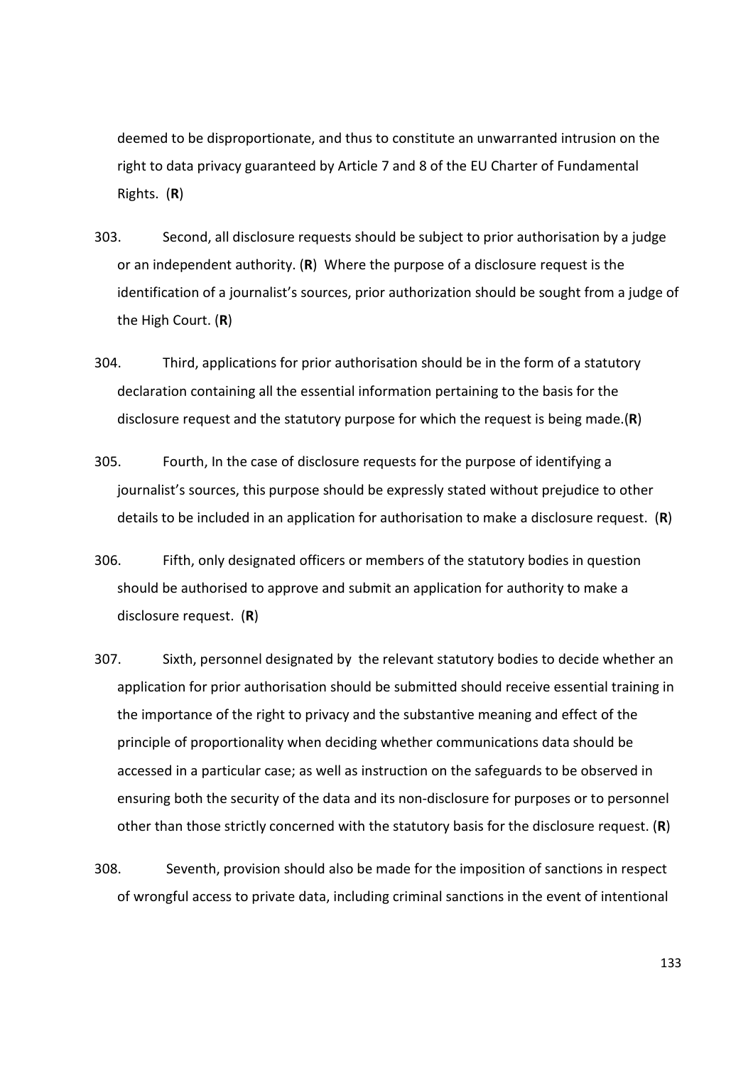deemed to be disproportionate, and thus to constitute an unwarranted intrusion on the right to data privacy guaranteed by Article 7 and 8 of the EU Charter of Fundamental Rights. (**R**)

303. Second, all disclosure requests should be subject to prior authorisation by a judge or an independent authority. (**R**) Where the purpose of a disclosure request is the identification of a journalist's sources, prior authorization should be sought from a judge of the High Court. (**R**)

304. Third, applications for prior authorisation should be in the form of a statutory declaration containing all the essential information pertaining to the basis for the disclosure request and the statutory purpose for which the request is being made.(**R**)

305. Fourth, In the case of disclosure requests for the purpose of identifying a journalist's sources, this purpose should be expressly stated without prejudice to other details to be included in an application for authorisation to make a disclosure request. (**R**)

306. Fifth, only designated officers or members of the statutory bodies in question should be authorised to approve and submit an application for authority to make a disclosure request. (**R**)

307. Sixth, personnel designated by the relevant statutory bodies to decide whether an application for prior authorisation should be submitted should receive essential training in the importance of the right to privacy and the substantive meaning and effect of the principle of proportionality when deciding whether communications data should be accessed in a particular case; as well as instruction on the safeguards to be observed in ensuring both the security of the data and its non-disclosure for purposes or to personnel other than those strictly concerned with the statutory basis for the disclosure request. (**R**)

308. Seventh, provision should also be made for the imposition of sanctions in respect of wrongful access to private data, including criminal sanctions in the event of intentional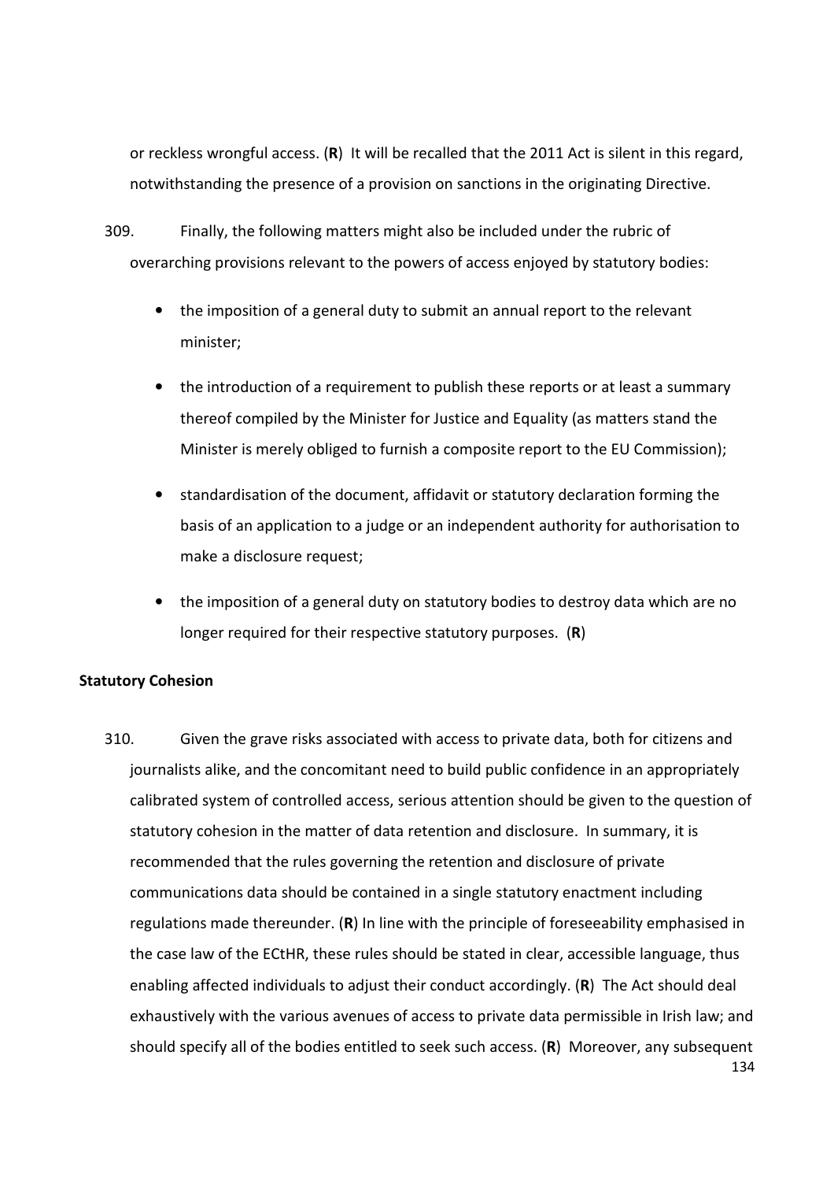or reckless wrongful access. (**R**) It will be recalled that the 2011 Act is silent in this regard, notwithstanding the presence of a provision on sanctions in the originating Directive.

309. Finally, the following matters might also be included under the rubric of overarching provisions relevant to the powers of access enjoyed by statutory bodies:

- the imposition of a general duty to submit an annual report to the relevant minister;
- the introduction of a requirement to publish these reports or at least a summary thereof compiled by the Minister for Justice and Equality (as matters stand the Minister is merely obliged to furnish a composite report to the EU Commission);
- standardisation of the document, affidavit or statutory declaration forming the basis of an application to a judge or an independent authority for authorisation to make a disclosure request;
- the imposition of a general duty on statutory bodies to destroy data which are no longer required for their respective statutory purposes. (**R**)

**Statutory Cohesion**

310. Given the grave risks associated with access to private data, both for citizens and journalists alike, and the concomitant need to build public confidence in an appropriately calibrated system of controlled access, serious attention should be given to the question of statutory cohesion in the matter of data retention and disclosure. In summary, it is recommended that the rules governing the retention and disclosure of private communications data should be contained in a single statutory enactment including regulations made thereunder. (**R**) In line with the principle of foreseeability emphasised in the case law of the ECtHR, these rules should be stated in clear, accessible language, thus enabling affected individuals to adjust their conduct accordingly. (**R**) The Act should deal exhaustively with the various avenues of access to private data permissible in Irish law; and should specify all of the bodies entitled to seek such access. (**R**) Moreover, any subsequent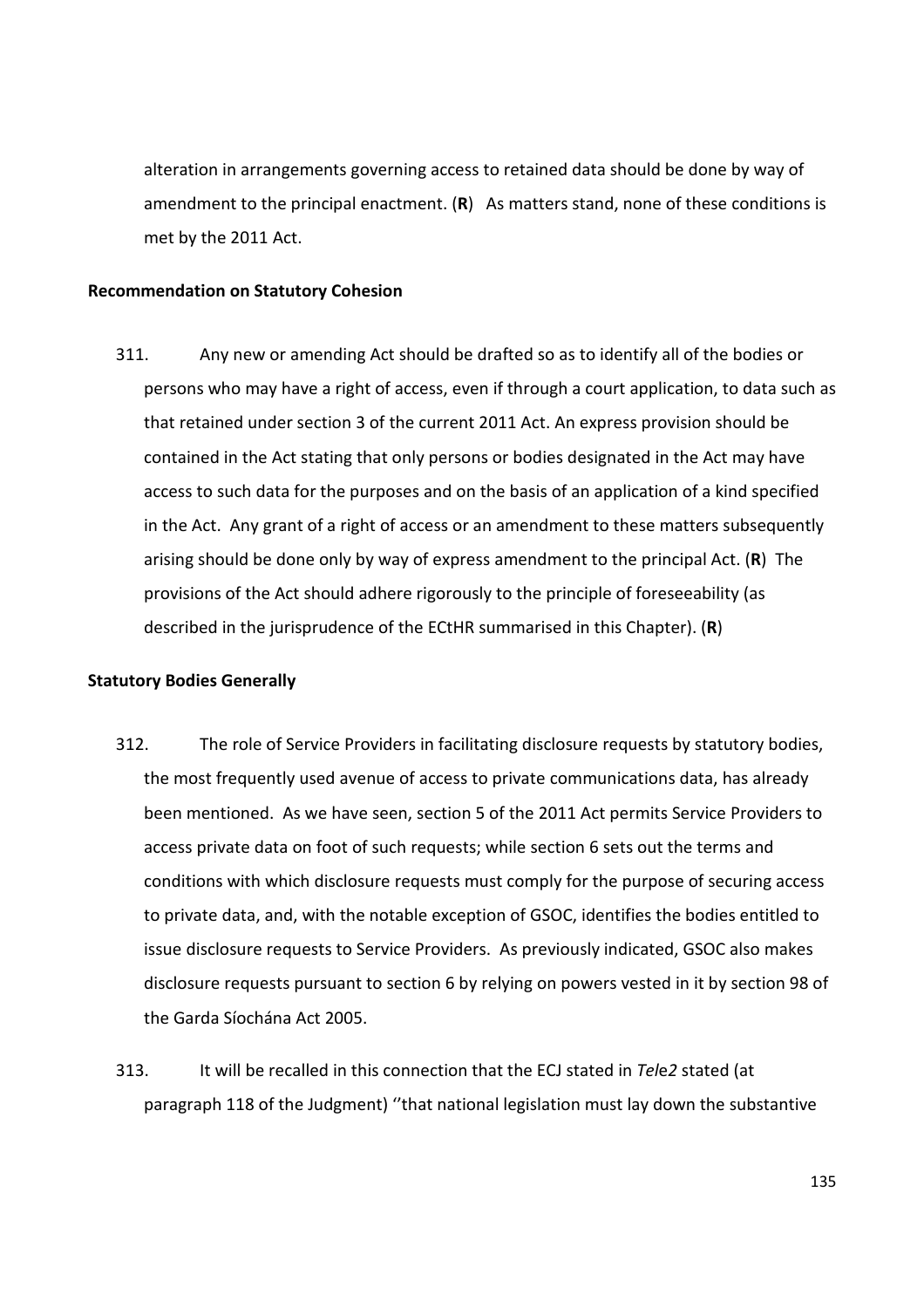alteration in arrangements governing access to retained data should be done by way of amendment to the principal enactment. (**R**)  As matters stand, none of these conditions is met by the 2011 Act.

**Recommendation on Statutory Cohesion**

311. Any new or amending Act should be drafted so as to identify all of the bodies or persons who may have a right of access, even if through a court application, to data such as that retained under section 3 of the current 2011 Act. An express provision should be contained in the Act stating that only persons or bodies designated in the Act may have access to such data for the purposes and on the basis of an application of a kind specified in the Act.  Any grant of a right of access or an amendment to these matters subsequently arising should be done only by way of express amendment to the principal Act. (**R**)  The provisions of the Act should adhere rigorously to the principle of foreseeability (as described in the jurisprudence of the ECtHR summarised in this Chapter). (**R**)

**Statutory Bodies Generally**

312. The role of Service Providers in facilitating disclosure requests by statutory bodies, the most frequently used avenue of access to private communications data, has already been mentioned.  As we have seen, section 5 of the 2011 Act permits Service Providers to access private data on foot of such requests; while section 6 sets out the terms and conditions with which disclosure requests must comply for the purpose of securing access to private data, and, with the notable exception of GSOC, identifies the bodies entitled to issue disclosure requests to Service Providers.  As previously indicated, GSOC also makes disclosure requests pursuant to section 6 by relying on powers vested in it by section 98 of the Garda Síochána Act 2005.

313. It will be recalled in this connection that the ECJ stated in *Tele2* stated (at paragraph 118 of the Judgment) ''that national legislation must lay down the substantive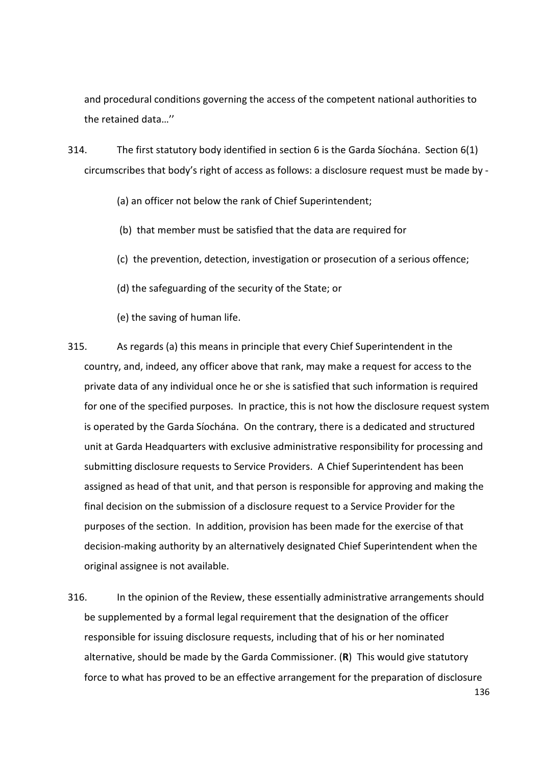and procedural conditions governing the access of the competent national authorities to the retained data…''

314. The first statutory body identified in section 6 is the Garda Síochána. Section 6(1) circumscribes that body's right of access as follows: a disclosure request must be made by -

(a) an officer not below the rank of Chief Superintendent;

(b) that member must be satisfied that the data are required for

(c) the prevention, detection, investigation or prosecution of a serious offence;

(d) the safeguarding of the security of the State; or

(e) the saving of human life.

315. As regards (a) this means in principle that every Chief Superintendent in the country, and, indeed, any officer above that rank, may make a request for access to the private data of any individual once he or she is satisfied that such information is required for one of the specified purposes. In practice, this is not how the disclosure request system is operated by the Garda Síochána. On the contrary, there is a dedicated and structured unit at Garda Headquarters with exclusive administrative responsibility for processing and submitting disclosure requests to Service Providers. A Chief Superintendent has been assigned as head of that unit, and that person is responsible for approving and making the final decision on the submission of a disclosure request to a Service Provider for the purposes of the section. In addition, provision has been made for the exercise of that decision-making authority by an alternatively designated Chief Superintendent when the original assignee is not available.

316. In the opinion of the Review, these essentially administrative arrangements should be supplemented by a formal legal requirement that the designation of the officer responsible for issuing disclosure requests, including that of his or her nominated alternative, should be made by the Garda Commissioner. (**R**) This would give statutory force to what has proved to be an effective arrangement for the preparation of disclosure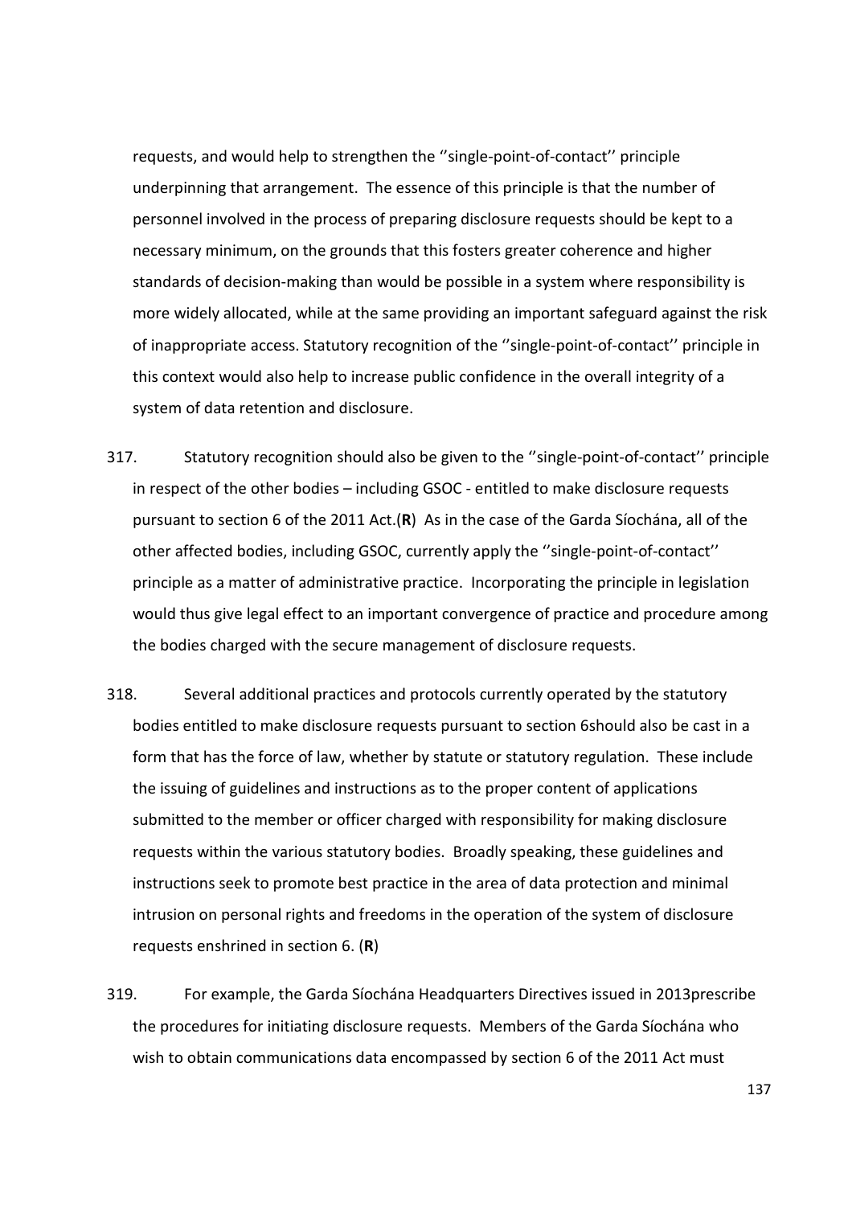requests, and would help to strengthen the ''single-point-of-contact'' principle underpinning that arrangement. The essence of this principle is that the number of personnel involved in the process of preparing disclosure requests should be kept to a necessary minimum, on the grounds that this fosters greater coherence and higher standards of decision-making than would be possible in a system where responsibility is more widely allocated, while at the same providing an important safeguard against the risk of inappropriate access. Statutory recognition of the ''single-point-of-contact'' principle in this context would also help to increase public confidence in the overall integrity of a system of data retention and disclosure.

317. Statutory recognition should also be given to the ''single-point-of-contact'' principle in respect of the other bodies – including GSOC - entitled to make disclosure requests pursuant to section 6 of the 2011 Act.(**R**) As in the case of the Garda Síochána, all of the other affected bodies, including GSOC, currently apply the ''single-point-of-contact'' principle as a matter of administrative practice. Incorporating the principle in legislation would thus give legal effect to an important convergence of practice and procedure among the bodies charged with the secure management of disclosure requests.

318. Several additional practices and protocols currently operated by the statutory bodies entitled to make disclosure requests pursuant to section 6should also be cast in a form that has the force of law, whether by statute or statutory regulation. These include the issuing of guidelines and instructions as to the proper content of applications submitted to the member or officer charged with responsibility for making disclosure requests within the various statutory bodies. Broadly speaking, these guidelines and instructions seek to promote best practice in the area of data protection and minimal intrusion on personal rights and freedoms in the operation of the system of disclosure requests enshrined in section 6. (**R**)

319. For example, the Garda Síochána Headquarters Directives issued in 2013prescribe the procedures for initiating disclosure requests. Members of the Garda Síochána who wish to obtain communications data encompassed by section 6 of the 2011 Act must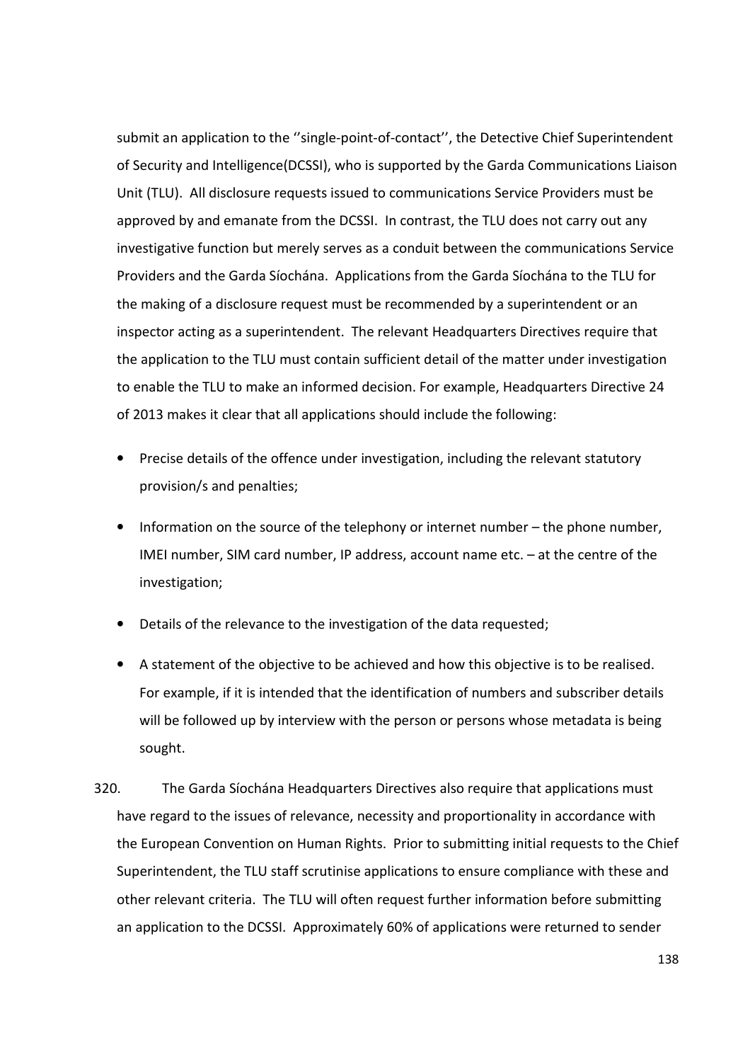submit an application to the ''single-point-of-contact'', the Detective Chief Superintendent of Security and Intelligence(DCSSI), who is supported by the Garda Communications Liaison Unit (TLU). All disclosure requests issued to communications Service Providers must be approved by and emanate from the DCSSI. In contrast, the TLU does not carry out any investigative function but merely serves as a conduit between the communications Service Providers and the Garda Síochána. Applications from the Garda Síochána to the TLU for the making of a disclosure request must be recommended by a superintendent or an inspector acting as a superintendent. The relevant Headquarters Directives require that the application to the TLU must contain sufficient detail of the matter under investigation to enable the TLU to make an informed decision. For example, Headquarters Directive 24 of 2013 makes it clear that all applications should include the following:

- Precise details of the offence under investigation, including the relevant statutory provision/s and penalties;
- Information on the source of the telephony or internet number – the phone number, IMEI number, SIM card number, IP address, account name etc. – at the centre of the investigation;
- Details of the relevance to the investigation of the data requested;
- A statement of the objective to be achieved and how this objective is to be realised. For example, if it is intended that the identification of numbers and subscriber details will be followed up by interview with the person or persons whose metadata is being sought.

320. The Garda Síochána Headquarters Directives also require that applications must have regard to the issues of relevance, necessity and proportionality in accordance with the European Convention on Human Rights. Prior to submitting initial requests to the Chief Superintendent, the TLU staff scrutinise applications to ensure compliance with these and other relevant criteria. The TLU will often request further information before submitting an application to the DCSSI. Approximately 60% of applications were returned to sender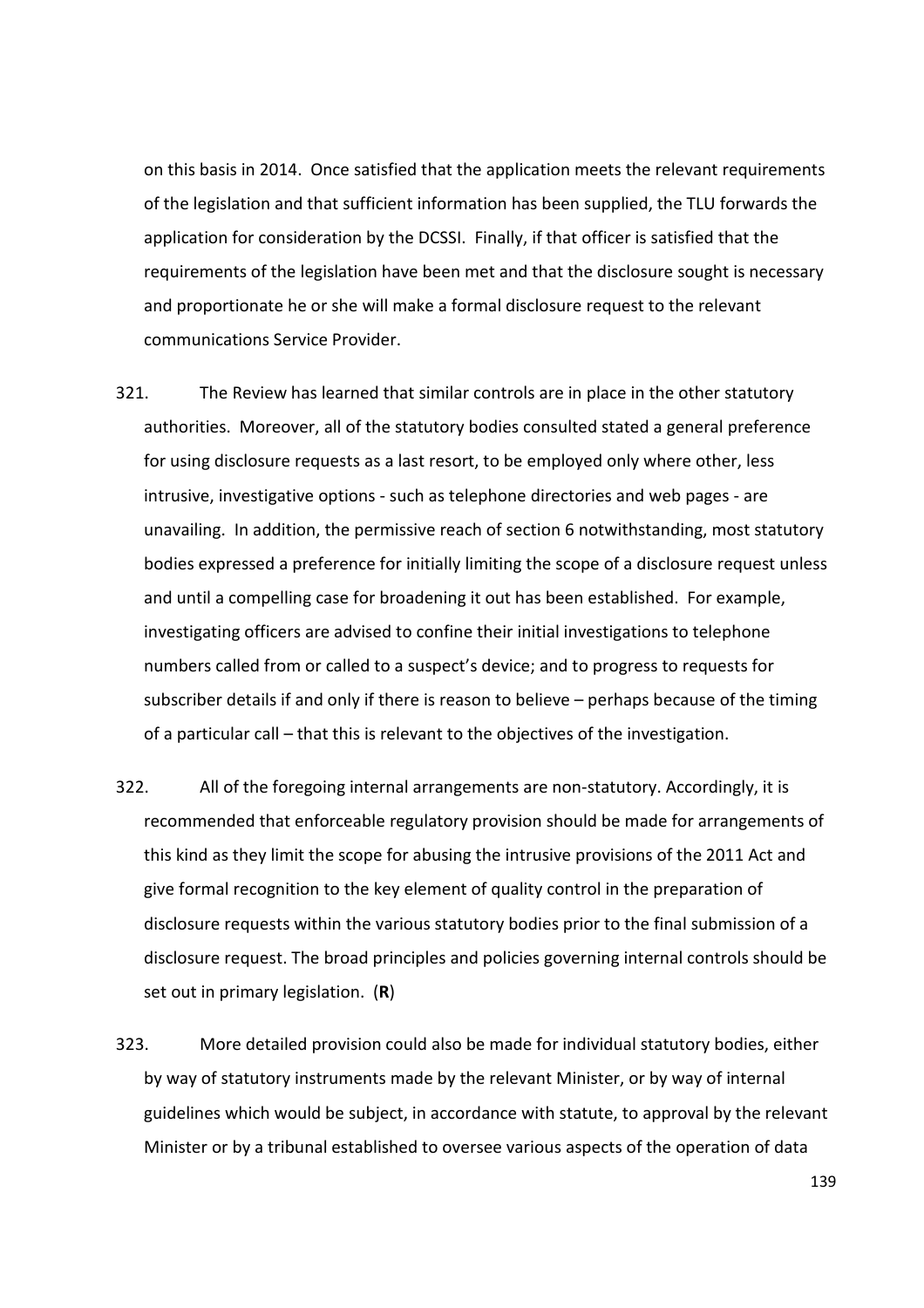on this basis in 2014. Once satisfied that the application meets the relevant requirements of the legislation and that sufficient information has been supplied, the TLU forwards the application for consideration by the DCSSI. Finally, if that officer is satisfied that the requirements of the legislation have been met and that the disclosure sought is necessary and proportionate he or she will make a formal disclosure request to the relevant communications Service Provider.

321. The Review has learned that similar controls are in place in the other statutory authorities. Moreover, all of the statutory bodies consulted stated a general preference for using disclosure requests as a last resort, to be employed only where other, less intrusive, investigative options - such as telephone directories and web pages - are unavailing. In addition, the permissive reach of section 6 notwithstanding, most statutory bodies expressed a preference for initially limiting the scope of a disclosure request unless and until a compelling case for broadening it out has been established. For example, investigating officers are advised to confine their initial investigations to telephone numbers called from or called to a suspect's device; and to progress to requests for subscriber details if and only if there is reason to believe – perhaps because of the timing of a particular call – that this is relevant to the objectives of the investigation.

322. All of the foregoing internal arrangements are non-statutory. Accordingly, it is recommended that enforceable regulatory provision should be made for arrangements of this kind as they limit the scope for abusing the intrusive provisions of the 2011 Act and give formal recognition to the key element of quality control in the preparation of disclosure requests within the various statutory bodies prior to the final submission of a disclosure request. The broad principles and policies governing internal controls should be set out in primary legislation. (**R**)

323. More detailed provision could also be made for individual statutory bodies, either by way of statutory instruments made by the relevant Minister, or by way of internal guidelines which would be subject, in accordance with statute, to approval by the relevant Minister or by a tribunal established to oversee various aspects of the operation of data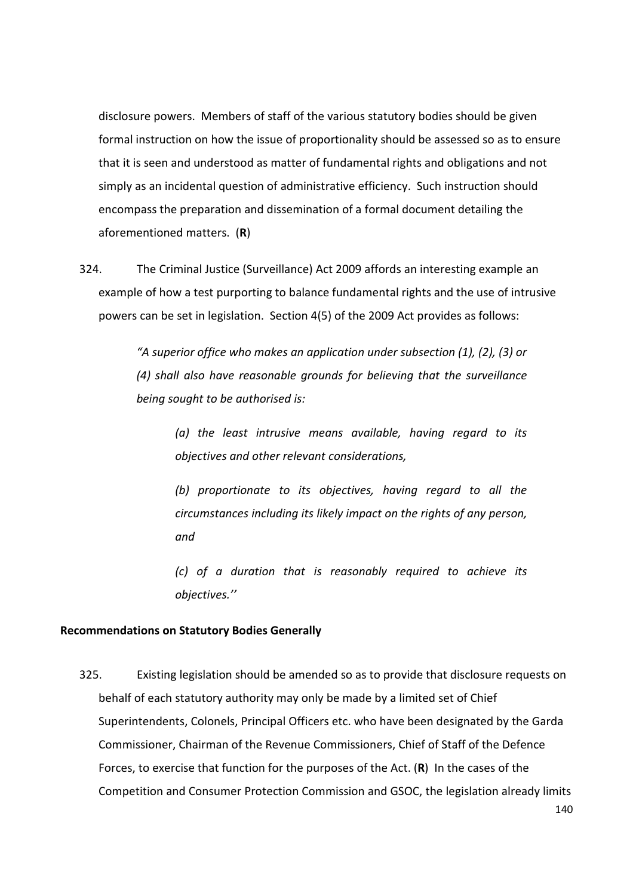disclosure powers. Members of staff of the various statutory bodies should be given formal instruction on how the issue of proportionality should be assessed so as to ensure that it is seen and understood as matter of fundamental rights and obligations and not simply as an incidental question of administrative efficiency. Such instruction should encompass the preparation and dissemination of a formal document detailing the aforementioned matters. (**R**)

324. The Criminal Justice (Surveillance) Act 2009 affords an interesting example an example of how a test purporting to balance fundamental rights and the use of intrusive powers can be set in legislation. Section 4(5) of the 2009 Act provides as follows:

> *"A superior office who makes an application under subsection (1), (2), (3) or (4) shall also have reasonable grounds for believing that the surveillance being sought to be authorised is:*
>
> > *(a) the least intrusive means available, having regard to its objectives and other relevant considerations,*
> >
> > *(b) proportionate to its objectives, having regard to all the circumstances including its likely impact on the rights of any person, and*
> >
> > *(c) of a duration that is reasonably required to achieve its objectives.''*

**Recommendations on Statutory Bodies Generally**

325. Existing legislation should be amended so as to provide that disclosure requests on behalf of each statutory authority may only be made by a limited set of Chief Superintendents, Colonels, Principal Officers etc. who have been designated by the Garda Commissioner, Chairman of the Revenue Commissioners, Chief of Staff of the Defence Forces, to exercise that function for the purposes of the Act. (**R**) In the cases of the Competition and Consumer Protection Commission and GSOC, the legislation already limits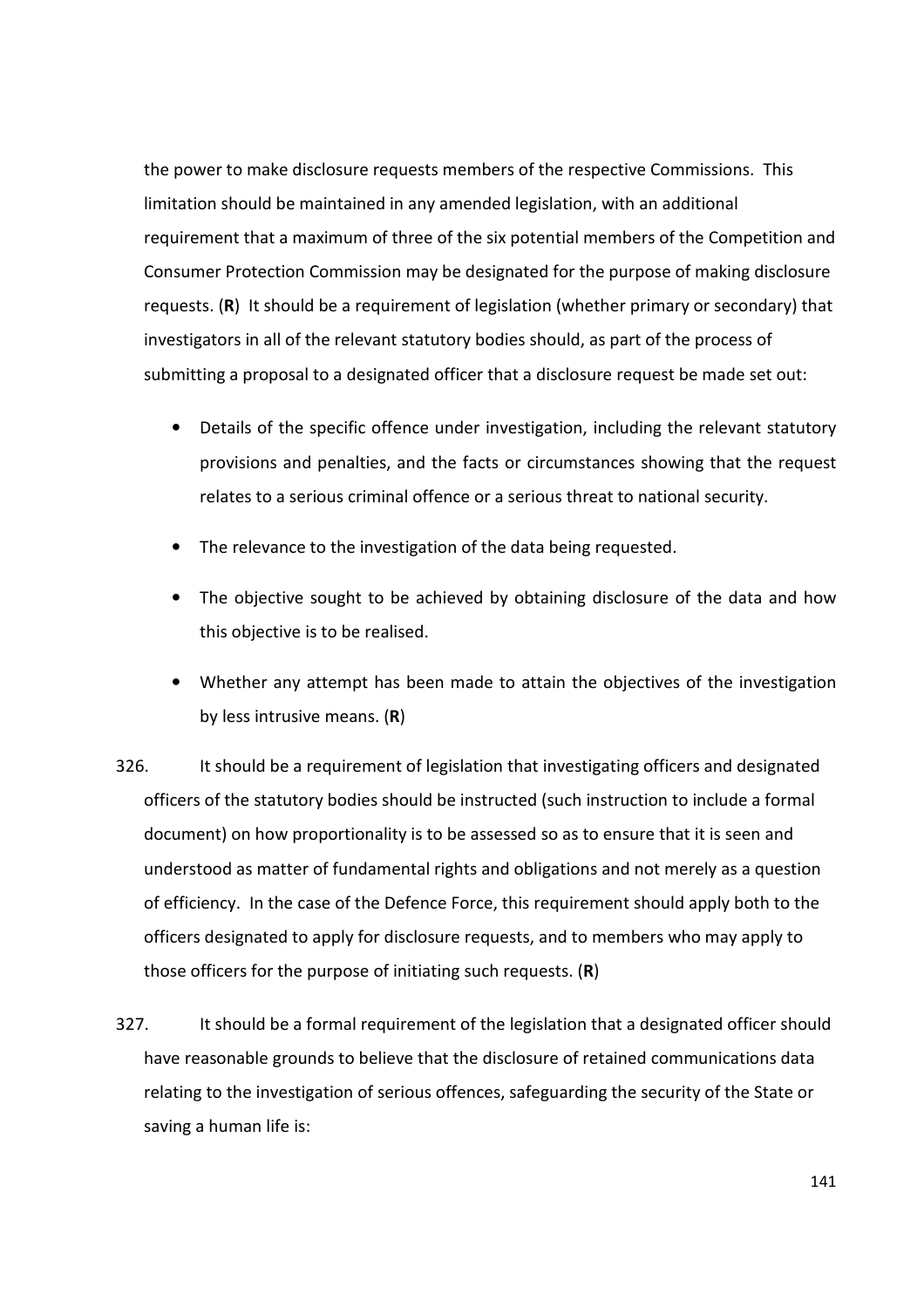the power to make disclosure requests members of the respective Commissions. This limitation should be maintained in any amended legislation, with an additional requirement that a maximum of three of the six potential members of the Competition and Consumer Protection Commission may be designated for the purpose of making disclosure requests. (**R**) It should be a requirement of legislation (whether primary or secondary) that investigators in all of the relevant statutory bodies should, as part of the process of submitting a proposal to a designated officer that a disclosure request be made set out:

- Details of the specific offence under investigation, including the relevant statutory provisions and penalties, and the facts or circumstances showing that the request relates to a serious criminal offence or a serious threat to national security.
- The relevance to the investigation of the data being requested.
- The objective sought to be achieved by obtaining disclosure of the data and how this objective is to be realised.
- Whether any attempt has been made to attain the objectives of the investigation by less intrusive means. (**R**)

326. It should be a requirement of legislation that investigating officers and designated officers of the statutory bodies should be instructed (such instruction to include a formal document) on how proportionality is to be assessed so as to ensure that it is seen and understood as matter of fundamental rights and obligations and not merely as a question of efficiency. In the case of the Defence Force, this requirement should apply both to the officers designated to apply for disclosure requests, and to members who may apply to those officers for the purpose of initiating such requests. (**R**)

327. It should be a formal requirement of the legislation that a designated officer should have reasonable grounds to believe that the disclosure of retained communications data relating to the investigation of serious offences, safeguarding the security of the State or saving a human life is: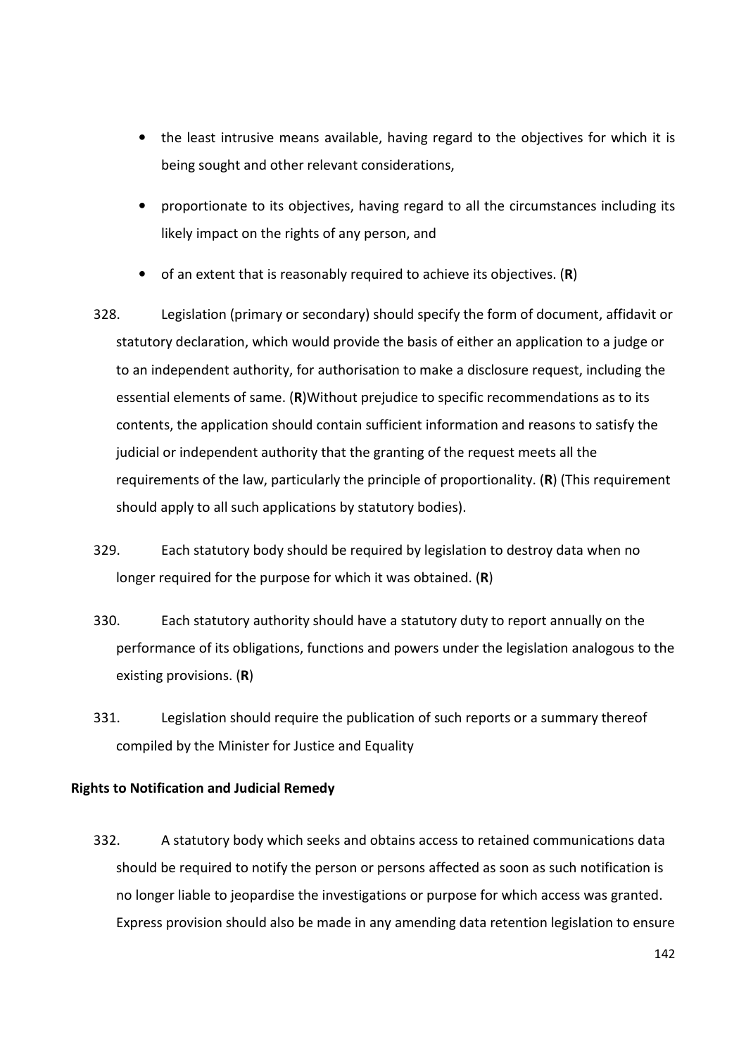- the least intrusive means available, having regard to the objectives for which it is being sought and other relevant considerations,
- proportionate to its objectives, having regard to all the circumstances including its likely impact on the rights of any person, and
- of an extent that is reasonably required to achieve its objectives. (**R**)

328. Legislation (primary or secondary) should specify the form of document, affidavit or statutory declaration, which would provide the basis of either an application to a judge or to an independent authority, for authorisation to make a disclosure request, including the essential elements of same. (**R**)Without prejudice to specific recommendations as to its contents, the application should contain sufficient information and reasons to satisfy the judicial or independent authority that the granting of the request meets all the requirements of the law, particularly the principle of proportionality. (**R**) (This requirement should apply to all such applications by statutory bodies).

329. Each statutory body should be required by legislation to destroy data when no longer required for the purpose for which it was obtained. (**R**)

330. Each statutory authority should have a statutory duty to report annually on the performance of its obligations, functions and powers under the legislation analogous to the existing provisions. (**R**)

331. Legislation should require the publication of such reports or a summary thereof compiled by the Minister for Justice and Equality

**Rights to Notification and Judicial Remedy**

332. A statutory body which seeks and obtains access to retained communications data should be required to notify the person or persons affected as soon as such notification is no longer liable to jeopardise the investigations or purpose for which access was granted. Express provision should also be made in any amending data retention legislation to ensure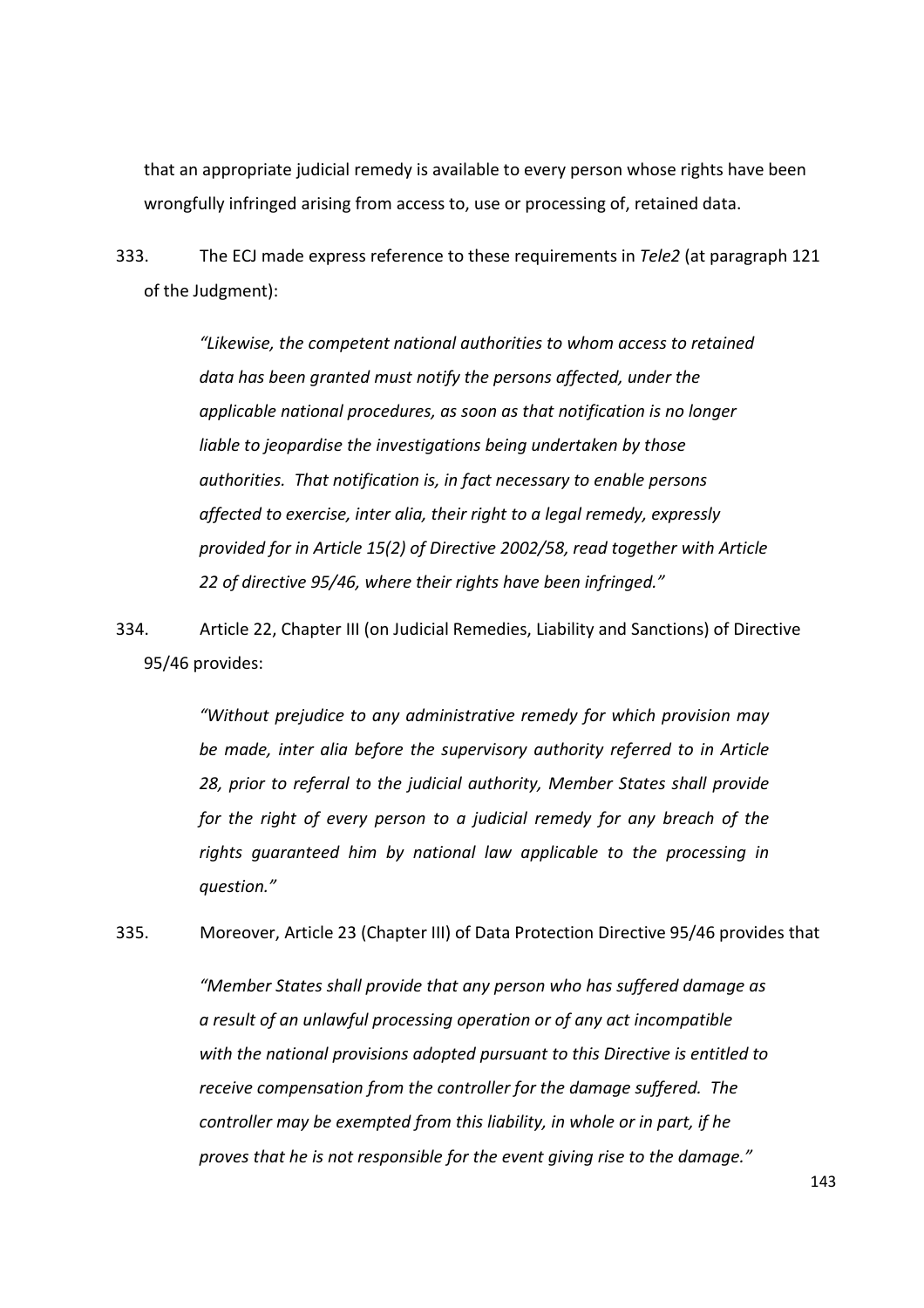that an appropriate judicial remedy is available to every person whose rights have been wrongfully infringed arising from access to, use or processing of, retained data.

333. The ECJ made express reference to these requirements in *Tele2* (at paragraph 121 of the Judgment):

> *"Likewise, the competent national authorities to whom access to retained data has been granted must notify the persons affected, under the applicable national procedures, as soon as that notification is no longer liable to jeopardise the investigations being undertaken by those authorities. That notification is, in fact necessary to enable persons affected to exercise, inter alia, their right to a legal remedy, expressly provided for in Article 15(2) of Directive 2002/58, read together with Article 22 of directive 95/46, where their rights have been infringed."*

334. Article 22, Chapter III (on Judicial Remedies, Liability and Sanctions) of Directive 95/46 provides:

> *"Without prejudice to any administrative remedy for which provision may be made, inter alia before the supervisory authority referred to in Article 28, prior to referral to the judicial authority, Member States shall provide for the right of every person to a judicial remedy for any breach of the rights guaranteed him by national law applicable to the processing in question."*

335. Moreover, Article 23 (Chapter III) of Data Protection Directive 95/46 provides that

> *"Member States shall provide that any person who has suffered damage as a result of an unlawful processing operation or of any act incompatible with the national provisions adopted pursuant to this Directive is entitled to receive compensation from the controller for the damage suffered. The controller may be exempted from this liability, in whole or in part, if he proves that he is not responsible for the event giving rise to the damage."*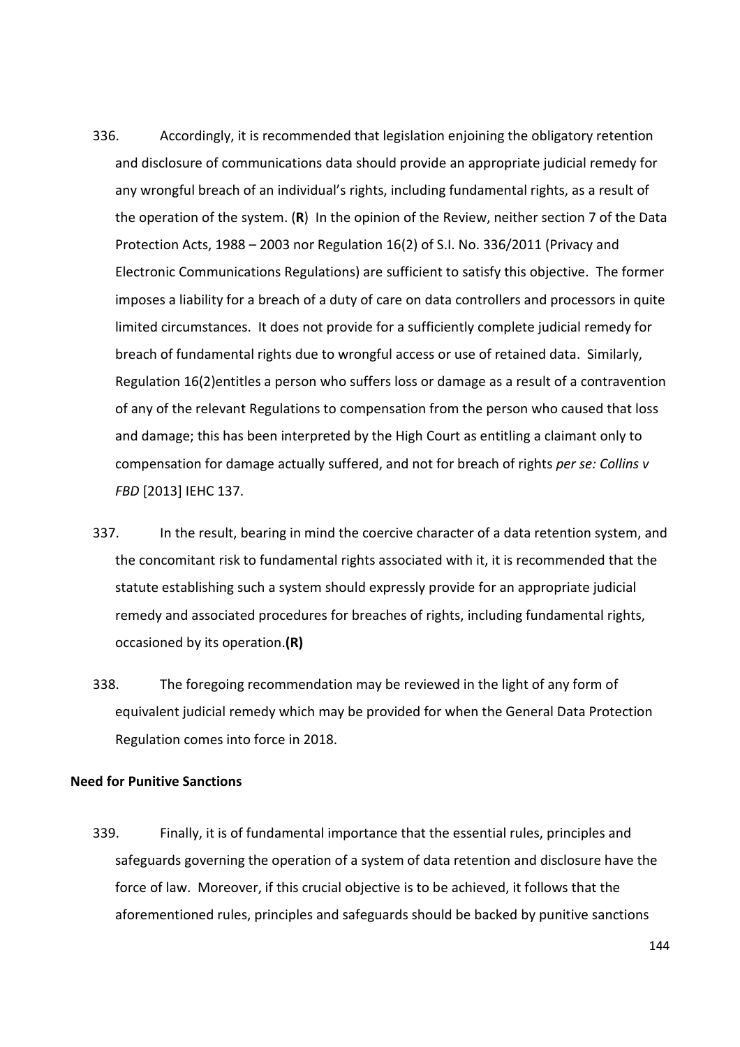336. Accordingly, it is recommended that legislation enjoining the obligatory retention and disclosure of communications data should provide an appropriate judicial remedy for any wrongful breach of an individual's rights, including fundamental rights, as a result of the operation of the system. (**R**) In the opinion of the Review, neither section 7 of the Data Protection Acts, 1988 – 2003 nor Regulation 16(2) of S.I. No. 336/2011 (Privacy and Electronic Communications Regulations) are sufficient to satisfy this objective. The former imposes a liability for a breach of a duty of care on data controllers and processors in quite limited circumstances. It does not provide for a sufficiently complete judicial remedy for breach of fundamental rights due to wrongful access or use of retained data. Similarly, Regulation 16(2)entitles a person who suffers loss or damage as a result of a contravention of any of the relevant Regulations to compensation from the person who caused that loss and damage; this has been interpreted by the High Court as entitling a claimant only to compensation for damage actually suffered, and not for breach of rights *per se: Collins v FBD* [2013] IEHC 137.

337. In the result, bearing in mind the coercive character of a data retention system, and the concomitant risk to fundamental rights associated with it, it is recommended that the statute establishing such a system should expressly provide for an appropriate judicial remedy and associated procedures for breaches of rights, including fundamental rights, occasioned by its operation.**(R)**

338. The foregoing recommendation may be reviewed in the light of any form of equivalent judicial remedy which may be provided for when the General Data Protection Regulation comes into force in 2018.

**Need for Punitive Sanctions**

339. Finally, it is of fundamental importance that the essential rules, principles and safeguards governing the operation of a system of data retention and disclosure have the force of law. Moreover, if this crucial objective is to be achieved, it follows that the aforementioned rules, principles and safeguards should be backed by punitive sanctions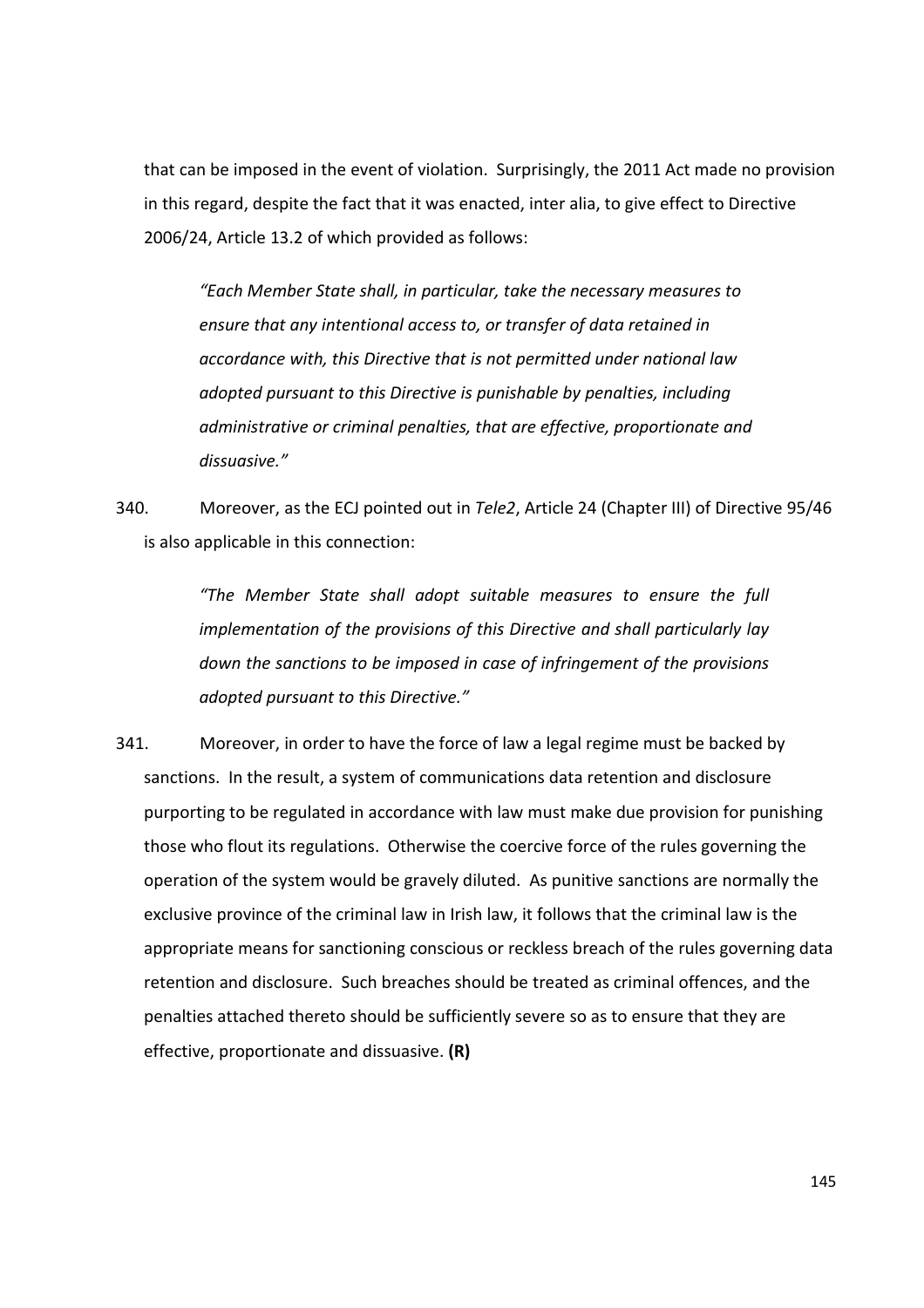that can be imposed in the event of violation. Surprisingly, the 2011 Act made no provision in this regard, despite the fact that it was enacted, inter alia, to give effect to Directive 2006/24, Article 13.2 of which provided as follows:

> *"Each Member State shall, in particular, take the necessary measures to ensure that any intentional access to, or transfer of data retained in accordance with, this Directive that is not permitted under national law adopted pursuant to this Directive is punishable by penalties, including administrative or criminal penalties, that are effective, proportionate and dissuasive."*

340. Moreover, as the ECJ pointed out in *Tele2*, Article 24 (Chapter III) of Directive 95/46 is also applicable in this connection:

> *"The Member State shall adopt suitable measures to ensure the full implementation of the provisions of this Directive and shall particularly lay down the sanctions to be imposed in case of infringement of the provisions adopted pursuant to this Directive."*

341. Moreover, in order to have the force of law a legal regime must be backed by sanctions. In the result, a system of communications data retention and disclosure purporting to be regulated in accordance with law must make due provision for punishing those who flout its regulations. Otherwise the coercive force of the rules governing the operation of the system would be gravely diluted. As punitive sanctions are normally the exclusive province of the criminal law in Irish law, it follows that the criminal law is the appropriate means for sanctioning conscious or reckless breach of the rules governing data retention and disclosure. Such breaches should be treated as criminal offences, and the penalties attached thereto should be sufficiently severe so as to ensure that they are effective, proportionate and dissuasive. **(R)**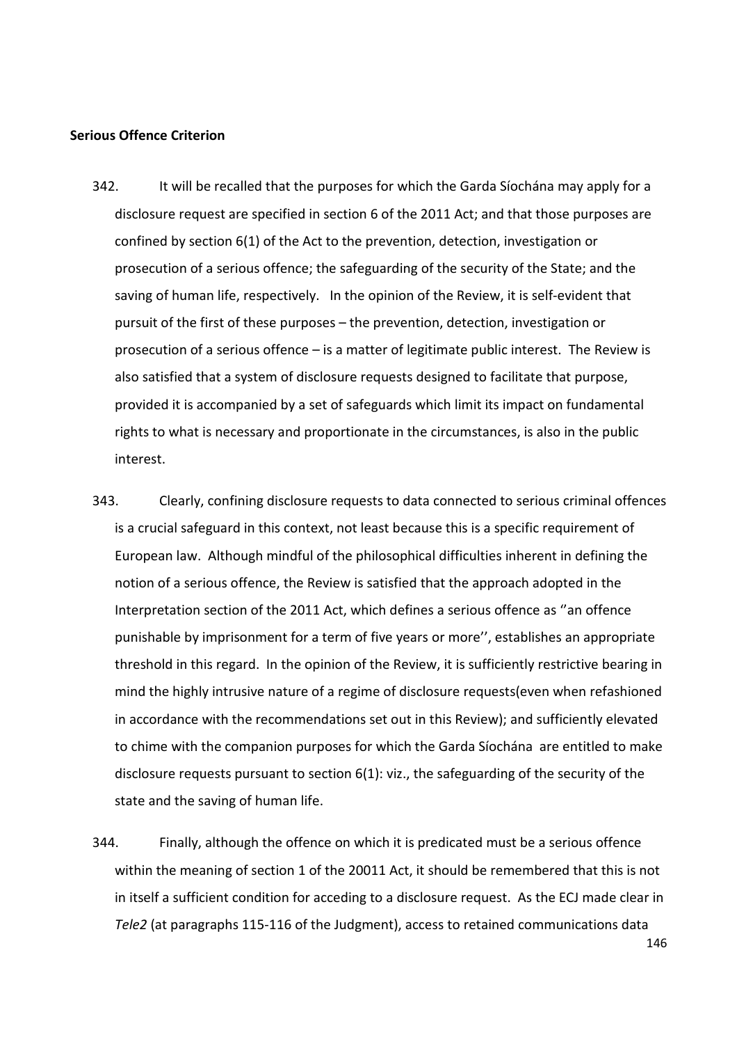**Serious Offence Criterion**

342. It will be recalled that the purposes for which the Garda Síochána may apply for a disclosure request are specified in section 6 of the 2011 Act; and that those purposes are confined by section 6(1) of the Act to the prevention, detection, investigation or prosecution of a serious offence; the safeguarding of the security of the State; and the saving of human life, respectively. In the opinion of the Review, it is self-evident that pursuit of the first of these purposes – the prevention, detection, investigation or prosecution of a serious offence – is a matter of legitimate public interest. The Review is also satisfied that a system of disclosure requests designed to facilitate that purpose, provided it is accompanied by a set of safeguards which limit its impact on fundamental rights to what is necessary and proportionate in the circumstances, is also in the public interest.

343. Clearly, confining disclosure requests to data connected to serious criminal offences is a crucial safeguard in this context, not least because this is a specific requirement of European law. Although mindful of the philosophical difficulties inherent in defining the notion of a serious offence, the Review is satisfied that the approach adopted in the Interpretation section of the 2011 Act, which defines a serious offence as ''an offence punishable by imprisonment for a term of five years or more'', establishes an appropriate threshold in this regard. In the opinion of the Review, it is sufficiently restrictive bearing in mind the highly intrusive nature of a regime of disclosure requests(even when refashioned in accordance with the recommendations set out in this Review); and sufficiently elevated to chime with the companion purposes for which the Garda Síochána are entitled to make disclosure requests pursuant to section 6(1): viz., the safeguarding of the security of the state and the saving of human life.

344. Finally, although the offence on which it is predicated must be a serious offence within the meaning of section 1 of the 20011 Act, it should be remembered that this is not in itself a sufficient condition for acceding to a disclosure request. As the ECJ made clear in *Tele2* (at paragraphs 115-116 of the Judgment), access to retained communications data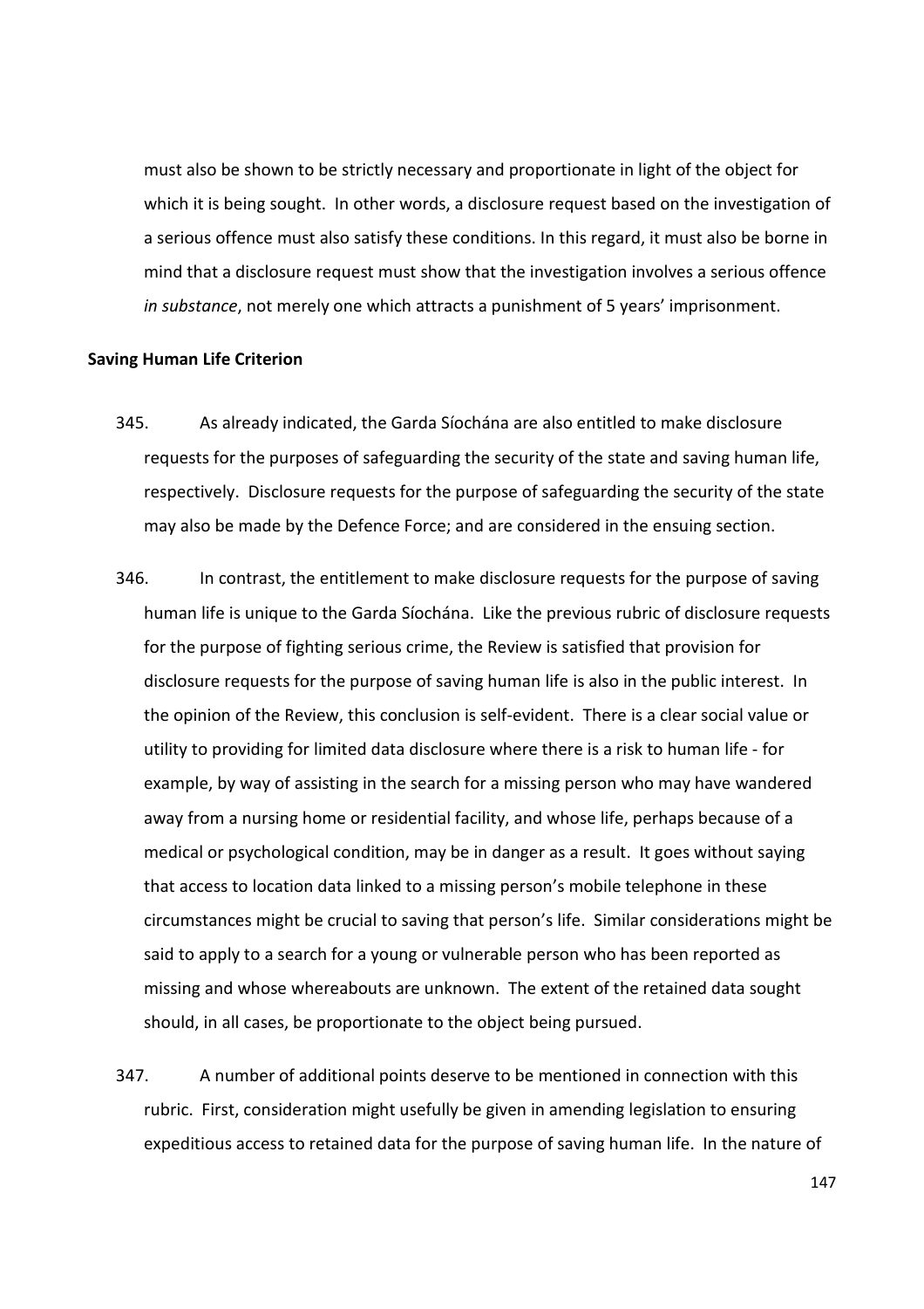must also be shown to be strictly necessary and proportionate in light of the object for which it is being sought. In other words, a disclosure request based on the investigation of a serious offence must also satisfy these conditions. In this regard, it must also be borne in mind that a disclosure request must show that the investigation involves a serious offence *in substance*, not merely one which attracts a punishment of 5 years' imprisonment.

**Saving Human Life Criterion**

345. As already indicated, the Garda Síochána are also entitled to make disclosure requests for the purposes of safeguarding the security of the state and saving human life, respectively. Disclosure requests for the purpose of safeguarding the security of the state may also be made by the Defence Force; and are considered in the ensuing section.

346. In contrast, the entitlement to make disclosure requests for the purpose of saving human life is unique to the Garda Síochána. Like the previous rubric of disclosure requests for the purpose of fighting serious crime, the Review is satisfied that provision for disclosure requests for the purpose of saving human life is also in the public interest. In the opinion of the Review, this conclusion is self-evident. There is a clear social value or utility to providing for limited data disclosure where there is a risk to human life - for example, by way of assisting in the search for a missing person who may have wandered away from a nursing home or residential facility, and whose life, perhaps because of a medical or psychological condition, may be in danger as a result. It goes without saying that access to location data linked to a missing person's mobile telephone in these circumstances might be crucial to saving that person's life. Similar considerations might be said to apply to a search for a young or vulnerable person who has been reported as missing and whose whereabouts are unknown. The extent of the retained data sought should, in all cases, be proportionate to the object being pursued.

347. A number of additional points deserve to be mentioned in connection with this rubric. First, consideration might usefully be given in amending legislation to ensuring expeditious access to retained data for the purpose of saving human life. In the nature of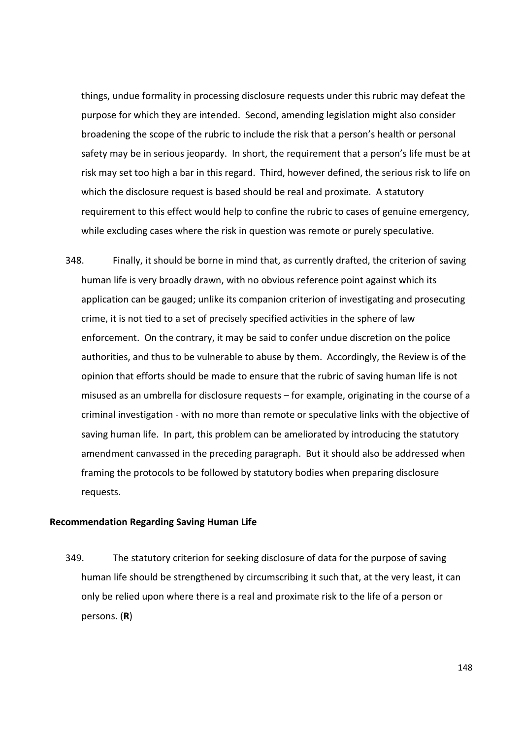things, undue formality in processing disclosure requests under this rubric may defeat the purpose for which they are intended. Second, amending legislation might also consider broadening the scope of the rubric to include the risk that a person's health or personal safety may be in serious jeopardy. In short, the requirement that a person's life must be at risk may set too high a bar in this regard. Third, however defined, the serious risk to life on which the disclosure request is based should be real and proximate. A statutory requirement to this effect would help to confine the rubric to cases of genuine emergency, while excluding cases where the risk in question was remote or purely speculative.

348. Finally, it should be borne in mind that, as currently drafted, the criterion of saving human life is very broadly drawn, with no obvious reference point against which its application can be gauged; unlike its companion criterion of investigating and prosecuting crime, it is not tied to a set of precisely specified activities in the sphere of law enforcement. On the contrary, it may be said to confer undue discretion on the police authorities, and thus to be vulnerable to abuse by them. Accordingly, the Review is of the opinion that efforts should be made to ensure that the rubric of saving human life is not misused as an umbrella for disclosure requests – for example, originating in the course of a criminal investigation - with no more than remote or speculative links with the objective of saving human life. In part, this problem can be ameliorated by introducing the statutory amendment canvassed in the preceding paragraph. But it should also be addressed when framing the protocols to be followed by statutory bodies when preparing disclosure requests.

**Recommendation Regarding Saving Human Life**

349. The statutory criterion for seeking disclosure of data for the purpose of saving human life should be strengthened by circumscribing it such that, at the very least, it can only be relied upon where there is a real and proximate risk to the life of a person or persons. (**R**)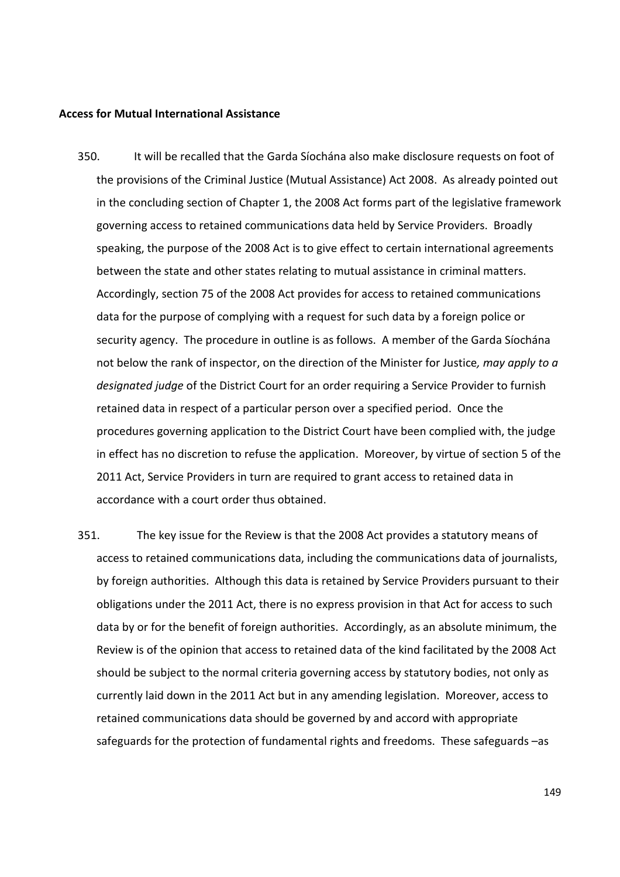**Access for Mutual International Assistance**

350. It will be recalled that the Garda Síochána also make disclosure requests on foot of the provisions of the Criminal Justice (Mutual Assistance) Act 2008. As already pointed out in the concluding section of Chapter 1, the 2008 Act forms part of the legislative framework governing access to retained communications data held by Service Providers. Broadly speaking, the purpose of the 2008 Act is to give effect to certain international agreements between the state and other states relating to mutual assistance in criminal matters. Accordingly, section 75 of the 2008 Act provides for access to retained communications data for the purpose of complying with a request for such data by a foreign police or security agency. The procedure in outline is as follows. A member of the Garda Síochána not below the rank of inspector, on the direction of the Minister for Justice*, may apply to a designated judge* of the District Court for an order requiring a Service Provider to furnish retained data in respect of a particular person over a specified period. Once the procedures governing application to the District Court have been complied with, the judge in effect has no discretion to refuse the application. Moreover, by virtue of section 5 of the 2011 Act, Service Providers in turn are required to grant access to retained data in accordance with a court order thus obtained.

351. The key issue for the Review is that the 2008 Act provides a statutory means of access to retained communications data, including the communications data of journalists, by foreign authorities. Although this data is retained by Service Providers pursuant to their obligations under the 2011 Act, there is no express provision in that Act for access to such data by or for the benefit of foreign authorities. Accordingly, as an absolute minimum, the Review is of the opinion that access to retained data of the kind facilitated by the 2008 Act should be subject to the normal criteria governing access by statutory bodies, not only as currently laid down in the 2011 Act but in any amending legislation. Moreover, access to retained communications data should be governed by and accord with appropriate safeguards for the protection of fundamental rights and freedoms. These safeguards –as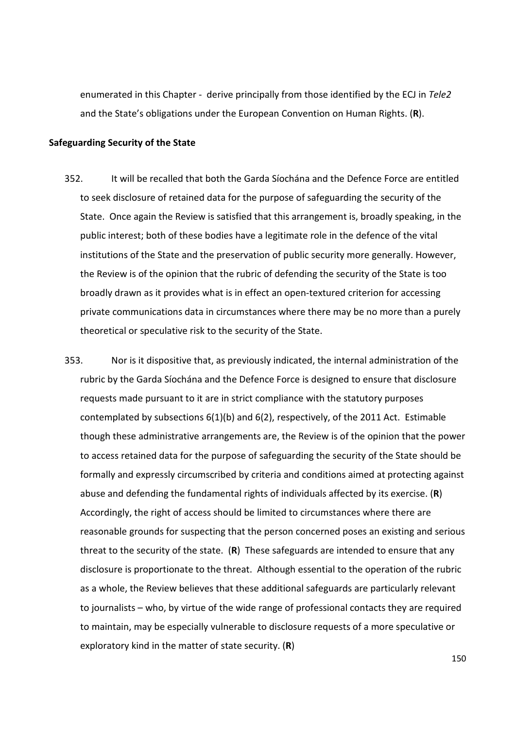enumerated in this Chapter - derive principally from those identified by the ECJ in *Tele2* and the State's obligations under the European Convention on Human Rights. (**R**).

**Safeguarding Security of the State**

352. It will be recalled that both the Garda Síochána and the Defence Force are entitled to seek disclosure of retained data for the purpose of safeguarding the security of the State. Once again the Review is satisfied that this arrangement is, broadly speaking, in the public interest; both of these bodies have a legitimate role in the defence of the vital institutions of the State and the preservation of public security more generally. However, the Review is of the opinion that the rubric of defending the security of the State is too broadly drawn as it provides what is in effect an open-textured criterion for accessing private communications data in circumstances where there may be no more than a purely theoretical or speculative risk to the security of the State.

353. Nor is it dispositive that, as previously indicated, the internal administration of the rubric by the Garda Síochána and the Defence Force is designed to ensure that disclosure requests made pursuant to it are in strict compliance with the statutory purposes contemplated by subsections 6(1)(b) and 6(2), respectively, of the 2011 Act. Estimable though these administrative arrangements are, the Review is of the opinion that the power to access retained data for the purpose of safeguarding the security of the State should be formally and expressly circumscribed by criteria and conditions aimed at protecting against abuse and defending the fundamental rights of individuals affected by its exercise. (**R**) Accordingly, the right of access should be limited to circumstances where there are reasonable grounds for suspecting that the person concerned poses an existing and serious threat to the security of the state. (**R**) These safeguards are intended to ensure that any disclosure is proportionate to the threat. Although essential to the operation of the rubric as a whole, the Review believes that these additional safeguards are particularly relevant to journalists – who, by virtue of the wide range of professional contacts they are required to maintain, may be especially vulnerable to disclosure requests of a more speculative or exploratory kind in the matter of state security. (**R**)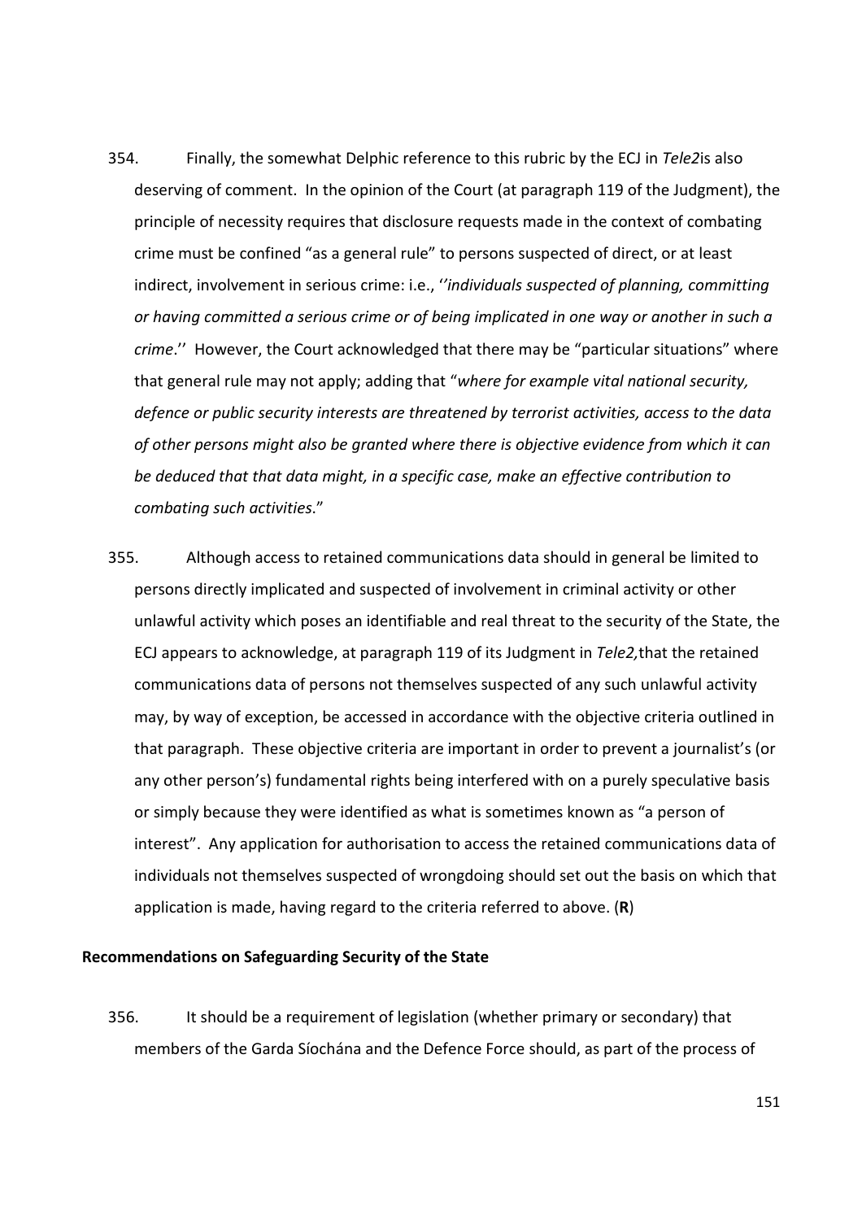354. Finally, the somewhat Delphic reference to this rubric by the ECJ in *Tele2*is also deserving of comment. In the opinion of the Court (at paragraph 119 of the Judgment), the principle of necessity requires that disclosure requests made in the context of combating crime must be confined "as a general rule" to persons suspected of direct, or at least indirect, involvement in serious crime: i.e., ''*individuals suspected of planning, committing or having committed a serious crime or of being implicated in one way or another in such a crime*.'' However, the Court acknowledged that there may be "particular situations" where that general rule may not apply; adding that "*where for example vital national security, defence or public security interests are threatened by terrorist activities, access to the data of other persons might also be granted where there is objective evidence from which it can be deduced that that data might, in a specific case, make an effective contribution to combating such activities*."

355. Although access to retained communications data should in general be limited to persons directly implicated and suspected of involvement in criminal activity or other unlawful activity which poses an identifiable and real threat to the security of the State, the ECJ appears to acknowledge, at paragraph 119 of its Judgment in *Tele2,*that the retained communications data of persons not themselves suspected of any such unlawful activity may, by way of exception, be accessed in accordance with the objective criteria outlined in that paragraph. These objective criteria are important in order to prevent a journalist's (or any other person's) fundamental rights being interfered with on a purely speculative basis or simply because they were identified as what is sometimes known as "a person of interest". Any application for authorisation to access the retained communications data of individuals not themselves suspected of wrongdoing should set out the basis on which that application is made, having regard to the criteria referred to above. (**R**)

**Recommendations on Safeguarding Security of the State**

356. It should be a requirement of legislation (whether primary or secondary) that members of the Garda Síochána and the Defence Force should, as part of the process of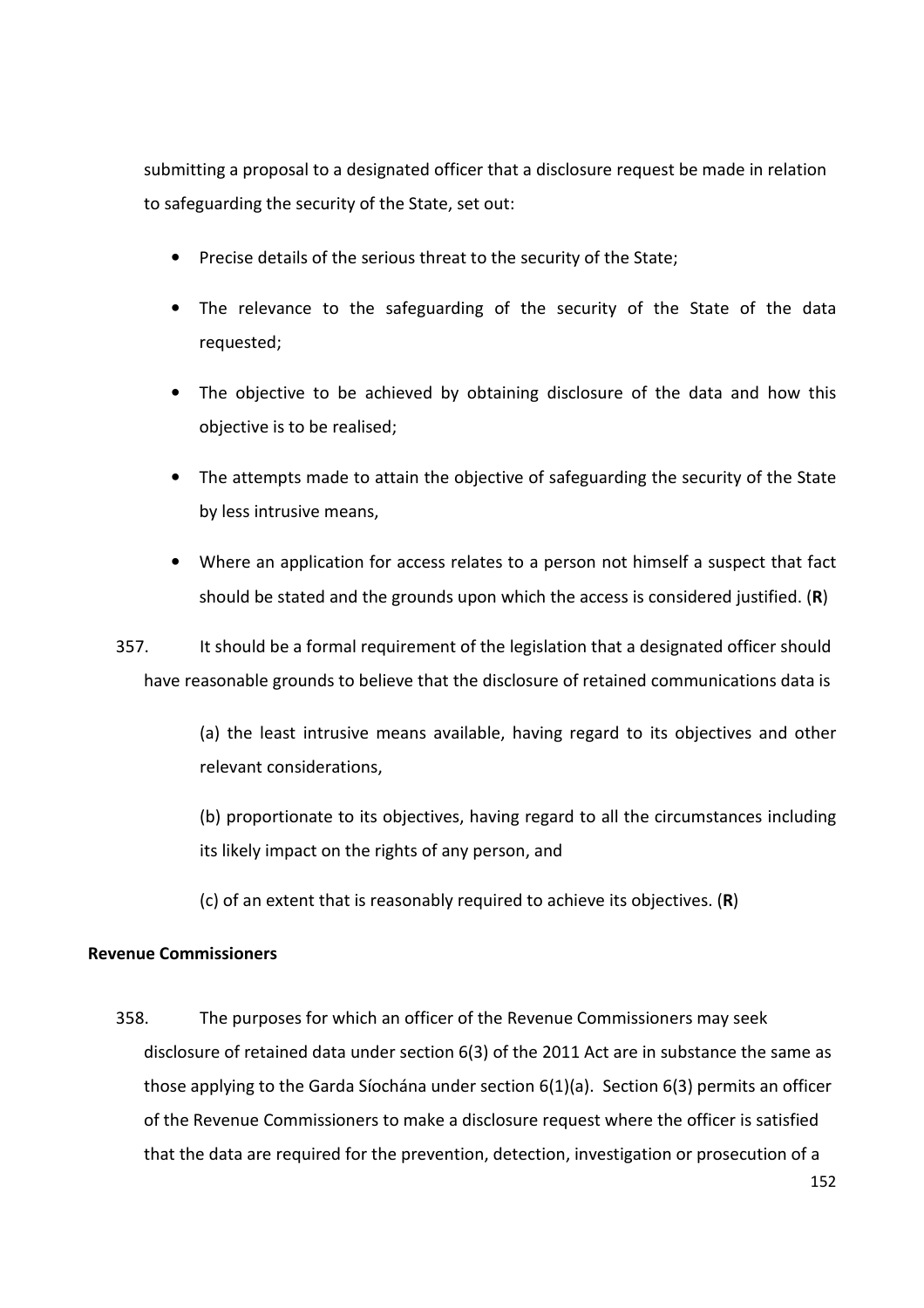submitting a proposal to a designated officer that a disclosure request be made in relation to safeguarding the security of the State, set out:

- Precise details of the serious threat to the security of the State;
- The relevance to the safeguarding of the security of the State of the data requested;
- The objective to be achieved by obtaining disclosure of the data and how this objective is to be realised;
- The attempts made to attain the objective of safeguarding the security of the State by less intrusive means,
- Where an application for access relates to a person not himself a suspect that fact should be stated and the grounds upon which the access is considered justified. (**R**)

357. It should be a formal requirement of the legislation that a designated officer should have reasonable grounds to believe that the disclosure of retained communications data is

> (a) the least intrusive means available, having regard to its objectives and other relevant considerations,
>
> (b) proportionate to its objectives, having regard to all the circumstances including its likely impact on the rights of any person, and
>
> (c) of an extent that is reasonably required to achieve its objectives. (**R**)

**Revenue Commissioners**

358. The purposes for which an officer of the Revenue Commissioners may seek disclosure of retained data under section 6(3) of the 2011 Act are in substance the same as those applying to the Garda Síochána under section 6(1)(a). Section 6(3) permits an officer of the Revenue Commissioners to make a disclosure request where the officer is satisfied that the data are required for the prevention, detection, investigation or prosecution of a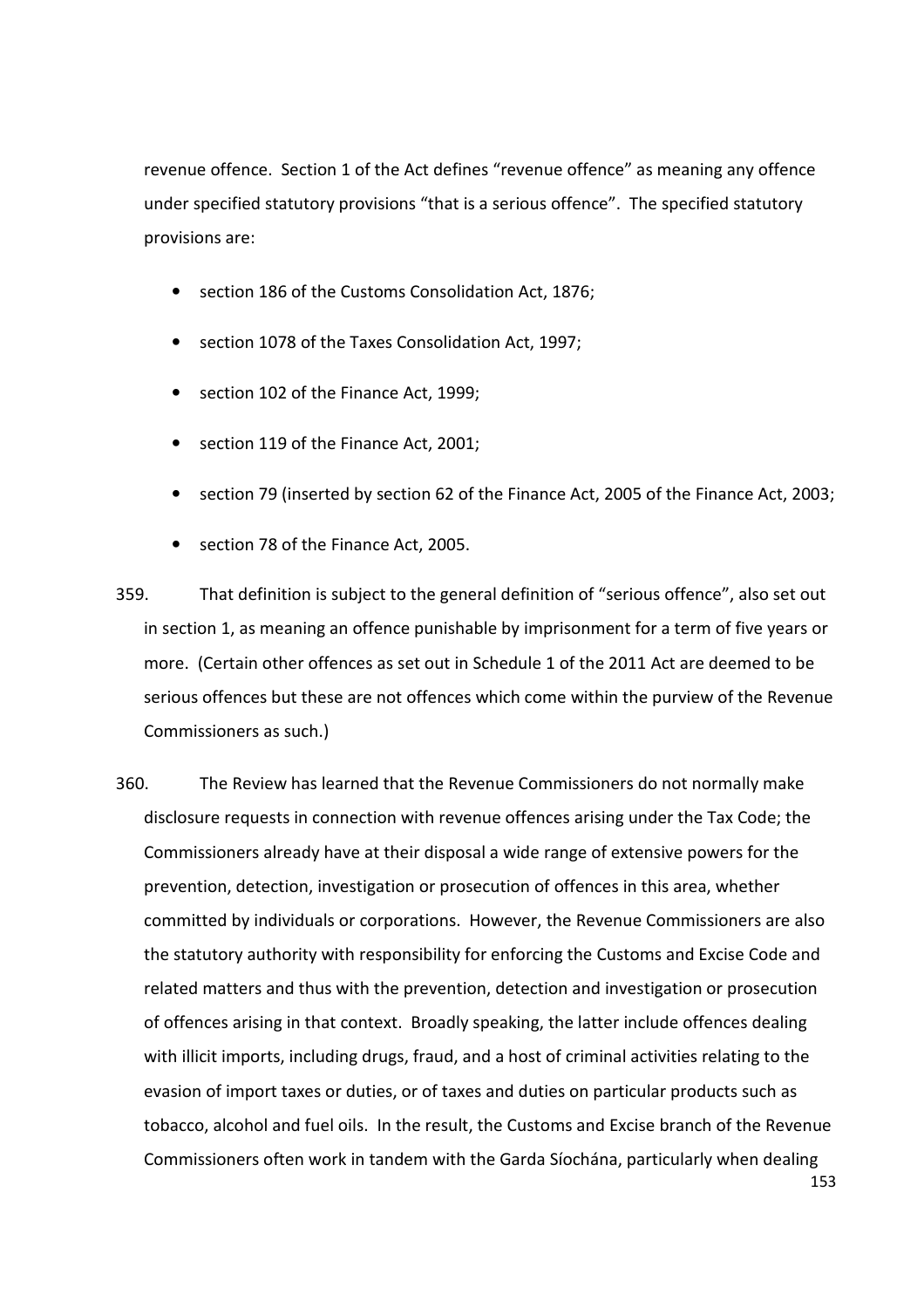revenue offence. Section 1 of the Act defines "revenue offence" as meaning any offence under specified statutory provisions "that is a serious offence". The specified statutory provisions are:

- section 186 of the Customs Consolidation Act, 1876;
- section 1078 of the Taxes Consolidation Act, 1997;
- section 102 of the Finance Act, 1999;
- section 119 of the Finance Act, 2001;
- section 79 (inserted by section 62 of the Finance Act, 2005 of the Finance Act, 2003;
- section 78 of the Finance Act, 2005.

359. That definition is subject to the general definition of "serious offence", also set out in section 1, as meaning an offence punishable by imprisonment for a term of five years or more. (Certain other offences as set out in Schedule 1 of the 2011 Act are deemed to be serious offences but these are not offences which come within the purview of the Revenue Commissioners as such.)

360. The Review has learned that the Revenue Commissioners do not normally make disclosure requests in connection with revenue offences arising under the Tax Code; the Commissioners already have at their disposal a wide range of extensive powers for the prevention, detection, investigation or prosecution of offences in this area, whether committed by individuals or corporations. However, the Revenue Commissioners are also the statutory authority with responsibility for enforcing the Customs and Excise Code and related matters and thus with the prevention, detection and investigation or prosecution of offences arising in that context. Broadly speaking, the latter include offences dealing with illicit imports, including drugs, fraud, and a host of criminal activities relating to the evasion of import taxes or duties, or of taxes and duties on particular products such as tobacco, alcohol and fuel oils. In the result, the Customs and Excise branch of the Revenue Commissioners often work in tandem with the Garda Síochána, particularly when dealing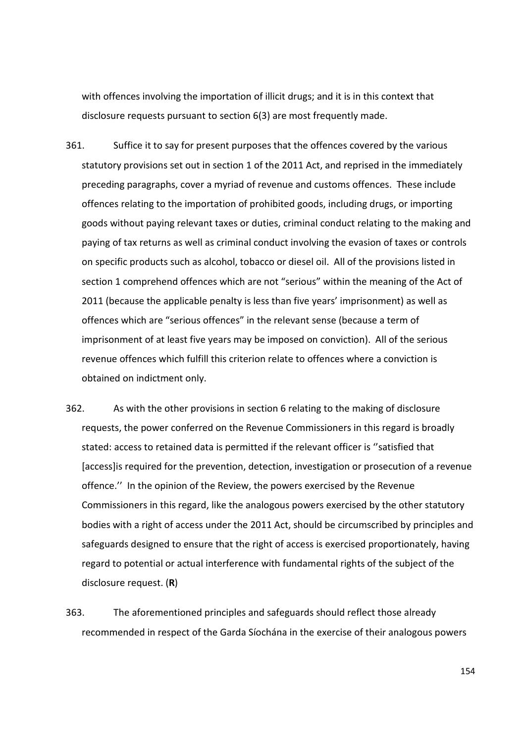with offences involving the importation of illicit drugs; and it is in this context that disclosure requests pursuant to section 6(3) are most frequently made.

361. Suffice it to say for present purposes that the offences covered by the various statutory provisions set out in section 1 of the 2011 Act, and reprised in the immediately preceding paragraphs, cover a myriad of revenue and customs offences. These include offences relating to the importation of prohibited goods, including drugs, or importing goods without paying relevant taxes or duties, criminal conduct relating to the making and paying of tax returns as well as criminal conduct involving the evasion of taxes or controls on specific products such as alcohol, tobacco or diesel oil. All of the provisions listed in section 1 comprehend offences which are not "serious" within the meaning of the Act of 2011 (because the applicable penalty is less than five years' imprisonment) as well as offences which are "serious offences" in the relevant sense (because a term of imprisonment of at least five years may be imposed on conviction). All of the serious revenue offences which fulfill this criterion relate to offences where a conviction is obtained on indictment only.

362. As with the other provisions in section 6 relating to the making of disclosure requests, the power conferred on the Revenue Commissioners in this regard is broadly stated: access to retained data is permitted if the relevant officer is ''satisfied that [access]is required for the prevention, detection, investigation or prosecution of a revenue offence.'' In the opinion of the Review, the powers exercised by the Revenue Commissioners in this regard, like the analogous powers exercised by the other statutory bodies with a right of access under the 2011 Act, should be circumscribed by principles and safeguards designed to ensure that the right of access is exercised proportionately, having regard to potential or actual interference with fundamental rights of the subject of the disclosure request. (**R**)

363. The aforementioned principles and safeguards should reflect those already recommended in respect of the Garda Síochána in the exercise of their analogous powers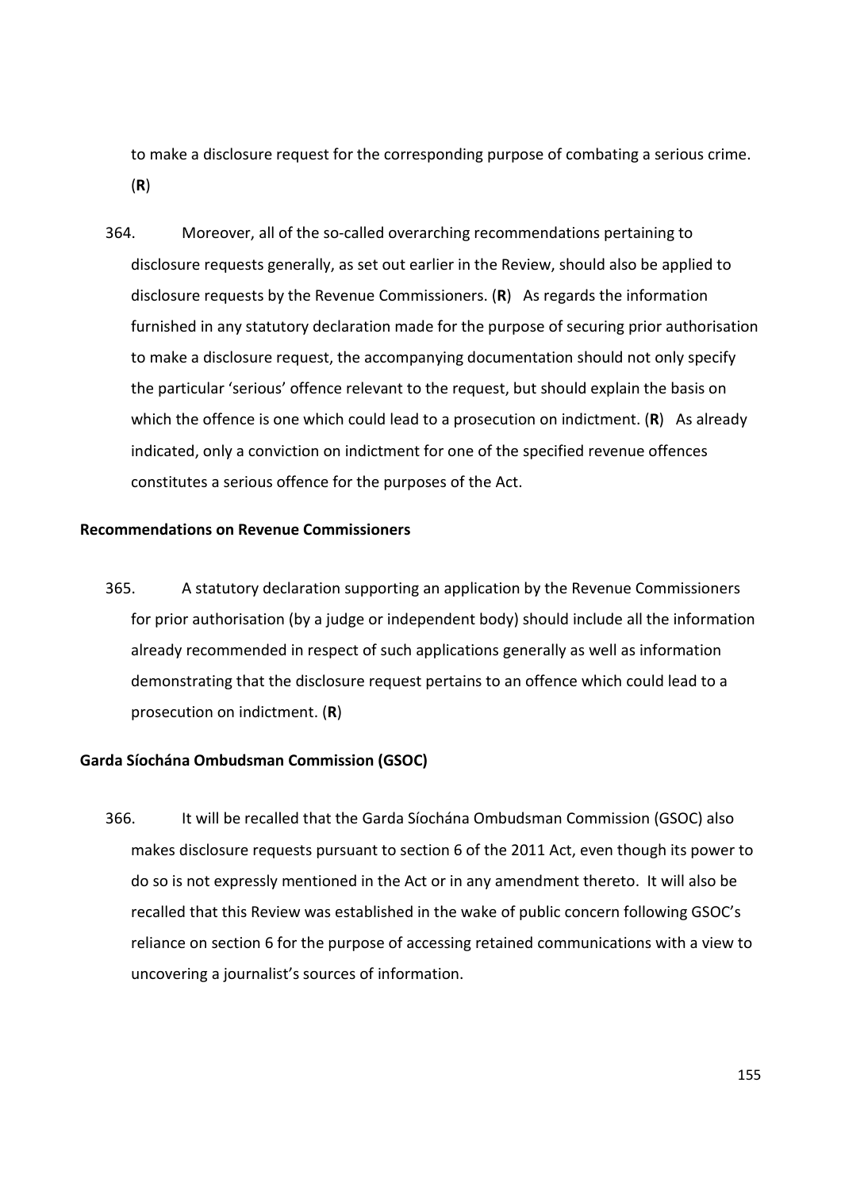to make a disclosure request for the corresponding purpose of combating a serious crime. (**R**)

364. Moreover, all of the so-called overarching recommendations pertaining to disclosure requests generally, as set out earlier in the Review, should also be applied to disclosure requests by the Revenue Commissioners. (**R**) As regards the information furnished in any statutory declaration made for the purpose of securing prior authorisation to make a disclosure request, the accompanying documentation should not only specify the particular 'serious' offence relevant to the request, but should explain the basis on which the offence is one which could lead to a prosecution on indictment. (**R**) As already indicated, only a conviction on indictment for one of the specified revenue offences constitutes a serious offence for the purposes of the Act.

**Recommendations on Revenue Commissioners**

365. A statutory declaration supporting an application by the Revenue Commissioners for prior authorisation (by a judge or independent body) should include all the information already recommended in respect of such applications generally as well as information demonstrating that the disclosure request pertains to an offence which could lead to a prosecution on indictment. (**R**)

**Garda Síochána Ombudsman Commission (GSOC)**

366. It will be recalled that the Garda Síochána Ombudsman Commission (GSOC) also makes disclosure requests pursuant to section 6 of the 2011 Act, even though its power to do so is not expressly mentioned in the Act or in any amendment thereto. It will also be recalled that this Review was established in the wake of public concern following GSOC's reliance on section 6 for the purpose of accessing retained communications with a view to uncovering a journalist's sources of information.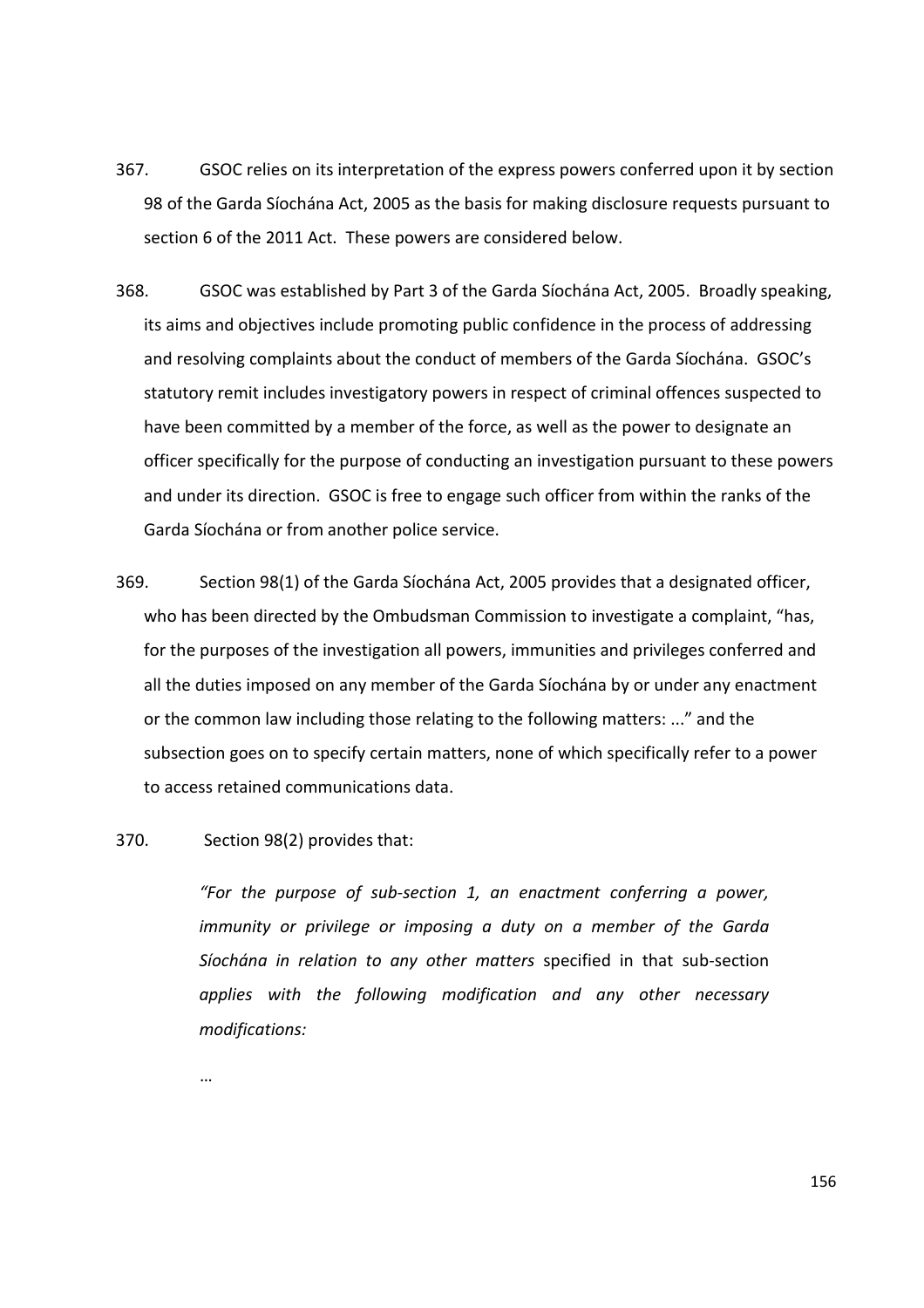367. GSOC relies on its interpretation of the express powers conferred upon it by section 98 of the Garda Síochána Act, 2005 as the basis for making disclosure requests pursuant to section 6 of the 2011 Act. These powers are considered below.

368. GSOC was established by Part 3 of the Garda Síochána Act, 2005. Broadly speaking, its aims and objectives include promoting public confidence in the process of addressing and resolving complaints about the conduct of members of the Garda Síochána. GSOC's statutory remit includes investigatory powers in respect of criminal offences suspected to have been committed by a member of the force, as well as the power to designate an officer specifically for the purpose of conducting an investigation pursuant to these powers and under its direction. GSOC is free to engage such officer from within the ranks of the Garda Síochána or from another police service.

369. Section 98(1) of the Garda Síochána Act, 2005 provides that a designated officer, who has been directed by the Ombudsman Commission to investigate a complaint, "has, for the purposes of the investigation all powers, immunities and privileges conferred and all the duties imposed on any member of the Garda Síochána by or under any enactment or the common law including those relating to the following matters: ..." and the subsection goes on to specify certain matters, none of which specifically refer to a power to access retained communications data.

370. Section 98(2) provides that:

> *"For the purpose of sub-section 1, an enactment conferring a power, immunity or privilege or imposing a duty on a member of the Garda Síochána in relation to any other matters* specified in that sub-section *applies with the following modification and any other necessary modifications:*
>
> …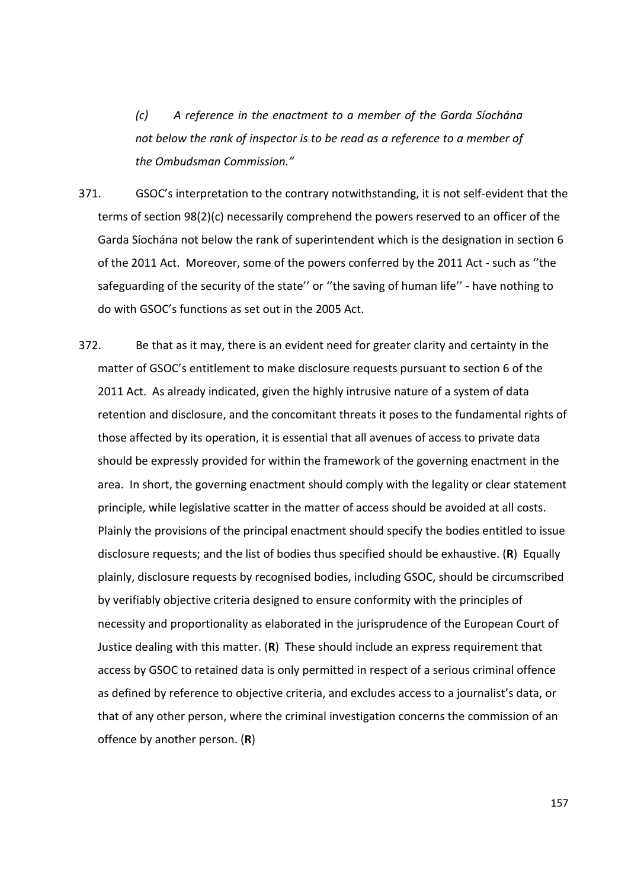> *(c) A reference in the enactment to a member of the Garda Síochána not below the rank of inspector is to be read as a reference to a member of the Ombudsman Commission."*

371. GSOC's interpretation to the contrary notwithstanding, it is not self-evident that the terms of section 98(2)(c) necessarily comprehend the powers reserved to an officer of the Garda Síochána not below the rank of superintendent which is the designation in section 6 of the 2011 Act. Moreover, some of the powers conferred by the 2011 Act - such as ''the safeguarding of the security of the state'' or ''the saving of human life'' - have nothing to do with GSOC's functions as set out in the 2005 Act.

372. Be that as it may, there is an evident need for greater clarity and certainty in the matter of GSOC's entitlement to make disclosure requests pursuant to section 6 of the 2011 Act. As already indicated, given the highly intrusive nature of a system of data retention and disclosure, and the concomitant threats it poses to the fundamental rights of those affected by its operation, it is essential that all avenues of access to private data should be expressly provided for within the framework of the governing enactment in the area. In short, the governing enactment should comply with the legality or clear statement principle, while legislative scatter in the matter of access should be avoided at all costs. Plainly the provisions of the principal enactment should specify the bodies entitled to issue disclosure requests; and the list of bodies thus specified should be exhaustive. (**R**) Equally plainly, disclosure requests by recognised bodies, including GSOC, should be circumscribed by verifiably objective criteria designed to ensure conformity with the principles of necessity and proportionality as elaborated in the jurisprudence of the European Court of Justice dealing with this matter. (**R**) These should include an express requirement that access by GSOC to retained data is only permitted in respect of a serious criminal offence as defined by reference to objective criteria, and excludes access to a journalist's data, or that of any other person, where the criminal investigation concerns the commission of an offence by another person. (**R**)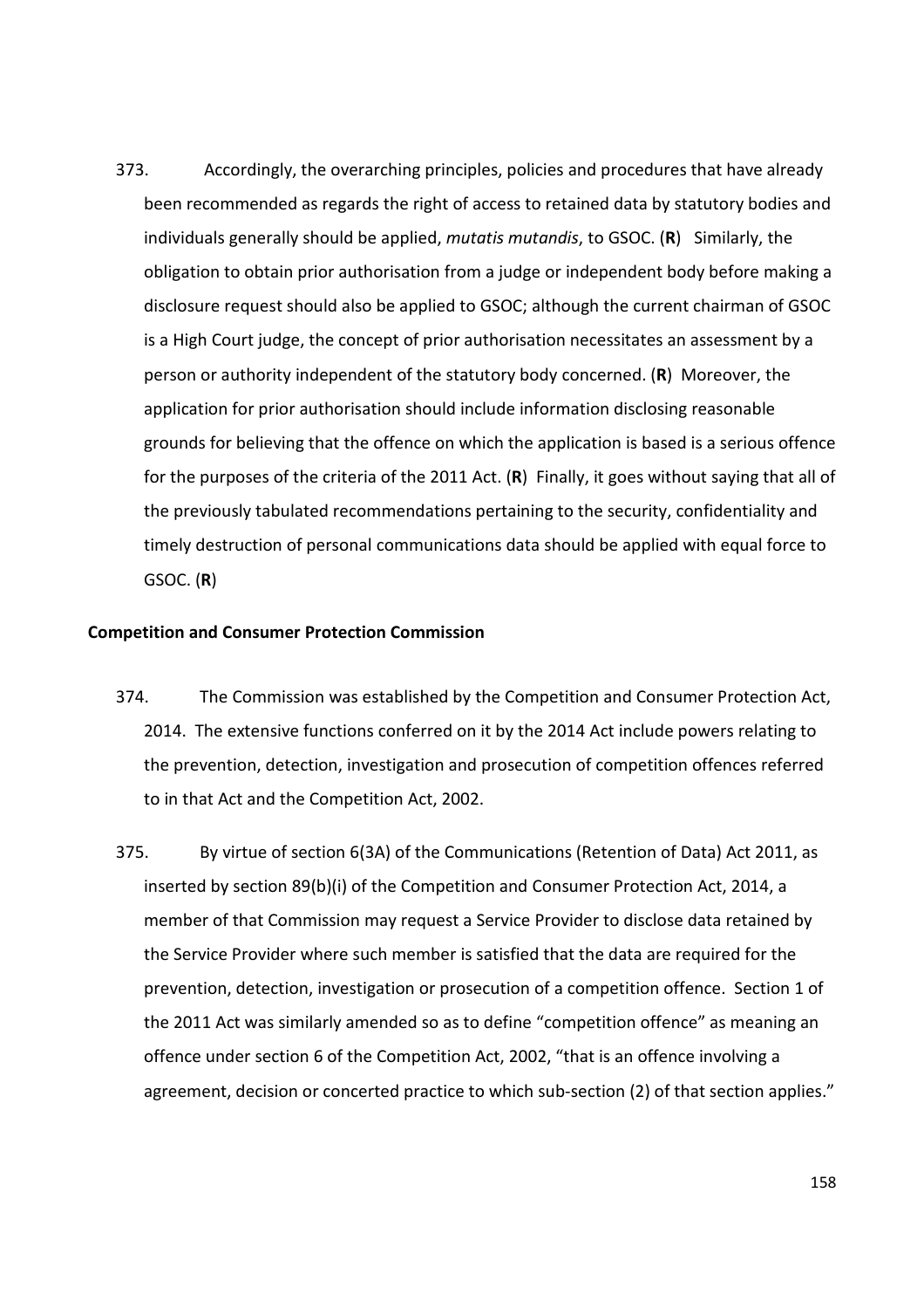373. Accordingly, the overarching principles, policies and procedures that have already been recommended as regards the right of access to retained data by statutory bodies and individuals generally should be applied, *mutatis mutandis*, to GSOC. (**R**) Similarly, the obligation to obtain prior authorisation from a judge or independent body before making a disclosure request should also be applied to GSOC; although the current chairman of GSOC is a High Court judge, the concept of prior authorisation necessitates an assessment by a person or authority independent of the statutory body concerned. (**R**) Moreover, the application for prior authorisation should include information disclosing reasonable grounds for believing that the offence on which the application is based is a serious offence for the purposes of the criteria of the 2011 Act. (**R**) Finally, it goes without saying that all of the previously tabulated recommendations pertaining to the security, confidentiality and timely destruction of personal communications data should be applied with equal force to GSOC. (**R**)

**Competition and Consumer Protection Commission**

374. The Commission was established by the Competition and Consumer Protection Act, 2014. The extensive functions conferred on it by the 2014 Act include powers relating to the prevention, detection, investigation and prosecution of competition offences referred to in that Act and the Competition Act, 2002.

375. By virtue of section 6(3A) of the Communications (Retention of Data) Act 2011, as inserted by section 89(b)(i) of the Competition and Consumer Protection Act, 2014, a member of that Commission may request a Service Provider to disclose data retained by the Service Provider where such member is satisfied that the data are required for the prevention, detection, investigation or prosecution of a competition offence. Section 1 of the 2011 Act was similarly amended so as to define "competition offence" as meaning an offence under section 6 of the Competition Act, 2002, "that is an offence involving a agreement, decision or concerted practice to which sub-section (2) of that section applies."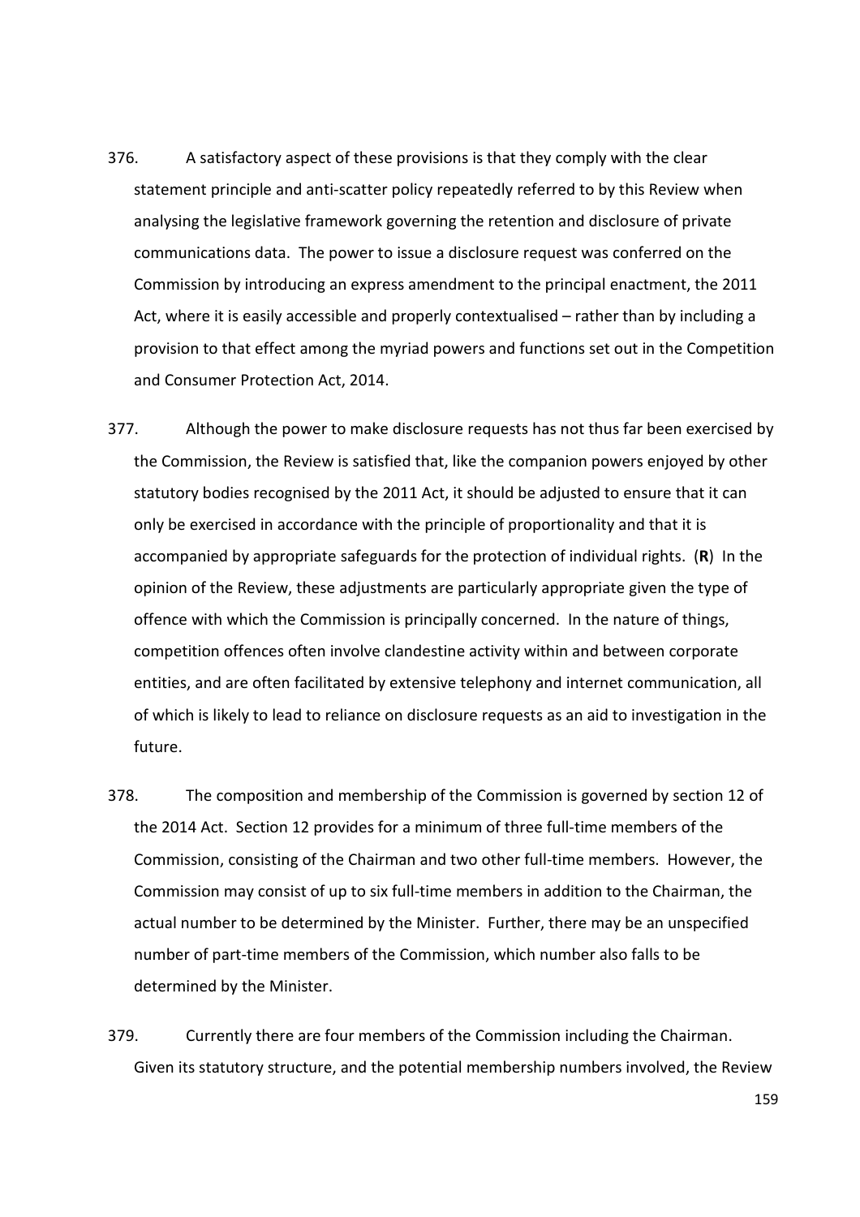376. A satisfactory aspect of these provisions is that they comply with the clear statement principle and anti-scatter policy repeatedly referred to by this Review when analysing the legislative framework governing the retention and disclosure of private communications data. The power to issue a disclosure request was conferred on the Commission by introducing an express amendment to the principal enactment, the 2011 Act, where it is easily accessible and properly contextualised – rather than by including a provision to that effect among the myriad powers and functions set out in the Competition and Consumer Protection Act, 2014.

377. Although the power to make disclosure requests has not thus far been exercised by the Commission, the Review is satisfied that, like the companion powers enjoyed by other statutory bodies recognised by the 2011 Act, it should be adjusted to ensure that it can only be exercised in accordance with the principle of proportionality and that it is accompanied by appropriate safeguards for the protection of individual rights. (**R**) In the opinion of the Review, these adjustments are particularly appropriate given the type of offence with which the Commission is principally concerned. In the nature of things, competition offences often involve clandestine activity within and between corporate entities, and are often facilitated by extensive telephony and internet communication, all of which is likely to lead to reliance on disclosure requests as an aid to investigation in the future.

378. The composition and membership of the Commission is governed by section 12 of the 2014 Act. Section 12 provides for a minimum of three full-time members of the Commission, consisting of the Chairman and two other full-time members. However, the Commission may consist of up to six full-time members in addition to the Chairman, the actual number to be determined by the Minister. Further, there may be an unspecified number of part-time members of the Commission, which number also falls to be determined by the Minister.

379. Currently there are four members of the Commission including the Chairman. Given its statutory structure, and the potential membership numbers involved, the Review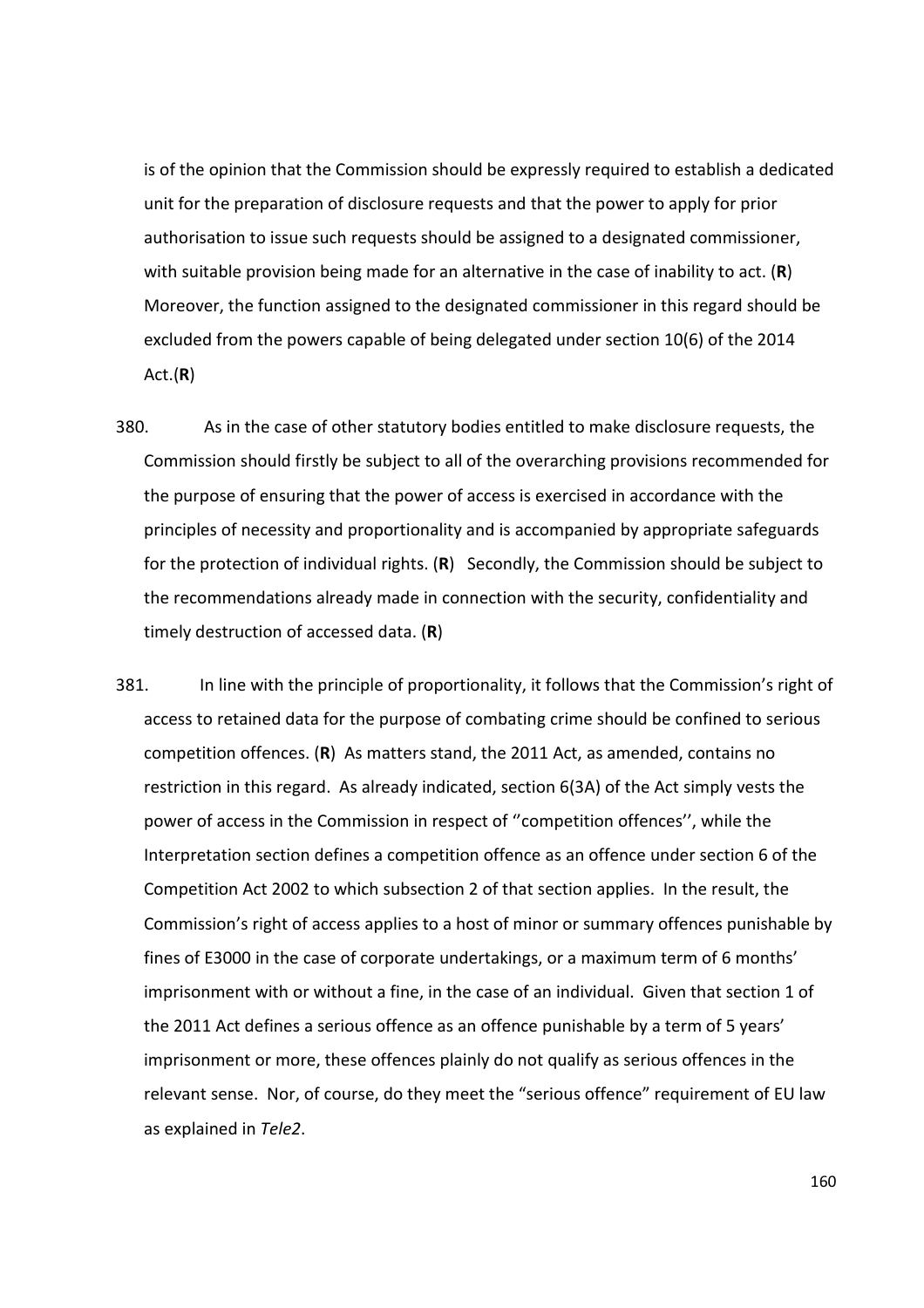is of the opinion that the Commission should be expressly required to establish a dedicated unit for the preparation of disclosure requests and that the power to apply for prior authorisation to issue such requests should be assigned to a designated commissioner, with suitable provision being made for an alternative in the case of inability to act. (**R**) Moreover, the function assigned to the designated commissioner in this regard should be excluded from the powers capable of being delegated under section 10(6) of the 2014 Act.(**R**)

380. As in the case of other statutory bodies entitled to make disclosure requests, the Commission should firstly be subject to all of the overarching provisions recommended for the purpose of ensuring that the power of access is exercised in accordance with the principles of necessity and proportionality and is accompanied by appropriate safeguards for the protection of individual rights. (**R**) Secondly, the Commission should be subject to the recommendations already made in connection with the security, confidentiality and timely destruction of accessed data. (**R**)

381. In line with the principle of proportionality, it follows that the Commission's right of access to retained data for the purpose of combating crime should be confined to serious competition offences. (**R**) As matters stand, the 2011 Act, as amended, contains no restriction in this regard. As already indicated, section 6(3A) of the Act simply vests the power of access in the Commission in respect of ''competition offences'', while the Interpretation section defines a competition offence as an offence under section 6 of the Competition Act 2002 to which subsection 2 of that section applies. In the result, the Commission's right of access applies to a host of minor or summary offences punishable by fines of E3000 in the case of corporate undertakings, or a maximum term of 6 months' imprisonment with or without a fine, in the case of an individual. Given that section 1 of the 2011 Act defines a serious offence as an offence punishable by a term of 5 years' imprisonment or more, these offences plainly do not qualify as serious offences in the relevant sense. Nor, of course, do they meet the "serious offence" requirement of EU law as explained in *Tele2*.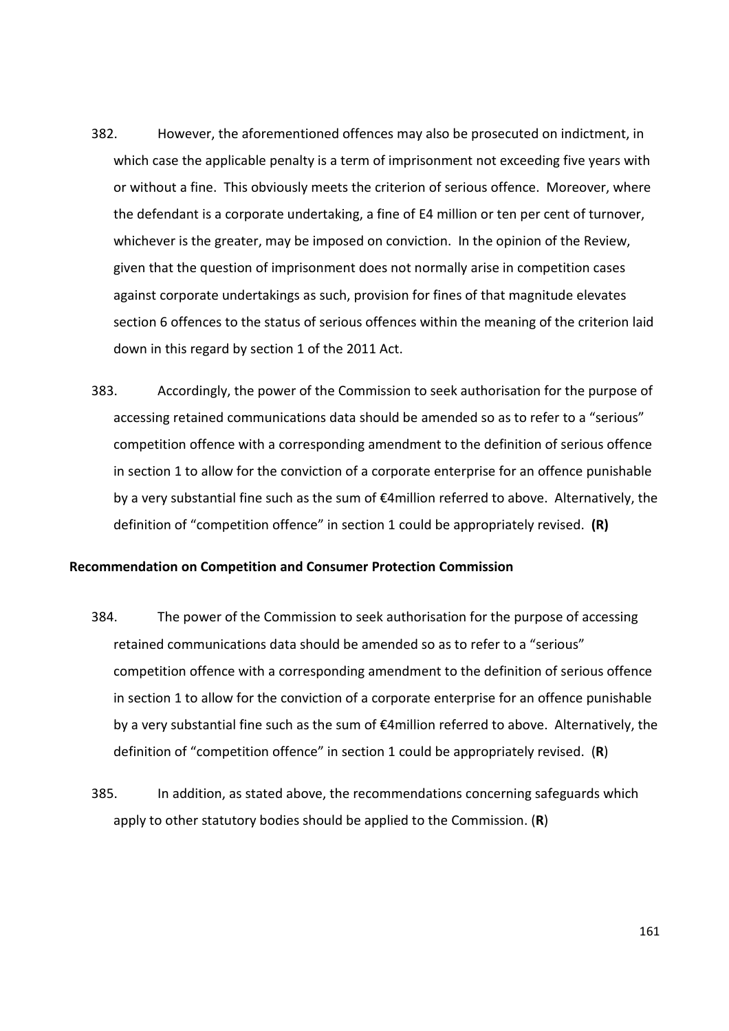382. However, the aforementioned offences may also be prosecuted on indictment, in which case the applicable penalty is a term of imprisonment not exceeding five years with or without a fine. This obviously meets the criterion of serious offence. Moreover, where the defendant is a corporate undertaking, a fine of E4 million or ten per cent of turnover, whichever is the greater, may be imposed on conviction. In the opinion of the Review, given that the question of imprisonment does not normally arise in competition cases against corporate undertakings as such, provision for fines of that magnitude elevates section 6 offences to the status of serious offences within the meaning of the criterion laid down in this regard by section 1 of the 2011 Act.

383. Accordingly, the power of the Commission to seek authorisation for the purpose of accessing retained communications data should be amended so as to refer to a "serious" competition offence with a corresponding amendment to the definition of serious offence in section 1 to allow for the conviction of a corporate enterprise for an offence punishable by a very substantial fine such as the sum of €4million referred to above. Alternatively, the definition of "competition offence" in section 1 could be appropriately revised. **(R)**

### Recommendation on Competition and Consumer Protection Commission

384. The power of the Commission to seek authorisation for the purpose of accessing retained communications data should be amended so as to refer to a "serious" competition offence with a corresponding amendment to the definition of serious offence in section 1 to allow for the conviction of a corporate enterprise for an offence punishable by a very substantial fine such as the sum of €4million referred to above. Alternatively, the definition of "competition offence" in section 1 could be appropriately revised. (**R**)

385. In addition, as stated above, the recommendations concerning safeguards which apply to other statutory bodies should be applied to the Commission. (**R**)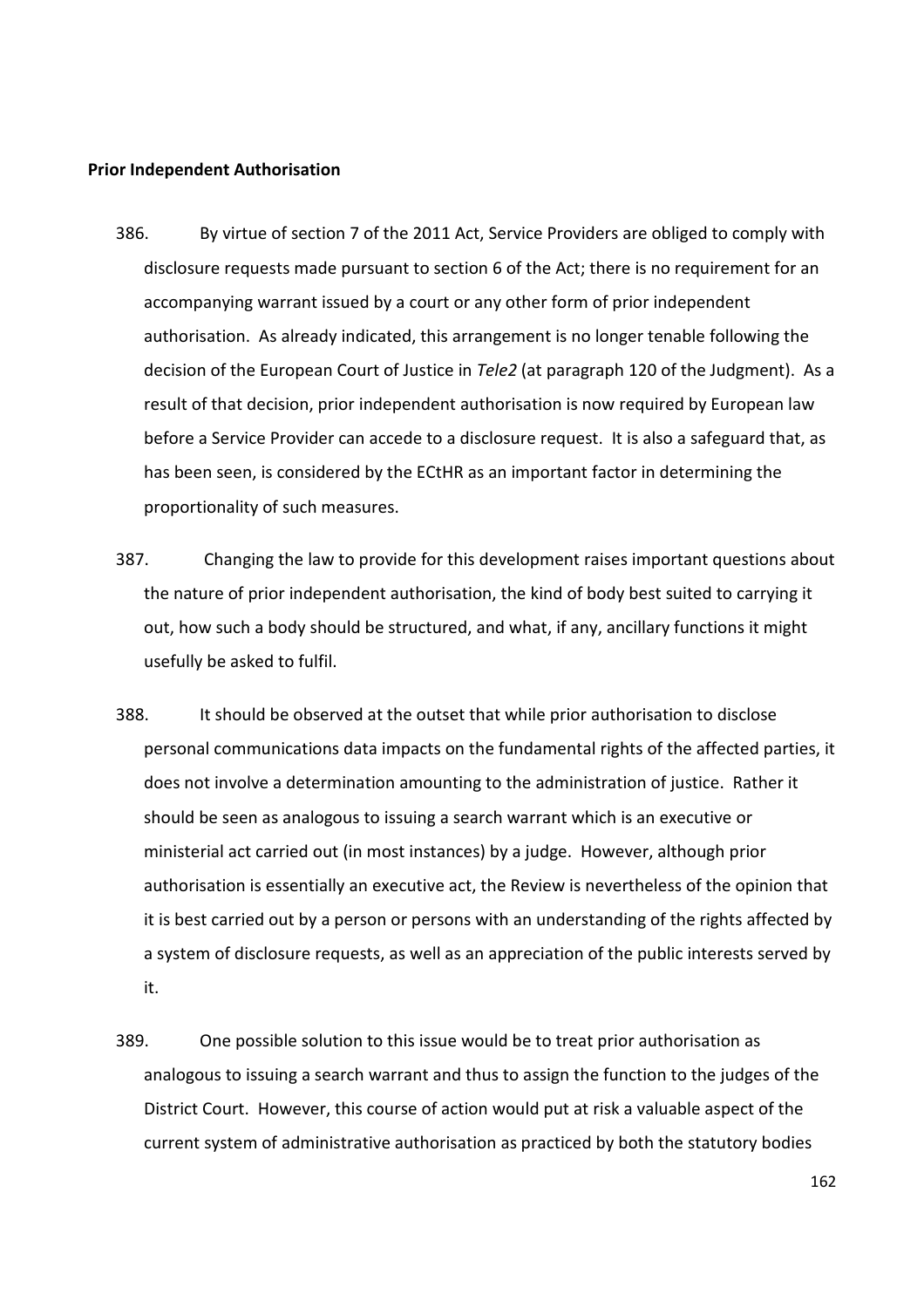**Prior Independent Authorisation**

386. By virtue of section 7 of the 2011 Act, Service Providers are obliged to comply with disclosure requests made pursuant to section 6 of the Act; there is no requirement for an accompanying warrant issued by a court or any other form of prior independent authorisation. As already indicated, this arrangement is no longer tenable following the decision of the European Court of Justice in *Tele2* (at paragraph 120 of the Judgment). As a result of that decision, prior independent authorisation is now required by European law before a Service Provider can accede to a disclosure request. It is also a safeguard that, as has been seen, is considered by the ECtHR as an important factor in determining the proportionality of such measures.

387. Changing the law to provide for this development raises important questions about the nature of prior independent authorisation, the kind of body best suited to carrying it out, how such a body should be structured, and what, if any, ancillary functions it might usefully be asked to fulfil.

388. It should be observed at the outset that while prior authorisation to disclose personal communications data impacts on the fundamental rights of the affected parties, it does not involve a determination amounting to the administration of justice. Rather it should be seen as analogous to issuing a search warrant which is an executive or ministerial act carried out (in most instances) by a judge. However, although prior authorisation is essentially an executive act, the Review is nevertheless of the opinion that it is best carried out by a person or persons with an understanding of the rights affected by a system of disclosure requests, as well as an appreciation of the public interests served by it.

389. One possible solution to this issue would be to treat prior authorisation as analogous to issuing a search warrant and thus to assign the function to the judges of the District Court. However, this course of action would put at risk a valuable aspect of the current system of administrative authorisation as practiced by both the statutory bodies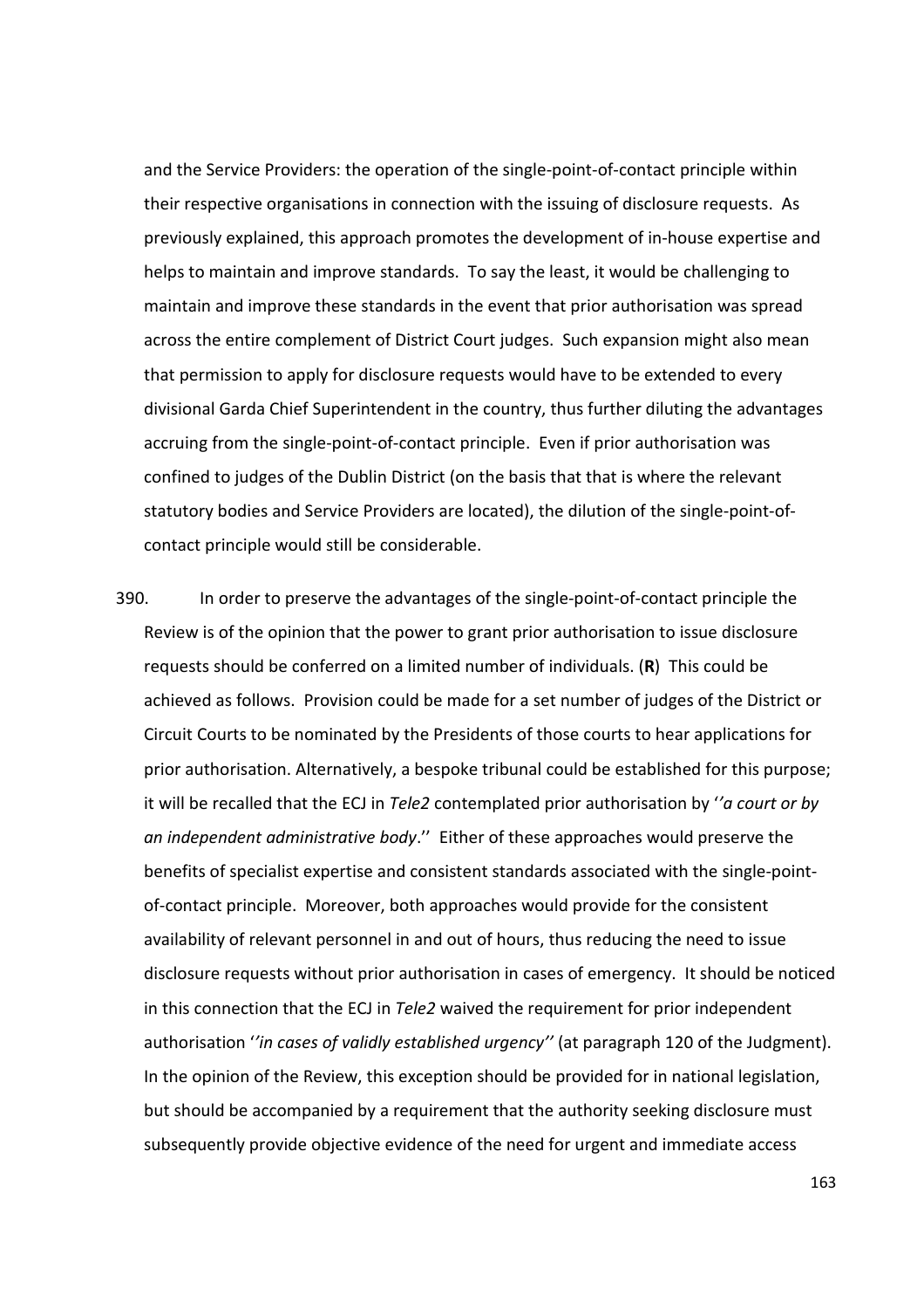and the Service Providers: the operation of the single-point-of-contact principle within their respective organisations in connection with the issuing of disclosure requests. As previously explained, this approach promotes the development of in-house expertise and helps to maintain and improve standards. To say the least, it would be challenging to maintain and improve these standards in the event that prior authorisation was spread across the entire complement of District Court judges. Such expansion might also mean that permission to apply for disclosure requests would have to be extended to every divisional Garda Chief Superintendent in the country, thus further diluting the advantages accruing from the single-point-of-contact principle. Even if prior authorisation was confined to judges of the Dublin District (on the basis that that is where the relevant statutory bodies and Service Providers are located), the dilution of the single-point-of-contact principle would still be considerable.

390. In order to preserve the advantages of the single-point-of-contact principle the Review is of the opinion that the power to grant prior authorisation to issue disclosure requests should be conferred on a limited number of individuals. (**R**) This could be achieved as follows. Provision could be made for a set number of judges of the District or Circuit Courts to be nominated by the Presidents of those courts to hear applications for prior authorisation. Alternatively, a bespoke tribunal could be established for this purpose; it will be recalled that the ECJ in *Tele2* contemplated prior authorisation by ''*a court or by an independent administrative body*.'' Either of these approaches would preserve the benefits of specialist expertise and consistent standards associated with the single-point-of-contact principle. Moreover, both approaches would provide for the consistent availability of relevant personnel in and out of hours, thus reducing the need to issue disclosure requests without prior authorisation in cases of emergency. It should be noticed in this connection that the ECJ in *Tele2* waived the requirement for prior independent authorisation ''*in cases of validly established urgency''* (at paragraph 120 of the Judgment). In the opinion of the Review, this exception should be provided for in national legislation, but should be accompanied by a requirement that the authority seeking disclosure must subsequently provide objective evidence of the need for urgent and immediate access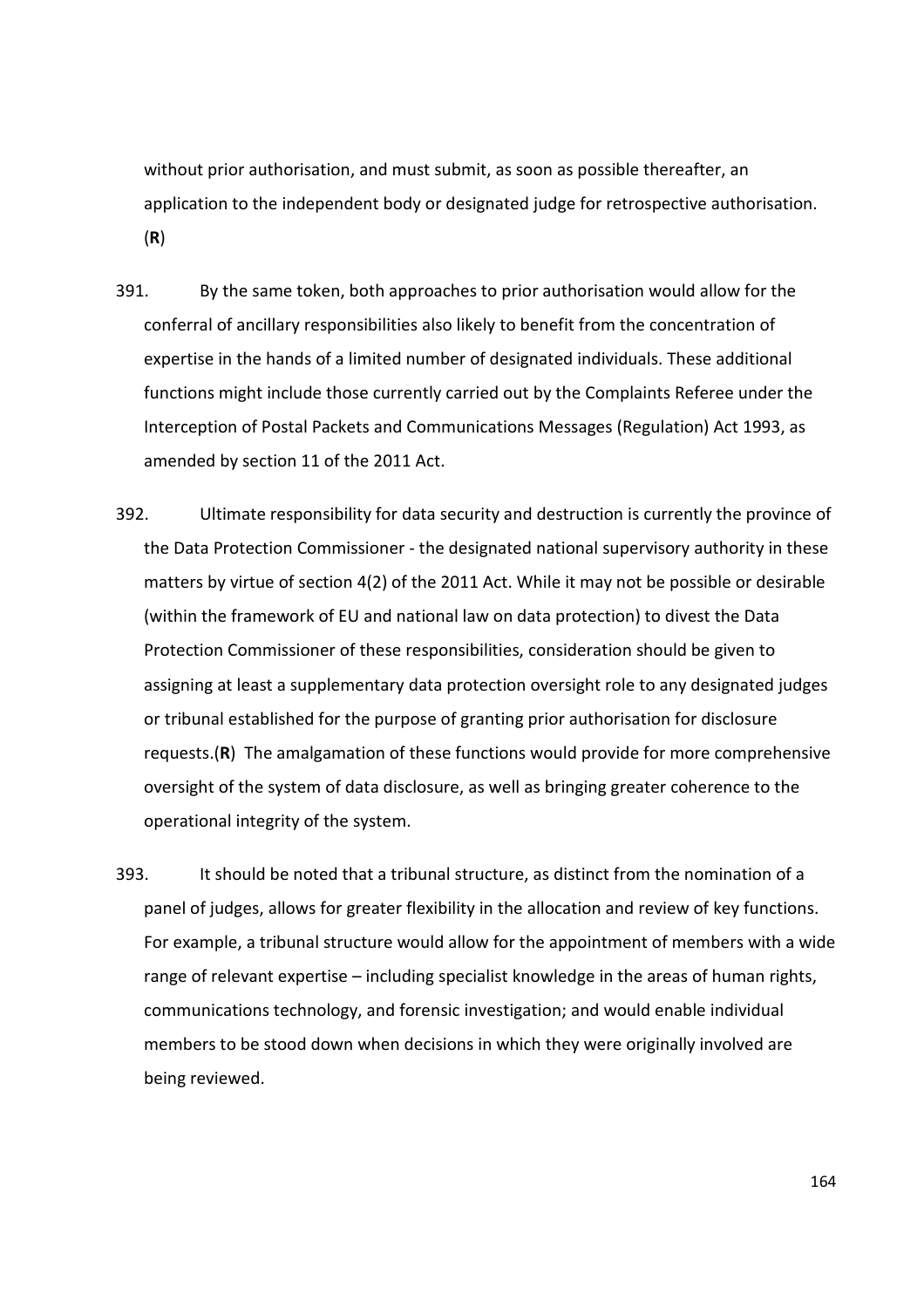without prior authorisation, and must submit, as soon as possible thereafter, an application to the independent body or designated judge for retrospective authorisation. (**R**)

391. By the same token, both approaches to prior authorisation would allow for the conferral of ancillary responsibilities also likely to benefit from the concentration of expertise in the hands of a limited number of designated individuals. These additional functions might include those currently carried out by the Complaints Referee under the Interception of Postal Packets and Communications Messages (Regulation) Act 1993, as amended by section 11 of the 2011 Act.

392. Ultimate responsibility for data security and destruction is currently the province of the Data Protection Commissioner - the designated national supervisory authority in these matters by virtue of section 4(2) of the 2011 Act. While it may not be possible or desirable (within the framework of EU and national law on data protection) to divest the Data Protection Commissioner of these responsibilities, consideration should be given to assigning at least a supplementary data protection oversight role to any designated judges or tribunal established for the purpose of granting prior authorisation for disclosure requests.(**R**) The amalgamation of these functions would provide for more comprehensive oversight of the system of data disclosure, as well as bringing greater coherence to the operational integrity of the system.

393. It should be noted that a tribunal structure, as distinct from the nomination of a panel of judges, allows for greater flexibility in the allocation and review of key functions. For example, a tribunal structure would allow for the appointment of members with a wide range of relevant expertise – including specialist knowledge in the areas of human rights, communications technology, and forensic investigation; and would enable individual members to be stood down when decisions in which they were originally involved are being reviewed.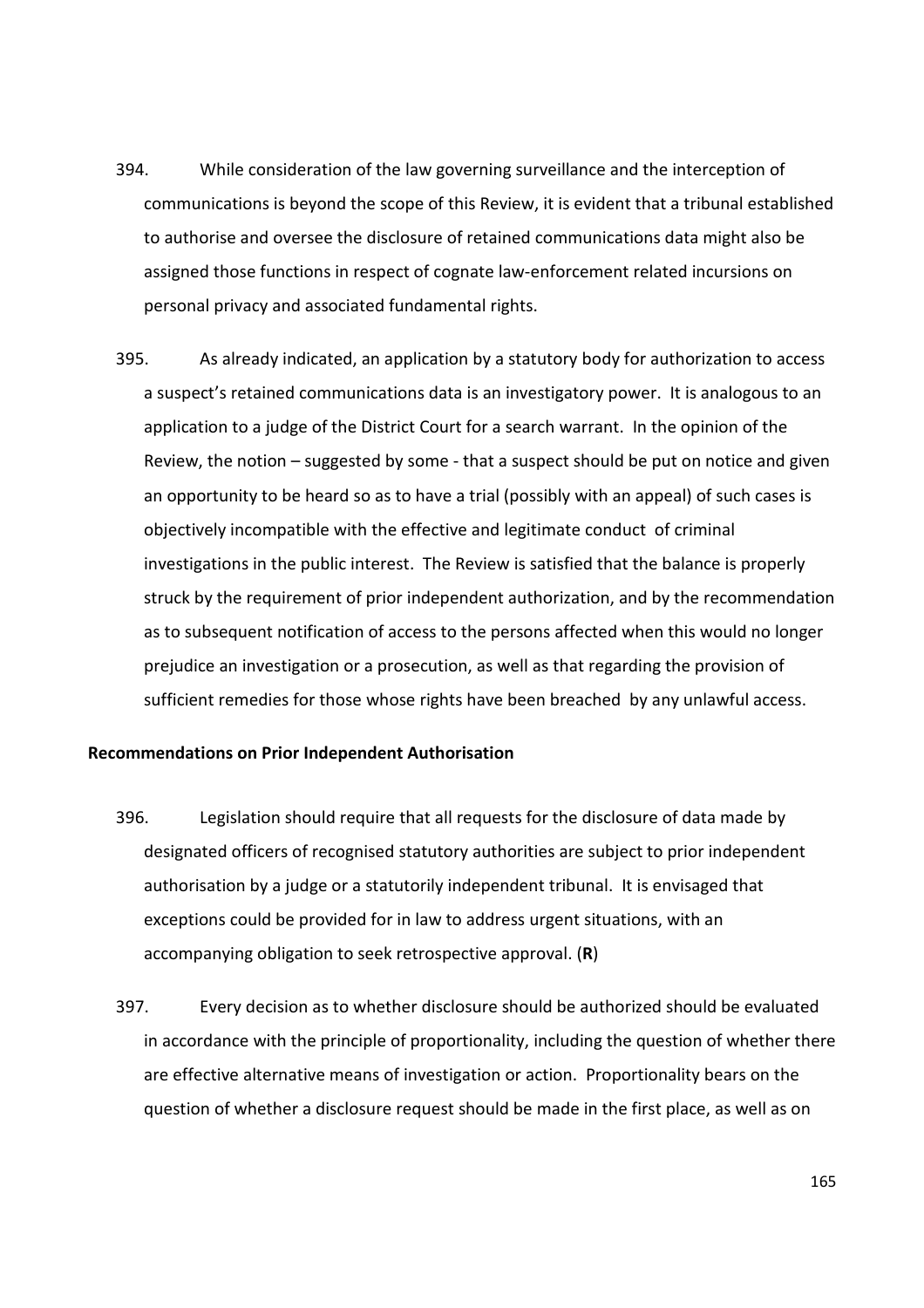394. While consideration of the law governing surveillance and the interception of communications is beyond the scope of this Review, it is evident that a tribunal established to authorise and oversee the disclosure of retained communications data might also be assigned those functions in respect of cognate law-enforcement related incursions on personal privacy and associated fundamental rights.

395. As already indicated, an application by a statutory body for authorization to access a suspect's retained communications data is an investigatory power. It is analogous to an application to a judge of the District Court for a search warrant. In the opinion of the Review, the notion – suggested by some - that a suspect should be put on notice and given an opportunity to be heard so as to have a trial (possibly with an appeal) of such cases is objectively incompatible with the effective and legitimate conduct of criminal investigations in the public interest. The Review is satisfied that the balance is properly struck by the requirement of prior independent authorization, and by the recommendation as to subsequent notification of access to the persons affected when this would no longer prejudice an investigation or a prosecution, as well as that regarding the provision of sufficient remedies for those whose rights have been breached by any unlawful access.

**Recommendations on Prior Independent Authorisation**

396. Legislation should require that all requests for the disclosure of data made by designated officers of recognised statutory authorities are subject to prior independent authorisation by a judge or a statutorily independent tribunal. It is envisaged that exceptions could be provided for in law to address urgent situations, with an accompanying obligation to seek retrospective approval. (**R**)

397. Every decision as to whether disclosure should be authorized should be evaluated in accordance with the principle of proportionality, including the question of whether there are effective alternative means of investigation or action. Proportionality bears on the question of whether a disclosure request should be made in the first place, as well as on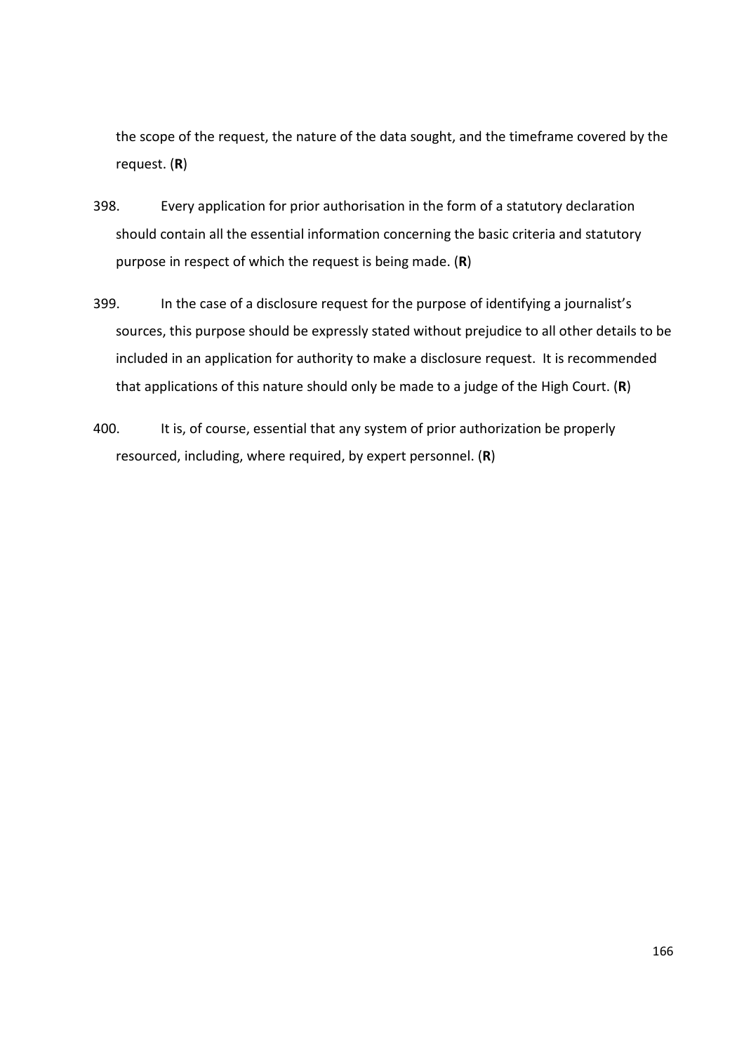the scope of the request, the nature of the data sought, and the timeframe covered by the request. (**R**)

398. Every application for prior authorisation in the form of a statutory declaration should contain all the essential information concerning the basic criteria and statutory purpose in respect of which the request is being made. (**R**)

399. In the case of a disclosure request for the purpose of identifying a journalist's sources, this purpose should be expressly stated without prejudice to all other details to be included in an application for authority to make a disclosure request. It is recommended that applications of this nature should only be made to a judge of the High Court. (**R**)

400. It is, of course, essential that any system of prior authorization be properly resourced, including, where required, by expert personnel. (**R**)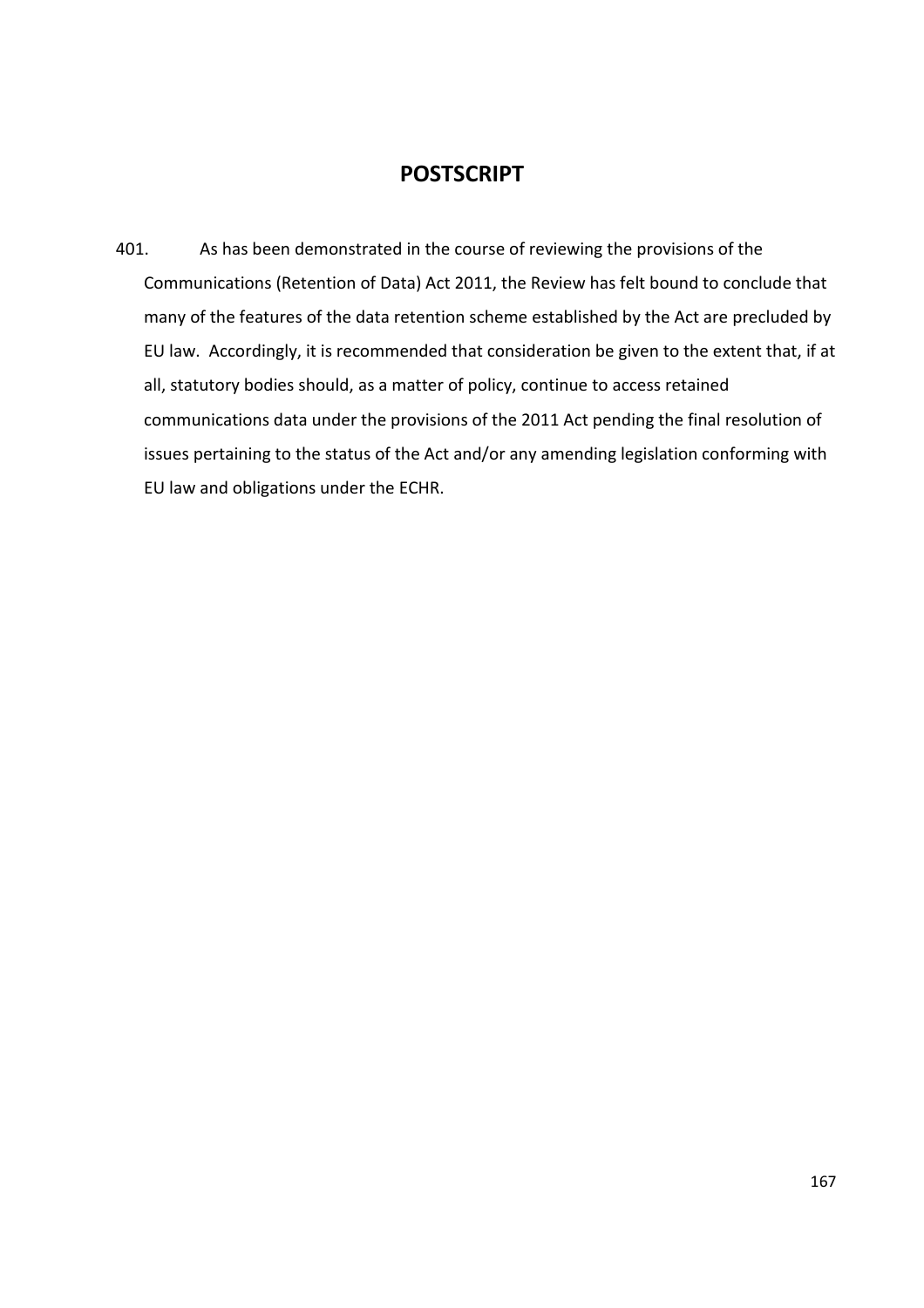# POSTSCRIPT

401. As has been demonstrated in the course of reviewing the provisions of the Communications (Retention of Data) Act 2011, the Review has felt bound to conclude that many of the features of the data retention scheme established by the Act are precluded by EU law. Accordingly, it is recommended that consideration be given to the extent that, if at all, statutory bodies should, as a matter of policy, continue to access retained communications data under the provisions of the 2011 Act pending the final resolution of issues pertaining to the status of the Act and/or any amending legislation conforming with EU law and obligations under the ECHR.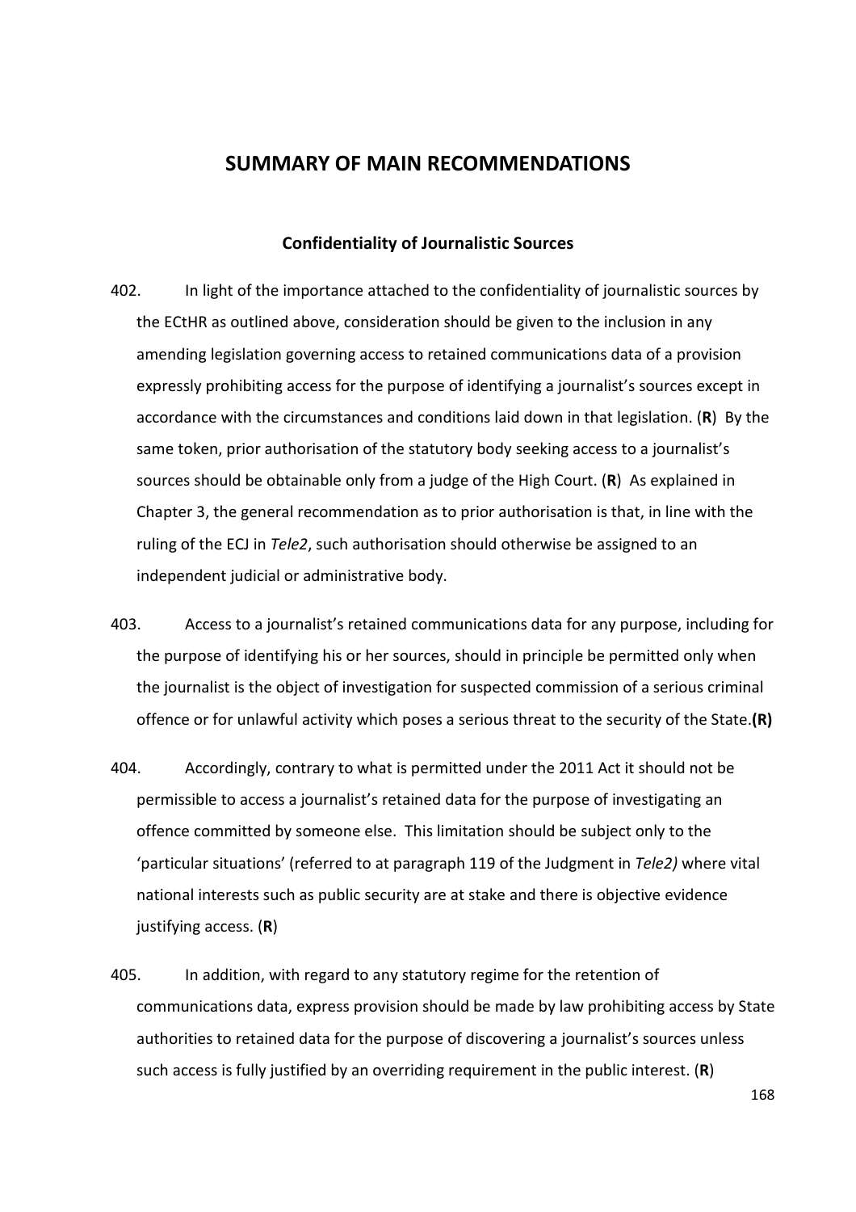# SUMMARY OF MAIN RECOMMENDATIONS

## Confidentiality of Journalistic Sources

402. In light of the importance attached to the confidentiality of journalistic sources by the ECtHR as outlined above, consideration should be given to the inclusion in any amending legislation governing access to retained communications data of a provision expressly prohibiting access for the purpose of identifying a journalist's sources except in accordance with the circumstances and conditions laid down in that legislation. (**R**) By the same token, prior authorisation of the statutory body seeking access to a journalist's sources should be obtainable only from a judge of the High Court. (**R**) As explained in Chapter 3, the general recommendation as to prior authorisation is that, in line with the ruling of the ECJ in *Tele2*, such authorisation should otherwise be assigned to an independent judicial or administrative body.

403. Access to a journalist's retained communications data for any purpose, including for the purpose of identifying his or her sources, should in principle be permitted only when the journalist is the object of investigation for suspected commission of a serious criminal offence or for unlawful activity which poses a serious threat to the security of the State.**(R)**

404. Accordingly, contrary to what is permitted under the 2011 Act it should not be permissible to access a journalist's retained data for the purpose of investigating an offence committed by someone else. This limitation should be subject only to the 'particular situations' (referred to at paragraph 119 of the Judgment in *Tele2)* where vital national interests such as public security are at stake and there is objective evidence justifying access. (**R**)

405. In addition, with regard to any statutory regime for the retention of communications data, express provision should be made by law prohibiting access by State authorities to retained data for the purpose of discovering a journalist's sources unless such access is fully justified by an overriding requirement in the public interest. (**R**)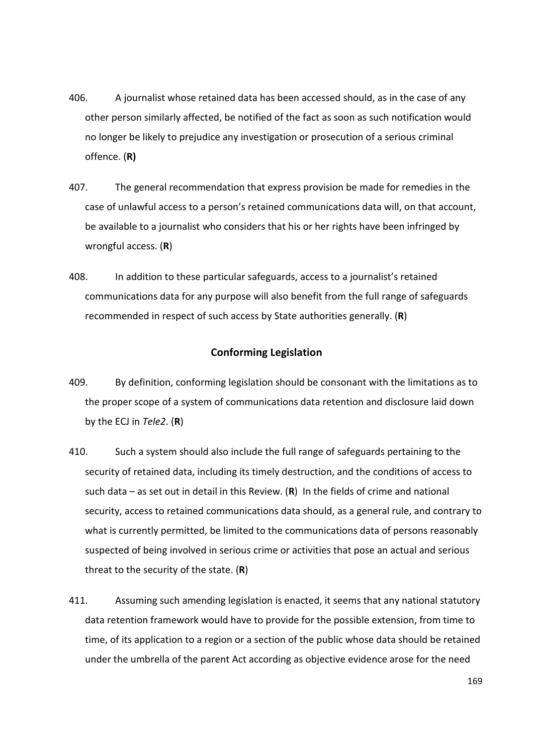406. A journalist whose retained data has been accessed should, as in the case of any other person similarly affected, be notified of the fact as soon as such notification would no longer be likely to prejudice any investigation or prosecution of a serious criminal offence. (**R)**

407. The general recommendation that express provision be made for remedies in the case of unlawful access to a person's retained communications data will, on that account, be available to a journalist who considers that his or her rights have been infringed by wrongful access. (**R**)

408. In addition to these particular safeguards, access to a journalist's retained communications data for any purpose will also benefit from the full range of safeguards recommended in respect of such access by State authorities generally. (**R**)

## Conforming Legislation

409. By definition, conforming legislation should be consonant with the limitations as to the proper scope of a system of communications data retention and disclosure laid down by the ECJ in *Tele2*. (**R**)

410. Such a system should also include the full range of safeguards pertaining to the security of retained data, including its timely destruction, and the conditions of access to such data – as set out in detail in this Review. (**R**) In the fields of crime and national security, access to retained communications data should, as a general rule, and contrary to what is currently permitted, be limited to the communications data of persons reasonably suspected of being involved in serious crime or activities that pose an actual and serious threat to the security of the state. (**R**)

411. Assuming such amending legislation is enacted, it seems that any national statutory data retention framework would have to provide for the possible extension, from time to time, of its application to a region or a section of the public whose data should be retained under the umbrella of the parent Act according as objective evidence arose for the need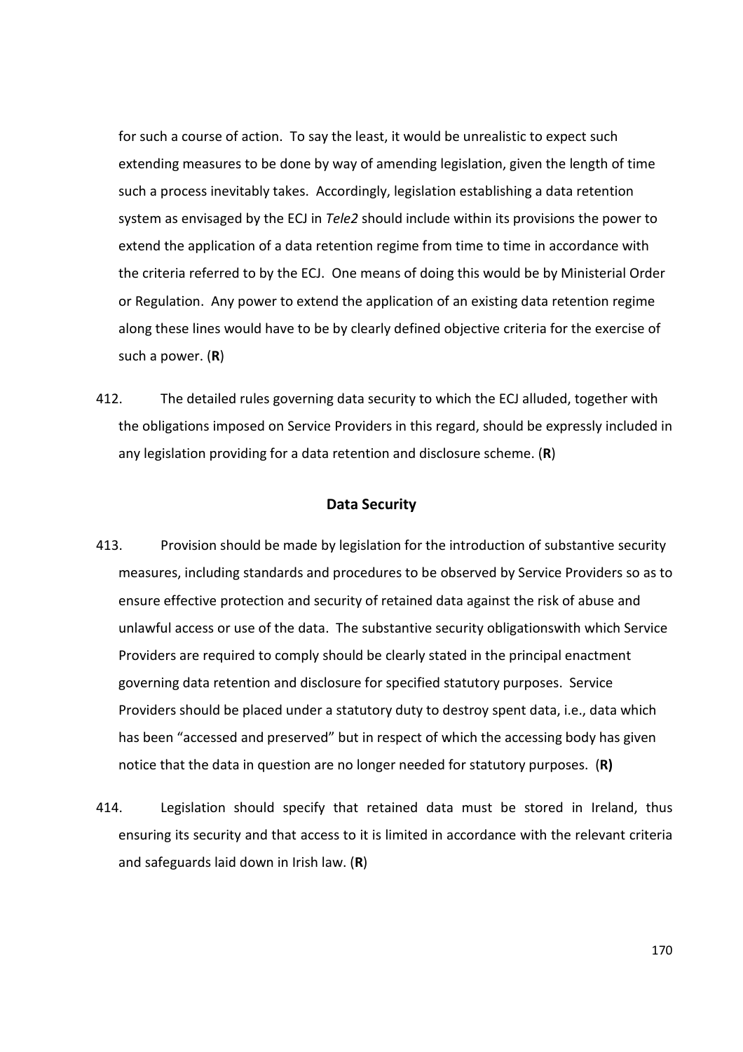for such a course of action. To say the least, it would be unrealistic to expect such extending measures to be done by way of amending legislation, given the length of time such a process inevitably takes. Accordingly, legislation establishing a data retention system as envisaged by the ECJ in *Tele2* should include within its provisions the power to extend the application of a data retention regime from time to time in accordance with the criteria referred to by the ECJ. One means of doing this would be by Ministerial Order or Regulation. Any power to extend the application of an existing data retention regime along these lines would have to be by clearly defined objective criteria for the exercise of such a power. (**R**)

412. The detailed rules governing data security to which the ECJ alluded, together with the obligations imposed on Service Providers in this regard, should be expressly included in any legislation providing for a data retention and disclosure scheme. (**R**)

## Data Security

413. Provision should be made by legislation for the introduction of substantive security measures, including standards and procedures to be observed by Service Providers so as to ensure effective protection and security of retained data against the risk of abuse and unlawful access or use of the data. The substantive security obligationswith which Service Providers are required to comply should be clearly stated in the principal enactment governing data retention and disclosure for specified statutory purposes. Service Providers should be placed under a statutory duty to destroy spent data, i.e., data which has been "accessed and preserved" but in respect of which the accessing body has given notice that the data in question are no longer needed for statutory purposes. (**R)**

414. Legislation should specify that retained data must be stored in Ireland, thus ensuring its security and that access to it is limited in accordance with the relevant criteria and safeguards laid down in Irish law. (**R**)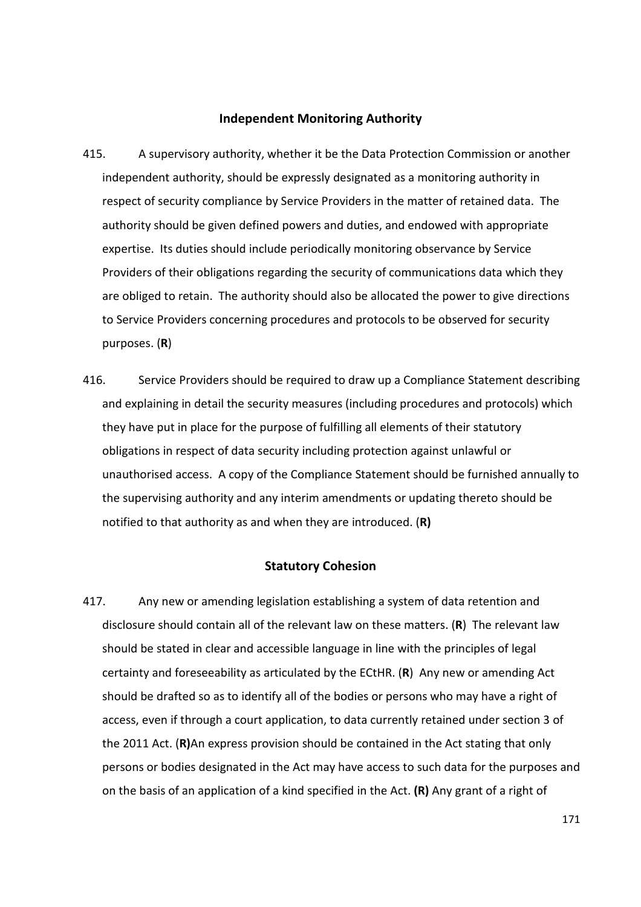### Independent Monitoring Authority

415. A supervisory authority, whether it be the Data Protection Commission or another independent authority, should be expressly designated as a monitoring authority in respect of security compliance by Service Providers in the matter of retained data. The authority should be given defined powers and duties, and endowed with appropriate expertise. Its duties should include periodically monitoring observance by Service Providers of their obligations regarding the security of communications data which they are obliged to retain. The authority should also be allocated the power to give directions to Service Providers concerning procedures and protocols to be observed for security purposes. (**R**)

416. Service Providers should be required to draw up a Compliance Statement describing and explaining in detail the security measures (including procedures and protocols) which they have put in place for the purpose of fulfilling all elements of their statutory obligations in respect of data security including protection against unlawful or unauthorised access. A copy of the Compliance Statement should be furnished annually to the supervising authority and any interim amendments or updating thereto should be notified to that authority as and when they are introduced. (**R)**

### Statutory Cohesion

417. Any new or amending legislation establishing a system of data retention and disclosure should contain all of the relevant law on these matters. (**R**) The relevant law should be stated in clear and accessible language in line with the principles of legal certainty and foreseeability as articulated by the ECtHR. (**R**) Any new or amending Act should be drafted so as to identify all of the bodies or persons who may have a right of access, even if through a court application, to data currently retained under section 3 of the 2011 Act. (**R)**An express provision should be contained in the Act stating that only persons or bodies designated in the Act may have access to such data for the purposes and on the basis of an application of a kind specified in the Act. **(R)** Any grant of a right of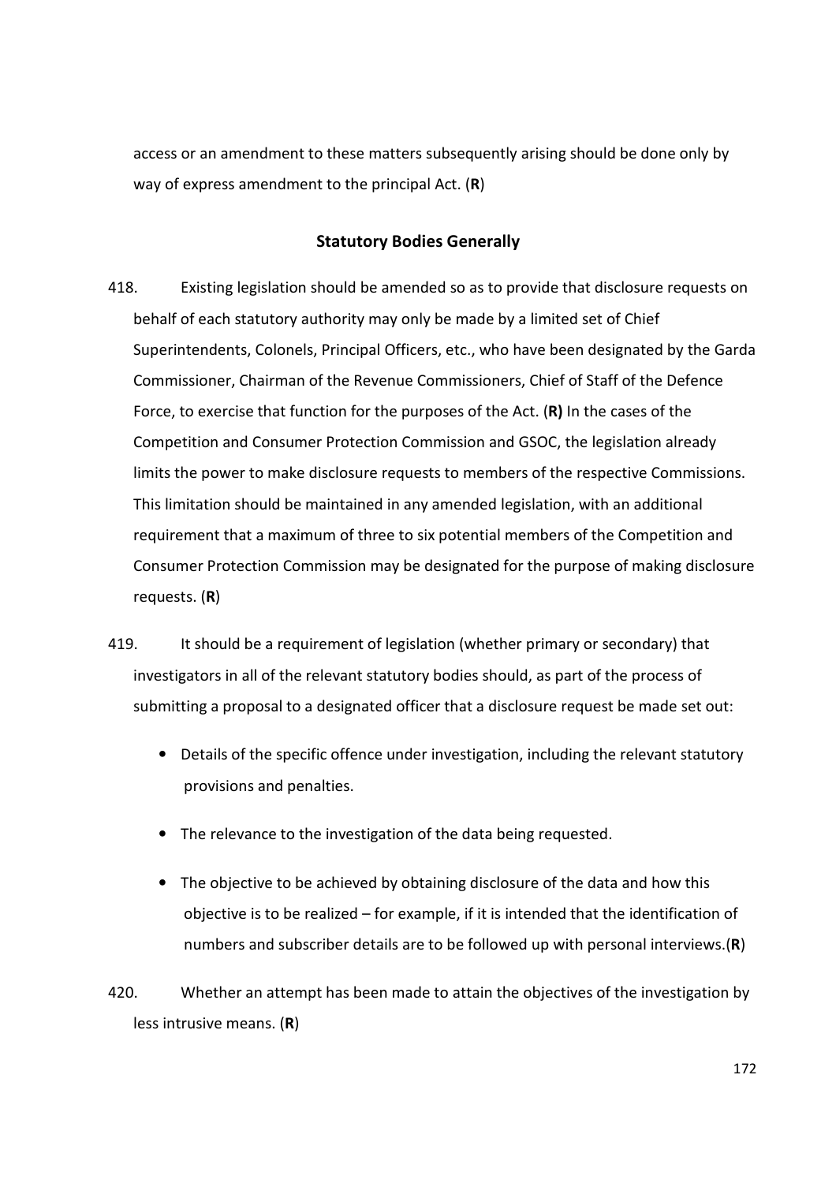access or an amendment to these matters subsequently arising should be done only by way of express amendment to the principal Act. (**R**)

## Statistical Bodies Generally

418. Existing legislation should be amended so as to provide that disclosure requests on behalf of each statutory authority may only be made by a limited set of Chief Superintendents, Colonels, Principal Officers, etc., who have been designated by the Garda Commissioner, Chairman of the Revenue Commissioners, Chief of Staff of the Defence Force, to exercise that function for the purposes of the Act. (**R)** In the cases of the Competition and Consumer Protection Commission and GSOC, the legislation already limits the power to make disclosure requests to members of the respective Commissions. This limitation should be maintained in any amended legislation, with an additional requirement that a maximum of three to six potential members of the Competition and Consumer Protection Commission may be designated for the purpose of making disclosure requests. (**R**)

419. It should be a requirement of legislation (whether primary or secondary) that investigators in all of the relevant statutory bodies should, as part of the process of submitting a proposal to a designated officer that a disclosure request be made set out:

- Details of the specific offence under investigation, including the relevant statutory provisions and penalties.
- The relevance to the investigation of the data being requested.
- The objective to be achieved by obtaining disclosure of the data and how this objective is to be realized – for example, if it is intended that the identification of numbers and subscriber details are to be followed up with personal interviews.(**R**)

420. Whether an attempt has been made to attain the objectives of the investigation by less intrusive means. (**R**)

access or an amendment to these matters subsequently arising should be done only by way of express amendment to the principal Act. (**R**)

## Statutory Bodies Generally

418. Existing legislation should be amended so as to provide that disclosure requests on behalf of each statutory authority may only be made by a limited set of Chief Superintendents, Colonels, Principal Officers, etc., who have been designated by the Garda Commissioner, Chairman of the Revenue Commissioners, Chief of Staff of the Defence Force, to exercise that function for the purposes of the Act. (**R)** In the cases of the Competition and Consumer Protection Commission and GSOC, the legislation already limits the power to make disclosure requests to members of the respective Commissions. This limitation should be maintained in any amended legislation, with an additional requirement that a maximum of three to six potential members of the Competition and Consumer Protection Commission may be designated for the purpose of making disclosure requests. (**R**)

419. It should be a requirement of legislation (whether primary or secondary) that investigators in all of the relevant statutory bodies should, as part of the process of submitting a proposal to a designated officer that a disclosure request be made set out:

- Details of the specific offence under investigation, including the relevant statutory provisions and penalties.
- The relevance to the investigation of the data being requested.
- The objective to be achieved by obtaining disclosure of the data and how this objective is to be realized – for example, if it is intended that the identification of numbers and subscriber details are to be followed up with personal interviews.(**R**)

420. Whether an attempt has been made to attain the objectives of the investigation by less intrusive means. (**R**)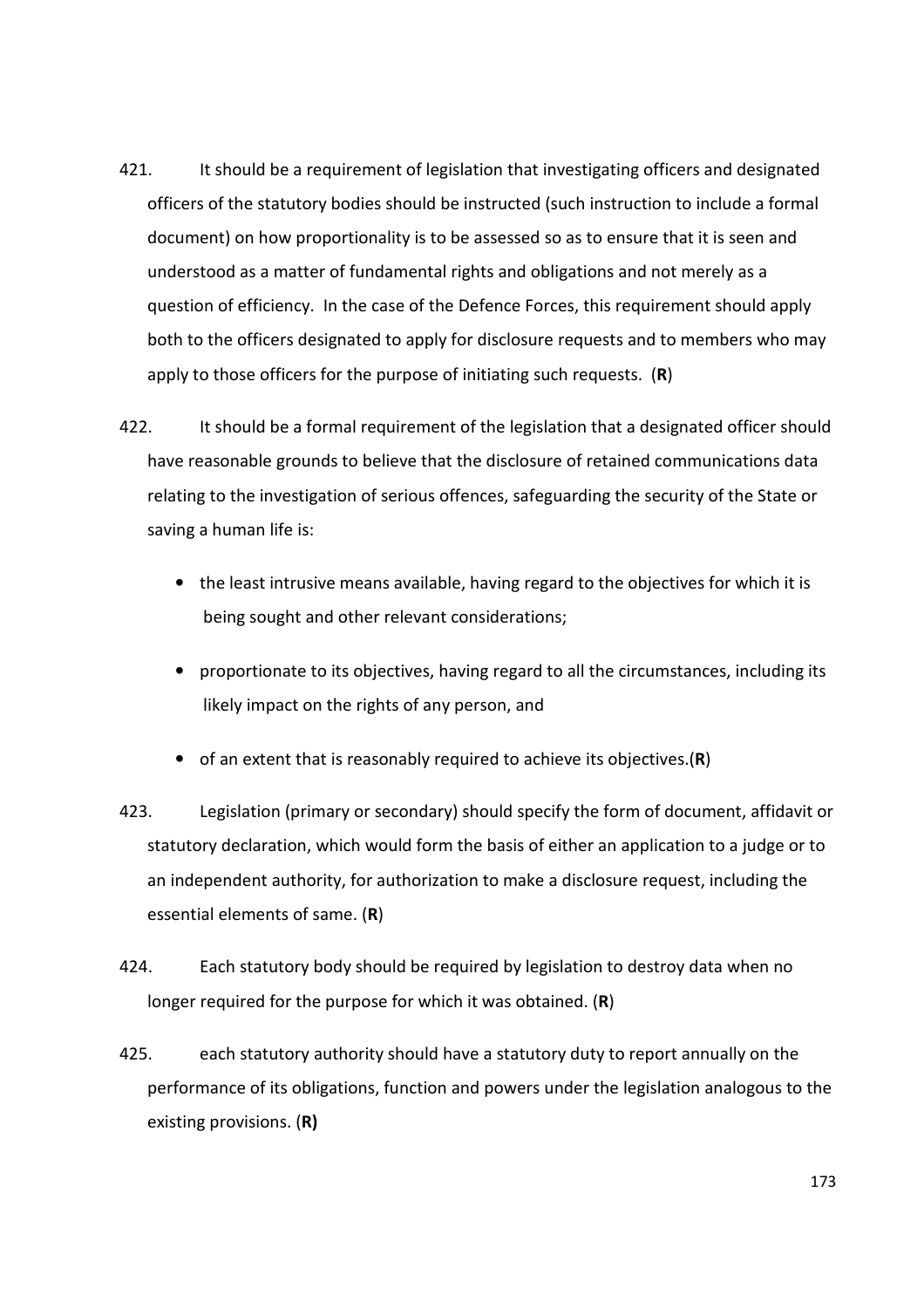421. It should be a requirement of legislation that investigating officers and designated officers of the statutory bodies should be instructed (such instruction to include a formal document) on how proportionality is to be assessed so as to ensure that it is seen and understood as a matter of fundamental rights and obligations and not merely as a question of efficiency. In the case of the Defence Forces, this requirement should apply both to the officers designated to apply for disclosure requests and to members who may apply to those officers for the purpose of initiating such requests. (**R**)

422. It should be a formal requirement of the legislation that a designated officer should have reasonable grounds to believe that the disclosure of retained communications data relating to the investigation of serious offences, safeguarding the security of the State or saving a human life is:

- the least intrusive means available, having regard to the objectives for which it is being sought and other relevant considerations;
- proportionate to its objectives, having regard to all the circumstances, including its likely impact on the rights of any person, and
- of an extent that is reasonably required to achieve its objectives.(**R**)

423. Legislation (primary or secondary) should specify the form of document, affidavit or statutory declaration, which would form the basis of either an application to a judge or to an independent authority, for authorization to make a disclosure request, including the essential elements of same. (**R**)

424. Each statutory body should be required by legislation to destroy data when no longer required for the purpose for which it was obtained. (**R**)

425. each statutory authority should have a statutory duty to report annually on the performance of its obligations, function and powers under the legislation analogous to the existing provisions. (**R)**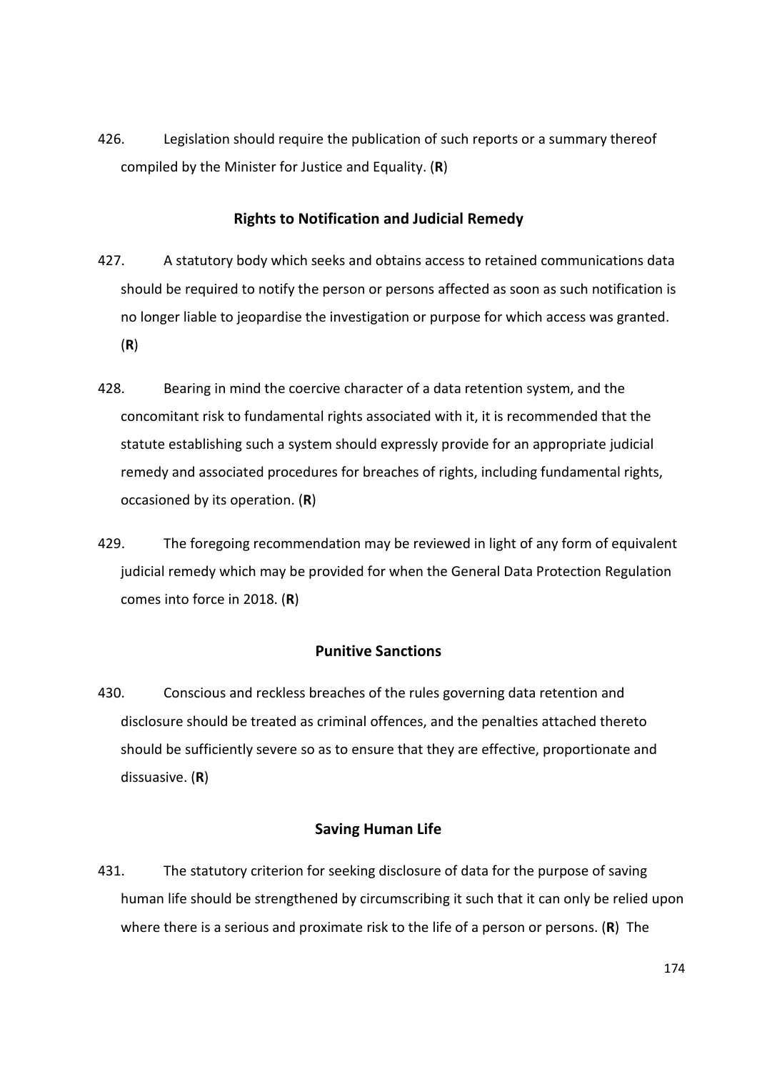426. Legislation should require the publication of such reports or a summary thereof compiled by the Minister for Justice and Equality. (**R**)

### Rights to Notification and Judicial Remedy

427. A statutory body which seeks and obtains access to retained communications data should be required to notify the person or persons affected as soon as such notification is no longer liable to jeopardise the investigation or purpose for which access was granted. (**R**)

428. Bearing in mind the coercive character of a data retention system, and the concomitant risk to fundamental rights associated with it, it is recommended that the statute establishing such a system should expressly provide for an appropriate judicial remedy and associated procedures for breaches of rights, including fundamental rights, occasioned by its operation. (**R**)

429. The foregoing recommendation may be reviewed in light of any form of equivalent judicial remedy which may be provided for when the General Data Protection Regulation comes into force in 2018. (**R**)

### Punitive Sanctions

430. Conscious and reckless breaches of the rules governing data retention and disclosure should be treated as criminal offences, and the penalties attached thereto should be sufficiently severe so as to ensure that they are effective, proportionate and dissuasive. (**R**)

### Saving Human Life

431. The statutory criterion for seeking disclosure of data for the purpose of saving human life should be strengthened by circumscribing it such that it can only be relied upon where there is a serious and proximate risk to the life of a person or persons. (**R**) The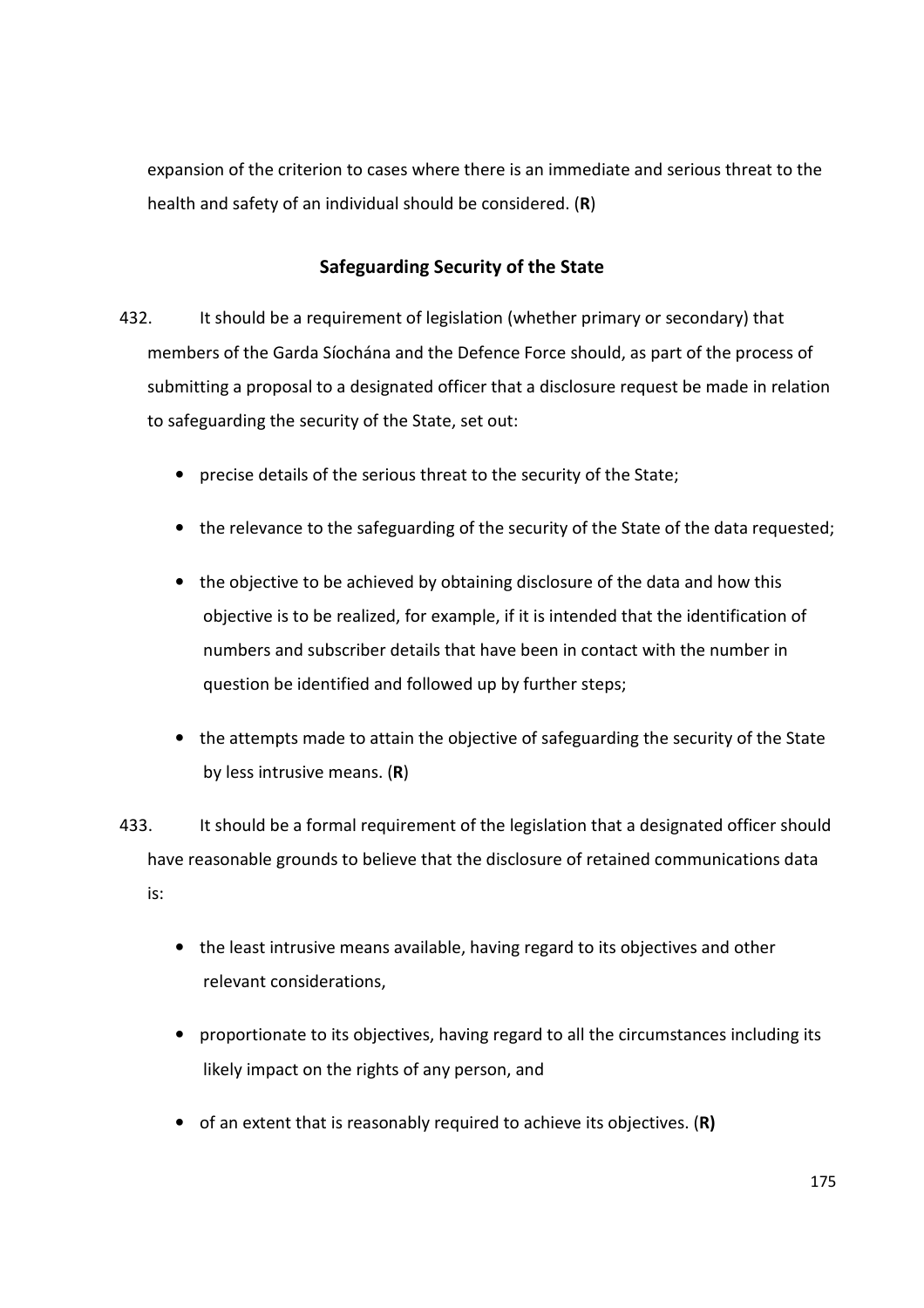expansion of the criterion to cases where there is an immediate and serious threat to the health and safety of an individual should be considered. (**R**)

## Safeguarding Security of the State

432. It should be a requirement of legislation (whether primary or secondary) that members of the Garda Síochána and the Defence Force should, as part of the process of submitting a proposal to a designated officer that a disclosure request be made in relation to safeguarding the security of the State, set out:

- precise details of the serious threat to the security of the State;
- the relevance to the safeguarding of the security of the State of the data requested;
- the objective to be achieved by obtaining disclosure of the data and how this objective is to be realized, for example, if it is intended that the identification of numbers and subscriber details that have been in contact with the number in question be identified and followed up by further steps;
- the attempts made to attain the objective of safeguarding the security of the State by less intrusive means. (**R**)

433. It should be a formal requirement of the legislation that a designated officer should have reasonable grounds to believe that the disclosure of retained communications data is:

- the least intrusive means available, having regard to its objectives and other relevant considerations,
- proportionate to its objectives, having regard to all the circumstances including its likely impact on the rights of any person, and
- of an extent that is reasonably required to achieve its objectives. (**R)**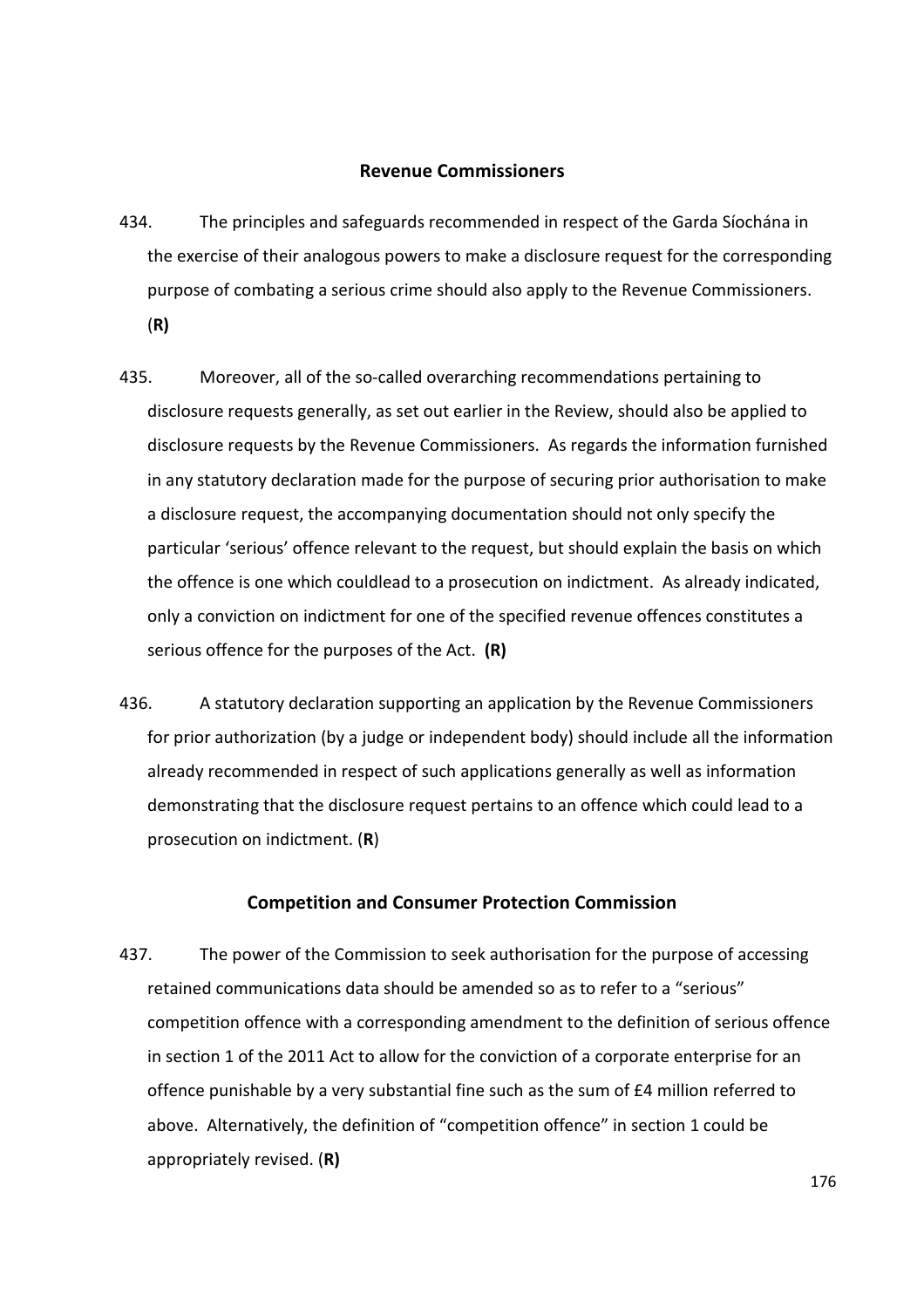## Revenue Commissioners

434. The principles and safeguards recommended in respect of the Garda Síochána in the exercise of their analogous powers to make a disclosure request for the corresponding purpose of combating a serious crime should also apply to the Revenue Commissioners. (**R)**

435. Moreover, all of the so-called overarching recommendations pertaining to disclosure requests generally, as set out earlier in the Review, should also be applied to disclosure requests by the Revenue Commissioners. As regards the information furnished in any statutory declaration made for the purpose of securing prior authorisation to make a disclosure request, the accompanying documentation should not only specify the particular 'serious' offence relevant to the request, but should explain the basis on which the offence is one which couldlead to a prosecution on indictment. As already indicated, only a conviction on indictment for one of the specified revenue offences constitutes a serious offence for the purposes of the Act. **(R)**

436. A statutory declaration supporting an application by the Revenue Commissioners for prior authorization (by a judge or independent body) should include all the information already recommended in respect of such applications generally as well as information demonstrating that the disclosure request pertains to an offence which could lead to a prosecution on indictment. (**R**)

## Competition and Consumer Protection Commission

437. The power of the Commission to seek authorisation for the purpose of accessing retained communications data should be amended so as to refer to a "serious" competition offence with a corresponding amendment to the definition of serious offence in section 1 of the 2011 Act to allow for the conviction of a corporate enterprise for an offence punishable by a very substantial fine such as the sum of £4 million referred to above. Alternatively, the definition of "competition offence" in section 1 could be appropriately revised. (**R)**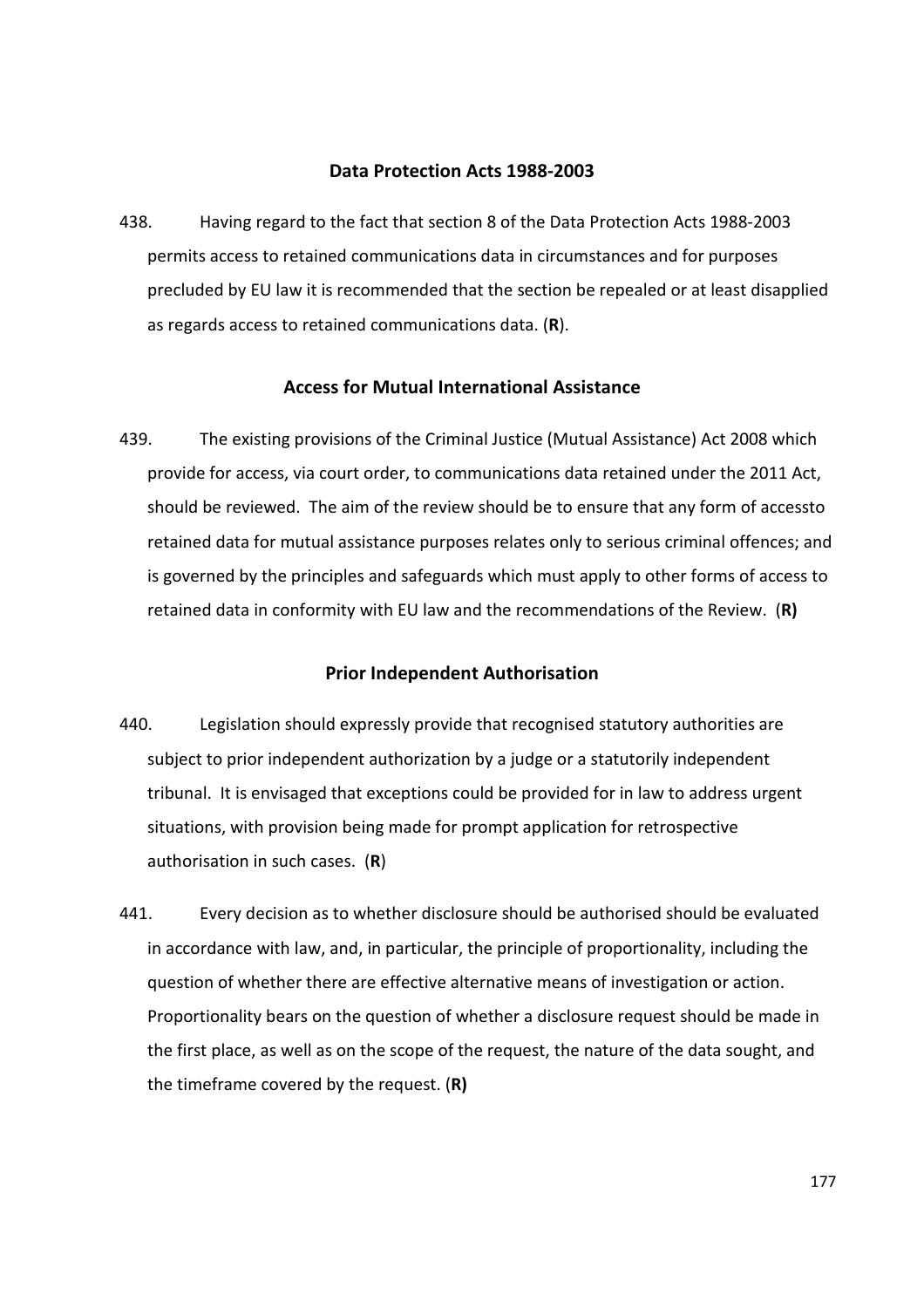## Data Protection Acts 1988-2003

438. Having regard to the fact that section 8 of the Data Protection Acts 1988-2003 permits access to retained communications data in circumstances and for purposes precluded by EU law it is recommended that the section be repealed or at least disapplied as regards access to retained communications data. (**R**).

## Access for Mutual International Assistance

439. The existing provisions of the Criminal Justice (Mutual Assistance) Act 2008 which provide for access, via court order, to communications data retained under the 2011 Act, should be reviewed. The aim of the review should be to ensure that any form of accessto retained data for mutual assistance purposes relates only to serious criminal offences; and is governed by the principles and safeguards which must apply to other forms of access to retained data in conformity with EU law and the recommendations of the Review. (**R)**

## Prior Independent Authorisation

440. Legislation should expressly provide that recognised statutory authorities are subject to prior independent authorization by a judge or a statutorily independent tribunal. It is envisaged that exceptions could be provided for in law to address urgent situations, with provision being made for prompt application for retrospective authorisation in such cases. (**R**)

441. Every decision as to whether disclosure should be authorised should be evaluated in accordance with law, and, in particular, the principle of proportionality, including the question of whether there are effective alternative means of investigation or action. Proportionality bears on the question of whether a disclosure request should be made in the first place, as well as on the scope of the request, the nature of the data sought, and the timeframe covered by the request. (**R)**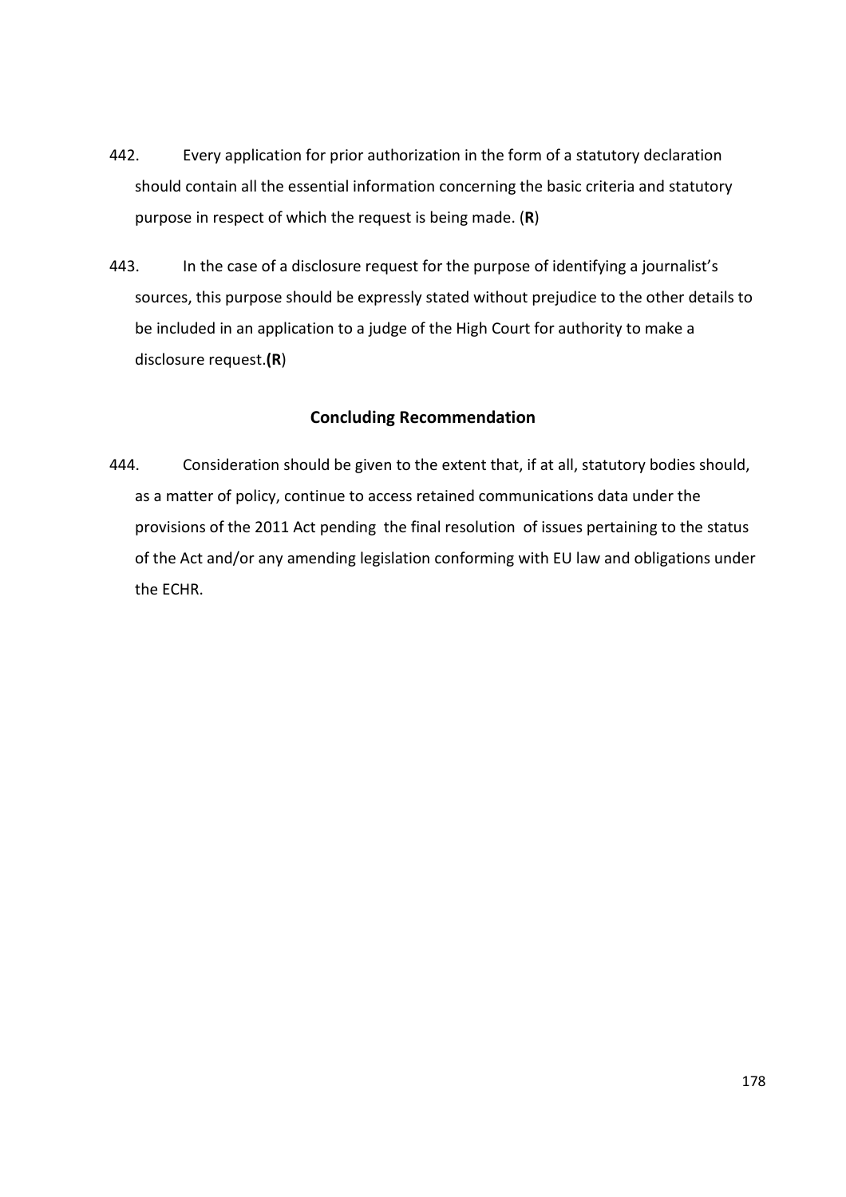442. Every application for prior authorization in the form of a statutory declaration should contain all the essential information concerning the basic criteria and statutory purpose in respect of which the request is being made. (**R**)

443. In the case of a disclosure request for the purpose of identifying a journalist's sources, this purpose should be expressly stated without prejudice to the other details to be included in an application to a judge of the High Court for authority to make a disclosure request.**(R**)

## Concluding Recommendation

444. Consideration should be given to the extent that, if at all, statutory bodies should, as a matter of policy, continue to access retained communications data under the provisions of the 2011 Act pending the final resolution of issues pertaining to the status of the Act and/or any amending legislation conforming with EU law and obligations under the ECHR.